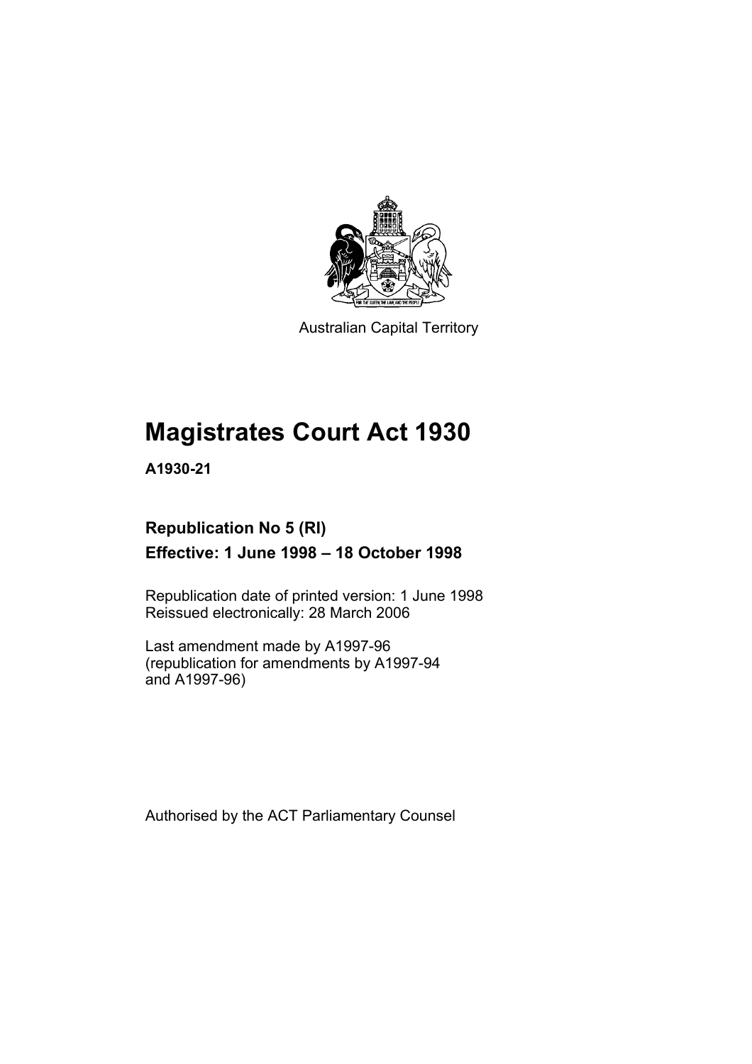Australian Capital Territory

# Magistrates Court Act 1930

**A1930-21**

## Republication No 5 (RI)

**Effective: 1 June 1998 – 18 October 1998**

Republication date of printed version: 1 June 1998
Reissued electronically: 28 March 2006

Last amendment made by A1997-96
(republication for amendments by A1997-94
and A1997-96)

Authorised by the ACT Parliamentary Counsel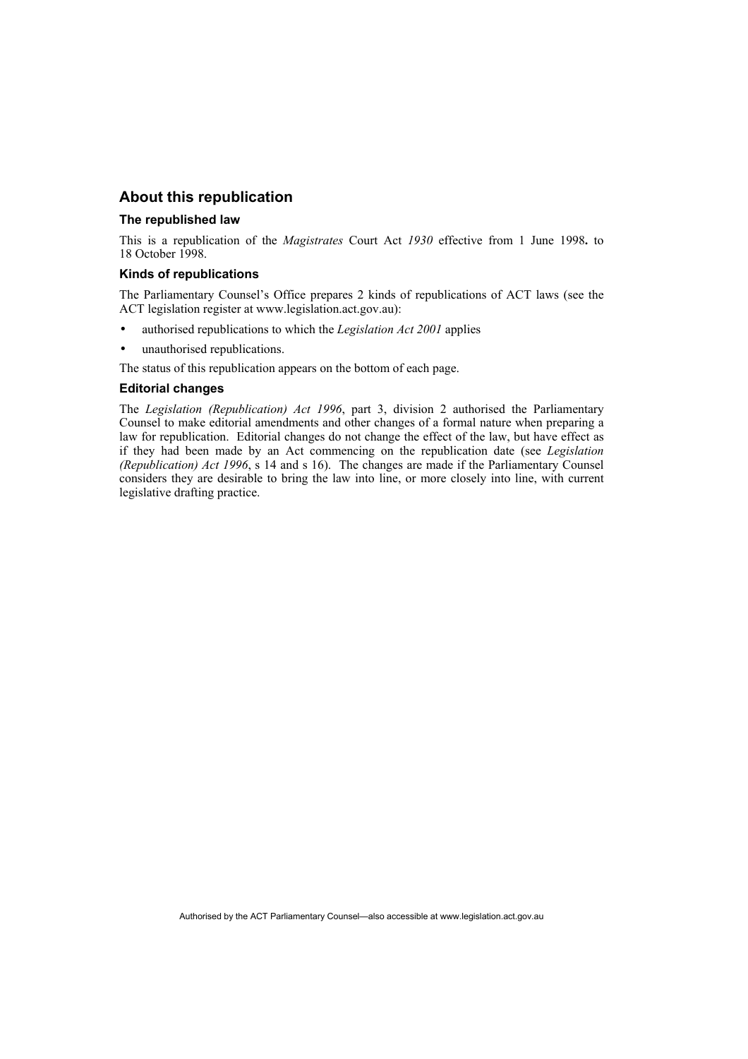## About this republication

### The republished law

This is a republication of the *Magistrates* Court Act *1930* effective from 1 June 1998**.** to 18 October 1998.

### Kinds of republications

The Parliamentary Counsel's Office prepares 2 kinds of republications of ACT laws (see the ACT legislation register at www.legislation.act.gov.au):

- authorised republications to which the *Legislation Act 2001* applies
- unauthorised republications.

The status of this republication appears on the bottom of each page.

### Editorial changes

The *Legislation (Republication) Act 1996*, part 3, division 2 authorised the Parliamentary Counsel to make editorial amendments and other changes of a formal nature when preparing a law for republication. Editorial changes do not change the effect of the law, but have effect as if they had been made by an Act commencing on the republication date (see *Legislation (Republication) Act 1996*, s 14 and s 16). The changes are made if the Parliamentary Counsel considers they are desirable to bring the law into line, or more closely into line, with current legislative drafting practice.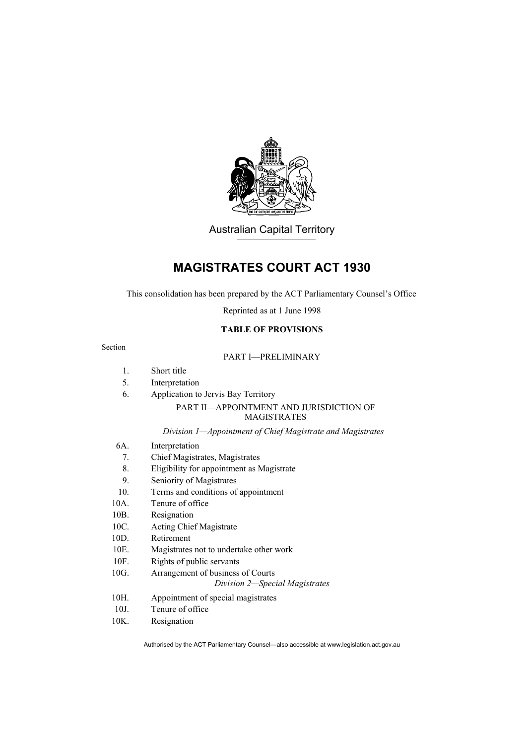Australian Capital Territory

# MAGISTRATES COURT ACT 1930

This consolidation has been prepared by the ACT Parliamentary Counsel's Office

Reprinted as at 1 June 1998

**TABLE OF PROVISIONS**

Section

PART I—PRELIMINARY

1. Short title
5. Interpretation
6. Application to Jervis Bay Territory

PART II—APPOINTMENT AND JURISDICTION OF MAGISTRATES

*Division 1—Appointment of Chief Magistrate and Magistrates*

6A. Interpretation
7. Chief Magistrates, Magistrates
8. Eligibility for appointment as Magistrate
9. Seniority of Magistrates
10. Terms and conditions of appointment
10A. Tenure of office
10B. Resignation
10C. Acting Chief Magistrate
10D. Retirement
10E. Magistrates not to undertake other work
10F. Rights of public servants
10G. Arrangement of business of Courts

*Division 2—Special Magistrates*

10H. Appointment of special magistrates
10J. Tenure of office
10K. Resignation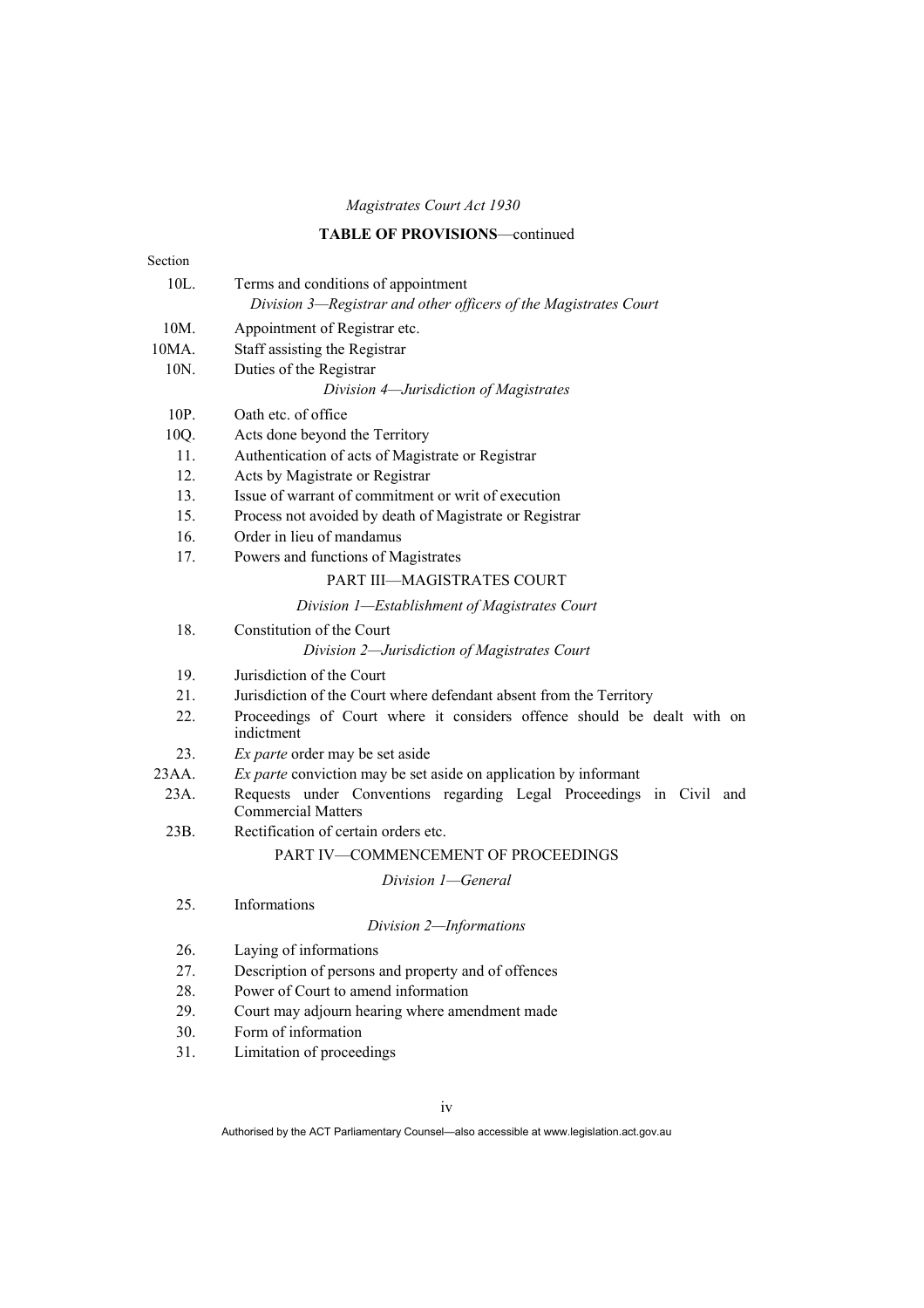*Magistrates Court Act 1930*

**TABLE OF PROVISIONS**—continued

Section

10L. Terms and conditions of appointment

*Division 3—Registrar and other officers of the Magistrates Court*

10M. Appointment of Registrar etc.

10MA. Staff assisting the Registrar

10N. Duties of the Registrar

*Division 4—Jurisdiction of Magistrates*

10P. Oath etc. of office

10Q. Acts done beyond the Territory

11. Authentication of acts of Magistrate or Registrar

12. Acts by Magistrate or Registrar

13. Issue of warrant of commitment or writ of execution

15. Process not avoided by death of Magistrate or Registrar

16. Order in lieu of mandamus

17. Powers and functions of Magistrates

PART III—MAGISTRATES COURT

*Division 1—Establishment of Magistrates Court*

18. Constitution of the Court

*Division 2—Jurisdiction of Magistrates Court*

19. Jurisdiction of the Court

21. Jurisdiction of the Court where defendant absent from the Territory

22. Proceedings of Court where it considers offence should be dealt with on indictment

23. *Ex parte* order may be set aside

23AA. *Ex parte* conviction may be set aside on application by informant

23A. Requests under Conventions regarding Legal Proceedings in Civil and Commercial Matters

23B. Rectification of certain orders etc.

PART IV—COMMENCEMENT OF PROCEEDINGS

*Division 1—General*

25. Informations

*Division 2—Informations*

26. Laying of informations

27. Description of persons and property and of offences

28. Power of Court to amend information

29. Court may adjourn hearing where amendment made

30. Form of information

31. Limitation of proceedings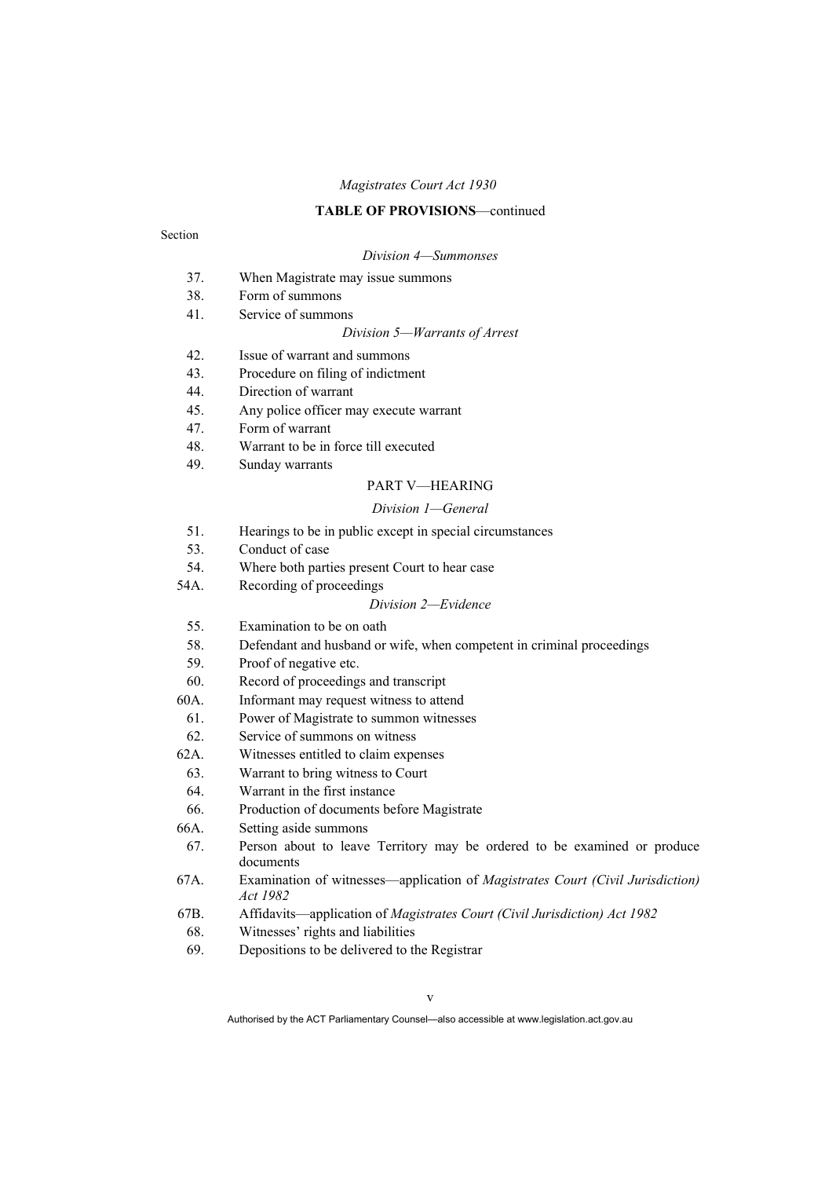**TABLE OF PROVISIONS**—continued

Section

*Division 4—Summonses*

37. When Magistrate may issue summons
38. Form of summons
41. Service of summons

*Division 5—Warrants of Arrest*

42. Issue of warrant and summons
43. Procedure on filing of indictment
44. Direction of warrant
45. Any police officer may execute warrant
47. Form of warrant
48. Warrant to be in force till executed
49. Sunday warrants

PART V—HEARING

*Division 1—General*

51. Hearings to be in public except in special circumstances
53. Conduct of case
54. Where both parties present Court to hear case
54A. Recording of proceedings

*Division 2—Evidence*

55. Examination to be on oath
58. Defendant and husband or wife, when competent in criminal proceedings
59. Proof of negative etc.
60. Record of proceedings and transcript
60A. Informant may request witness to attend
61. Power of Magistrate to summon witnesses
62. Service of summons on witness
62A. Witnesses entitled to claim expenses
63. Warrant to bring witness to Court
64. Warrant in the first instance
66. Production of documents before Magistrate
66A. Setting aside summons
67. Person about to leave Territory may be ordered to be examined or produce documents
67A. Examination of witnesses—application of *Magistrates Court (Civil Jurisdiction) Act 1982*
67B. Affidavits—application of *Magistrates Court (Civil Jurisdiction) Act 1982*
68. Witnesses' rights and liabilities
69. Depositions to be delivered to the Registrar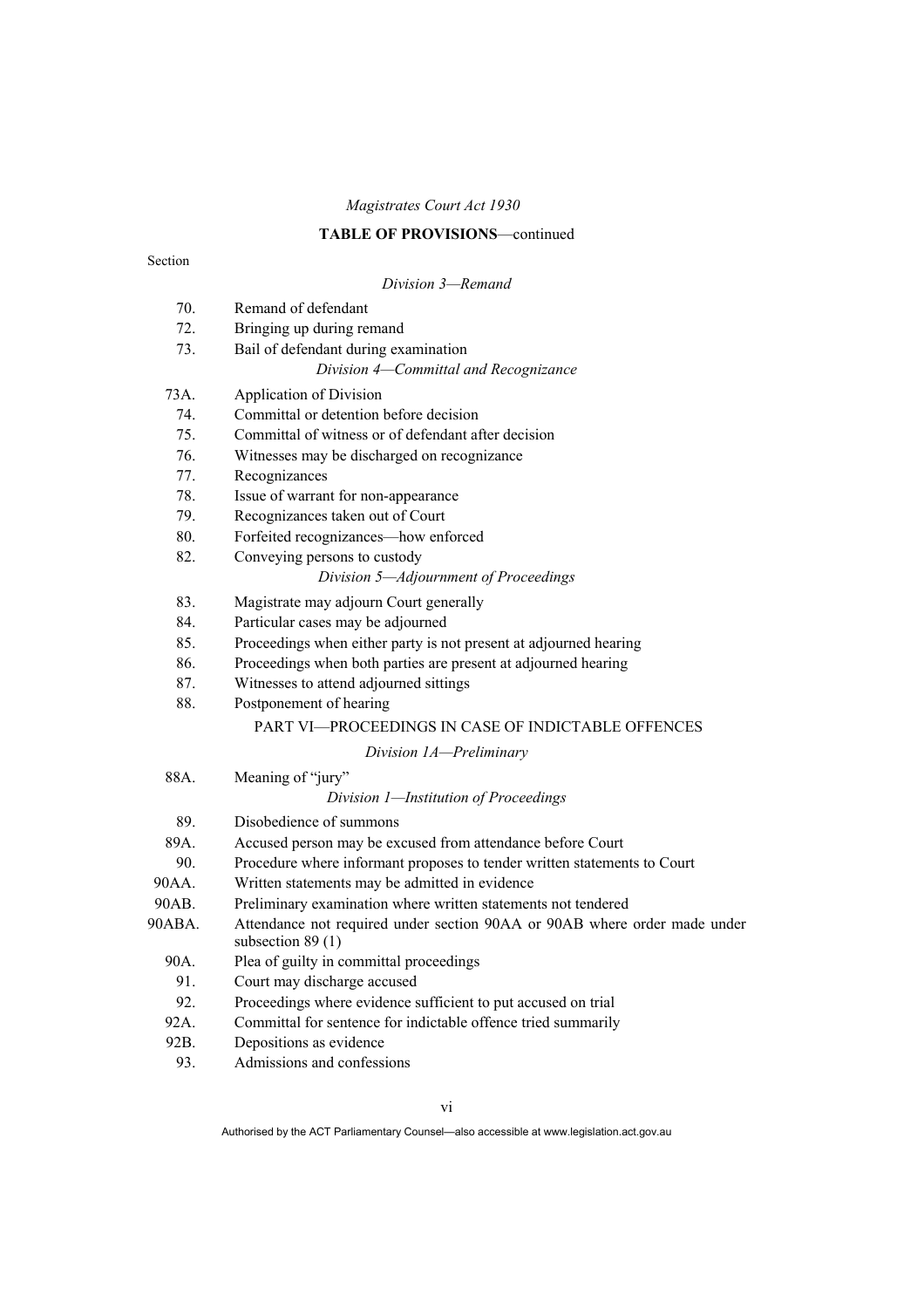**TABLE OF PROVISIONS**—continued

Section

*Division 3—Remand*

70. Remand of defendant
72. Bringing up during remand
73. Bail of defendant during examination

*Division 4—Committal and Recognizance*

73A. Application of Division
74. Committal or detention before decision
75. Committal of witness or of defendant after decision
76. Witnesses may be discharged on recognizance
77. Recognizances
78. Issue of warrant for non-appearance
79. Recognizances taken out of Court
80. Forfeited recognizances—how enforced
82. Conveying persons to custody

*Division 5—Adjournment of Proceedings*

83. Magistrate may adjourn Court generally
84. Particular cases may be adjourned
85. Proceedings when either party is not present at adjourned hearing
86. Proceedings when both parties are present at adjourned hearing
87. Witnesses to attend adjourned sittings
88. Postponement of hearing

PART VI—PROCEEDINGS IN CASE OF INDICTABLE OFFENCES

*Division 1A—Preliminary*

88A. Meaning of "jury"

*Division 1—Institution of Proceedings*

89. Disobedience of summons
89A. Accused person may be excused from attendance before Court
90. Procedure where informant proposes to tender written statements to Court
90AA. Written statements may be admitted in evidence
90AB. Preliminary examination where written statements not tendered
90ABA. Attendance not required under section 90AA or 90AB where order made under subsection 89 (1)
90A. Plea of guilty in committal proceedings
91. Court may discharge accused
92. Proceedings where evidence sufficient to put accused on trial
92A. Committal for sentence for indictable offence tried summarily
92B. Depositions as evidence
93. Admissions and confessions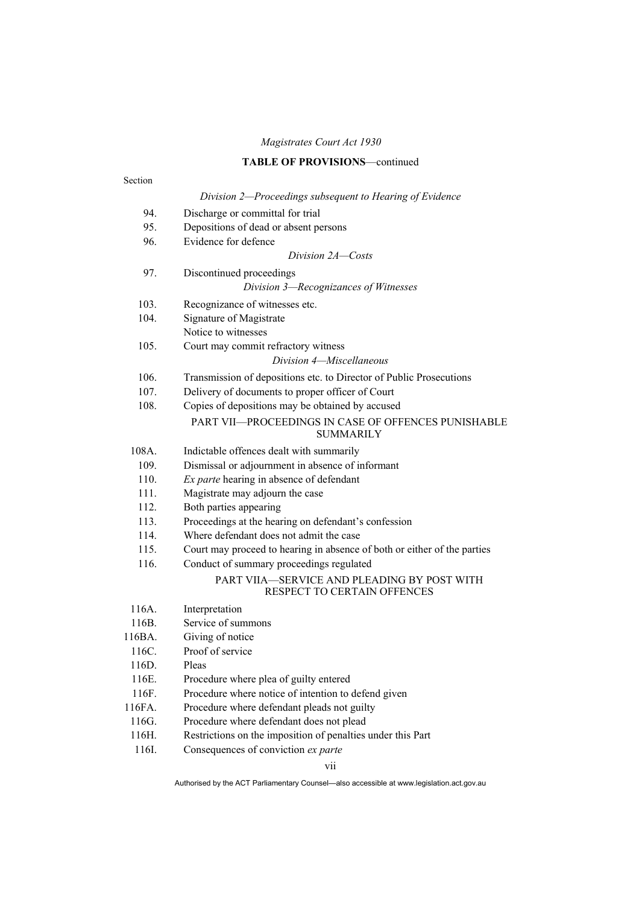*Magistrates Court Act 1930*

**TABLE OF PROVISIONS**—continued

Section

*Division 2—Proceedings subsequent to Hearing of Evidence*

94. Discharge or committal for trial
95. Depositions of dead or absent persons
96. Evidence for defence

*Division 2A—Costs*

97. Discontinued proceedings

*Division 3—Recognizances of Witnesses*

103. Recognizance of witnesses etc.
104. Signature of Magistrate
Notice to witnesses
105. Court may commit refractory witness

*Division 4—Miscellaneous*

106. Transmission of depositions etc. to Director of Public Prosecutions
107. Delivery of documents to proper officer of Court
108. Copies of depositions may be obtained by accused

PART VII—PROCEEDINGS IN CASE OF OFFENCES PUNISHABLE SUMMARILY

108A. Indictable offences dealt with summarily
109. Dismissal or adjournment in absence of informant
110. *Ex parte* hearing in absence of defendant
111. Magistrate may adjourn the case
112. Both parties appearing
113. Proceedings at the hearing on defendant's confession
114. Where defendant does not admit the case
115. Court may proceed to hearing in absence of both or either of the parties
116. Conduct of summary proceedings regulated

PART VIIA—SERVICE AND PLEADING BY POST WITH RESPECT TO CERTAIN OFFENCES

116A. Interpretation
116B. Service of summons
116BA. Giving of notice
116C. Proof of service
116D. Pleas
116E. Procedure where plea of guilty entered
116F. Procedure where notice of intention to defend given
116FA. Procedure where defendant pleads not guilty
116G. Procedure where defendant does not plead
116H. Restrictions on the imposition of penalties under this Part
116I. Consequences of conviction *ex parte*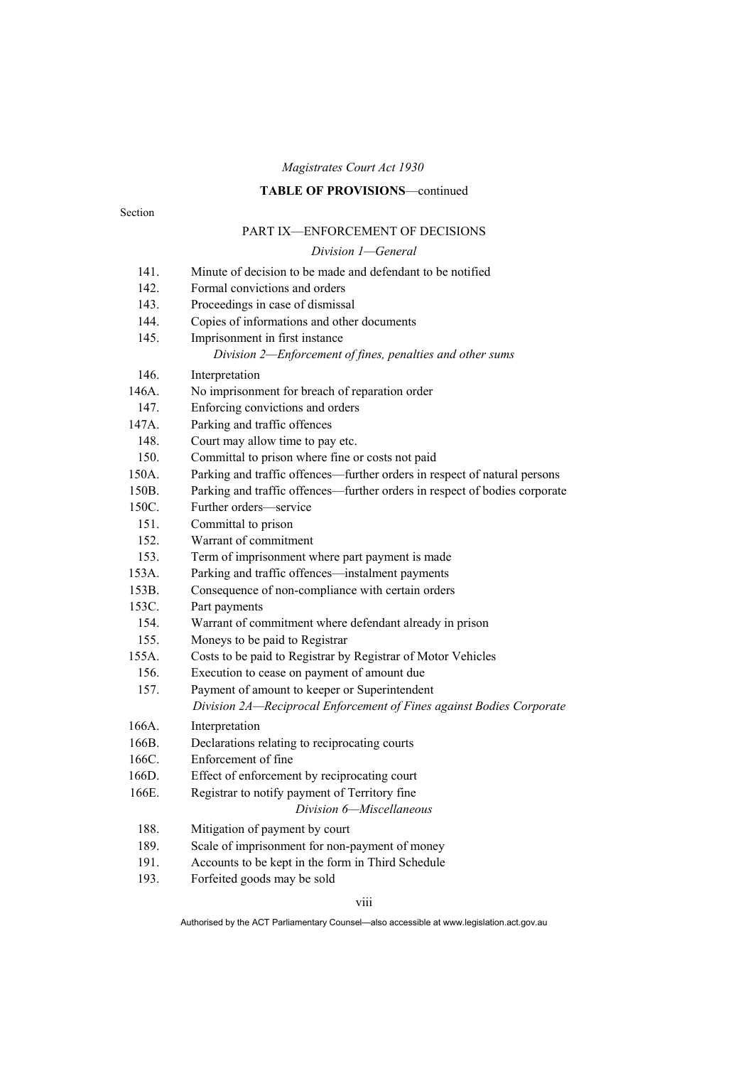**TABLE OF PROVISIONS**—continued

Section

PART IX—ENFORCEMENT OF DECISIONS

*Division 1—General*

141. Minute of decision to be made and defendant to be notified
142. Formal convictions and orders
143. Proceedings in case of dismissal
144. Copies of informations and other documents
145. Imprisonment in first instance

*Division 2—Enforcement of fines, penalties and other sums*

146. Interpretation
146A. No imprisonment for breach of reparation order
147. Enforcing convictions and orders
147A. Parking and traffic offences
148. Court may allow time to pay etc.
150. Committal to prison where fine or costs not paid
150A. Parking and traffic offences—further orders in respect of natural persons
150B. Parking and traffic offences—further orders in respect of bodies corporate
150C. Further orders—service
151. Committal to prison
152. Warrant of commitment
153. Term of imprisonment where part payment is made
153A. Parking and traffic offences—instalment payments
153B. Consequence of non-compliance with certain orders
153C. Part payments
154. Warrant of commitment where defendant already in prison
155. Moneys to be paid to Registrar
155A. Costs to be paid to Registrar by Registrar of Motor Vehicles
156. Execution to cease on payment of amount due
157. Payment of amount to keeper or Superintendent

*Division 2A—Reciprocal Enforcement of Fines against Bodies Corporate*

166A. Interpretation
166B. Declarations relating to reciprocating courts
166C. Enforcement of fine
166D. Effect of enforcement by reciprocating court
166E. Registrar to notify payment of Territory fine

*Division 6—Miscellaneous*

188. Mitigation of payment by court
189. Scale of imprisonment for non-payment of money
191. Accounts to be kept in the form in Third Schedule
193. Forfeited goods may be sold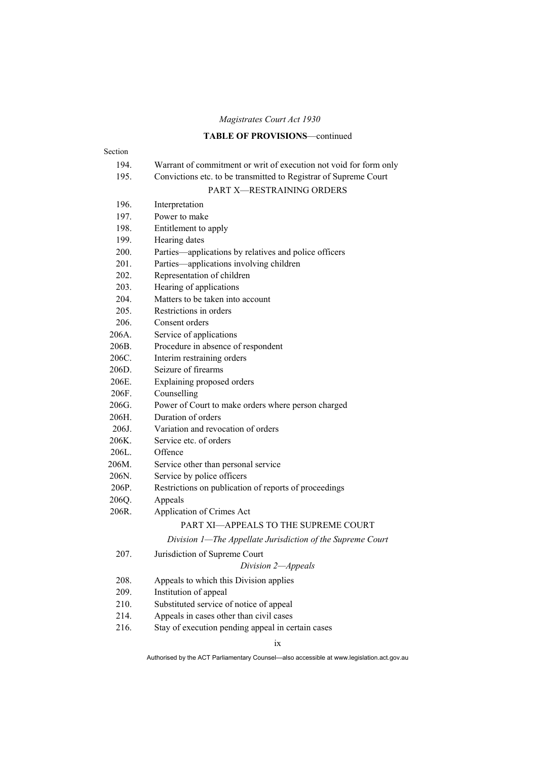*Magistrates Court Act 1930*

**TABLE OF PROVISIONS**—continued

Section

194. Warrant of commitment or writ of execution not void for form only

195. Convictions etc. to be transmitted to Registrar of Supreme Court

PART X—RESTRAINING ORDERS

196. Interpretation

197. Power to make

198. Entitlement to apply

199. Hearing dates

200. Parties—applications by relatives and police officers

201. Parties—applications involving children

202. Representation of children

203. Hearing of applications

204. Matters to be taken into account

205. Restrictions in orders

206. Consent orders

206A. Service of applications

206B. Procedure in absence of respondent

206C. Interim restraining orders

206D. Seizure of firearms

206E. Explaining proposed orders

206F. Counselling

206G. Power of Court to make orders where person charged

206H. Duration of orders

206J. Variation and revocation of orders

206K. Service etc. of orders

206L. Offence

206M. Service other than personal service

206N. Service by police officers

206P. Restrictions on publication of reports of proceedings

206Q. Appeals

206R. Application of Crimes Act

PART XI—APPEALS TO THE SUPREME COURT

*Division 1—The Appellate Jurisdiction of the Supreme Court*

207. Jurisdiction of Supreme Court

*Division 2—Appeals*

208. Appeals to which this Division applies

209. Institution of appeal

210. Substituted service of notice of appeal

214. Appeals in cases other than civil cases

216. Stay of execution pending appeal in certain cases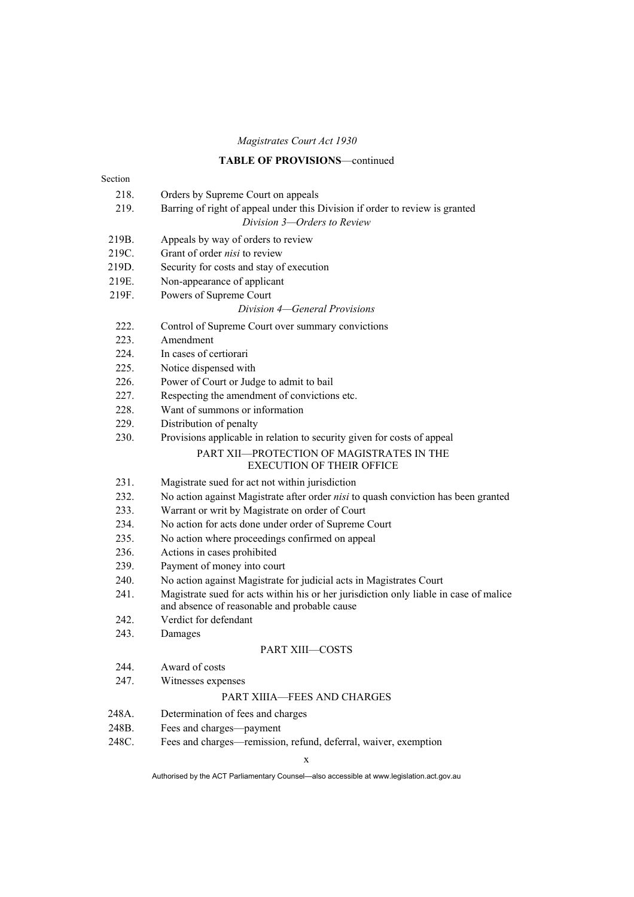*Magistrates Court Act 1930*

**TABLE OF PROVISIONS**—continued

Section

218. Orders by Supreme Court on appeals
219. Barring of right of appeal under this Division if order to review is granted

*Division 3—Orders to Review*

219B. Appeals by way of orders to review
219C. Grant of order *nisi* to review
219D. Security for costs and stay of execution
219E. Non-appearance of applicant
219F. Powers of Supreme Court

*Division 4—General Provisions*

222. Control of Supreme Court over summary convictions
223. Amendment
224. In cases of certiorari
225. Notice dispensed with
226. Power of Court or Judge to admit to bail
227. Respecting the amendment of convictions etc.
228. Want of summons or information
229. Distribution of penalty
230. Provisions applicable in relation to security given for costs of appeal

PART XII—PROTECTION OF MAGISTRATES IN THE EXECUTION OF THEIR OFFICE

231. Magistrate sued for act not within jurisdiction
232. No action against Magistrate after order *nisi* to quash conviction has been granted
233. Warrant or writ by Magistrate on order of Court
234. No action for acts done under order of Supreme Court
235. No action where proceedings confirmed on appeal
236. Actions in cases prohibited
239. Payment of money into court
240. No action against Magistrate for judicial acts in Magistrates Court
241. Magistrate sued for acts within his or her jurisdiction only liable in case of malice and absence of reasonable and probable cause
242. Verdict for defendant
243. Damages

PART XIII—COSTS

244. Award of costs
247. Witnesses expenses

PART XIIIA—FEES AND CHARGES

248A. Determination of fees and charges
248B. Fees and charges—payment
248C. Fees and charges—remission, refund, deferral, waiver, exemption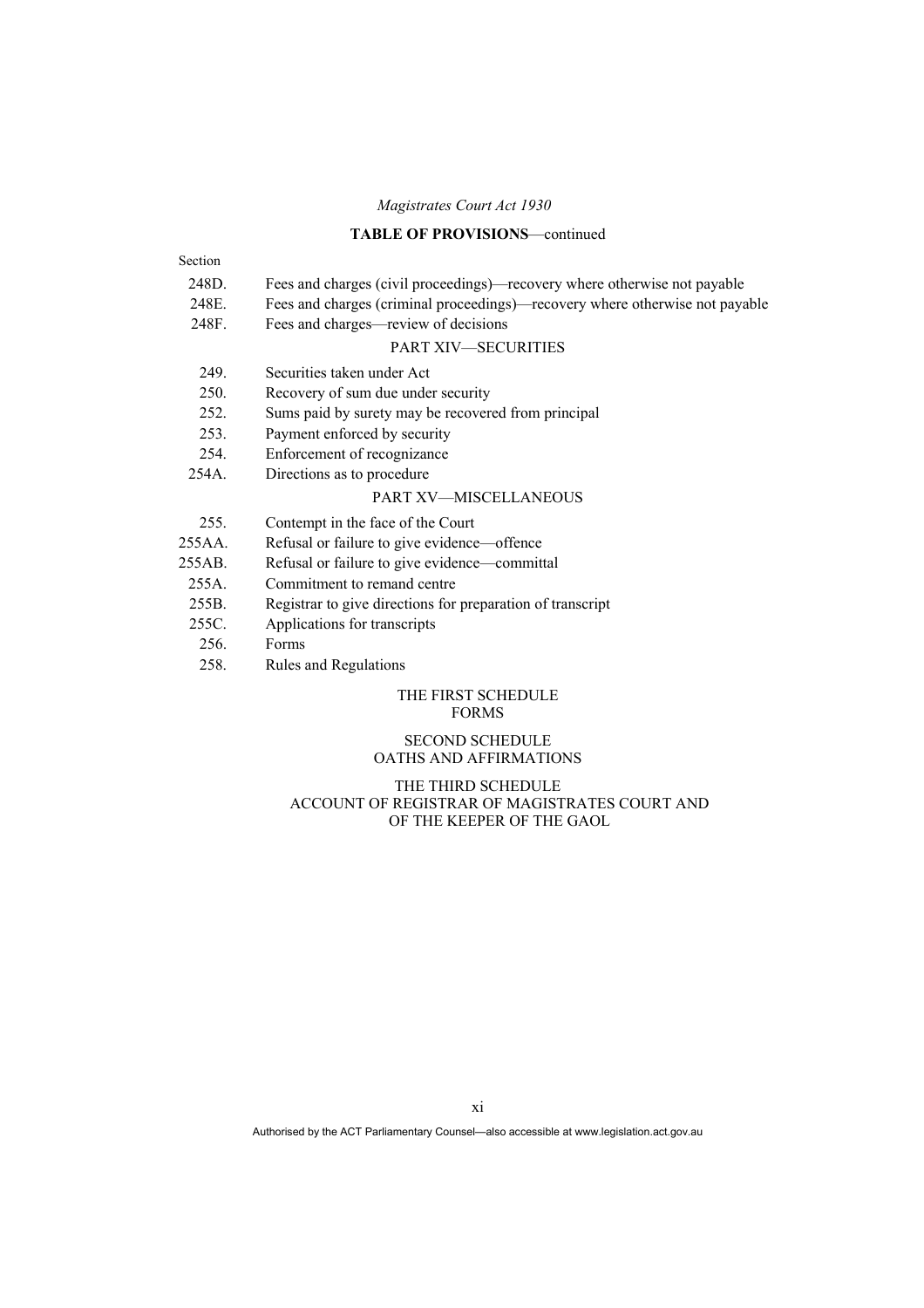*Magistrates Court Act 1930*

**TABLE OF PROVISIONS**—continued

Section

248D. Fees and charges (civil proceedings)—recovery where otherwise not payable

248E. Fees and charges (criminal proceedings)—recovery where otherwise not payable

248F. Fees and charges—review of decisions

PART XIV—SECURITIES

249. Securities taken under Act

250. Recovery of sum due under security

252. Sums paid by surety may be recovered from principal

253. Payment enforced by security

254. Enforcement of recognizance

254A. Directions as to procedure

PART XV—MISCELLANEOUS

255. Contempt in the face of the Court

255AA. Refusal or failure to give evidence—offence

255AB. Refusal or failure to give evidence—committal

255A. Commitment to remand centre

255B. Registrar to give directions for preparation of transcript

255C. Applications for transcripts

256. Forms

258. Rules and Regulations

THE FIRST SCHEDULE
FORMS

SECOND SCHEDULE
OATHS AND AFFIRMATIONS

THE THIRD SCHEDULE
ACCOUNT OF REGISTRAR OF MAGISTRATES COURT AND OF THE KEEPER OF THE GAOL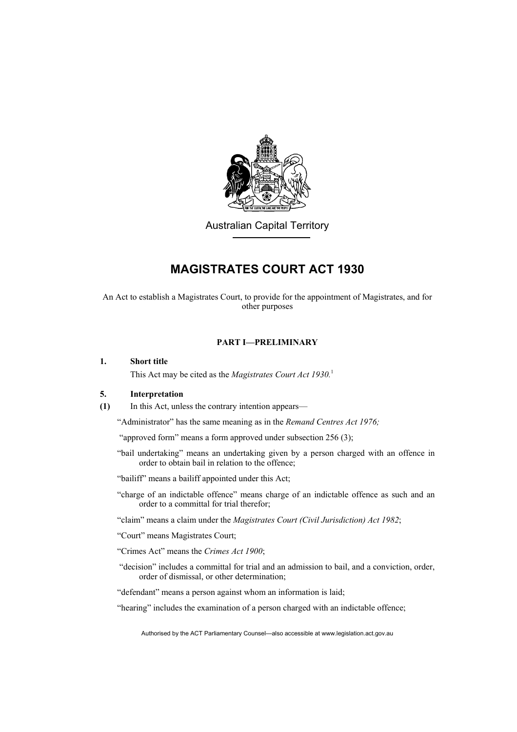Australian Capital Territory

# MAGISTRATES COURT ACT 1930

An Act to establish a Magistrates Court, to provide for the appointment of Magistrates, and for other purposes

## PART I—PRELIMINARY

### 1. Short title

This Act may be cited as the *Magistrates Court Act 1930.*[1]

### 5. Interpretation

**(1)** In this Act, unless the contrary intention appears—

"Administrator" has the same meaning as in the *Remand Centres Act 1976;*

"approved form" means a form approved under subsection 256 (3);

"bail undertaking" means an undertaking given by a person charged with an offence in order to obtain bail in relation to the offence;

"bailiff" means a bailiff appointed under this Act;

"charge of an indictable offence" means charge of an indictable offence as such and an order to a committal for trial therefor;

"claim" means a claim under the *Magistrates Court (Civil Jurisdiction) Act 1982*;

"Court" means Magistrates Court;

"Crimes Act" means the *Crimes Act 1900*;

"decision" includes a committal for trial and an admission to bail, and a conviction, order, order of dismissal, or other determination;

"defendant" means a person against whom an information is laid;

"hearing" includes the examination of a person charged with an indictable offence;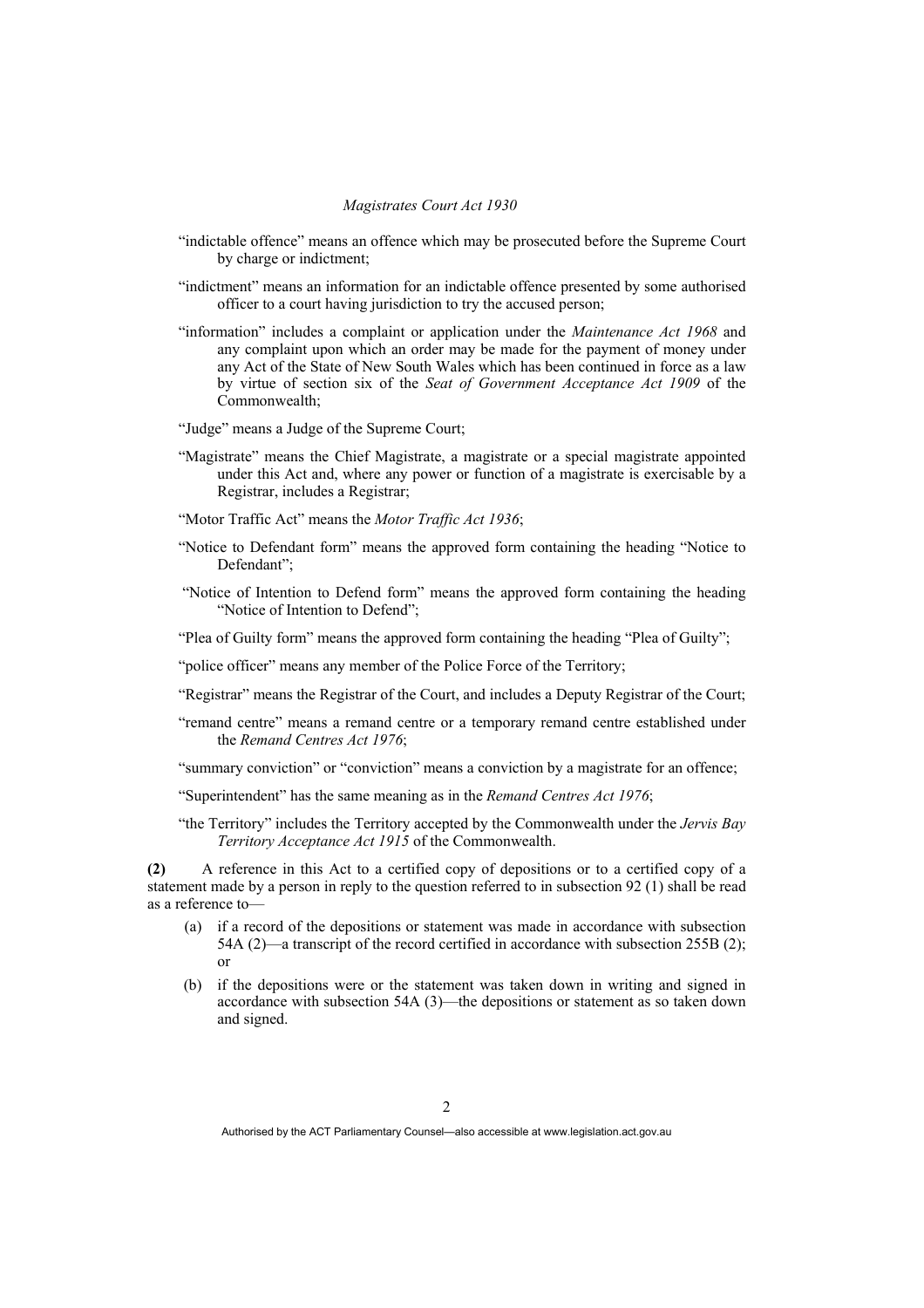"indictable offence" means an offence which may be prosecuted before the Supreme Court by charge or indictment;

"indictment" means an information for an indictable offence presented by some authorised officer to a court having jurisdiction to try the accused person;

"information" includes a complaint or application under the *Maintenance Act 1968* and any complaint upon which an order may be made for the payment of money under any Act of the State of New South Wales which has been continued in force as a law by virtue of section six of the *Seat of Government Acceptance Act 1909* of the Commonwealth;

"Judge" means a Judge of the Supreme Court;

"Magistrate" means the Chief Magistrate, a magistrate or a special magistrate appointed under this Act and, where any power or function of a magistrate is exercisable by a Registrar, includes a Registrar;

"Motor Traffic Act" means the *Motor Traffic Act 1936*;

"Notice to Defendant form" means the approved form containing the heading "Notice to Defendant";

"Notice of Intention to Defend form" means the approved form containing the heading "Notice of Intention to Defend";

"Plea of Guilty form" means the approved form containing the heading "Plea of Guilty";

"police officer" means any member of the Police Force of the Territory;

"Registrar" means the Registrar of the Court, and includes a Deputy Registrar of the Court;

"remand centre" means a remand centre or a temporary remand centre established under the *Remand Centres Act 1976*;

"summary conviction" or "conviction" means a conviction by a magistrate for an offence;

"Superintendent" has the same meaning as in the *Remand Centres Act 1976*;

"the Territory" includes the Territory accepted by the Commonwealth under the *Jervis Bay Territory Acceptance Act 1915* of the Commonwealth.

**(2)** A reference in this Act to a certified copy of depositions or to a certified copy of a statement made by a person in reply to the question referred to in subsection 92 (1) shall be read as a reference to—

(a) if a record of the depositions or statement was made in accordance with subsection 54A (2)—a transcript of the record certified in accordance with subsection 255B (2); or

(b) if the depositions were or the statement was taken down in writing and signed in accordance with subsection 54A (3)—the depositions or statement as so taken down and signed.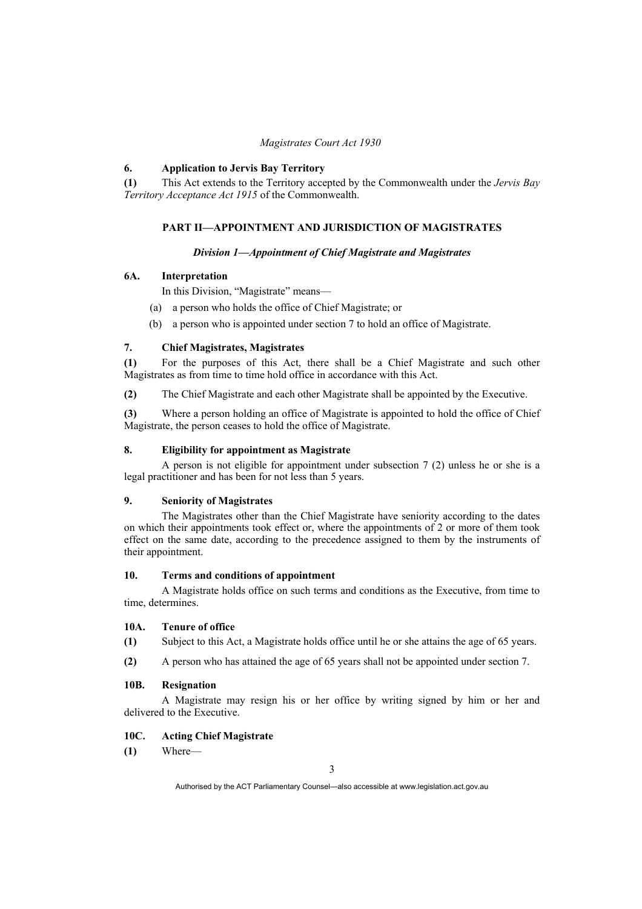### 6. Application to Jervis Bay Territory

**(1)** This Act extends to the Territory accepted by the Commonwealth under the *Jervis Bay Territory Acceptance Act 1915* of the Commonwealth.

## PART II—APPOINTMENT AND JURISDICTION OF MAGISTRATES

### *Division 1—Appointment of Chief Magistrate and Magistrates*

### 6A. Interpretation

In this Division, "Magistrate" means—

(a) a person who holds the office of Chief Magistrate; or

(b) a person who is appointed under section 7 to hold an office of Magistrate.

### 7. Chief Magistrates, Magistrates

**(1)** For the purposes of this Act, there shall be a Chief Magistrate and such other Magistrates as from time to time hold office in accordance with this Act.

**(2)** The Chief Magistrate and each other Magistrate shall be appointed by the Executive.

**(3)** Where a person holding an office of Magistrate is appointed to hold the office of Chief Magistrate, the person ceases to hold the office of Magistrate.

### 8. Eligibility for appointment as Magistrate

A person is not eligible for appointment under subsection 7 (2) unless he or she is a legal practitioner and has been for not less than 5 years.

### 9. Seniority of Magistrates

The Magistrates other than the Chief Magistrate have seniority according to the dates on which their appointments took effect or, where the appointments of 2 or more of them took effect on the same date, according to the precedence assigned to them by the instruments of their appointment.

### 10. Terms and conditions of appointment

A Magistrate holds office on such terms and conditions as the Executive, from time to time, determines.

### 10A. Tenure of office

**(1)** Subject to this Act, a Magistrate holds office until he or she attains the age of 65 years.

**(2)** A person who has attained the age of 65 years shall not be appointed under section 7.

### 10B. Resignation

A Magistrate may resign his or her office by writing signed by him or her and delivered to the Executive.

### 10C. Acting Chief Magistrate

**(1)** Where—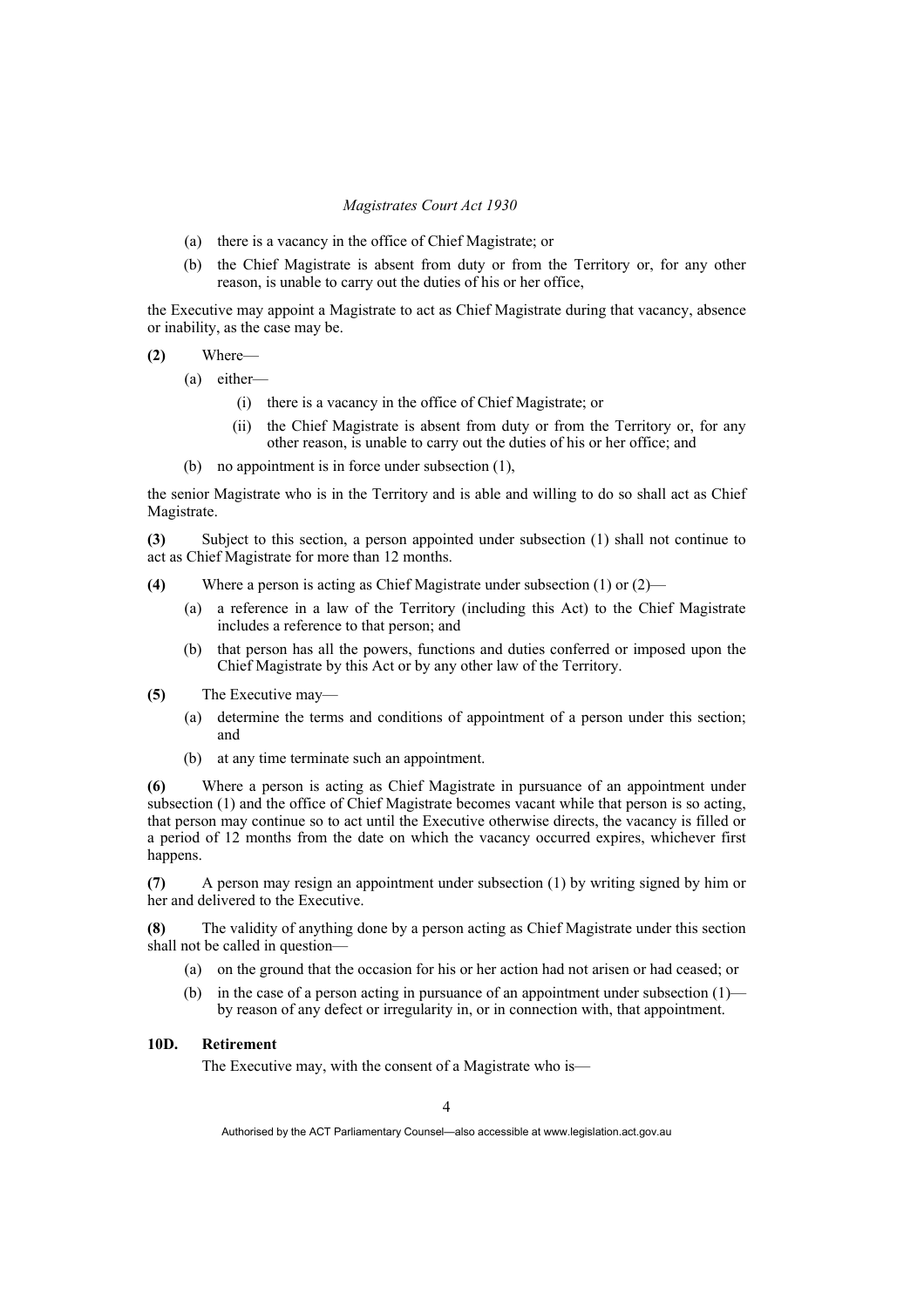(a) there is a vacancy in the office of Chief Magistrate; or

(b) the Chief Magistrate is absent from duty or from the Territory or, for any other reason, is unable to carry out the duties of his or her office,

the Executive may appoint a Magistrate to act as Chief Magistrate during that vacancy, absence or inability, as the case may be.

**(2)** Where—

(a) either—

(i) there is a vacancy in the office of Chief Magistrate; or

(ii) the Chief Magistrate is absent from duty or from the Territory or, for any other reason, is unable to carry out the duties of his or her office; and

(b) no appointment is in force under subsection (1),

the senior Magistrate who is in the Territory and is able and willing to do so shall act as Chief Magistrate.

**(3)** Subject to this section, a person appointed under subsection (1) shall not continue to act as Chief Magistrate for more than 12 months.

**(4)** Where a person is acting as Chief Magistrate under subsection (1) or (2)—

(a) a reference in a law of the Territory (including this Act) to the Chief Magistrate includes a reference to that person; and

(b) that person has all the powers, functions and duties conferred or imposed upon the Chief Magistrate by this Act or by any other law of the Territory.

**(5)** The Executive may—

(a) determine the terms and conditions of appointment of a person under this section; and

(b) at any time terminate such an appointment.

**(6)** Where a person is acting as Chief Magistrate in pursuance of an appointment under subsection (1) and the office of Chief Magistrate becomes vacant while that person is so acting, that person may continue so to act until the Executive otherwise directs, the vacancy is filled or a period of 12 months from the date on which the vacancy occurred expires, whichever first happens.

**(7)** A person may resign an appointment under subsection (1) by writing signed by him or her and delivered to the Executive.

**(8)** The validity of anything done by a person acting as Chief Magistrate under this section shall not be called in question—

(a) on the ground that the occasion for his or her action had not arisen or had ceased; or

(b) in the case of a person acting in pursuance of an appointment under subsection (1)—by reason of any defect or irregularity in, or in connection with, that appointment.

### 10D. Retirement

The Executive may, with the consent of a Magistrate who is—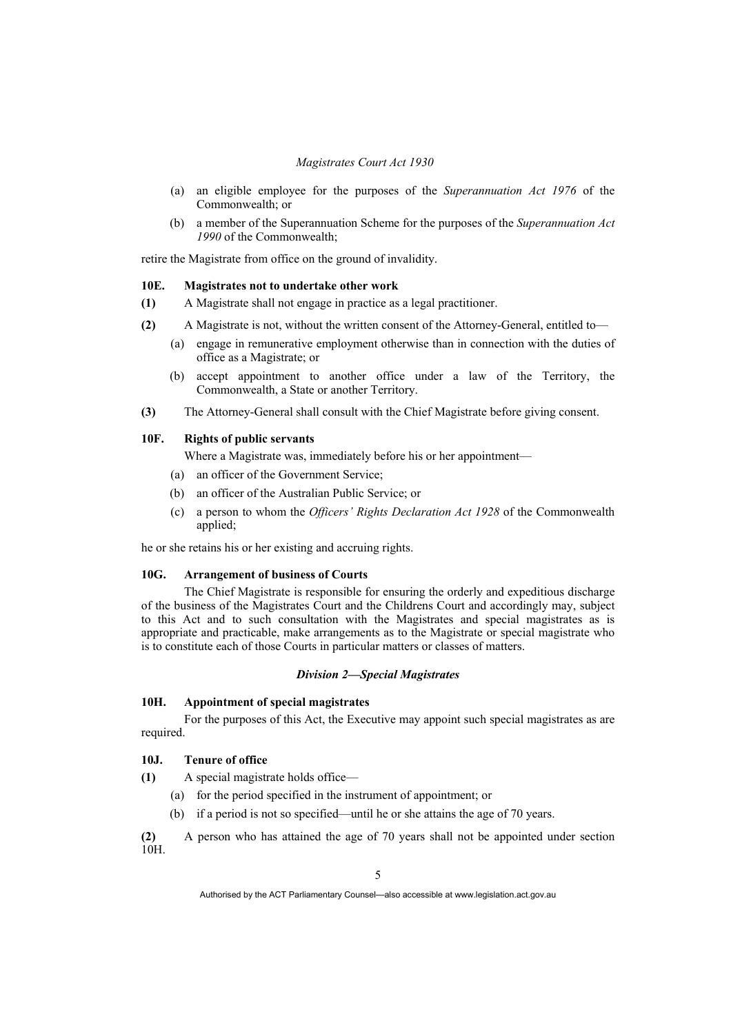(a) an eligible employee for the purposes of the *Superannuation Act 1976* of the Commonwealth; or

(b) a member of the Superannuation Scheme for the purposes of the *Superannuation Act 1990* of the Commonwealth;

retire the Magistrate from office on the ground of invalidity.

### 10E. Magistrates not to undertake other work

**(1)** A Magistrate shall not engage in practice as a legal practitioner.

**(2)** A Magistrate is not, without the written consent of the Attorney-General, entitled to—

(a) engage in remunerative employment otherwise than in connection with the duties of office as a Magistrate; or

(b) accept appointment to another office under a law of the Territory, the Commonwealth, a State or another Territory.

**(3)** The Attorney-General shall consult with the Chief Magistrate before giving consent.

### 10F. Rights of public servants

Where a Magistrate was, immediately before his or her appointment—

(a) an officer of the Government Service;

(b) an officer of the Australian Public Service; or

(c) a person to whom the *Officers' Rights Declaration Act 1928* of the Commonwealth applied;

he or she retains his or her existing and accruing rights.

### 10G. Arrangement of business of Courts

The Chief Magistrate is responsible for ensuring the orderly and expeditious discharge of the business of the Magistrates Court and the Childrens Court and accordingly may, subject to this Act and to such consultation with the Magistrates and special magistrates as is appropriate and practicable, make arrangements as to the Magistrate or special magistrate who is to constitute each of those Courts in particular matters or classes of matters.

## *Division 2—Special Magistrates*

### 10H. Appointment of special magistrates

For the purposes of this Act, the Executive may appoint such special magistrates as are required.

### 10J. Tenure of office

**(1)** A special magistrate holds office—

(a) for the period specified in the instrument of appointment; or

(b) if a period is not so specified—until he or she attains the age of 70 years.

**(2)** A person who has attained the age of 70 years shall not be appointed under section 10H.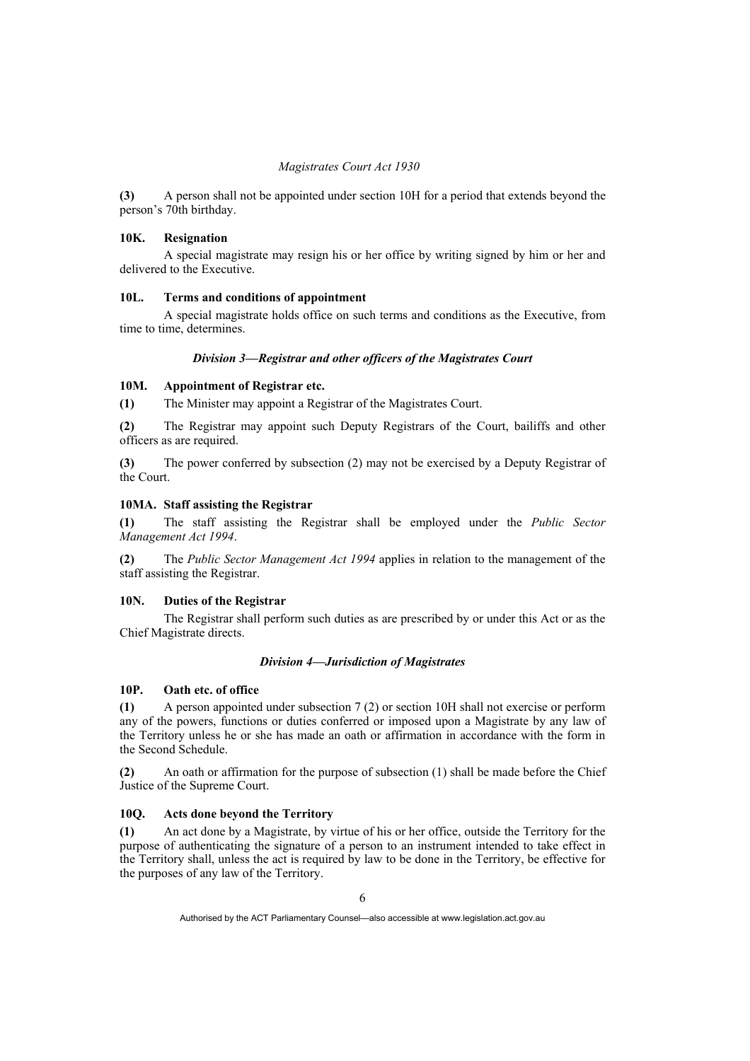**(3)** A person shall not be appointed under section 10H for a period that extends beyond the person's 70th birthday.

### 10K. Resignation

A special magistrate may resign his or her office by writing signed by him or her and delivered to the Executive.

### 10L. Terms and conditions of appointment

A special magistrate holds office on such terms and conditions as the Executive, from time to time, determines.

## *Division 3—Registrar and other officers of the Magistrates Court*

### 10M. Appointment of Registrar etc.

**(1)** The Minister may appoint a Registrar of the Magistrates Court.

**(2)** The Registrar may appoint such Deputy Registrars of the Court, bailiffs and other officers as are required.

**(3)** The power conferred by subsection (2) may not be exercised by a Deputy Registrar of the Court.

### 10MA. Staff assisting the Registrar

**(1)** The staff assisting the Registrar shall be employed under the *Public Sector Management Act 1994*.

**(2)** The *Public Sector Management Act 1994* applies in relation to the management of the staff assisting the Registrar.

### 10N. Duties of the Registrar

The Registrar shall perform such duties as are prescribed by or under this Act or as the Chief Magistrate directs.

## *Division 4—Jurisdiction of Magistrates*

### 10P. Oath etc. of office

**(1)** A person appointed under subsection 7 (2) or section 10H shall not exercise or perform any of the powers, functions or duties conferred or imposed upon a Magistrate by any law of the Territory unless he or she has made an oath or affirmation in accordance with the form in the Second Schedule.

**(2)** An oath or affirmation for the purpose of subsection (1) shall be made before the Chief Justice of the Supreme Court.

### 10Q. Acts done beyond the Territory

**(1)** An act done by a Magistrate, by virtue of his or her office, outside the Territory for the purpose of authenticating the signature of a person to an instrument intended to take effect in the Territory shall, unless the act is required by law to be done in the Territory, be effective for the purposes of any law of the Territory.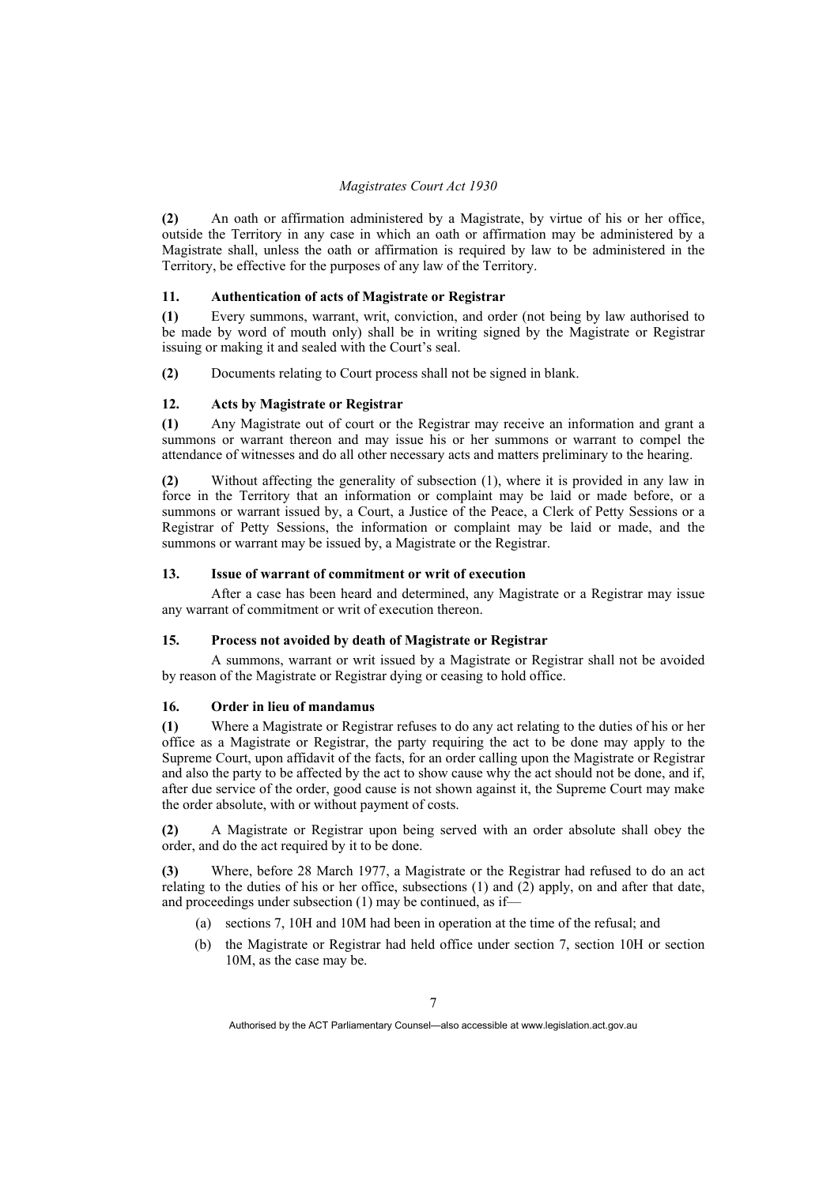**(2)** An oath or affirmation administered by a Magistrate, by virtue of his or her office, outside the Territory in any case in which an oath or affirmation may be administered by a Magistrate shall, unless the oath or affirmation is required by law to be administered in the Territory, be effective for the purposes of any law of the Territory.

### 11. Authentication of acts of Magistrate or Registrar

**(1)** Every summons, warrant, writ, conviction, and order (not being by law authorised to be made by word of mouth only) shall be in writing signed by the Magistrate or Registrar issuing or making it and sealed with the Court's seal.

**(2)** Documents relating to Court process shall not be signed in blank.

### 12. Acts by Magistrate or Registrar

**(1)** Any Magistrate out of court or the Registrar may receive an information and grant a summons or warrant thereon and may issue his or her summons or warrant to compel the attendance of witnesses and do all other necessary acts and matters preliminary to the hearing.

**(2)** Without affecting the generality of subsection (1), where it is provided in any law in force in the Territory that an information or complaint may be laid or made before, or a summons or warrant issued by, a Court, a Justice of the Peace, a Clerk of Petty Sessions or a Registrar of Petty Sessions, the information or complaint may be laid or made, and the summons or warrant may be issued by, a Magistrate or the Registrar.

### 13. Issue of warrant of commitment or writ of execution

After a case has been heard and determined, any Magistrate or a Registrar may issue any warrant of commitment or writ of execution thereon.

### 15. Process not avoided by death of Magistrate or Registrar

A summons, warrant or writ issued by a Magistrate or Registrar shall not be avoided by reason of the Magistrate or Registrar dying or ceasing to hold office.

### 16. Order in lieu of mandamus

**(1)** Where a Magistrate or Registrar refuses to do any act relating to the duties of his or her office as a Magistrate or Registrar, the party requiring the act to be done may apply to the Supreme Court, upon affidavit of the facts, for an order calling upon the Magistrate or Registrar and also the party to be affected by the act to show cause why the act should not be done, and if, after due service of the order, good cause is not shown against it, the Supreme Court may make the order absolute, with or without payment of costs.

**(2)** A Magistrate or Registrar upon being served with an order absolute shall obey the order, and do the act required by it to be done.

**(3)** Where, before 28 March 1977, a Magistrate or the Registrar had refused to do an act relating to the duties of his or her office, subsections (1) and (2) apply, on and after that date, and proceedings under subsection (1) may be continued, as if—

- (a) sections 7, 10H and 10M had been in operation at the time of the refusal; and
- (b) the Magistrate or Registrar had held office under section 7, section 10H or section 10M, as the case may be.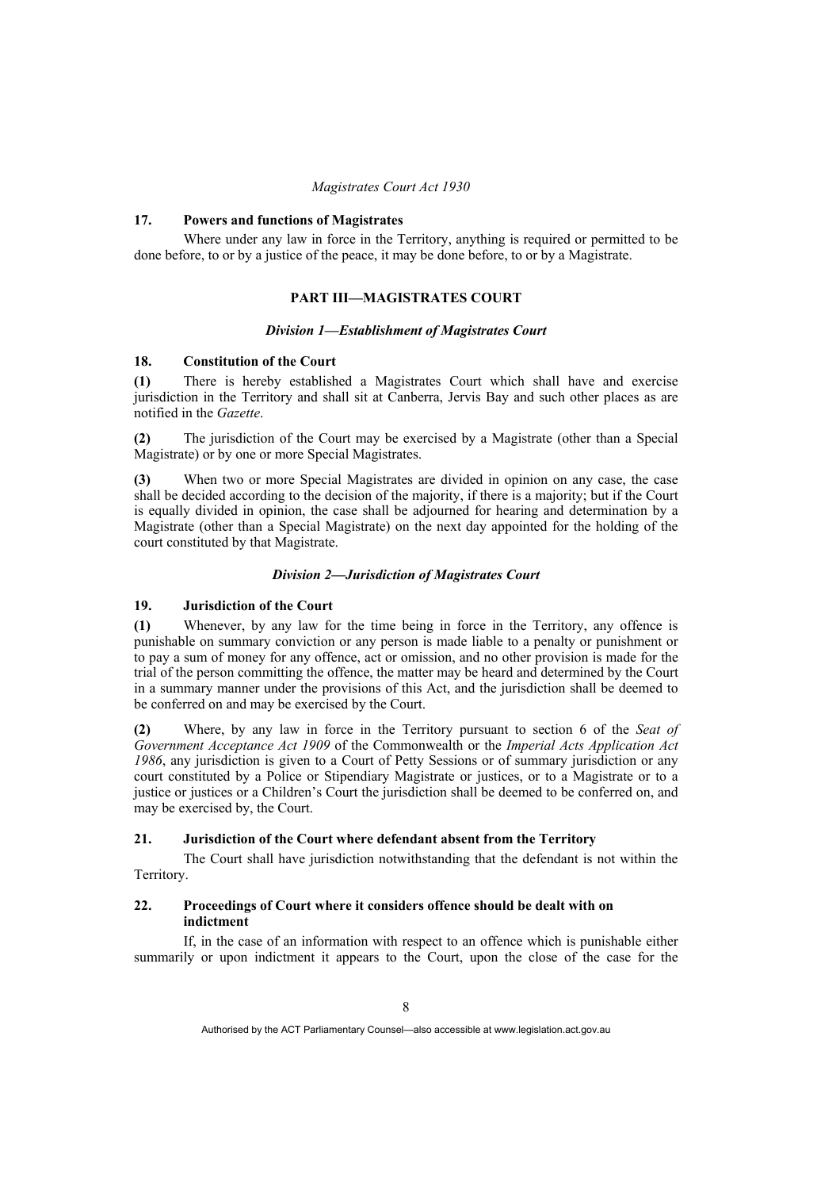### 17. Powers and functions of Magistrates

Where under any law in force in the Territory, anything is required or permitted to be done before, to or by a justice of the peace, it may be done before, to or by a Magistrate.

## PART III—MAGISTRATES COURT

### *Division 1—Establishment of Magistrates Court*

### 18. Constitution of the Court

**(1)** There is hereby established a Magistrates Court which shall have and exercise jurisdiction in the Territory and shall sit at Canberra, Jervis Bay and such other places as are notified in the *Gazette*.

**(2)** The jurisdiction of the Court may be exercised by a Magistrate (other than a Special Magistrate) or by one or more Special Magistrates.

**(3)** When two or more Special Magistrates are divided in opinion on any case, the case shall be decided according to the decision of the majority, if there is a majority; but if the Court is equally divided in opinion, the case shall be adjourned for hearing and determination by a Magistrate (other than a Special Magistrate) on the next day appointed for the holding of the court constituted by that Magistrate.

### *Division 2—Jurisdiction of Magistrates Court*

### 19. Jurisdiction of the Court

**(1)** Whenever, by any law for the time being in force in the Territory, any offence is punishable on summary conviction or any person is made liable to a penalty or punishment or to pay a sum of money for any offence, act or omission, and no other provision is made for the trial of the person committing the offence, the matter may be heard and determined by the Court in a summary manner under the provisions of this Act, and the jurisdiction shall be deemed to be conferred on and may be exercised by the Court.

**(2)** Where, by any law in force in the Territory pursuant to section 6 of the *Seat of Government Acceptance Act 1909* of the Commonwealth or the *Imperial Acts Application Act 1986*, any jurisdiction is given to a Court of Petty Sessions or of summary jurisdiction or any court constituted by a Police or Stipendiary Magistrate or justices, or to a Magistrate or to a justice or justices or a Children's Court the jurisdiction shall be deemed to be conferred on, and may be exercised by, the Court.

### 21. Jurisdiction of the Court where defendant absent from the Territory

The Court shall have jurisdiction notwithstanding that the defendant is not within the Territory.

### 22. Proceedings of Court where it considers offence should be dealt with on indictment

If, in the case of an information with respect to an offence which is punishable either summarily or upon indictment it appears to the Court, upon the close of the case for the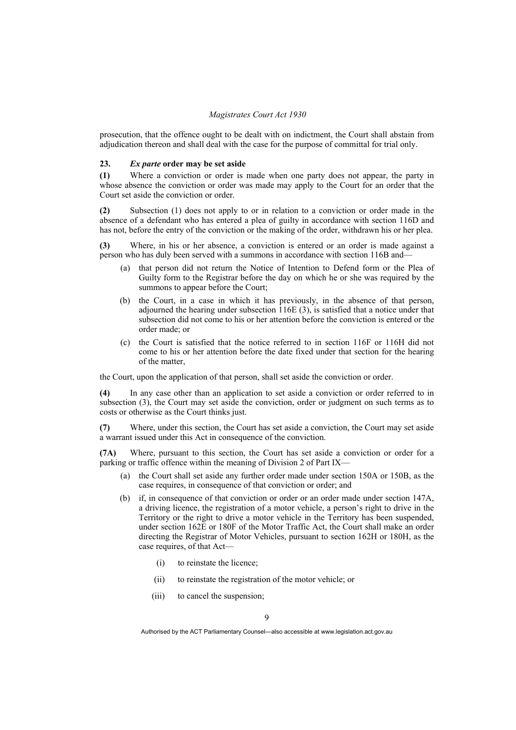prosecution, that the offence ought to be dealt with on indictment, the Court shall abstain from adjudication thereon and shall deal with the case for the purpose of committal for trial only.

### 23. *Ex parte* order may be set aside

**(1)** Where a conviction or order is made when one party does not appear, the party in whose absence the conviction or order was made may apply to the Court for an order that the Court set aside the conviction or order.

**(2)** Subsection (1) does not apply to or in relation to a conviction or order made in the absence of a defendant who has entered a plea of guilty in accordance with section 116D and has not, before the entry of the conviction or the making of the order, withdrawn his or her plea.

**(3)** Where, in his or her absence, a conviction is entered or an order is made against a person who has duly been served with a summons in accordance with section 116B and—

- (a) that person did not return the Notice of Intention to Defend form or the Plea of Guilty form to the Registrar before the day on which he or she was required by the summons to appear before the Court;
- (b) the Court, in a case in which it has previously, in the absence of that person, adjourned the hearing under subsection 116E (3), is satisfied that a notice under that subsection did not come to his or her attention before the conviction is entered or the order made; or
- (c) the Court is satisfied that the notice referred to in section 116F or 116H did not come to his or her attention before the date fixed under that section for the hearing of the matter,

the Court, upon the application of that person, shall set aside the conviction or order.

**(4)** In any case other than an application to set aside a conviction or order referred to in subsection (3), the Court may set aside the conviction, order or judgment on such terms as to costs or otherwise as the Court thinks just.

**(7)** Where, under this section, the Court has set aside a conviction, the Court may set aside a warrant issued under this Act in consequence of the conviction.

**(7A)** Where, pursuant to this section, the Court has set aside a conviction or order for a parking or traffic offence within the meaning of Division 2 of Part IX—

- (a) the Court shall set aside any further order made under section 150A or 150B, as the case requires, in consequence of that conviction or order; and
- (b) if, in consequence of that conviction or order or an order made under section 147A, a driving licence, the registration of a motor vehicle, a person's right to drive in the Territory or the right to drive a motor vehicle in the Territory has been suspended, under section 162E or 180F of the Motor Traffic Act, the Court shall make an order directing the Registrar of Motor Vehicles, pursuant to section 162H or 180H, as the case requires, of that Act—
  - (i) to reinstate the licence;
  - (ii) to reinstate the registration of the motor vehicle; or
  - (iii) to cancel the suspension;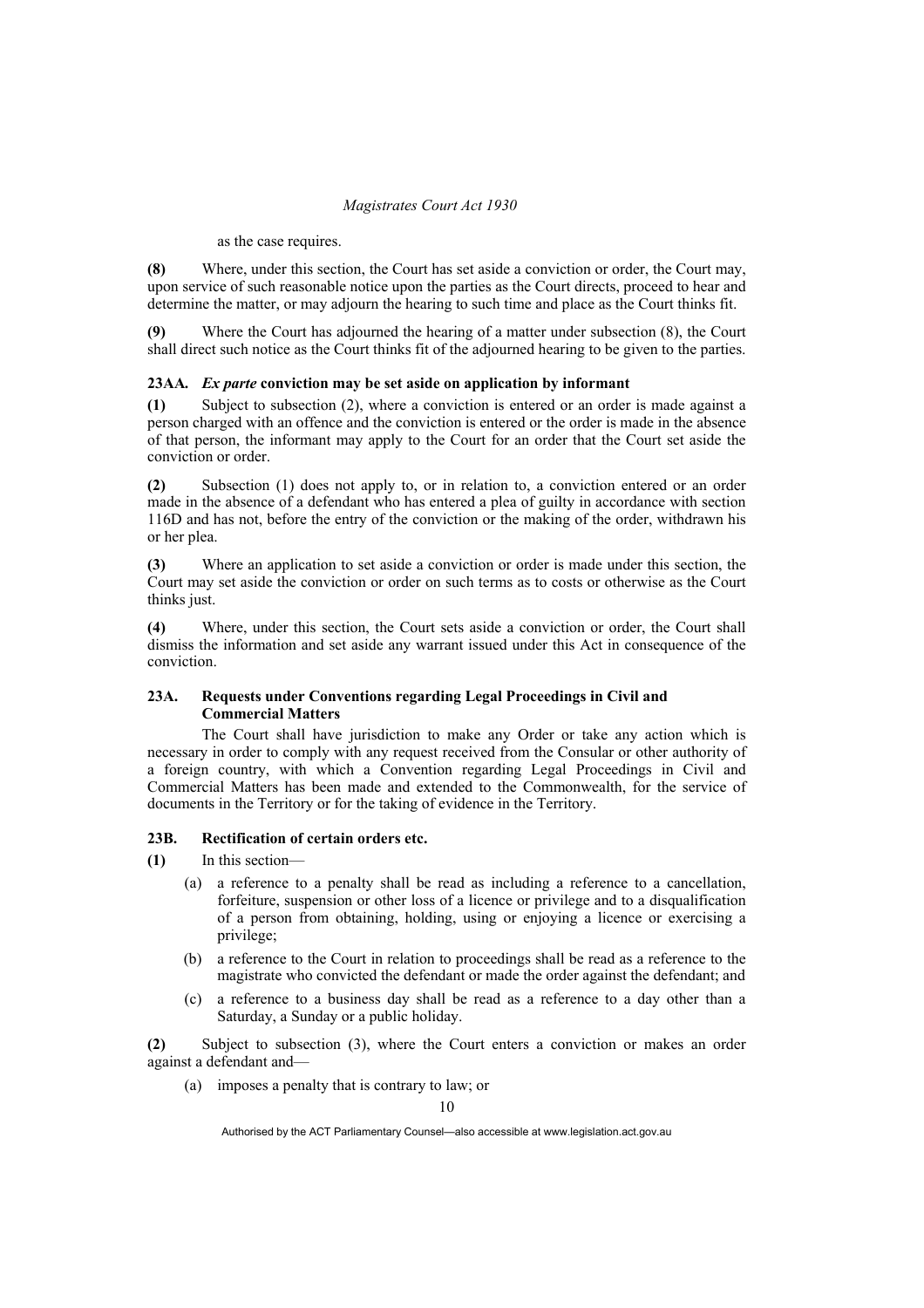as the case requires.

**(8)** Where, under this section, the Court has set aside a conviction or order, the Court may, upon service of such reasonable notice upon the parties as the Court directs, proceed to hear and determine the matter, or may adjourn the hearing to such time and place as the Court thinks fit.

**(9)** Where the Court has adjourned the hearing of a matter under subsection (8), the Court shall direct such notice as the Court thinks fit of the adjourned hearing to be given to the parties.

### 23AA. *Ex parte* conviction may be set aside on application by informant

**(1)** Subject to subsection (2), where a conviction is entered or an order is made against a person charged with an offence and the conviction is entered or the order is made in the absence of that person, the informant may apply to the Court for an order that the Court set aside the conviction or order.

**(2)** Subsection (1) does not apply to, or in relation to, a conviction entered or an order made in the absence of a defendant who has entered a plea of guilty in accordance with section 116D and has not, before the entry of the conviction or the making of the order, withdrawn his or her plea.

**(3)** Where an application to set aside a conviction or order is made under this section, the Court may set aside the conviction or order on such terms as to costs or otherwise as the Court thinks just.

**(4)** Where, under this section, the Court sets aside a conviction or order, the Court shall dismiss the information and set aside any warrant issued under this Act in consequence of the conviction.

### 23A. Requests under Conventions regarding Legal Proceedings in Civil and Commercial Matters

The Court shall have jurisdiction to make any Order or take any action which is necessary in order to comply with any request received from the Consular or other authority of a foreign country, with which a Convention regarding Legal Proceedings in Civil and Commercial Matters has been made and extended to the Commonwealth, for the service of documents in the Territory or for the taking of evidence in the Territory.

### 23B. Rectification of certain orders etc.

**(1)** In this section—

(a) a reference to a penalty shall be read as including a reference to a cancellation, forfeiture, suspension or other loss of a licence or privilege and to a disqualification of a person from obtaining, holding, using or enjoying a licence or exercising a privilege;

(b) a reference to the Court in relation to proceedings shall be read as a reference to the magistrate who convicted the defendant or made the order against the defendant; and

(c) a reference to a business day shall be read as a reference to a day other than a Saturday, a Sunday or a public holiday.

**(2)** Subject to subsection (3), where the Court enters a conviction or makes an order against a defendant and—

(a) imposes a penalty that is contrary to law; or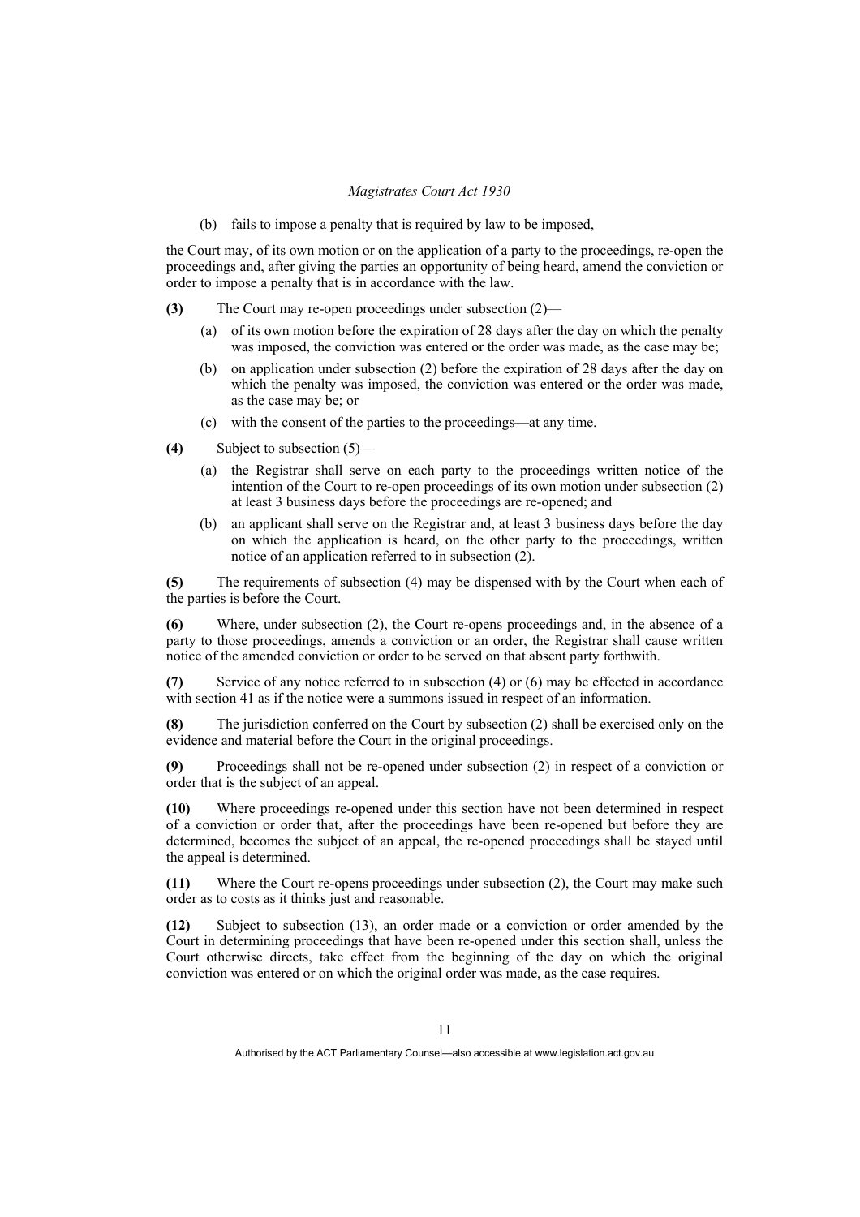(b) fails to impose a penalty that is required by law to be imposed,

the Court may, of its own motion or on the application of a party to the proceedings, re-open the proceedings and, after giving the parties an opportunity of being heard, amend the conviction or order to impose a penalty that is in accordance with the law.

**(3)** The Court may re-open proceedings under subsection (2)—

(a) of its own motion before the expiration of 28 days after the day on which the penalty was imposed, the conviction was entered or the order was made, as the case may be;

(b) on application under subsection (2) before the expiration of 28 days after the day on which the penalty was imposed, the conviction was entered or the order was made, as the case may be; or

(c) with the consent of the parties to the proceedings—at any time.

**(4)** Subject to subsection (5)—

(a) the Registrar shall serve on each party to the proceedings written notice of the intention of the Court to re-open proceedings of its own motion under subsection (2) at least 3 business days before the proceedings are re-opened; and

(b) an applicant shall serve on the Registrar and, at least 3 business days before the day on which the application is heard, on the other party to the proceedings, written notice of an application referred to in subsection (2).

**(5)** The requirements of subsection (4) may be dispensed with by the Court when each of the parties is before the Court.

**(6)** Where, under subsection (2), the Court re-opens proceedings and, in the absence of a party to those proceedings, amends a conviction or an order, the Registrar shall cause written notice of the amended conviction or order to be served on that absent party forthwith.

**(7)** Service of any notice referred to in subsection (4) or (6) may be effected in accordance with section 41 as if the notice were a summons issued in respect of an information.

**(8)** The jurisdiction conferred on the Court by subsection (2) shall be exercised only on the evidence and material before the Court in the original proceedings.

**(9)** Proceedings shall not be re-opened under subsection (2) in respect of a conviction or order that is the subject of an appeal.

**(10)** Where proceedings re-opened under this section have not been determined in respect of a conviction or order that, after the proceedings have been re-opened but before they are determined, becomes the subject of an appeal, the re-opened proceedings shall be stayed until the appeal is determined.

**(11)** Where the Court re-opens proceedings under subsection (2), the Court may make such order as to costs as it thinks just and reasonable.

**(12)** Subject to subsection (13), an order made or a conviction or order amended by the Court in determining proceedings that have been re-opened under this section shall, unless the Court otherwise directs, take effect from the beginning of the day on which the original conviction was entered or on which the original order was made, as the case requires.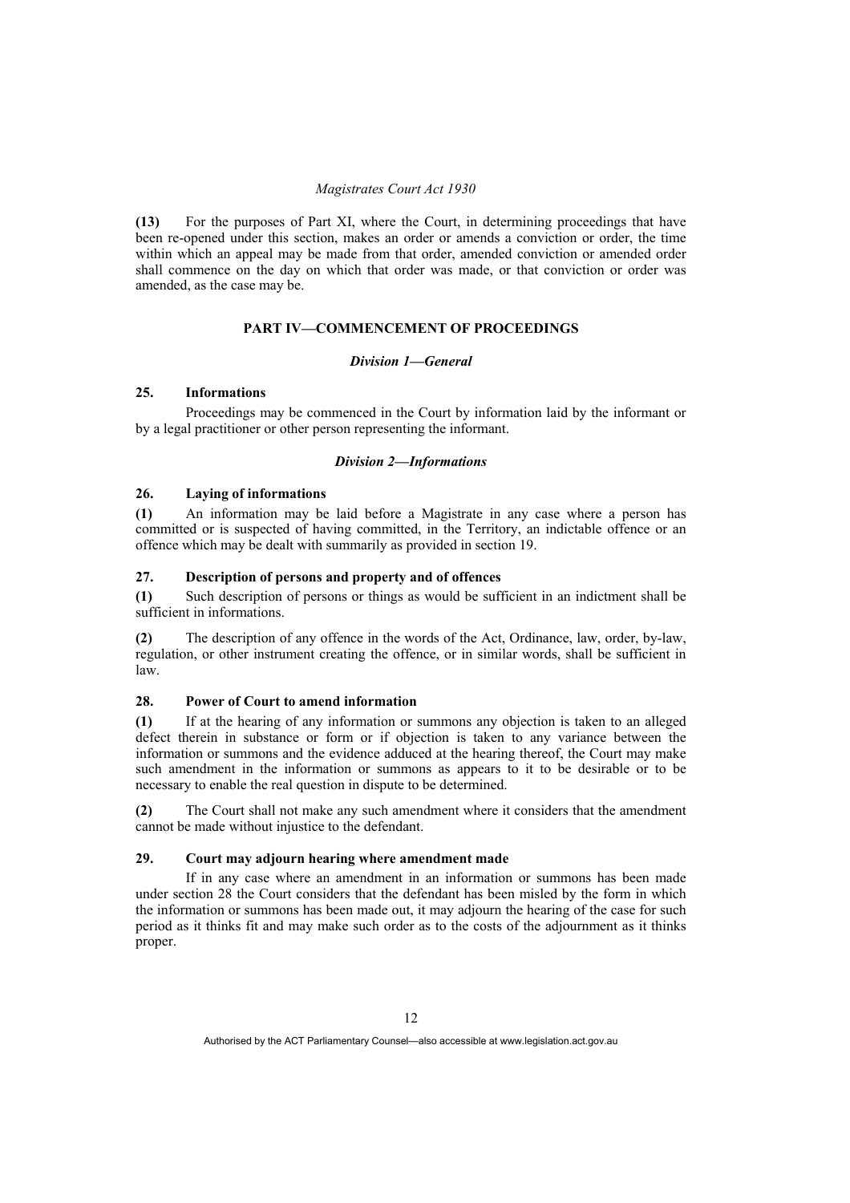**(13)** For the purposes of Part XI, where the Court, in determining proceedings that have been re-opened under this section, makes an order or amends a conviction or order, the time within which an appeal may be made from that order, amended conviction or amended order shall commence on the day on which that order was made, or that conviction or order was amended, as the case may be.

## PART IV—COMMENCEMENT OF PROCEEDINGS

### *Division 1—General*

#### 25. Informations

Proceedings may be commenced in the Court by information laid by the informant or by a legal practitioner or other person representing the informant.

### *Division 2—Informations*

#### 26. Laying of informations

**(1)** An information may be laid before a Magistrate in any case where a person has committed or is suspected of having committed, in the Territory, an indictable offence or an offence which may be dealt with summarily as provided in section 19.

#### 27. Description of persons and property and of offences

**(1)** Such description of persons or things as would be sufficient in an indictment shall be sufficient in informations.

**(2)** The description of any offence in the words of the Act, Ordinance, law, order, by-law, regulation, or other instrument creating the offence, or in similar words, shall be sufficient in law.

#### 28. Power of Court to amend information

**(1)** If at the hearing of any information or summons any objection is taken to an alleged defect therein in substance or form or if objection is taken to any variance between the information or summons and the evidence adduced at the hearing thereof, the Court may make such amendment in the information or summons as appears to it to be desirable or to be necessary to enable the real question in dispute to be determined.

**(2)** The Court shall not make any such amendment where it considers that the amendment cannot be made without injustice to the defendant.

#### 29. Court may adjourn hearing where amendment made

If in any case where an amendment in an information or summons has been made under section 28 the Court considers that the defendant has been misled by the form in which the information or summons has been made out, it may adjourn the hearing of the case for such period as it thinks fit and may make such order as to the costs of the adjournment as it thinks proper.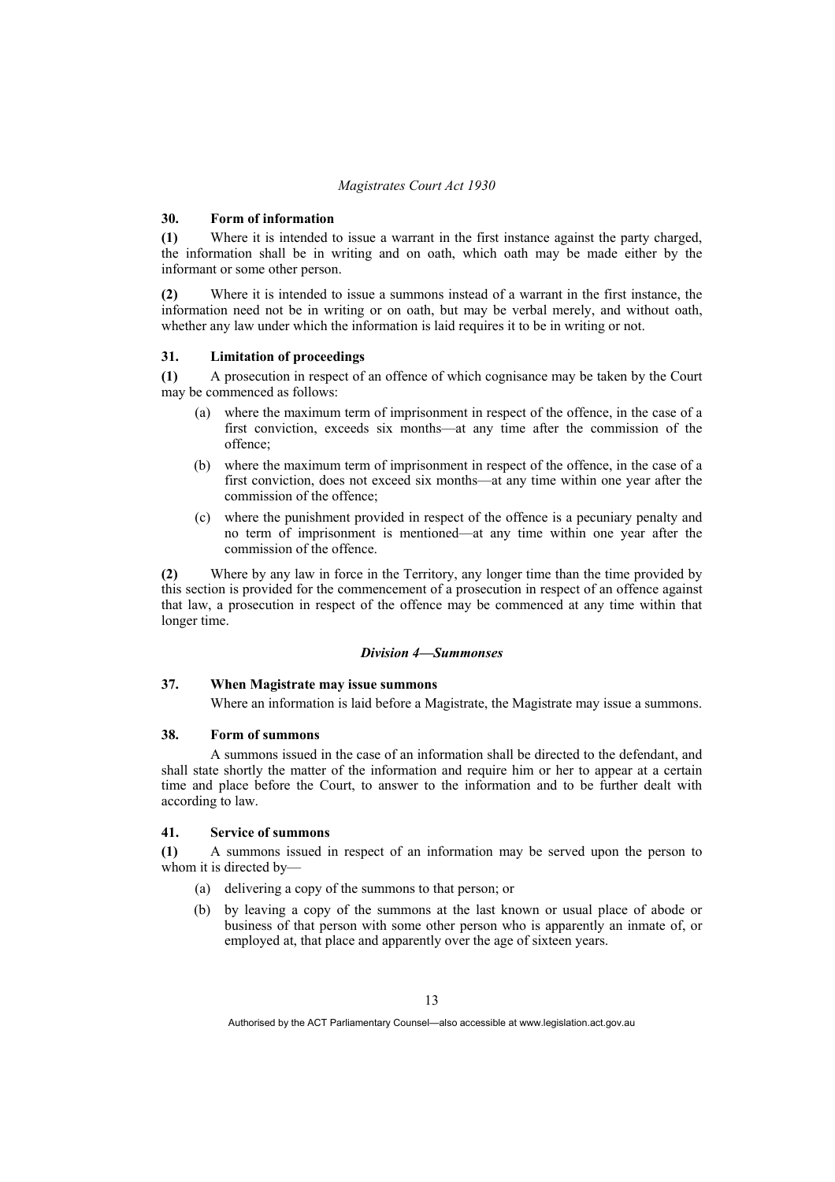### 30. Form of information

**(1)** Where it is intended to issue a warrant in the first instance against the party charged, the information shall be in writing and on oath, which oath may be made either by the informant or some other person.

**(2)** Where it is intended to issue a summons instead of a warrant in the first instance, the information need not be in writing or on oath, but may be verbal merely, and without oath, whether any law under which the information is laid requires it to be in writing or not.

### 31. Limitation of proceedings

**(1)** A prosecution in respect of an offence of which cognisance may be taken by the Court may be commenced as follows:

(a) where the maximum term of imprisonment in respect of the offence, in the case of a first conviction, exceeds six months—at any time after the commission of the offence;

(b) where the maximum term of imprisonment in respect of the offence, in the case of a first conviction, does not exceed six months—at any time within one year after the commission of the offence;

(c) where the punishment provided in respect of the offence is a pecuniary penalty and no term of imprisonment is mentioned—at any time within one year after the commission of the offence.

**(2)** Where by any law in force in the Territory, any longer time than the time provided by this section is provided for the commencement of a prosecution in respect of an offence against that law, a prosecution in respect of the offence may be commenced at any time within that longer time.

## *Division 4—Summonses*

### 37. When Magistrate may issue summons

Where an information is laid before a Magistrate, the Magistrate may issue a summons.

### 38. Form of summons

A summons issued in the case of an information shall be directed to the defendant, and shall state shortly the matter of the information and require him or her to appear at a certain time and place before the Court, to answer to the information and to be further dealt with according to law.

### 41. Service of summons

**(1)** A summons issued in respect of an information may be served upon the person to whom it is directed by—

(a) delivering a copy of the summons to that person; or

(b) by leaving a copy of the summons at the last known or usual place of abode or business of that person with some other person who is apparently an inmate of, or employed at, that place and apparently over the age of sixteen years.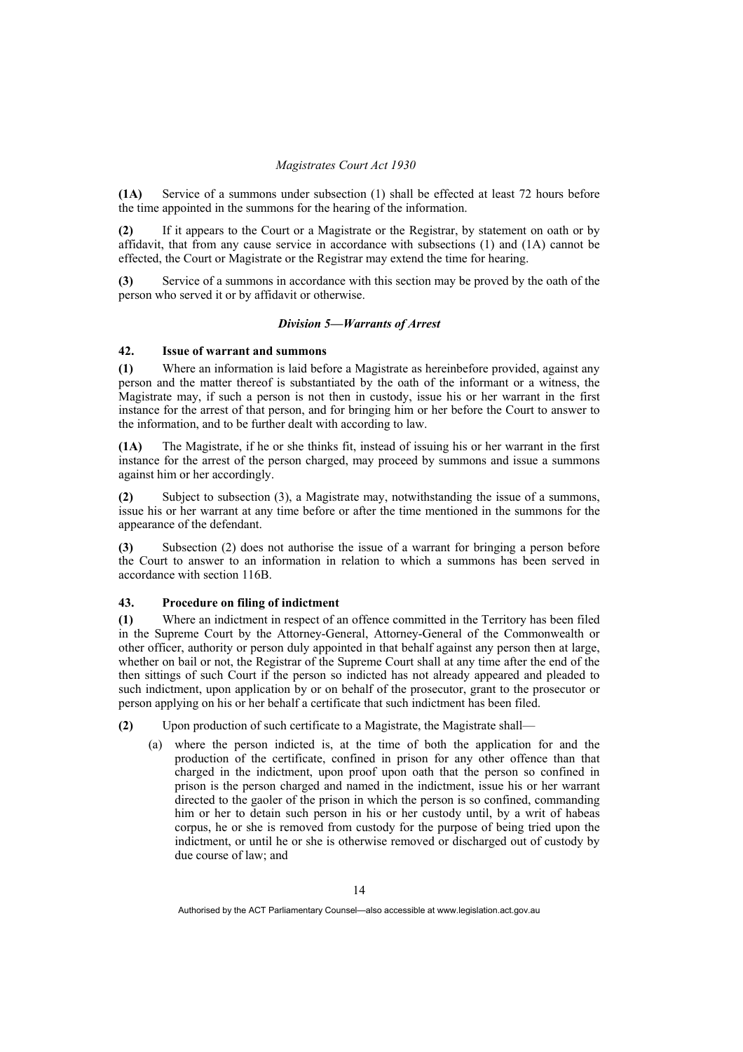**(1A)** Service of a summons under subsection (1) shall be effected at least 72 hours before the time appointed in the summons for the hearing of the information.

**(2)** If it appears to the Court or a Magistrate or the Registrar, by statement on oath or by affidavit, that from any cause service in accordance with subsections (1) and (1A) cannot be effected, the Court or Magistrate or the Registrar may extend the time for hearing.

**(3)** Service of a summons in accordance with this section may be proved by the oath of the person who served it or by affidavit or otherwise.

### *Division 5—Warrants of Arrest*

#### 42. Issue of warrant and summons

**(1)** Where an information is laid before a Magistrate as hereinbefore provided, against any person and the matter thereof is substantiated by the oath of the informant or a witness, the Magistrate may, if such a person is not then in custody, issue his or her warrant in the first instance for the arrest of that person, and for bringing him or her before the Court to answer to the information, and to be further dealt with according to law.

**(1A)** The Magistrate, if he or she thinks fit, instead of issuing his or her warrant in the first instance for the arrest of the person charged, may proceed by summons and issue a summons against him or her accordingly.

**(2)** Subject to subsection (3), a Magistrate may, notwithstanding the issue of a summons, issue his or her warrant at any time before or after the time mentioned in the summons for the appearance of the defendant.

**(3)** Subsection (2) does not authorise the issue of a warrant for bringing a person before the Court to answer to an information in relation to which a summons has been served in accordance with section 116B.

#### 43. Procedure on filing of indictment

**(1)** Where an indictment in respect of an offence committed in the Territory has been filed in the Supreme Court by the Attorney-General, Attorney-General of the Commonwealth or other officer, authority or person duly appointed in that behalf against any person then at large, whether on bail or not, the Registrar of the Supreme Court shall at any time after the end of the then sittings of such Court if the person so indicted has not already appeared and pleaded to such indictment, upon application by or on behalf of the prosecutor, grant to the prosecutor or person applying on his or her behalf a certificate that such indictment has been filed.

**(2)** Upon production of such certificate to a Magistrate, the Magistrate shall—

(a) where the person indicted is, at the time of both the application for and the production of the certificate, confined in prison for any other offence than that charged in the indictment, upon proof upon oath that the person so confined in prison is the person charged and named in the indictment, issue his or her warrant directed to the gaoler of the prison in which the person is so confined, commanding him or her to detain such person in his or her custody until, by a writ of habeas corpus, he or she is removed from custody for the purpose of being tried upon the indictment, or until he or she is otherwise removed or discharged out of custody by due course of law; and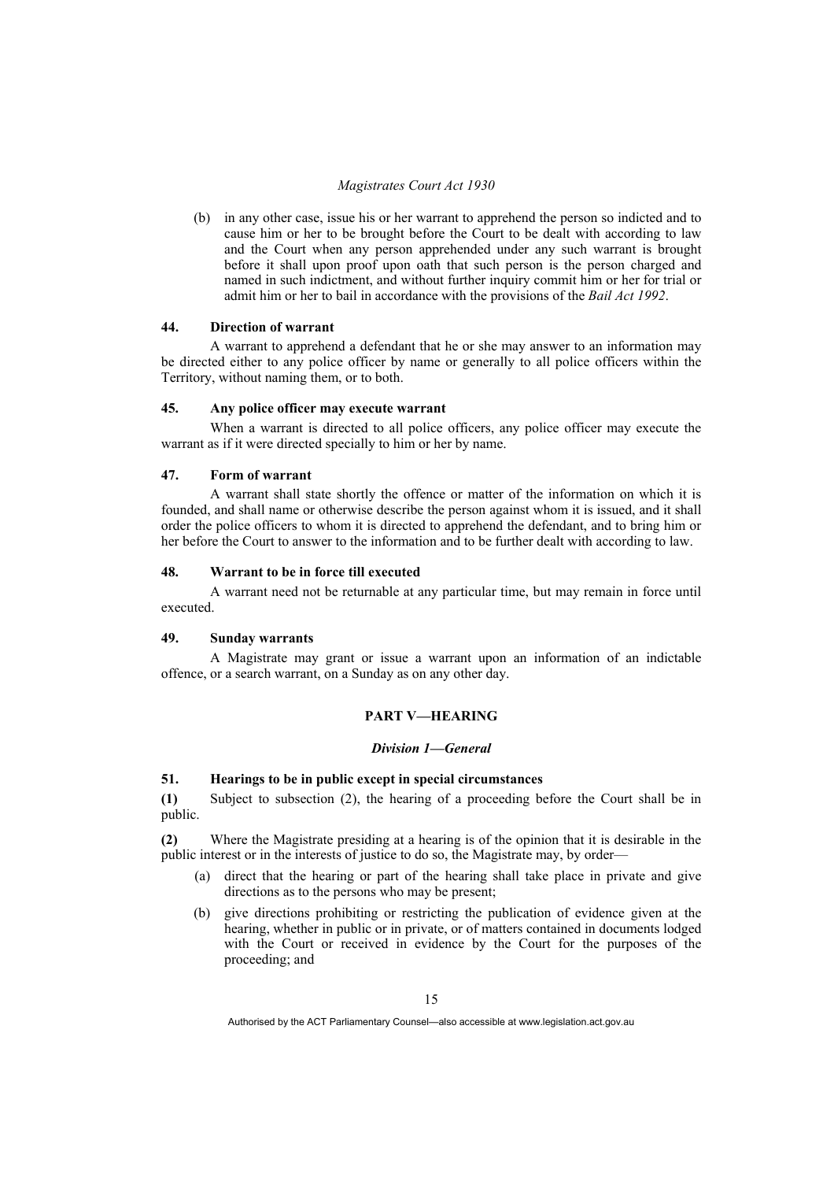(b) in any other case, issue his or her warrant to apprehend the person so indicted and to cause him or her to be brought before the Court to be dealt with according to law and the Court when any person apprehended under any such warrant is brought before it shall upon proof upon oath that such person is the person charged and named in such indictment, and without further inquiry commit him or her for trial or admit him or her to bail in accordance with the provisions of the *Bail Act 1992*.

### 44. Direction of warrant

A warrant to apprehend a defendant that he or she may answer to an information may be directed either to any police officer by name or generally to all police officers within the Territory, without naming them, or to both.

### 45. Any police officer may execute warrant

When a warrant is directed to all police officers, any police officer may execute the warrant as if it were directed specially to him or her by name.

### 47. Form of warrant

A warrant shall state shortly the offence or matter of the information on which it is founded, and shall name or otherwise describe the person against whom it is issued, and it shall order the police officers to whom it is directed to apprehend the defendant, and to bring him or her before the Court to answer to the information and to be further dealt with according to law.

### 48. Warrant to be in force till executed

A warrant need not be returnable at any particular time, but may remain in force until executed.

### 49. Sunday warrants

A Magistrate may grant or issue a warrant upon an information of an indictable offence, or a search warrant, on a Sunday as on any other day.

## PART V—HEARING

### *Division 1—General*

### 51. Hearings to be in public except in special circumstances

**(1)** Subject to subsection (2), the hearing of a proceeding before the Court shall be in public.

**(2)** Where the Magistrate presiding at a hearing is of the opinion that it is desirable in the public interest or in the interests of justice to do so, the Magistrate may, by order—

(a) direct that the hearing or part of the hearing shall take place in private and give directions as to the persons who may be present;

(b) give directions prohibiting or restricting the publication of evidence given at the hearing, whether in public or in private, or of matters contained in documents lodged with the Court or received in evidence by the Court for the purposes of the proceeding; and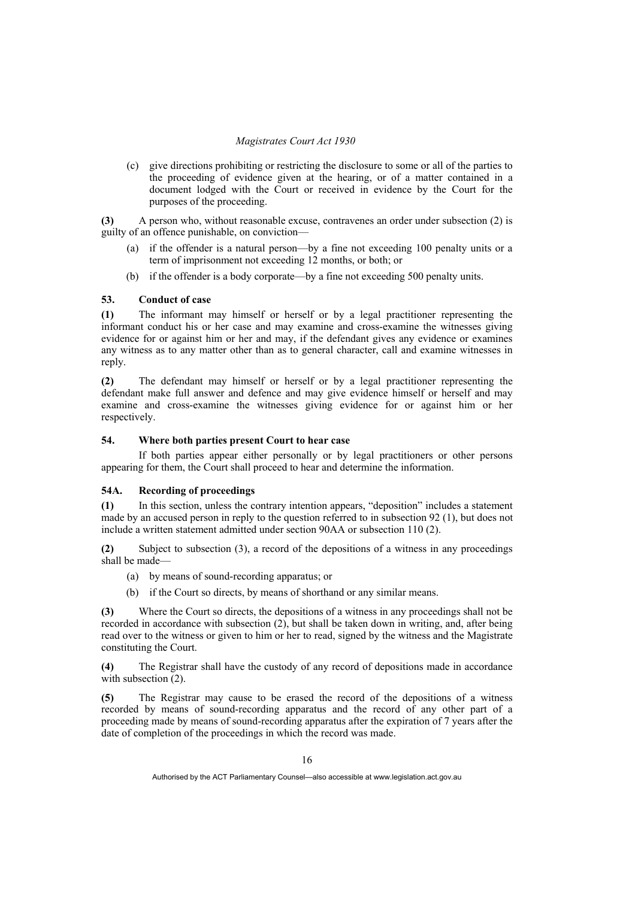(c) give directions prohibiting or restricting the disclosure to some or all of the parties to the proceeding of evidence given at the hearing, or of a matter contained in a document lodged with the Court or received in evidence by the Court for the purposes of the proceeding.

**(3)** A person who, without reasonable excuse, contravenes an order under subsection (2) is guilty of an offence punishable, on conviction—

(a) if the offender is a natural person—by a fine not exceeding 100 penalty units or a term of imprisonment not exceeding 12 months, or both; or

(b) if the offender is a body corporate—by a fine not exceeding 500 penalty units.

### 53. Conduct of case

**(1)** The informant may himself or herself or by a legal practitioner representing the informant conduct his or her case and may examine and cross-examine the witnesses giving evidence for or against him or her and may, if the defendant gives any evidence or examines any witness as to any matter other than as to general character, call and examine witnesses in reply.

**(2)** The defendant may himself or herself or by a legal practitioner representing the defendant make full answer and defence and may give evidence himself or herself and may examine and cross-examine the witnesses giving evidence for or against him or her respectively.

### 54. Where both parties present Court to hear case

If both parties appear either personally or by legal practitioners or other persons appearing for them, the Court shall proceed to hear and determine the information.

### 54A. Recording of proceedings

**(1)** In this section, unless the contrary intention appears, "deposition" includes a statement made by an accused person in reply to the question referred to in subsection 92 (1), but does not include a written statement admitted under section 90AA or subsection 110 (2).

**(2)** Subject to subsection (3), a record of the depositions of a witness in any proceedings shall be made—

(a) by means of sound-recording apparatus; or

(b) if the Court so directs, by means of shorthand or any similar means.

**(3)** Where the Court so directs, the depositions of a witness in any proceedings shall not be recorded in accordance with subsection (2), but shall be taken down in writing, and, after being read over to the witness or given to him or her to read, signed by the witness and the Magistrate constituting the Court.

**(4)** The Registrar shall have the custody of any record of depositions made in accordance with subsection (2).

**(5)** The Registrar may cause to be erased the record of the depositions of a witness recorded by means of sound-recording apparatus and the record of any other part of a proceeding made by means of sound-recording apparatus after the expiration of 7 years after the date of completion of the proceedings in which the record was made.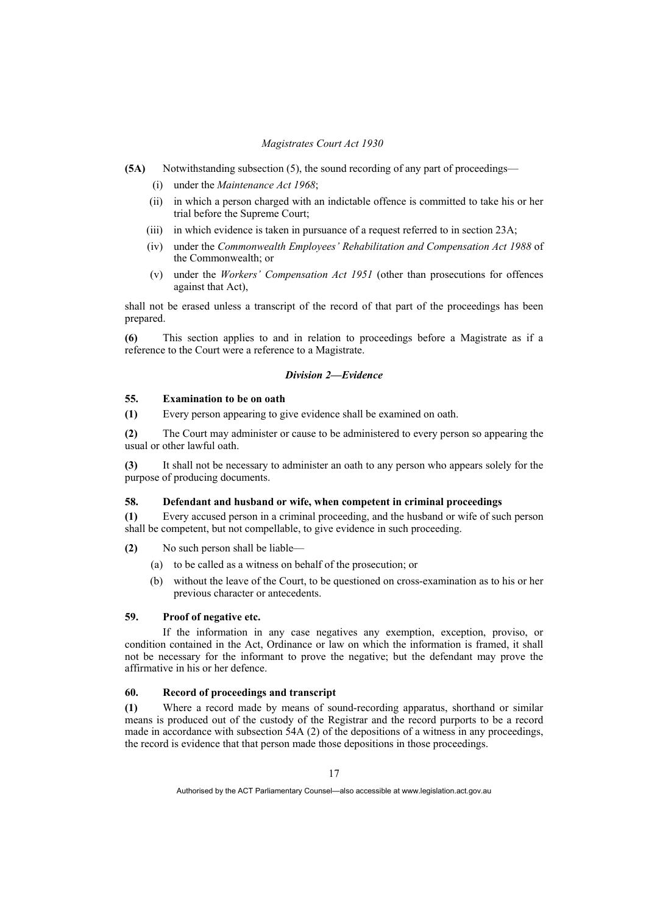**(5A)** Notwithstanding subsection (5), the sound recording of any part of proceedings—

(i) under the *Maintenance Act 1968*;

(ii) in which a person charged with an indictable offence is committed to take his or her trial before the Supreme Court;

(iii) in which evidence is taken in pursuance of a request referred to in section 23A;

(iv) under the *Commonwealth Employees' Rehabilitation and Compensation Act 1988* of the Commonwealth; or

(v) under the *Workers' Compensation Act 1951* (other than prosecutions for offences against that Act),

shall not be erased unless a transcript of the record of that part of the proceedings has been prepared.

**(6)** This section applies to and in relation to proceedings before a Magistrate as if a reference to the Court were a reference to a Magistrate.

### *Division 2—Evidence*

#### 55. Examination to be on oath

**(1)** Every person appearing to give evidence shall be examined on oath.

**(2)** The Court may administer or cause to be administered to every person so appearing the usual or other lawful oath.

**(3)** It shall not be necessary to administer an oath to any person who appears solely for the purpose of producing documents.

#### 58. Defendant and husband or wife, when competent in criminal proceedings

**(1)** Every accused person in a criminal proceeding, and the husband or wife of such person shall be competent, but not compellable, to give evidence in such proceeding.

**(2)** No such person shall be liable—

(a) to be called as a witness on behalf of the prosecution; or

(b) without the leave of the Court, to be questioned on cross-examination as to his or her previous character or antecedents.

#### 59. Proof of negative etc.

If the information in any case negatives any exemption, exception, proviso, or condition contained in the Act, Ordinance or law on which the information is framed, it shall not be necessary for the informant to prove the negative; but the defendant may prove the affirmative in his or her defence.

#### 60. Record of proceedings and transcript

**(1)** Where a record made by means of sound-recording apparatus, shorthand or similar means is produced out of the custody of the Registrar and the record purports to be a record made in accordance with subsection 54A (2) of the depositions of a witness in any proceedings, the record is evidence that that person made those depositions in those proceedings.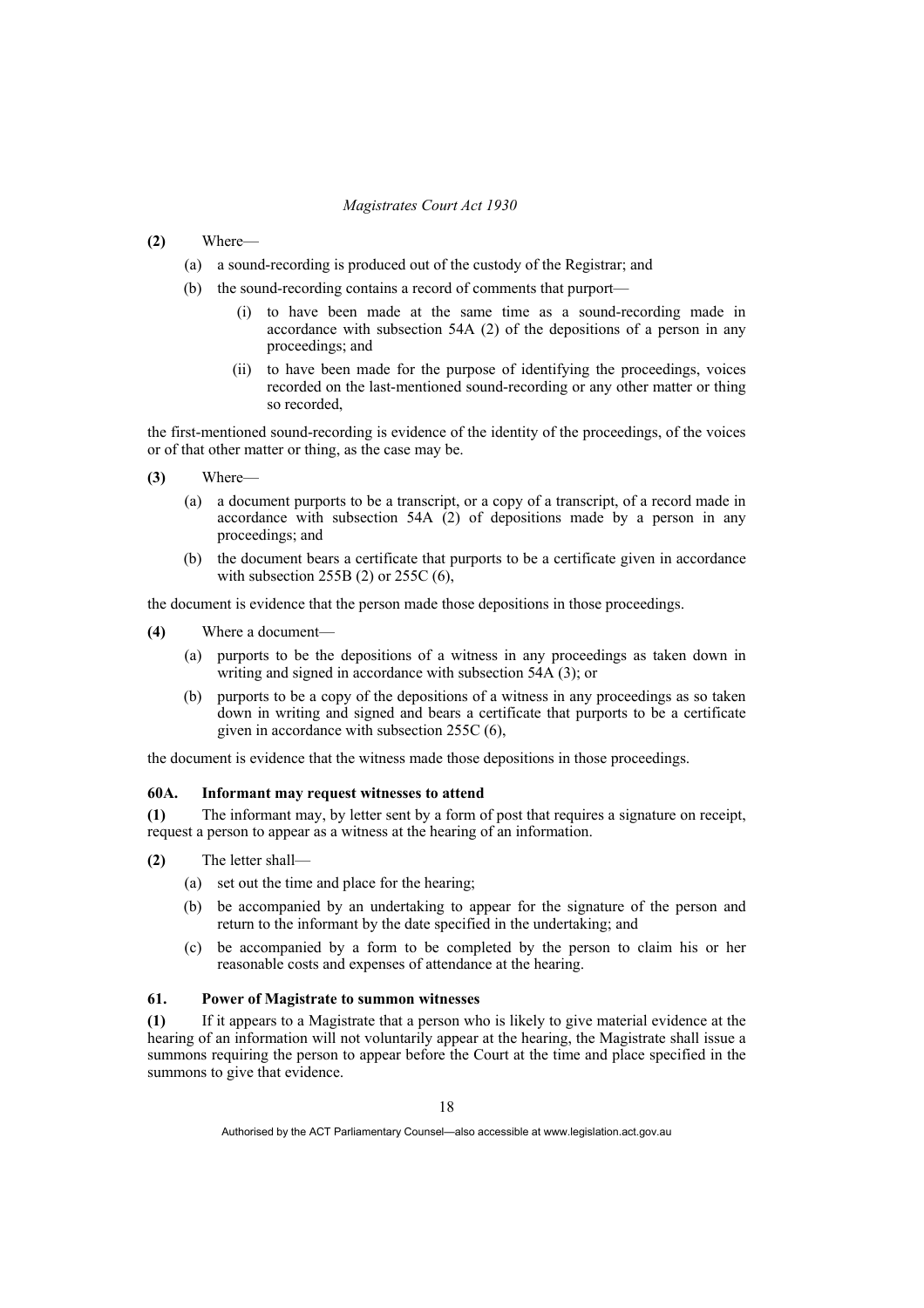**(2)** Where—

(a) a sound-recording is produced out of the custody of the Registrar; and

(b) the sound-recording contains a record of comments that purport—

(i) to have been made at the same time as a sound-recording made in accordance with subsection 54A (2) of the depositions of a person in any proceedings; and

(ii) to have been made for the purpose of identifying the proceedings, voices recorded on the last-mentioned sound-recording or any other matter or thing so recorded,

the first-mentioned sound-recording is evidence of the identity of the proceedings, of the voices or of that other matter or thing, as the case may be.

**(3)** Where—

(a) a document purports to be a transcript, or a copy of a transcript, of a record made in accordance with subsection 54A (2) of depositions made by a person in any proceedings; and

(b) the document bears a certificate that purports to be a certificate given in accordance with subsection 255B (2) or 255C (6),

the document is evidence that the person made those depositions in those proceedings.

**(4)** Where a document—

(a) purports to be the depositions of a witness in any proceedings as taken down in writing and signed in accordance with subsection 54A (3); or

(b) purports to be a copy of the depositions of a witness in any proceedings as so taken down in writing and signed and bears a certificate that purports to be a certificate given in accordance with subsection 255C (6),

the document is evidence that the witness made those depositions in those proceedings.

### 60A. Informant may request witnesses to attend

**(1)** The informant may, by letter sent by a form of post that requires a signature on receipt, request a person to appear as a witness at the hearing of an information.

**(2)** The letter shall—

(a) set out the time and place for the hearing;

(b) be accompanied by an undertaking to appear for the signature of the person and return to the informant by the date specified in the undertaking; and

(c) be accompanied by a form to be completed by the person to claim his or her reasonable costs and expenses of attendance at the hearing.

### 61. Power of Magistrate to summon witnesses

**(1)** If it appears to a Magistrate that a person who is likely to give material evidence at the hearing of an information will not voluntarily appear at the hearing, the Magistrate shall issue a summons requiring the person to appear before the Court at the time and place specified in the summons to give that evidence.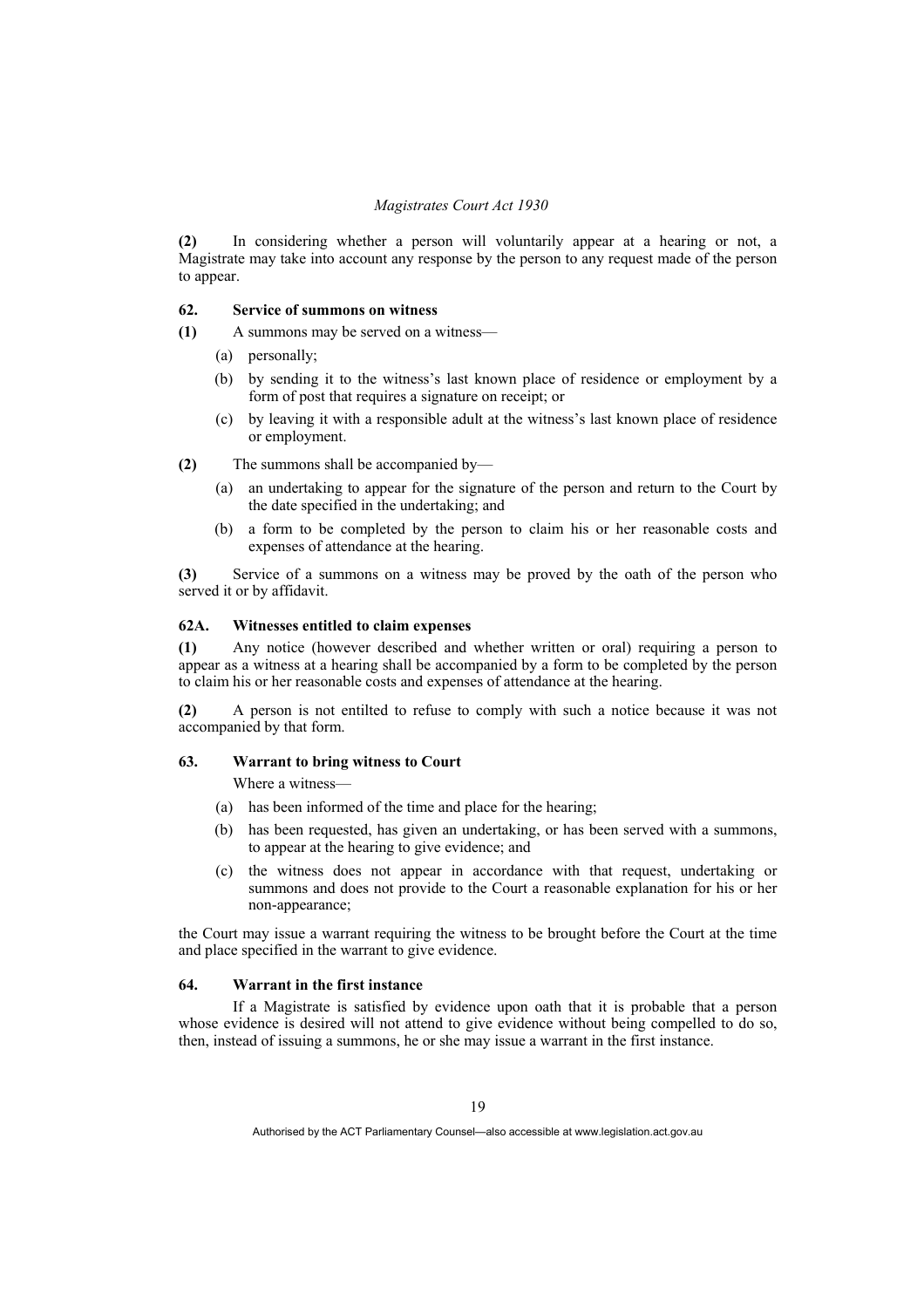**(2)** In considering whether a person will voluntarily appear at a hearing or not, a Magistrate may take into account any response by the person to any request made of the person to appear.

### 62. Service of summons on witness

**(1)** A summons may be served on a witness—

(a) personally;

(b) by sending it to the witness's last known place of residence or employment by a form of post that requires a signature on receipt; or

(c) by leaving it with a responsible adult at the witness's last known place of residence or employment.

**(2)** The summons shall be accompanied by—

(a) an undertaking to appear for the signature of the person and return to the Court by the date specified in the undertaking; and

(b) a form to be completed by the person to claim his or her reasonable costs and expenses of attendance at the hearing.

**(3)** Service of a summons on a witness may be proved by the oath of the person who served it or by affidavit.

### 62A. Witnesses entitled to claim expenses

**(1)** Any notice (however described and whether written or oral) requiring a person to appear as a witness at a hearing shall be accompanied by a form to be completed by the person to claim his or her reasonable costs and expenses of attendance at the hearing.

**(2)** A person is not entilted to refuse to comply with such a notice because it was not accompanied by that form.

### 63. Warrant to bring witness to Court

Where a witness—

(a) has been informed of the time and place for the hearing;

(b) has been requested, has given an undertaking, or has been served with a summons, to appear at the hearing to give evidence; and

(c) the witness does not appear in accordance with that request, undertaking or summons and does not provide to the Court a reasonable explanation for his or her non-appearance;

the Court may issue a warrant requiring the witness to be brought before the Court at the time and place specified in the warrant to give evidence.

### 64. Warrant in the first instance

If a Magistrate is satisfied by evidence upon oath that it is probable that a person whose evidence is desired will not attend to give evidence without being compelled to do so, then, instead of issuing a summons, he or she may issue a warrant in the first instance.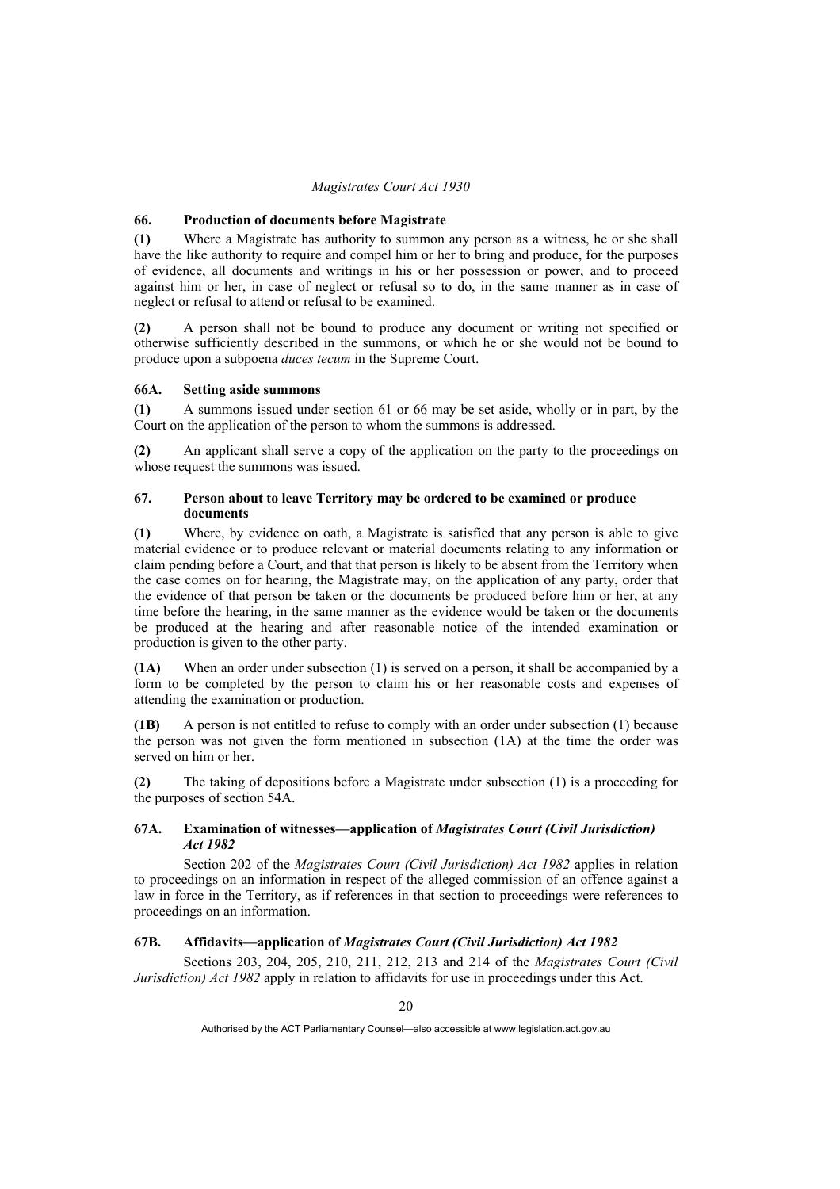### 66. Production of documents before Magistrate

**(1)** Where a Magistrate has authority to summon any person as a witness, he or she shall have the like authority to require and compel him or her to bring and produce, for the purposes of evidence, all documents and writings in his or her possession or power, and to proceed against him or her, in case of neglect or refusal so to do, in the same manner as in case of neglect or refusal to attend or refusal to be examined.

**(2)** A person shall not be bound to produce any document or writing not specified or otherwise sufficiently described in the summons, or which he or she would not be bound to produce upon a subpoena *duces tecum* in the Supreme Court.

### 66A. Setting aside summons

**(1)** A summons issued under section 61 or 66 may be set aside, wholly or in part, by the Court on the application of the person to whom the summons is addressed.

**(2)** An applicant shall serve a copy of the application on the party to the proceedings on whose request the summons was issued.

### 67. Person about to leave Territory may be ordered to be examined or produce documents

**(1)** Where, by evidence on oath, a Magistrate is satisfied that any person is able to give material evidence or to produce relevant or material documents relating to any information or claim pending before a Court, and that that person is likely to be absent from the Territory when the case comes on for hearing, the Magistrate may, on the application of any party, order that the evidence of that person be taken or the documents be produced before him or her, at any time before the hearing, in the same manner as the evidence would be taken or the documents be produced at the hearing and after reasonable notice of the intended examination or production is given to the other party.

**(1A)** When an order under subsection (1) is served on a person, it shall be accompanied by a form to be completed by the person to claim his or her reasonable costs and expenses of attending the examination or production.

**(1B)** A person is not entitled to refuse to comply with an order under subsection (1) because the person was not given the form mentioned in subsection (1A) at the time the order was served on him or her.

**(2)** The taking of depositions before a Magistrate under subsection (1) is a proceeding for the purposes of section 54A.

### 67A. Examination of witnesses—application of *Magistrates Court (Civil Jurisdiction) Act 1982*

Section 202 of the *Magistrates Court (Civil Jurisdiction) Act 1982* applies in relation to proceedings on an information in respect of the alleged commission of an offence against a law in force in the Territory, as if references in that section to proceedings were references to proceedings on an information.

### 67B. Affidavits—application of *Magistrates Court (Civil Jurisdiction) Act 1982*

Sections 203, 204, 205, 210, 211, 212, 213 and 214 of the *Magistrates Court (Civil Jurisdiction) Act 1982* apply in relation to affidavits for use in proceedings under this Act.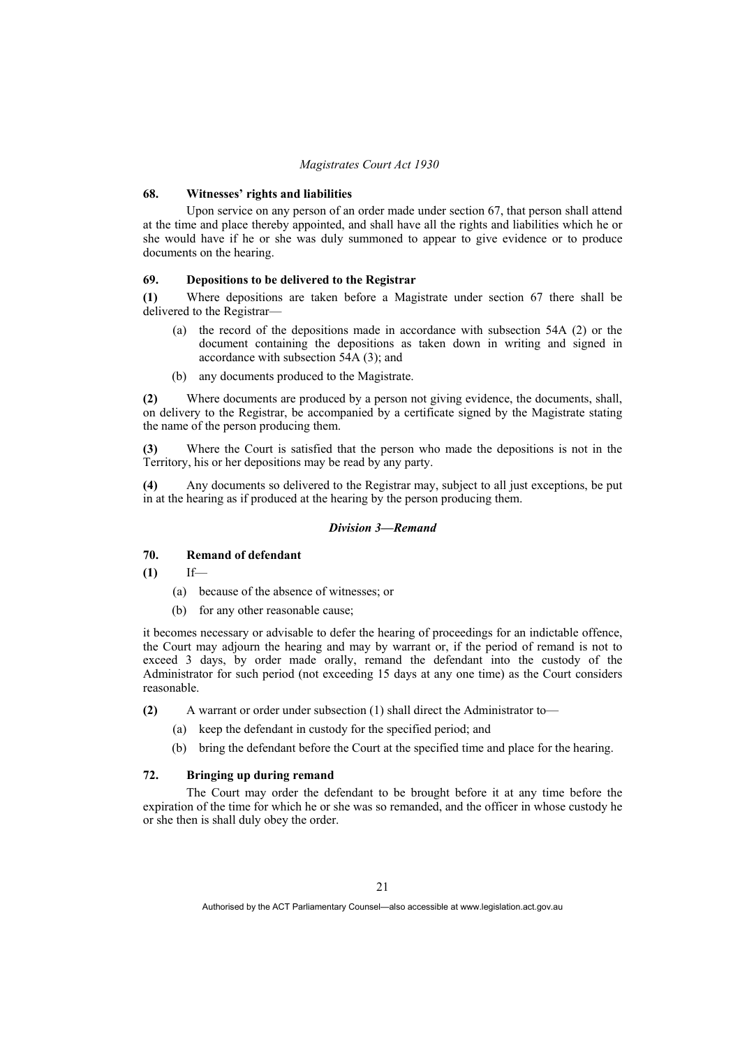### 68. Witnesses' rights and liabilities

Upon service on any person of an order made under section 67, that person shall attend at the time and place thereby appointed, and shall have all the rights and liabilities which he or she would have if he or she was duly summoned to appear to give evidence or to produce documents on the hearing.

### 69. Depositions to be delivered to the Registrar

**(1)** Where depositions are taken before a Magistrate under section 67 there shall be delivered to the Registrar—

(a) the record of the depositions made in accordance with subsection 54A (2) or the document containing the depositions as taken down in writing and signed in accordance with subsection 54A (3); and

(b) any documents produced to the Magistrate.

**(2)** Where documents are produced by a person not giving evidence, the documents, shall, on delivery to the Registrar, be accompanied by a certificate signed by the Magistrate stating the name of the person producing them.

**(3)** Where the Court is satisfied that the person who made the depositions is not in the Territory, his or her depositions may be read by any party.

**(4)** Any documents so delivered to the Registrar may, subject to all just exceptions, be put in at the hearing as if produced at the hearing by the person producing them.

## *Division 3—Remand*

### 70. Remand of defendant

**(1)** If—

(a) because of the absence of witnesses; or

(b) for any other reasonable cause;

it becomes necessary or advisable to defer the hearing of proceedings for an indictable offence, the Court may adjourn the hearing and may by warrant or, if the period of remand is not to exceed 3 days, by order made orally, remand the defendant into the custody of the Administrator for such period (not exceeding 15 days at any one time) as the Court considers reasonable.

**(2)** A warrant or order under subsection (1) shall direct the Administrator to—

(a) keep the defendant in custody for the specified period; and

(b) bring the defendant before the Court at the specified time and place for the hearing.

### 72. Bringing up during remand

The Court may order the defendant to be brought before it at any time before the expiration of the time for which he or she was so remanded, and the officer in whose custody he or she then is shall duly obey the order.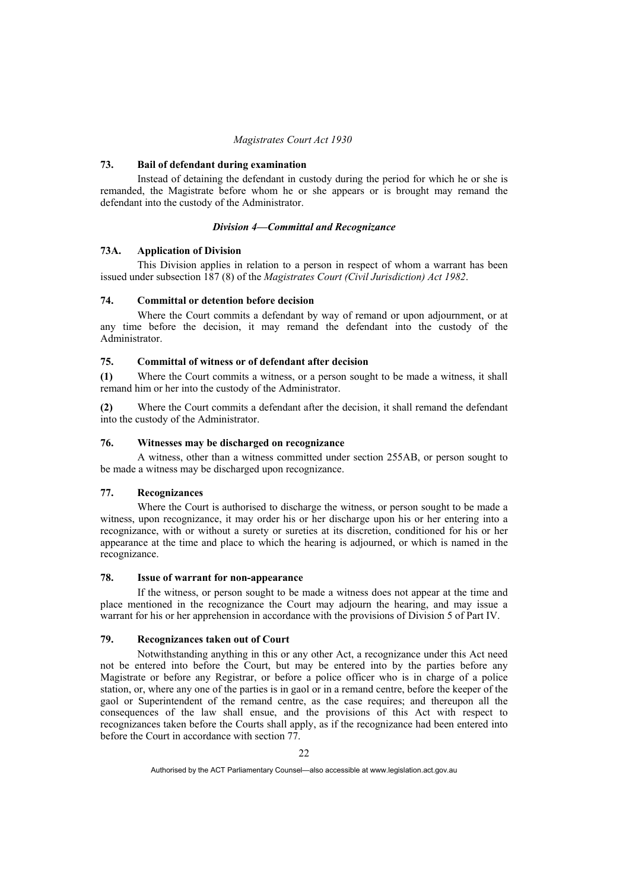### 73. Bail of defendant during examination

Instead of detaining the defendant in custody during the period for which he or she is remanded, the Magistrate before whom he or she appears or is brought may remand the defendant into the custody of the Administrator.

## *Division 4—Committal and Recognizance*

### 73A. Application of Division

This Division applies in relation to a person in respect of whom a warrant has been issued under subsection 187 (8) of the *Magistrates Court (Civil Jurisdiction) Act 1982*.

### 74. Committal or detention before decision

Where the Court commits a defendant by way of remand or upon adjournment, or at any time before the decision, it may remand the defendant into the custody of the Administrator.

### 75. Committal of witness or of defendant after decision

**(1)** Where the Court commits a witness, or a person sought to be made a witness, it shall remand him or her into the custody of the Administrator.

**(2)** Where the Court commits a defendant after the decision, it shall remand the defendant into the custody of the Administrator.

### 76. Witnesses may be discharged on recognizance

A witness, other than a witness committed under section 255AB, or person sought to be made a witness may be discharged upon recognizance.

### 77. Recognizances

Where the Court is authorised to discharge the witness, or person sought to be made a witness, upon recognizance, it may order his or her discharge upon his or her entering into a recognizance, with or without a surety or sureties at its discretion, conditioned for his or her appearance at the time and place to which the hearing is adjourned, or which is named in the recognizance.

### 78. Issue of warrant for non-appearance

If the witness, or person sought to be made a witness does not appear at the time and place mentioned in the recognizance the Court may adjourn the hearing, and may issue a warrant for his or her apprehension in accordance with the provisions of Division 5 of Part IV.

### 79. Recognizances taken out of Court

Notwithstanding anything in this or any other Act, a recognizance under this Act need not be entered into before the Court, but may be entered into by the parties before any Magistrate or before any Registrar, or before a police officer who is in charge of a police station, or, where any one of the parties is in gaol or in a remand centre, before the keeper of the gaol or Superintendent of the remand centre, as the case requires; and thereupon all the consequences of the law shall ensue, and the provisions of this Act with respect to recognizances taken before the Courts shall apply, as if the recognizance had been entered into before the Court in accordance with section 77.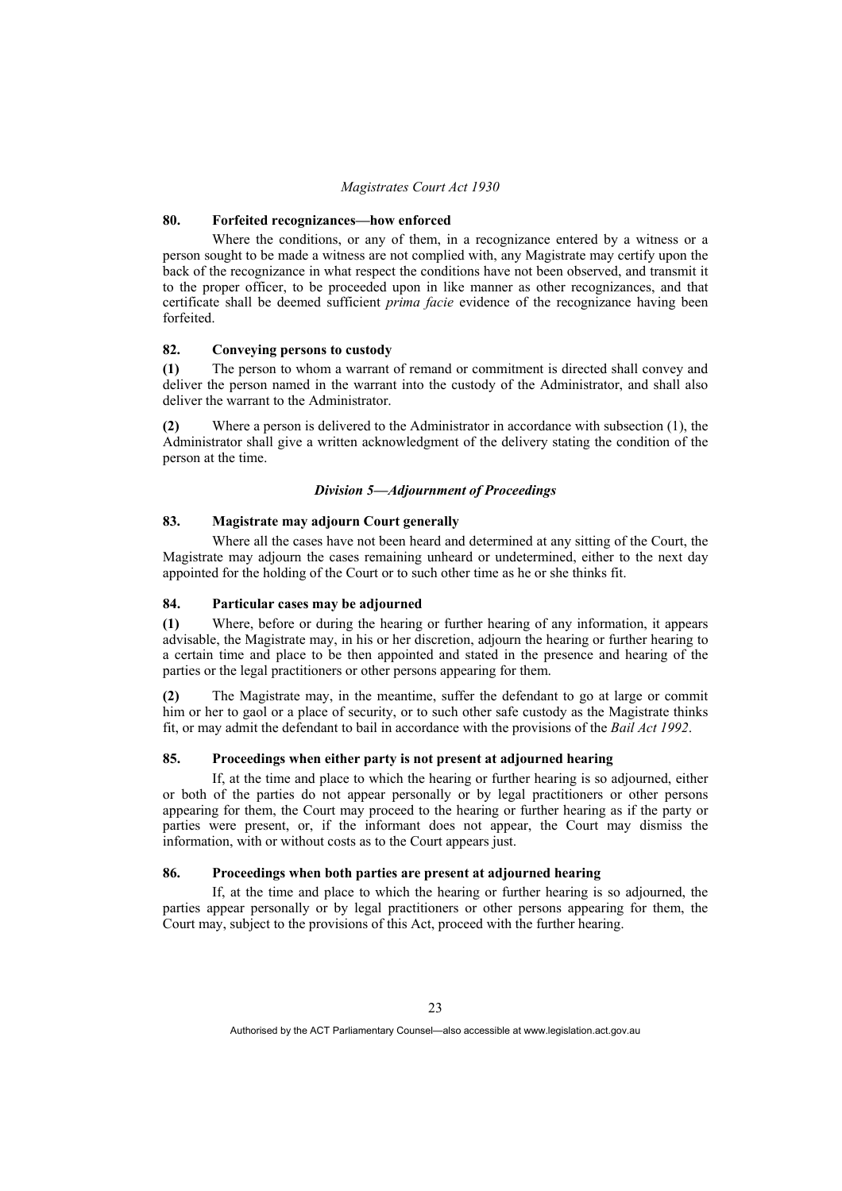### 80. Forfeited recognizances—how enforced

Where the conditions, or any of them, in a recognizance entered by a witness or a person sought to be made a witness are not complied with, any Magistrate may certify upon the back of the recognizance in what respect the conditions have not been observed, and transmit it to the proper officer, to be proceeded upon in like manner as other recognizances, and that certificate shall be deemed sufficient *prima facie* evidence of the recognizance having been forfeited.

### 82. Conveying persons to custody

**(1)** The person to whom a warrant of remand or commitment is directed shall convey and deliver the person named in the warrant into the custody of the Administrator, and shall also deliver the warrant to the Administrator.

**(2)** Where a person is delivered to the Administrator in accordance with subsection (1), the Administrator shall give a written acknowledgment of the delivery stating the condition of the person at the time.

## *Division 5—Adjournment of Proceedings*

### 83. Magistrate may adjourn Court generally

Where all the cases have not been heard and determined at any sitting of the Court, the Magistrate may adjourn the cases remaining unheard or undetermined, either to the next day appointed for the holding of the Court or to such other time as he or she thinks fit.

### 84. Particular cases may be adjourned

**(1)** Where, before or during the hearing or further hearing of any information, it appears advisable, the Magistrate may, in his or her discretion, adjourn the hearing or further hearing to a certain time and place to be then appointed and stated in the presence and hearing of the parties or the legal practitioners or other persons appearing for them.

**(2)** The Magistrate may, in the meantime, suffer the defendant to go at large or commit him or her to gaol or a place of security, or to such other safe custody as the Magistrate thinks fit, or may admit the defendant to bail in accordance with the provisions of the *Bail Act 1992*.

### 85. Proceedings when either party is not present at adjourned hearing

If, at the time and place to which the hearing or further hearing is so adjourned, either or both of the parties do not appear personally or by legal practitioners or other persons appearing for them, the Court may proceed to the hearing or further hearing as if the party or parties were present, or, if the informant does not appear, the Court may dismiss the information, with or without costs as to the Court appears just.

### 86. Proceedings when both parties are present at adjourned hearing

If, at the time and place to which the hearing or further hearing is so adjourned, the parties appear personally or by legal practitioners or other persons appearing for them, the Court may, subject to the provisions of this Act, proceed with the further hearing.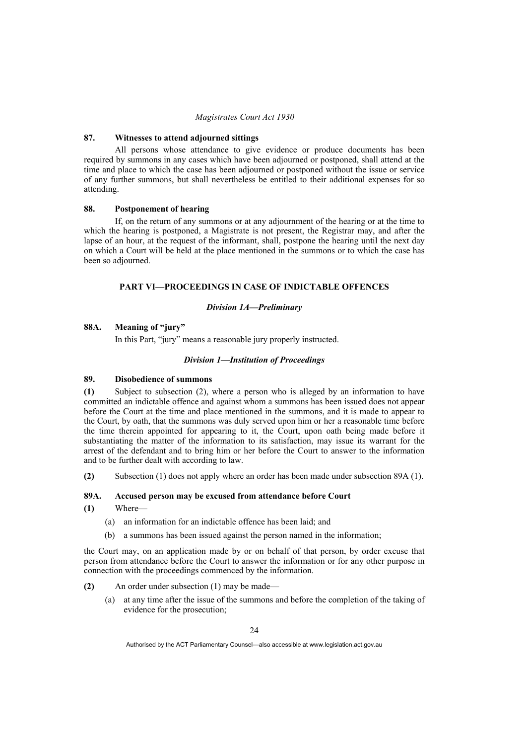### 87. Witnesses to attend adjourned sittings

All persons whose attendance to give evidence or produce documents has been required by summons in any cases which have been adjourned or postponed, shall attend at the time and place to which the case has been adjourned or postponed without the issue or service of any further summons, but shall nevertheless be entitled to their additional expenses for so attending.

### 88. Postponement of hearing

If, on the return of any summons or at any adjournment of the hearing or at the time to which the hearing is postponed, a Magistrate is not present, the Registrar may, and after the lapse of an hour, at the request of the informant, shall, postpone the hearing until the next day on which a Court will be held at the place mentioned in the summons or to which the case has been so adjourned.

## PART VI—PROCEEDINGS IN CASE OF INDICTABLE OFFENCES

### *Division 1A—Preliminary*

### 88A. Meaning of "jury"

In this Part, "jury" means a reasonable jury properly instructed.

### *Division 1—Institution of Proceedings*

### 89. Disobedience of summons

**(1)** Subject to subsection (2), where a person who is alleged by an information to have committed an indictable offence and against whom a summons has been issued does not appear before the Court at the time and place mentioned in the summons, and it is made to appear to the Court, by oath, that the summons was duly served upon him or her a reasonable time before the time therein appointed for appearing to it, the Court, upon oath being made before it substantiating the matter of the information to its satisfaction, may issue its warrant for the arrest of the defendant and to bring him or her before the Court to answer to the information and to be further dealt with according to law.

**(2)** Subsection (1) does not apply where an order has been made under subsection 89A (1).

### 89A. Accused person may be excused from attendance before Court

**(1)** Where—

(a) an information for an indictable offence has been laid; and

(b) a summons has been issued against the person named in the information;

the Court may, on an application made by or on behalf of that person, by order excuse that person from attendance before the Court to answer the information or for any other purpose in connection with the proceedings commenced by the information.

**(2)** An order under subsection (1) may be made—

(a) at any time after the issue of the summons and before the completion of the taking of evidence for the prosecution;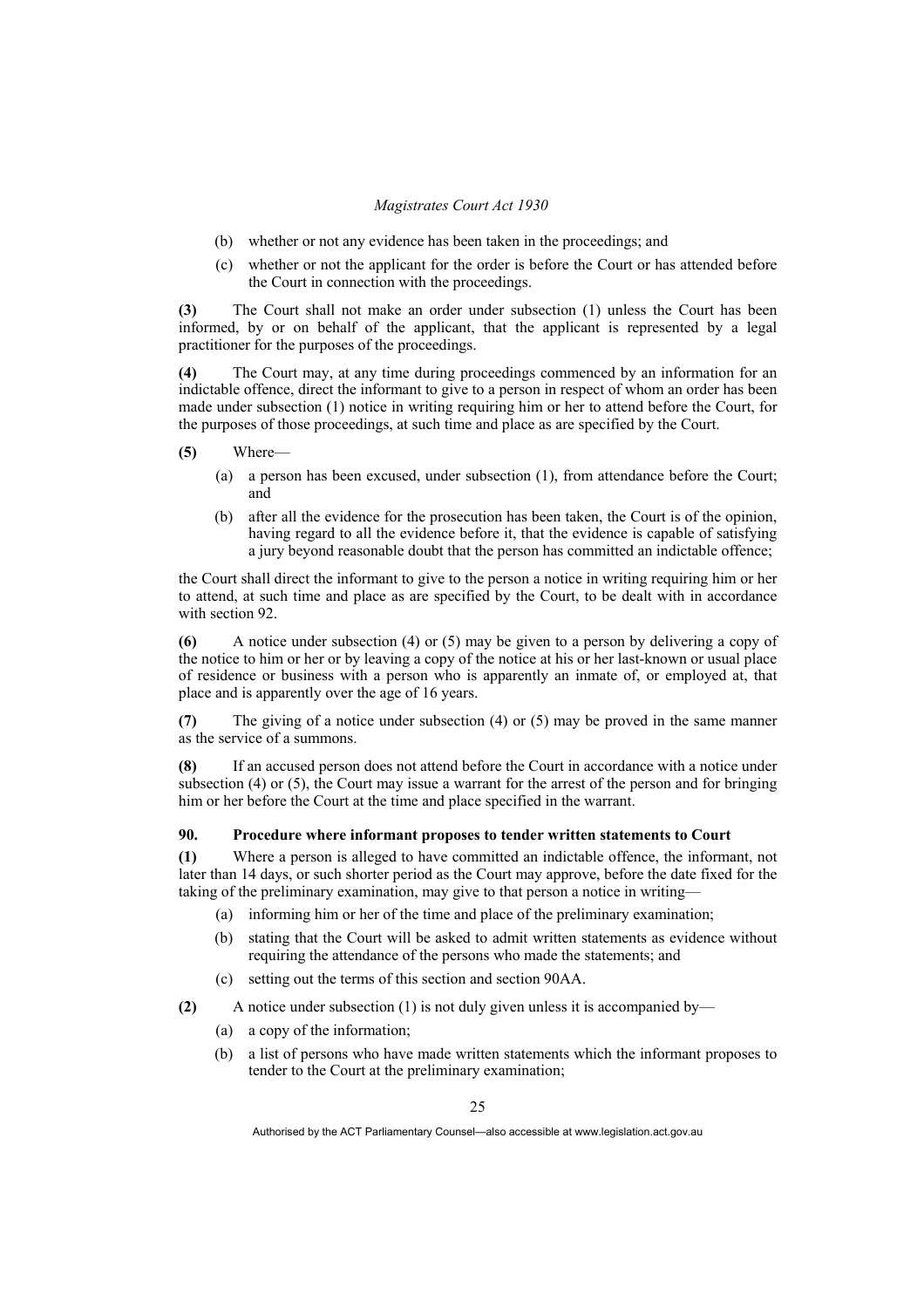(b) whether or not any evidence has been taken in the proceedings; and

(c) whether or not the applicant for the order is before the Court or has attended before the Court in connection with the proceedings.

**(3)** The Court shall not make an order under subsection (1) unless the Court has been informed, by or on behalf of the applicant, that the applicant is represented by a legal practitioner for the purposes of the proceedings.

**(4)** The Court may, at any time during proceedings commenced by an information for an indictable offence, direct the informant to give to a person in respect of whom an order has been made under subsection (1) notice in writing requiring him or her to attend before the Court, for the purposes of those proceedings, at such time and place as are specified by the Court.

**(5)** Where—

(a) a person has been excused, under subsection (1), from attendance before the Court; and

(b) after all the evidence for the prosecution has been taken, the Court is of the opinion, having regard to all the evidence before it, that the evidence is capable of satisfying a jury beyond reasonable doubt that the person has committed an indictable offence;

the Court shall direct the informant to give to the person a notice in writing requiring him or her to attend, at such time and place as are specified by the Court, to be dealt with in accordance with section 92.

**(6)** A notice under subsection (4) or (5) may be given to a person by delivering a copy of the notice to him or her or by leaving a copy of the notice at his or her last-known or usual place of residence or business with a person who is apparently an inmate of, or employed at, that place and is apparently over the age of 16 years.

**(7)** The giving of a notice under subsection (4) or (5) may be proved in the same manner as the service of a summons.

**(8)** If an accused person does not attend before the Court in accordance with a notice under subsection (4) or (5), the Court may issue a warrant for the arrest of the person and for bringing him or her before the Court at the time and place specified in the warrant.

### 90. Procedure where informant proposes to tender written statements to Court

**(1)** Where a person is alleged to have committed an indictable offence, the informant, not later than 14 days, or such shorter period as the Court may approve, before the date fixed for the taking of the preliminary examination, may give to that person a notice in writing—

(a) informing him or her of the time and place of the preliminary examination;

(b) stating that the Court will be asked to admit written statements as evidence without requiring the attendance of the persons who made the statements; and

(c) setting out the terms of this section and section 90AA.

**(2)** A notice under subsection (1) is not duly given unless it is accompanied by—

(a) a copy of the information;

(b) a list of persons who have made written statements which the informant proposes to tender to the Court at the preliminary examination;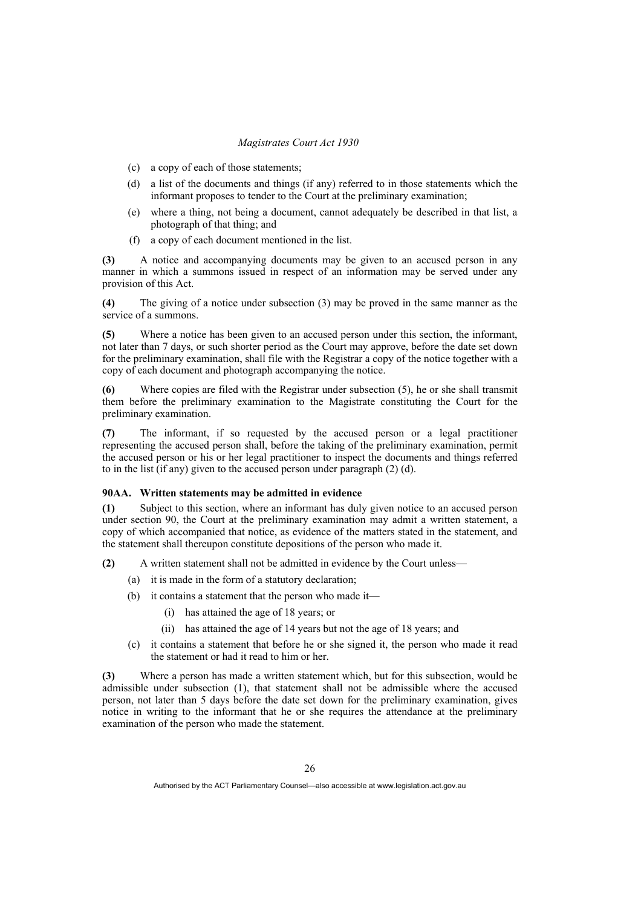(c) a copy of each of those statements;

(d) a list of the documents and things (if any) referred to in those statements which the informant proposes to tender to the Court at the preliminary examination;

(e) where a thing, not being a document, cannot adequately be described in that list, a photograph of that thing; and

(f) a copy of each document mentioned in the list.

**(3)** A notice and accompanying documents may be given to an accused person in any manner in which a summons issued in respect of an information may be served under any provision of this Act.

**(4)** The giving of a notice under subsection (3) may be proved in the same manner as the service of a summons.

**(5)** Where a notice has been given to an accused person under this section, the informant, not later than 7 days, or such shorter period as the Court may approve, before the date set down for the preliminary examination, shall file with the Registrar a copy of the notice together with a copy of each document and photograph accompanying the notice.

**(6)** Where copies are filed with the Registrar under subsection (5), he or she shall transmit them before the preliminary examination to the Magistrate constituting the Court for the preliminary examination.

**(7)** The informant, if so requested by the accused person or a legal practitioner representing the accused person shall, before the taking of the preliminary examination, permit the accused person or his or her legal practitioner to inspect the documents and things referred to in the list (if any) given to the accused person under paragraph (2) (d).

### 90AA. Written statements may be admitted in evidence

**(1)** Subject to this section, where an informant has duly given notice to an accused person under section 90, the Court at the preliminary examination may admit a written statement, a copy of which accompanied that notice, as evidence of the matters stated in the statement, and the statement shall thereupon constitute depositions of the person who made it.

**(2)** A written statement shall not be admitted in evidence by the Court unless—

(a) it is made in the form of a statutory declaration;

(b) it contains a statement that the person who made it—

(i) has attained the age of 18 years; or

(ii) has attained the age of 14 years but not the age of 18 years; and

(c) it contains a statement that before he or she signed it, the person who made it read the statement or had it read to him or her.

**(3)** Where a person has made a written statement which, but for this subsection, would be admissible under subsection (1), that statement shall not be admissible where the accused person, not later than 5 days before the date set down for the preliminary examination, gives notice in writing to the informant that he or she requires the attendance at the preliminary examination of the person who made the statement.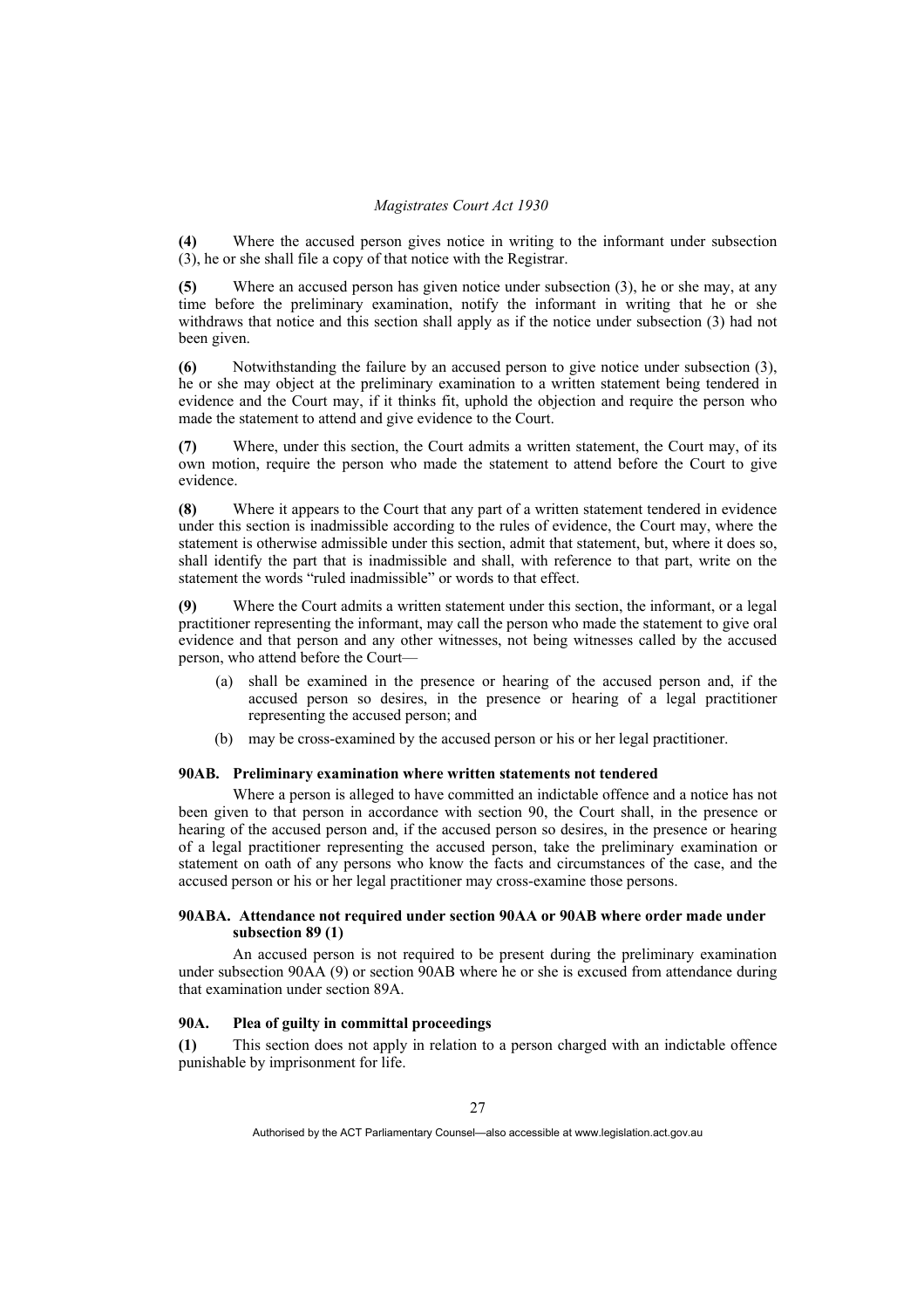**(4)** Where the accused person gives notice in writing to the informant under subsection (3), he or she shall file a copy of that notice with the Registrar.

**(5)** Where an accused person has given notice under subsection (3), he or she may, at any time before the preliminary examination, notify the informant in writing that he or she withdraws that notice and this section shall apply as if the notice under subsection (3) had not been given.

**(6)** Notwithstanding the failure by an accused person to give notice under subsection (3), he or she may object at the preliminary examination to a written statement being tendered in evidence and the Court may, if it thinks fit, uphold the objection and require the person who made the statement to attend and give evidence to the Court.

**(7)** Where, under this section, the Court admits a written statement, the Court may, of its own motion, require the person who made the statement to attend before the Court to give evidence.

**(8)** Where it appears to the Court that any part of a written statement tendered in evidence under this section is inadmissible according to the rules of evidence, the Court may, where the statement is otherwise admissible under this section, admit that statement, but, where it does so, shall identify the part that is inadmissible and shall, with reference to that part, write on the statement the words "ruled inadmissible" or words to that effect.

**(9)** Where the Court admits a written statement under this section, the informant, or a legal practitioner representing the informant, may call the person who made the statement to give oral evidence and that person and any other witnesses, not being witnesses called by the accused person, who attend before the Court—

- (a) shall be examined in the presence or hearing of the accused person and, if the accused person so desires, in the presence or hearing of a legal practitioner representing the accused person; and
- (b) may be cross-examined by the accused person or his or her legal practitioner.

#### 90AB. Preliminary examination where written statements not tendered

Where a person is alleged to have committed an indictable offence and a notice has not been given to that person in accordance with section 90, the Court shall, in the presence or hearing of the accused person and, if the accused person so desires, in the presence or hearing of a legal practitioner representing the accused person, take the preliminary examination or statement on oath of any persons who know the facts and circumstances of the case, and the accused person or his or her legal practitioner may cross-examine those persons.

#### 90ABA. Attendance not required under section 90AA or 90AB where order made under subsection 89 (1)

An accused person is not required to be present during the preliminary examination under subsection 90AA (9) or section 90AB where he or she is excused from attendance during that examination under section 89A.

#### 90A. Plea of guilty in committal proceedings

**(1)** This section does not apply in relation to a person charged with an indictable offence punishable by imprisonment for life.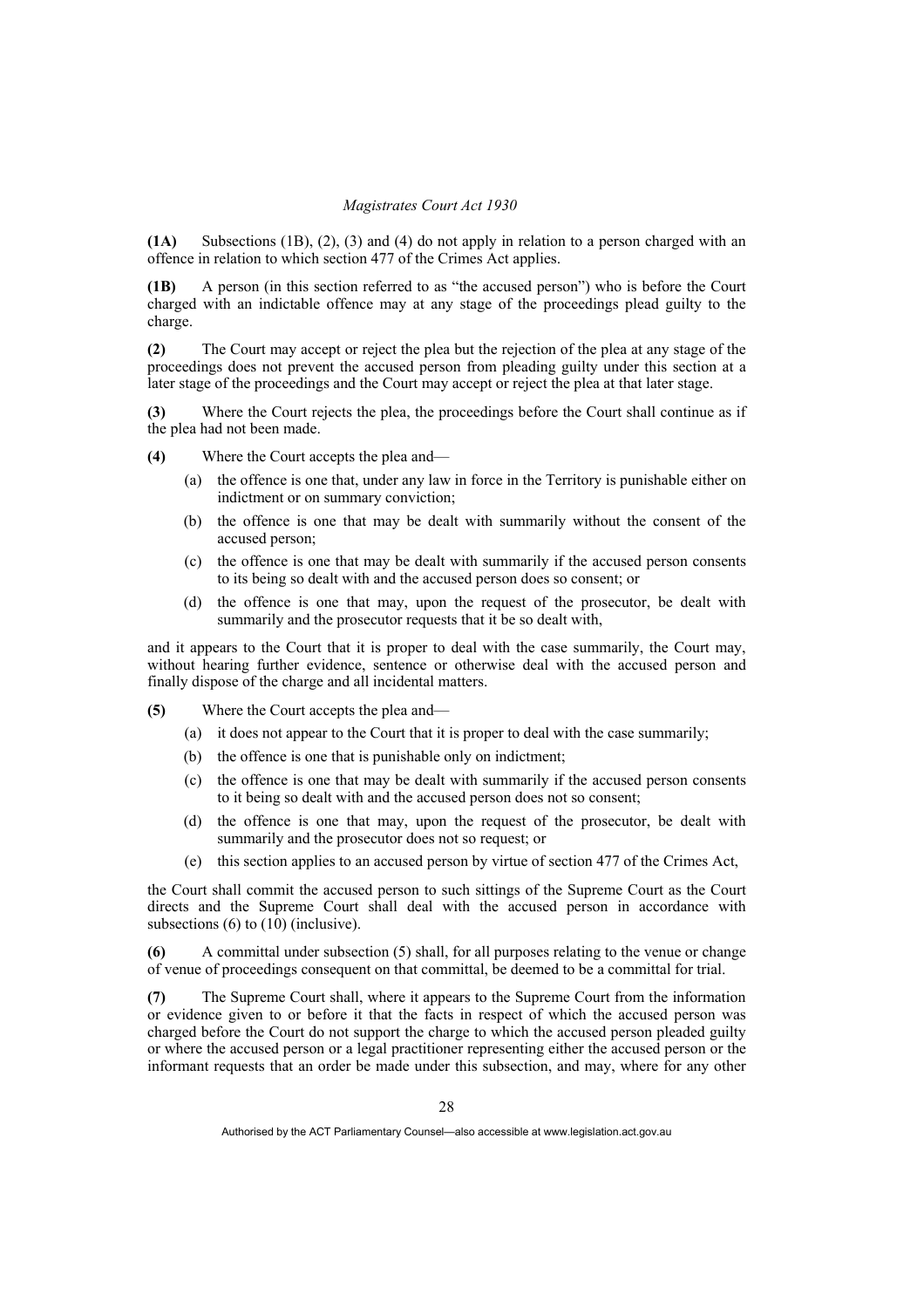**(1A)** Subsections (1B), (2), (3) and (4) do not apply in relation to a person charged with an offence in relation to which section 477 of the Crimes Act applies.

**(1B)** A person (in this section referred to as "the accused person") who is before the Court charged with an indictable offence may at any stage of the proceedings plead guilty to the charge.

**(2)** The Court may accept or reject the plea but the rejection of the plea at any stage of the proceedings does not prevent the accused person from pleading guilty under this section at a later stage of the proceedings and the Court may accept or reject the plea at that later stage.

**(3)** Where the Court rejects the plea, the proceedings before the Court shall continue as if the plea had not been made.

**(4)** Where the Court accepts the plea and—

- (a) the offence is one that, under any law in force in the Territory is punishable either on indictment or on summary conviction;
- (b) the offence is one that may be dealt with summarily without the consent of the accused person;
- (c) the offence is one that may be dealt with summarily if the accused person consents to its being so dealt with and the accused person does so consent; or
- (d) the offence is one that may, upon the request of the prosecutor, be dealt with summarily and the prosecutor requests that it be so dealt with,

and it appears to the Court that it is proper to deal with the case summarily, the Court may, without hearing further evidence, sentence or otherwise deal with the accused person and finally dispose of the charge and all incidental matters.

**(5)** Where the Court accepts the plea and—

- (a) it does not appear to the Court that it is proper to deal with the case summarily;
- (b) the offence is one that is punishable only on indictment;
- (c) the offence is one that may be dealt with summarily if the accused person consents to it being so dealt with and the accused person does not so consent;
- (d) the offence is one that may, upon the request of the prosecutor, be dealt with summarily and the prosecutor does not so request; or
- (e) this section applies to an accused person by virtue of section 477 of the Crimes Act,

the Court shall commit the accused person to such sittings of the Supreme Court as the Court directs and the Supreme Court shall deal with the accused person in accordance with subsections (6) to (10) (inclusive).

**(6)** A committal under subsection (5) shall, for all purposes relating to the venue or change of venue of proceedings consequent on that committal, be deemed to be a committal for trial.

**(7)** The Supreme Court shall, where it appears to the Supreme Court from the information or evidence given to or before it that the facts in respect of which the accused person was charged before the Court do not support the charge to which the accused person pleaded guilty or where the accused person or a legal practitioner representing either the accused person or the informant requests that an order be made under this subsection, and may, where for any other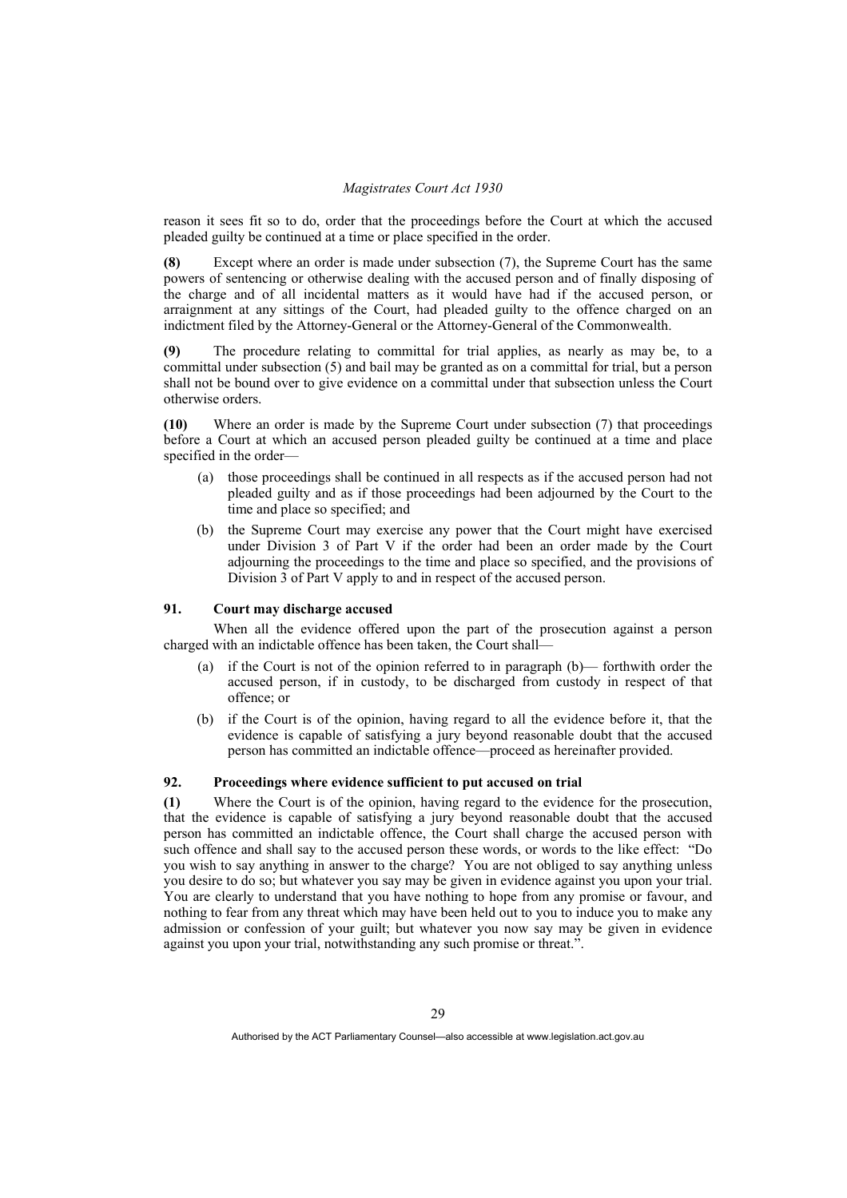reason it sees fit so to do, order that the proceedings before the Court at which the accused pleaded guilty be continued at a time or place specified in the order.

**(8)** Except where an order is made under subsection (7), the Supreme Court has the same powers of sentencing or otherwise dealing with the accused person and of finally disposing of the charge and of all incidental matters as it would have had if the accused person, or arraignment at any sittings of the Court, had pleaded guilty to the offence charged on an indictment filed by the Attorney-General or the Attorney-General of the Commonwealth.

**(9)** The procedure relating to committal for trial applies, as nearly as may be, to a committal under subsection (5) and bail may be granted as on a committal for trial, but a person shall not be bound over to give evidence on a committal under that subsection unless the Court otherwise orders.

**(10)** Where an order is made by the Supreme Court under subsection (7) that proceedings before a Court at which an accused person pleaded guilty be continued at a time and place specified in the order—

- (a) those proceedings shall be continued in all respects as if the accused person had not pleaded guilty and as if those proceedings had been adjourned by the Court to the time and place so specified; and
- (b) the Supreme Court may exercise any power that the Court might have exercised under Division 3 of Part V if the order had been an order made by the Court adjourning the proceedings to the time and place so specified, and the provisions of Division 3 of Part V apply to and in respect of the accused person.

### 91. Court may discharge accused

When all the evidence offered upon the part of the prosecution against a person charged with an indictable offence has been taken, the Court shall—

- (a) if the Court is not of the opinion referred to in paragraph (b)— forthwith order the accused person, if in custody, to be discharged from custody in respect of that offence; or
- (b) if the Court is of the opinion, having regard to all the evidence before it, that the evidence is capable of satisfying a jury beyond reasonable doubt that the accused person has committed an indictable offence—proceed as hereinafter provided.

### 92. Proceedings where evidence sufficient to put accused on trial

**(1)** Where the Court is of the opinion, having regard to the evidence for the prosecution, that the evidence is capable of satisfying a jury beyond reasonable doubt that the accused person has committed an indictable offence, the Court shall charge the accused person with such offence and shall say to the accused person these words, or words to the like effect: "Do you wish to say anything in answer to the charge? You are not obliged to say anything unless you desire to do so; but whatever you say may be given in evidence against you upon your trial. You are clearly to understand that you have nothing to hope from any promise or favour, and nothing to fear from any threat which may have been held out to you to induce you to make any admission or confession of your guilt; but whatever you now say may be given in evidence against you upon your trial, notwithstanding any such promise or threat.".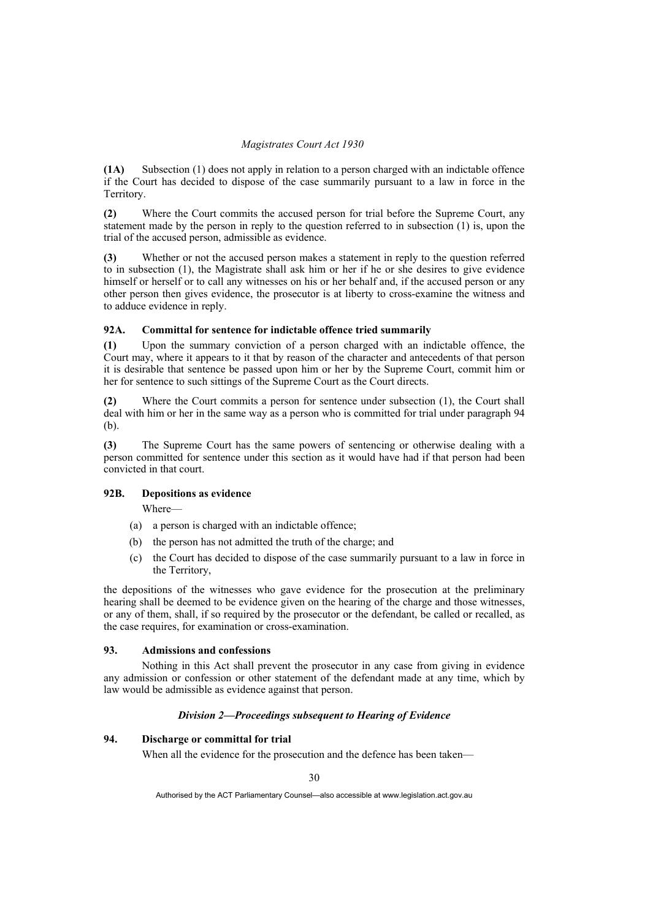**(1A)** Subsection (1) does not apply in relation to a person charged with an indictable offence if the Court has decided to dispose of the case summarily pursuant to a law in force in the Territory.

**(2)** Where the Court commits the accused person for trial before the Supreme Court, any statement made by the person in reply to the question referred to in subsection (1) is, upon the trial of the accused person, admissible as evidence.

**(3)** Whether or not the accused person makes a statement in reply to the question referred to in subsection (1), the Magistrate shall ask him or her if he or she desires to give evidence himself or herself or to call any witnesses on his or her behalf and, if the accused person or any other person then gives evidence, the prosecutor is at liberty to cross-examine the witness and to adduce evidence in reply.

### 92A. Committal for sentence for indictable offence tried summarily

**(1)** Upon the summary conviction of a person charged with an indictable offence, the Court may, where it appears to it that by reason of the character and antecedents of that person it is desirable that sentence be passed upon him or her by the Supreme Court, commit him or her for sentence to such sittings of the Supreme Court as the Court directs.

**(2)** Where the Court commits a person for sentence under subsection (1), the Court shall deal with him or her in the same way as a person who is committed for trial under paragraph 94 (b).

**(3)** The Supreme Court has the same powers of sentencing or otherwise dealing with a person committed for sentence under this section as it would have had if that person had been convicted in that court.

### 92B. Depositions as evidence

Where—

(a) a person is charged with an indictable offence;

(b) the person has not admitted the truth of the charge; and

(c) the Court has decided to dispose of the case summarily pursuant to a law in force in the Territory,

the depositions of the witnesses who gave evidence for the prosecution at the preliminary hearing shall be deemed to be evidence given on the hearing of the charge and those witnesses, or any of them, shall, if so required by the prosecutor or the defendant, be called or recalled, as the case requires, for examination or cross-examination.

### 93. Admissions and confessions

Nothing in this Act shall prevent the prosecutor in any case from giving in evidence any admission or confession or other statement of the defendant made at any time, which by law would be admissible as evidence against that person.

## *Division 2—Proceedings subsequent to Hearing of Evidence*

### 94. Discharge or committal for trial

When all the evidence for the prosecution and the defence has been taken—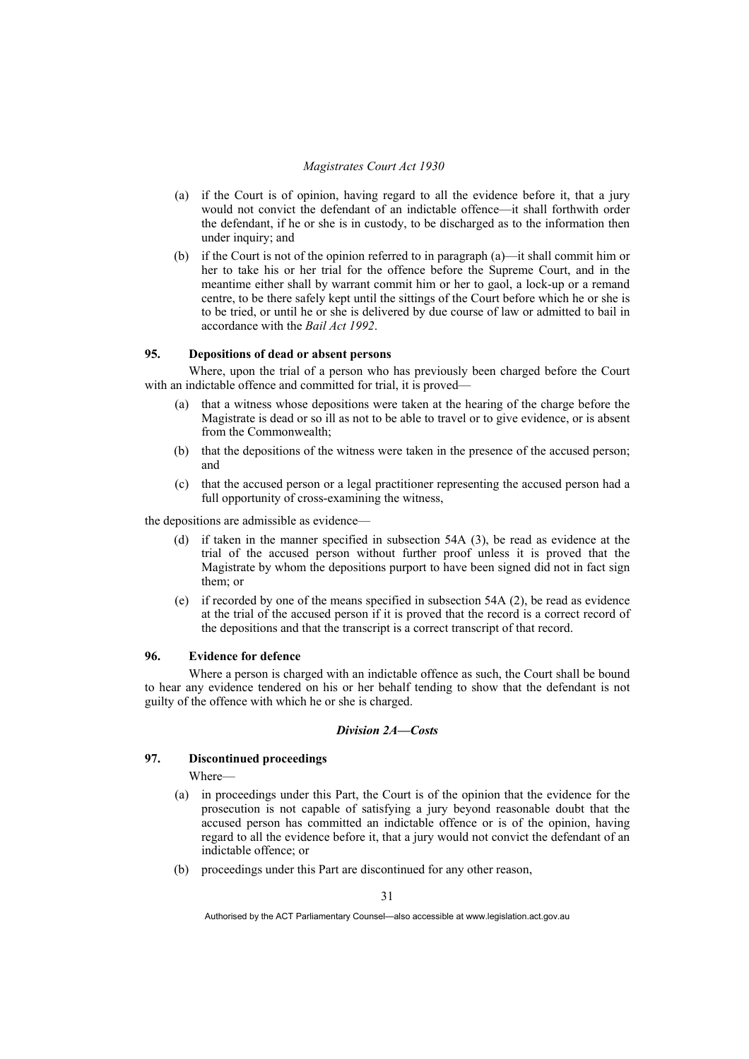(a) if the Court is of opinion, having regard to all the evidence before it, that a jury would not convict the defendant of an indictable offence—it shall forthwith order the defendant, if he or she is in custody, to be discharged as to the information then under inquiry; and

(b) if the Court is not of the opinion referred to in paragraph (a)—it shall commit him or her to take his or her trial for the offence before the Supreme Court, and in the meantime either shall by warrant commit him or her to gaol, a lock-up or a remand centre, to be there safely kept until the sittings of the Court before which he or she is to be tried, or until he or she is delivered by due course of law or admitted to bail in accordance with the *Bail Act 1992*.

### 95. Depositions of dead or absent persons

Where, upon the trial of a person who has previously been charged before the Court with an indictable offence and committed for trial, it is proved—

(a) that a witness whose depositions were taken at the hearing of the charge before the Magistrate is dead or so ill as not to be able to travel or to give evidence, or is absent from the Commonwealth;

(b) that the depositions of the witness were taken in the presence of the accused person; and

(c) that the accused person or a legal practitioner representing the accused person had a full opportunity of cross-examining the witness,

the depositions are admissible as evidence—

(d) if taken in the manner specified in subsection 54A (3), be read as evidence at the trial of the accused person without further proof unless it is proved that the Magistrate by whom the depositions purport to have been signed did not in fact sign them; or

(e) if recorded by one of the means specified in subsection 54A (2), be read as evidence at the trial of the accused person if it is proved that the record is a correct record of the depositions and that the transcript is a correct transcript of that record.

### 96. Evidence for defence

Where a person is charged with an indictable offence as such, the Court shall be bound to hear any evidence tendered on his or her behalf tending to show that the defendant is not guilty of the offence with which he or she is charged.

## *Division 2A—Costs*

### 97. Discontinued proceedings

Where—

(a) in proceedings under this Part, the Court is of the opinion that the evidence for the prosecution is not capable of satisfying a jury beyond reasonable doubt that the accused person has committed an indictable offence or is of the opinion, having regard to all the evidence before it, that a jury would not convict the defendant of an indictable offence; or

(b) proceedings under this Part are discontinued for any other reason,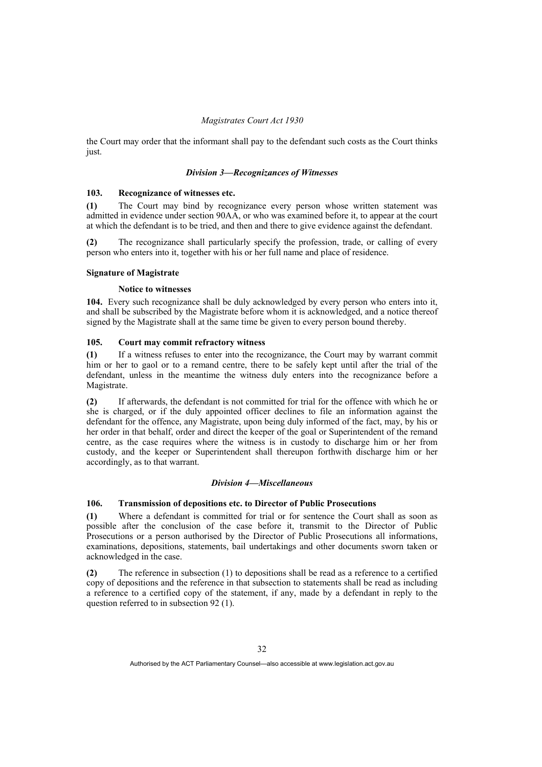the Court may order that the informant shall pay to the defendant such costs as the Court thinks just.

### *Division 3—Recognizances of Witnesses*

#### 103. Recognizance of witnesses etc.

**(1)** The Court may bind by recognizance every person whose written statement was admitted in evidence under section 90AA, or who was examined before it, to appear at the court at which the defendant is to be tried, and then and there to give evidence against the defendant.

**(2)** The recognizance shall particularly specify the profession, trade, or calling of every person who enters into it, together with his or her full name and place of residence.

#### Signature of Magistrate

**Notice to witnesses**

**104.** Every such recognizance shall be duly acknowledged by every person who enters into it, and shall be subscribed by the Magistrate before whom it is acknowledged, and a notice thereof signed by the Magistrate shall at the same time be given to every person bound thereby.

#### 105. Court may commit refractory witness

**(1)** If a witness refuses to enter into the recognizance, the Court may by warrant commit him or her to gaol or to a remand centre, there to be safely kept until after the trial of the defendant, unless in the meantime the witness duly enters into the recognizance before a Magistrate.

**(2)** If afterwards, the defendant is not committed for trial for the offence with which he or she is charged, or if the duly appointed officer declines to file an information against the defendant for the offence, any Magistrate, upon being duly informed of the fact, may, by his or her order in that behalf, order and direct the keeper of the goal or Superintendent of the remand centre, as the case requires where the witness is in custody to discharge him or her from custody, and the keeper or Superintendent shall thereupon forthwith discharge him or her accordingly, as to that warrant.

### *Division 4—Miscellaneous*

#### 106. Transmission of depositions etc. to Director of Public Prosecutions

**(1)** Where a defendant is committed for trial or for sentence the Court shall as soon as possible after the conclusion of the case before it, transmit to the Director of Public Prosecutions or a person authorised by the Director of Public Prosecutions all informations, examinations, depositions, statements, bail undertakings and other documents sworn taken or acknowledged in the case.

**(2)** The reference in subsection (1) to depositions shall be read as a reference to a certified copy of depositions and the reference in that subsection to statements shall be read as including a reference to a certified copy of the statement, if any, made by a defendant in reply to the question referred to in subsection 92 (1).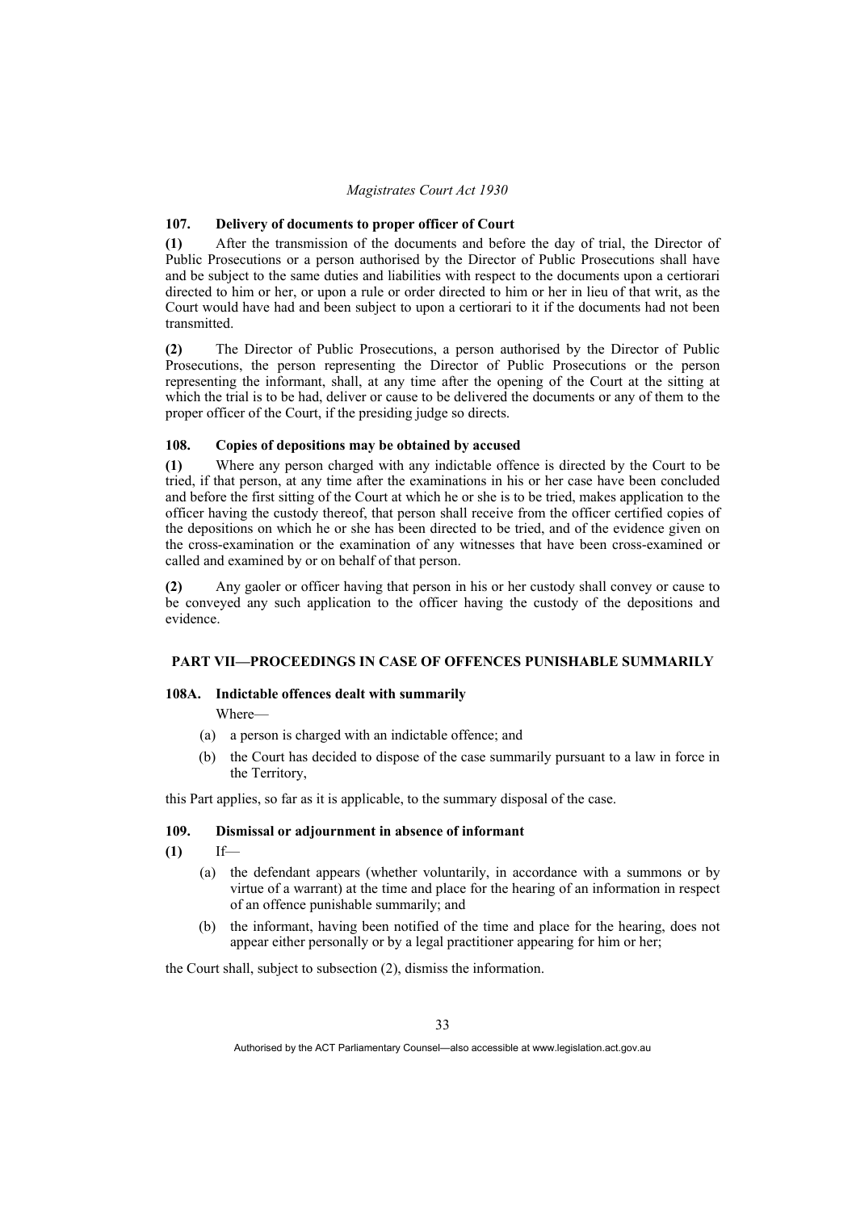### 107. Delivery of documents to proper officer of Court

**(1)** After the transmission of the documents and before the day of trial, the Director of Public Prosecutions or a person authorised by the Director of Public Prosecutions shall have and be subject to the same duties and liabilities with respect to the documents upon a certiorari directed to him or her, or upon a rule or order directed to him or her in lieu of that writ, as the Court would have had and been subject to upon a certiorari to it if the documents had not been transmitted.

**(2)** The Director of Public Prosecutions, a person authorised by the Director of Public Prosecutions, the person representing the Director of Public Prosecutions or the person representing the informant, shall, at any time after the opening of the Court at the sitting at which the trial is to be had, deliver or cause to be delivered the documents or any of them to the proper officer of the Court, if the presiding judge so directs.

### 108. Copies of depositions may be obtained by accused

**(1)** Where any person charged with any indictable offence is directed by the Court to be tried, if that person, at any time after the examinations in his or her case have been concluded and before the first sitting of the Court at which he or she is to be tried, makes application to the officer having the custody thereof, that person shall receive from the officer certified copies of the depositions on which he or she has been directed to be tried, and of the evidence given on the cross-examination or the examination of any witnesses that have been cross-examined or called and examined by or on behalf of that person.

**(2)** Any gaoler or officer having that person in his or her custody shall convey or cause to be conveyed any such application to the officer having the custody of the depositions and evidence.

## PART VII—PROCEEDINGS IN CASE OF OFFENCES PUNISHABLE SUMMARILY

### 108A. Indictable offences dealt with summarily

Where—

(a) a person is charged with an indictable offence; and

(b) the Court has decided to dispose of the case summarily pursuant to a law in force in the Territory,

this Part applies, so far as it is applicable, to the summary disposal of the case.

### 109. Dismissal or adjournment in absence of informant

**(1)** If—

(a) the defendant appears (whether voluntarily, in accordance with a summons or by virtue of a warrant) at the time and place for the hearing of an information in respect of an offence punishable summarily; and

(b) the informant, having been notified of the time and place for the hearing, does not appear either personally or by a legal practitioner appearing for him or her;

the Court shall, subject to subsection (2), dismiss the information.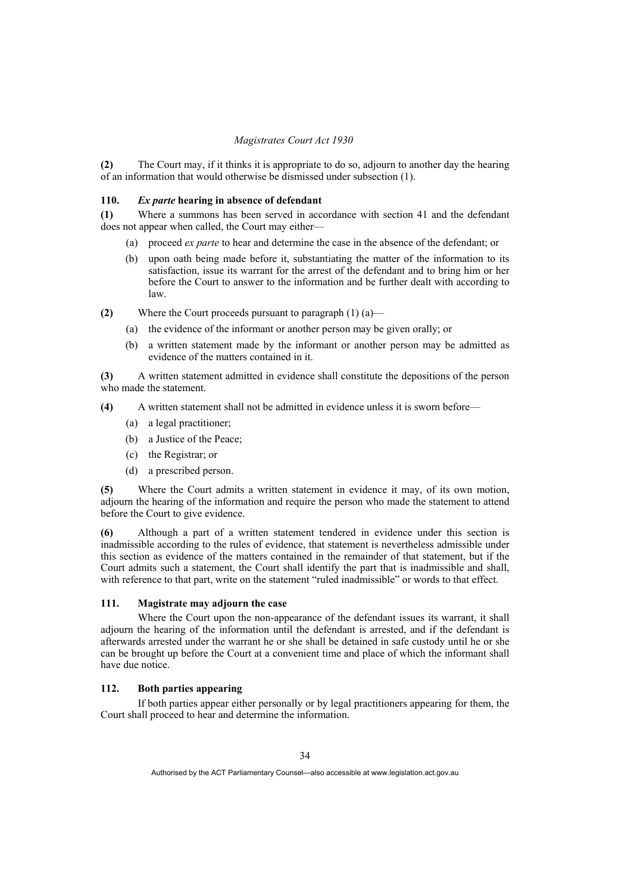**(2)** The Court may, if it thinks it is appropriate to do so, adjourn to another day the hearing of an information that would otherwise be dismissed under subsection (1).

### 110. *Ex parte* hearing in absence of defendant

**(1)** Where a summons has been served in accordance with section 41 and the defendant does not appear when called, the Court may either—

- (a) proceed *ex parte* to hear and determine the case in the absence of the defendant; or
- (b) upon oath being made before it, substantiating the matter of the information to its satisfaction, issue its warrant for the arrest of the defendant and to bring him or her before the Court to answer to the information and be further dealt with according to law.

**(2)** Where the Court proceeds pursuant to paragraph (1) (a)—

- (a) the evidence of the informant or another person may be given orally; or
- (b) a written statement made by the informant or another person may be admitted as evidence of the matters contained in it.

**(3)** A written statement admitted in evidence shall constitute the depositions of the person who made the statement.

**(4)** A written statement shall not be admitted in evidence unless it is sworn before—

- (a) a legal practitioner;
- (b) a Justice of the Peace;
- (c) the Registrar; or
- (d) a prescribed person.

**(5)** Where the Court admits a written statement in evidence it may, of its own motion, adjourn the hearing of the information and require the person who made the statement to attend before the Court to give evidence.

**(6)** Although a part of a written statement tendered in evidence under this section is inadmissible according to the rules of evidence, that statement is nevertheless admissible under this section as evidence of the matters contained in the remainder of that statement, but if the Court admits such a statement, the Court shall identify the part that is inadmissible and shall, with reference to that part, write on the statement "ruled inadmissible" or words to that effect.

### 111. Magistrate may adjourn the case

Where the Court upon the non-appearance of the defendant issues its warrant, it shall adjourn the hearing of the information until the defendant is arrested, and if the defendant is afterwards arrested under the warrant he or she shall be detained in safe custody until he or she can be brought up before the Court at a convenient time and place of which the informant shall have due notice.

### 112. Both parties appearing

If both parties appear either personally or by legal practitioners appearing for them, the Court shall proceed to hear and determine the information.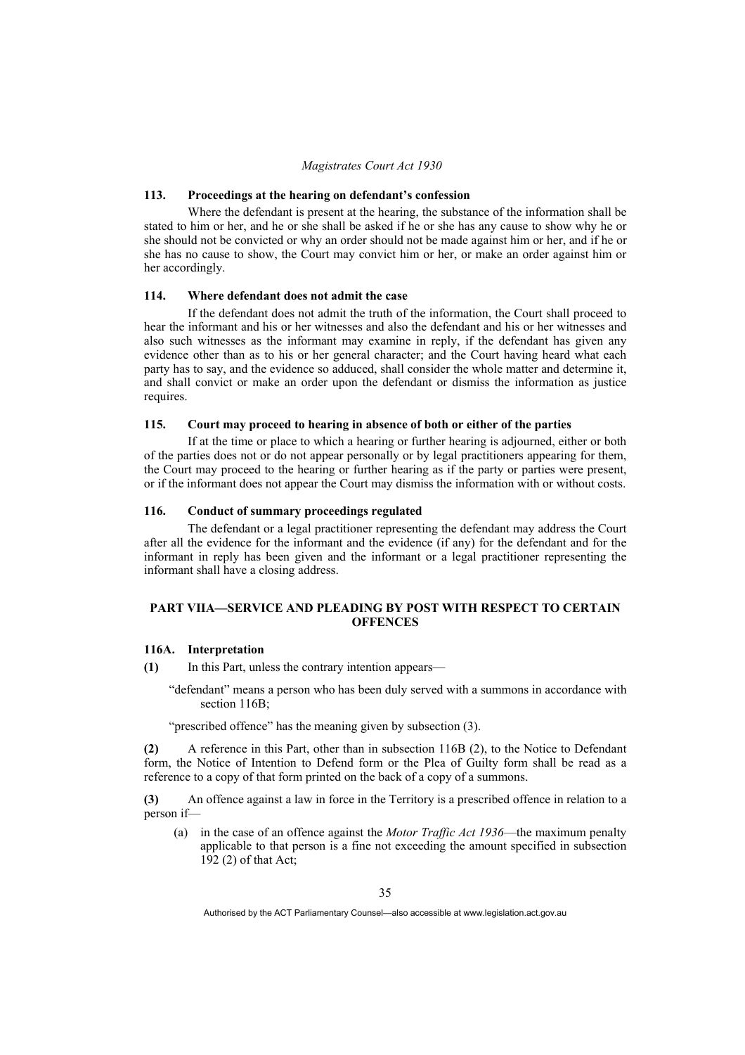### 113. Proceedings at the hearing on defendant's confession

Where the defendant is present at the hearing, the substance of the information shall be stated to him or her, and he or she shall be asked if he or she has any cause to show why he or she should not be convicted or why an order should not be made against him or her, and if he or she has no cause to show, the Court may convict him or her, or make an order against him or her accordingly.

### 114. Where defendant does not admit the case

If the defendant does not admit the truth of the information, the Court shall proceed to hear the informant and his or her witnesses and also the defendant and his or her witnesses and also such witnesses as the informant may examine in reply, if the defendant has given any evidence other than as to his or her general character; and the Court having heard what each party has to say, and the evidence so adduced, shall consider the whole matter and determine it, and shall convict or make an order upon the defendant or dismiss the information as justice requires.

### 115. Court may proceed to hearing in absence of both or either of the parties

If at the time or place to which a hearing or further hearing is adjourned, either or both of the parties does not or do not appear personally or by legal practitioners appearing for them, the Court may proceed to the hearing or further hearing as if the party or parties were present, or if the informant does not appear the Court may dismiss the information with or without costs.

### 116. Conduct of summary proceedings regulated

The defendant or a legal practitioner representing the defendant may address the Court after all the evidence for the informant and the evidence (if any) for the defendant and for the informant in reply has been given and the informant or a legal practitioner representing the informant shall have a closing address.

## PART VIIA—SERVICE AND PLEADING BY POST WITH RESPECT TO CERTAIN OFFENCES

### 116A. Interpretation

**(1)** In this Part, unless the contrary intention appears—

"defendant" means a person who has been duly served with a summons in accordance with section 116B;

"prescribed offence" has the meaning given by subsection (3).

**(2)** A reference in this Part, other than in subsection 116B (2), to the Notice to Defendant form, the Notice of Intention to Defend form or the Plea of Guilty form shall be read as a reference to a copy of that form printed on the back of a copy of a summons.

**(3)** An offence against a law in force in the Territory is a prescribed offence in relation to a person if—

(a) in the case of an offence against the *Motor Traffic Act 1936*—the maximum penalty applicable to that person is a fine not exceeding the amount specified in subsection 192 (2) of that Act;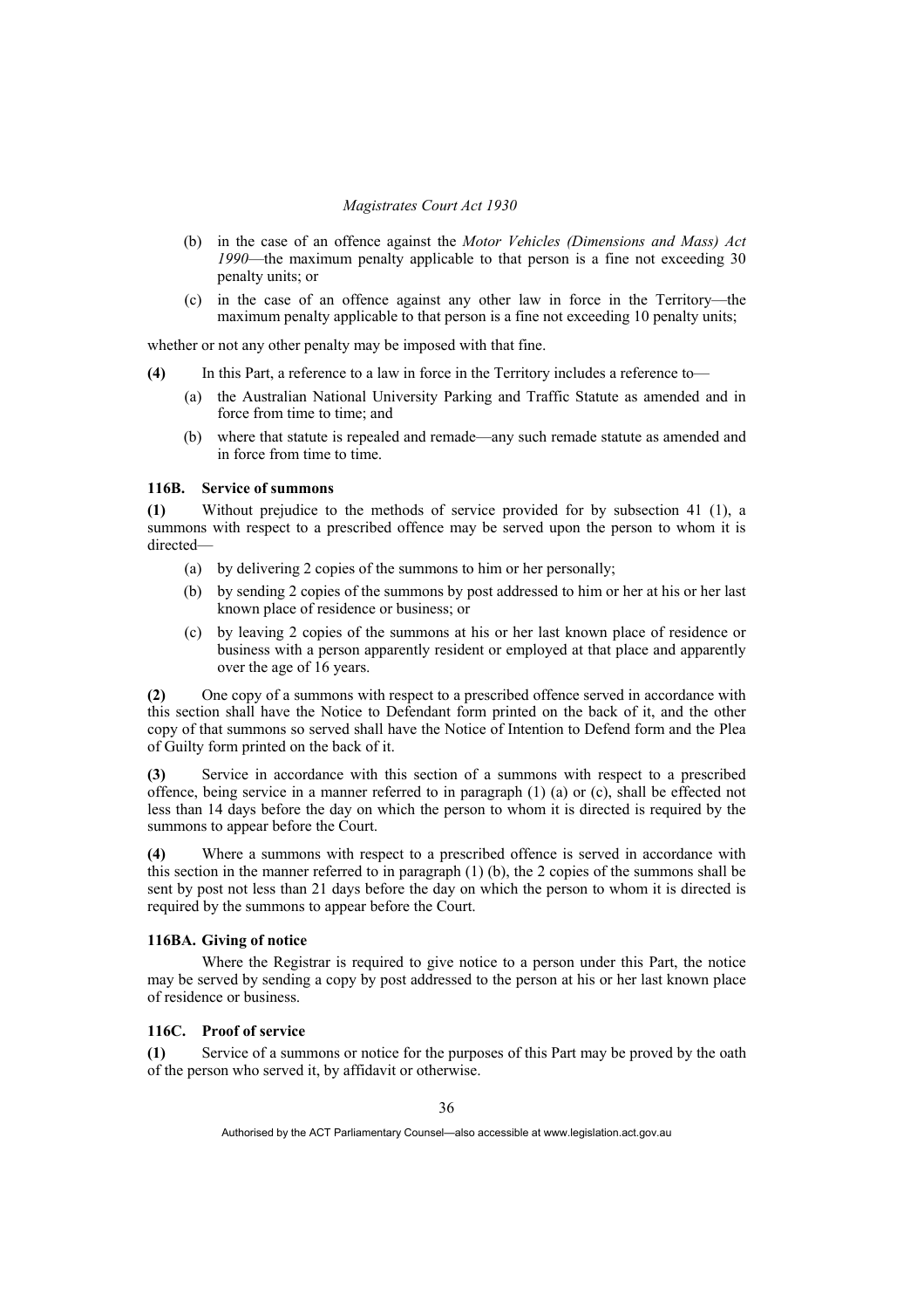- (b) in the case of an offence against the *Motor Vehicles (Dimensions and Mass) Act 1990*—the maximum penalty applicable to that person is a fine not exceeding 30 penalty units; or
- (c) in the case of an offence against any other law in force in the Territory—the maximum penalty applicable to that person is a fine not exceeding 10 penalty units;

whether or not any other penalty may be imposed with that fine.

**(4)** In this Part, a reference to a law in force in the Territory includes a reference to—

- (a) the Australian National University Parking and Traffic Statute as amended and in force from time to time; and
- (b) where that statute is repealed and remade—any such remade statute as amended and in force from time to time.

### 116B. Service of summons

**(1)** Without prejudice to the methods of service provided for by subsection 41 (1), a summons with respect to a prescribed offence may be served upon the person to whom it is directed—

- (a) by delivering 2 copies of the summons to him or her personally;
- (b) by sending 2 copies of the summons by post addressed to him or her at his or her last known place of residence or business; or
- (c) by leaving 2 copies of the summons at his or her last known place of residence or business with a person apparently resident or employed at that place and apparently over the age of 16 years.

**(2)** One copy of a summons with respect to a prescribed offence served in accordance with this section shall have the Notice to Defendant form printed on the back of it, and the other copy of that summons so served shall have the Notice of Intention to Defend form and the Plea of Guilty form printed on the back of it.

**(3)** Service in accordance with this section of a summons with respect to a prescribed offence, being service in a manner referred to in paragraph (1) (a) or (c), shall be effected not less than 14 days before the day on which the person to whom it is directed is required by the summons to appear before the Court.

**(4)** Where a summons with respect to a prescribed offence is served in accordance with this section in the manner referred to in paragraph (1) (b), the 2 copies of the summons shall be sent by post not less than 21 days before the day on which the person to whom it is directed is required by the summons to appear before the Court.

### 116BA. Giving of notice

Where the Registrar is required to give notice to a person under this Part, the notice may be served by sending a copy by post addressed to the person at his or her last known place of residence or business.

### 116C. Proof of service

**(1)** Service of a summons or notice for the purposes of this Part may be proved by the oath of the person who served it, by affidavit or otherwise.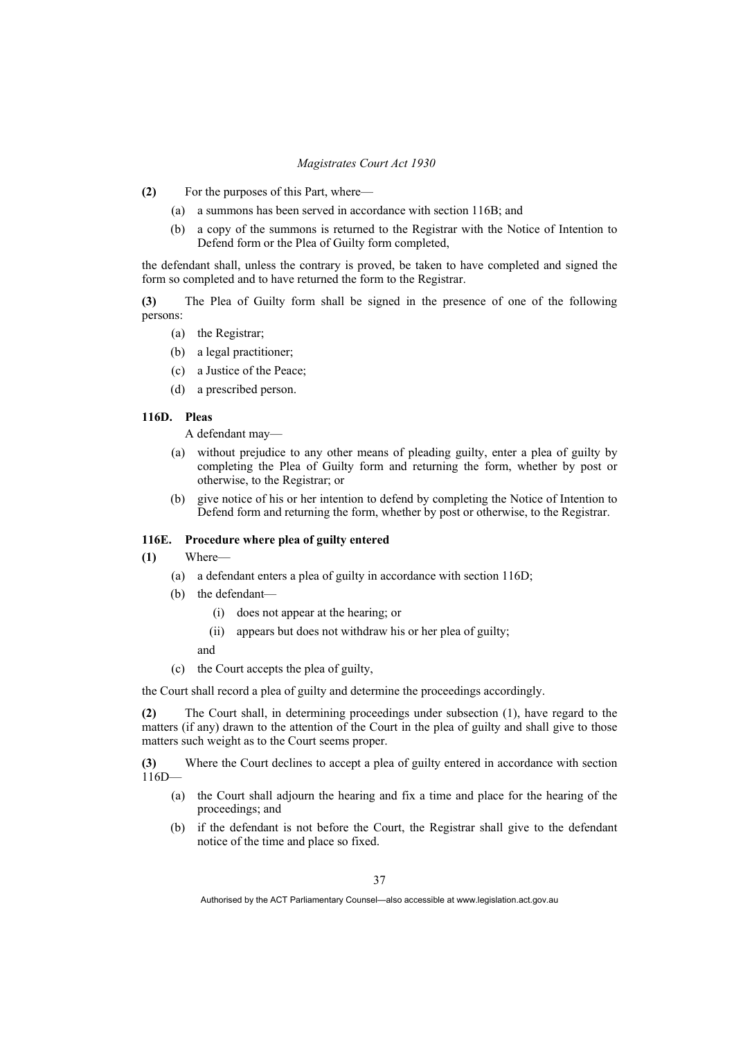**(2)** For the purposes of this Part, where—

- (a) a summons has been served in accordance with section 116B; and
- (b) a copy of the summons is returned to the Registrar with the Notice of Intention to Defend form or the Plea of Guilty form completed,

the defendant shall, unless the contrary is proved, be taken to have completed and signed the form so completed and to have returned the form to the Registrar.

**(3)** The Plea of Guilty form shall be signed in the presence of one of the following persons:

- (a) the Registrar;
- (b) a legal practitioner;
- (c) a Justice of the Peace;
- (d) a prescribed person.

### 116D. Pleas

A defendant may—

- (a) without prejudice to any other means of pleading guilty, enter a plea of guilty by completing the Plea of Guilty form and returning the form, whether by post or otherwise, to the Registrar; or
- (b) give notice of his or her intention to defend by completing the Notice of Intention to Defend form and returning the form, whether by post or otherwise, to the Registrar.

### 116E. Procedure where plea of guilty entered

**(1)** Where—

- (a) a defendant enters a plea of guilty in accordance with section 116D;
- (b) the defendant—
  - (i) does not appear at the hearing; or
  - (ii) appears but does not withdraw his or her plea of guilty;

  and
- (c) the Court accepts the plea of guilty,

the Court shall record a plea of guilty and determine the proceedings accordingly.

**(2)** The Court shall, in determining proceedings under subsection (1), have regard to the matters (if any) drawn to the attention of the Court in the plea of guilty and shall give to those matters such weight as to the Court seems proper.

**(3)** Where the Court declines to accept a plea of guilty entered in accordance with section 116D—

- (a) the Court shall adjourn the hearing and fix a time and place for the hearing of the proceedings; and
- (b) if the defendant is not before the Court, the Registrar shall give to the defendant notice of the time and place so fixed.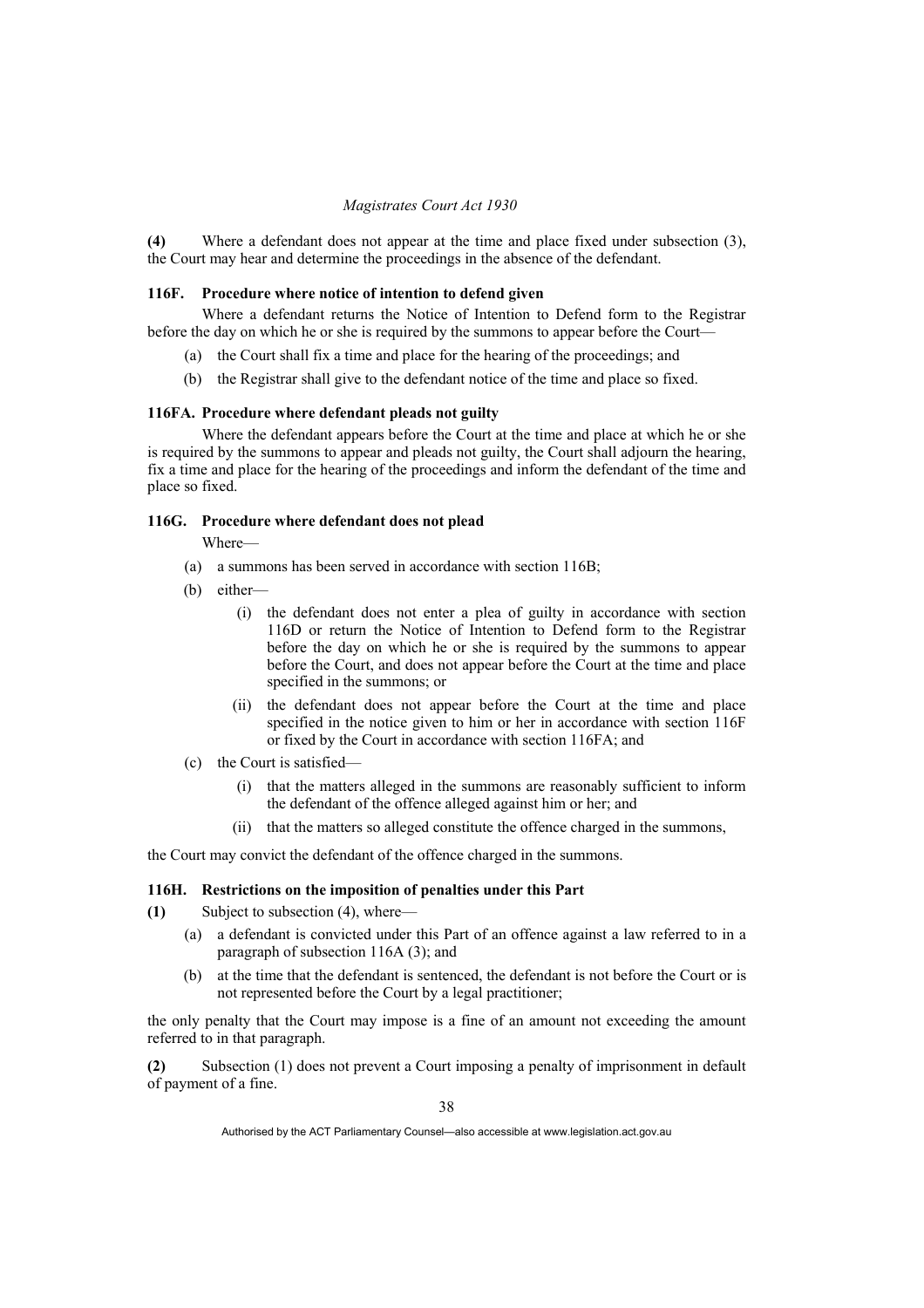**(4)** Where a defendant does not appear at the time and place fixed under subsection (3), the Court may hear and determine the proceedings in the absence of the defendant.

### 116F. Procedure where notice of intention to defend given

Where a defendant returns the Notice of Intention to Defend form to the Registrar before the day on which he or she is required by the summons to appear before the Court—

- (a) the Court shall fix a time and place for the hearing of the proceedings; and
- (b) the Registrar shall give to the defendant notice of the time and place so fixed.

### 116FA. Procedure where defendant pleads not guilty

Where the defendant appears before the Court at the time and place at which he or she is required by the summons to appear and pleads not guilty, the Court shall adjourn the hearing, fix a time and place for the hearing of the proceedings and inform the defendant of the time and place so fixed.

### 116G. Procedure where defendant does not plead

Where—

- (a) a summons has been served in accordance with section 116B;
- (b) either—
  - (i) the defendant does not enter a plea of guilty in accordance with section 116D or return the Notice of Intention to Defend form to the Registrar before the day on which he or she is required by the summons to appear before the Court, and does not appear before the Court at the time and place specified in the summons; or
  - (ii) the defendant does not appear before the Court at the time and place specified in the notice given to him or her in accordance with section 116F or fixed by the Court in accordance with section 116FA; and
- (c) the Court is satisfied—
  - (i) that the matters alleged in the summons are reasonably sufficient to inform the defendant of the offence alleged against him or her; and
  - (ii) that the matters so alleged constitute the offence charged in the summons,

the Court may convict the defendant of the offence charged in the summons.

### 116H. Restrictions on the imposition of penalties under this Part

**(1)** Subject to subsection (4), where—

- (a) a defendant is convicted under this Part of an offence against a law referred to in a paragraph of subsection 116A (3); and
- (b) at the time that the defendant is sentenced, the defendant is not before the Court or is not represented before the Court by a legal practitioner;

the only penalty that the Court may impose is a fine of an amount not exceeding the amount referred to in that paragraph.

**(2)** Subsection (1) does not prevent a Court imposing a penalty of imprisonment in default of payment of a fine.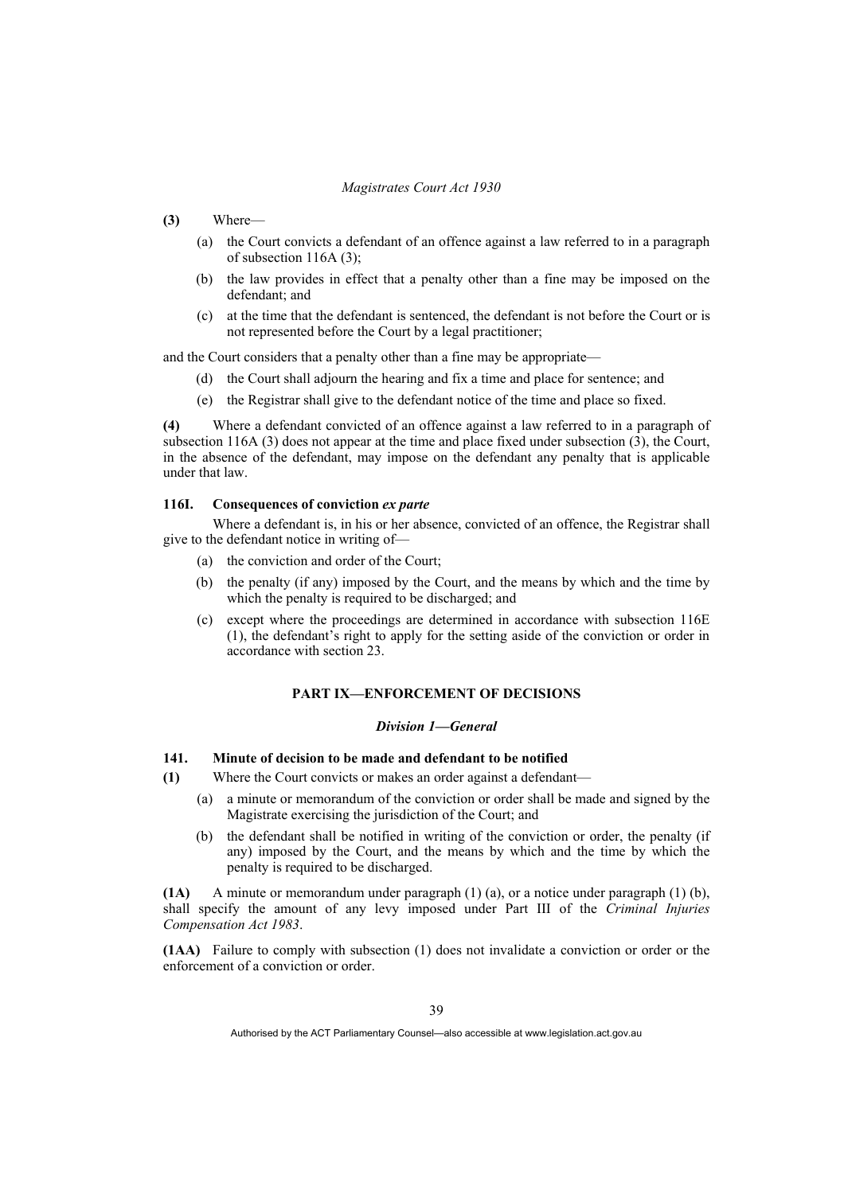**(3)** Where—

(a) the Court convicts a defendant of an offence against a law referred to in a paragraph of subsection 116A (3);

(b) the law provides in effect that a penalty other than a fine may be imposed on the defendant; and

(c) at the time that the defendant is sentenced, the defendant is not before the Court or is not represented before the Court by a legal practitioner;

and the Court considers that a penalty other than a fine may be appropriate—

(d) the Court shall adjourn the hearing and fix a time and place for sentence; and

(e) the Registrar shall give to the defendant notice of the time and place so fixed.

**(4)** Where a defendant convicted of an offence against a law referred to in a paragraph of subsection 116A (3) does not appear at the time and place fixed under subsection (3), the Court, in the absence of the defendant, may impose on the defendant any penalty that is applicable under that law.

#### 116I. Consequences of conviction *ex parte*

Where a defendant is, in his or her absence, convicted of an offence, the Registrar shall give to the defendant notice in writing of—

(a) the conviction and order of the Court;

(b) the penalty (if any) imposed by the Court, and the means by which and the time by which the penalty is required to be discharged; and

(c) except where the proceedings are determined in accordance with subsection 116E (1), the defendant's right to apply for the setting aside of the conviction or order in accordance with section 23.

## PART IX—ENFORCEMENT OF DECISIONS

### *Division 1—General*

#### 141. Minute of decision to be made and defendant to be notified

**(1)** Where the Court convicts or makes an order against a defendant—

(a) a minute or memorandum of the conviction or order shall be made and signed by the Magistrate exercising the jurisdiction of the Court; and

(b) the defendant shall be notified in writing of the conviction or order, the penalty (if any) imposed by the Court, and the means by which and the time by which the penalty is required to be discharged.

**(1A)** A minute or memorandum under paragraph (1) (a), or a notice under paragraph (1) (b), shall specify the amount of any levy imposed under Part III of the *Criminal Injuries Compensation Act 1983*.

**(1AA)** Failure to comply with subsection (1) does not invalidate a conviction or order or the enforcement of a conviction or order.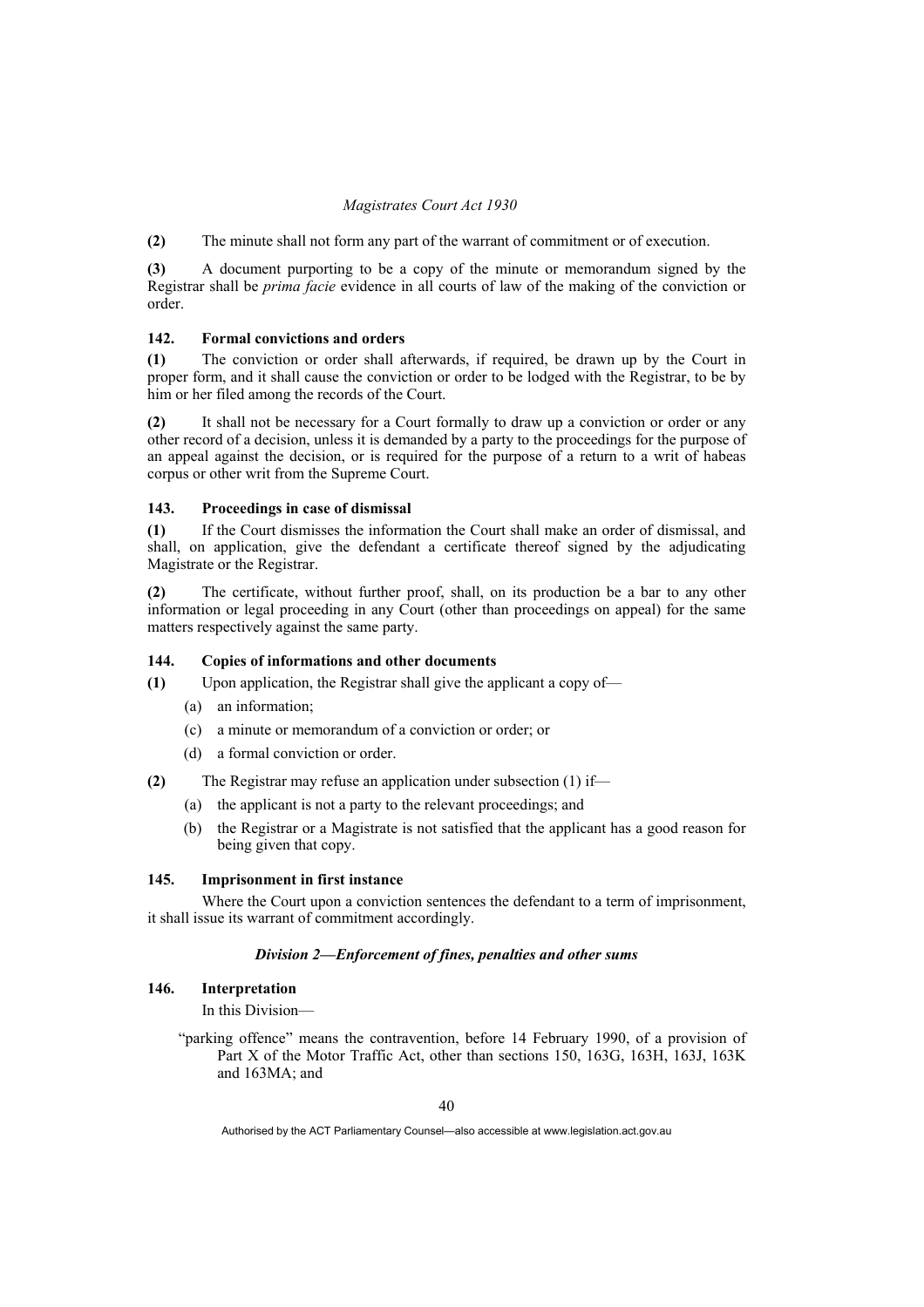**(2)** The minute shall not form any part of the warrant of commitment or of execution.

**(3)** A document purporting to be a copy of the minute or memorandum signed by the Registrar shall be *prima facie* evidence in all courts of law of the making of the conviction or order.

### 142. Formal convictions and orders

**(1)** The conviction or order shall afterwards, if required, be drawn up by the Court in proper form, and it shall cause the conviction or order to be lodged with the Registrar, to be by him or her filed among the records of the Court.

**(2)** It shall not be necessary for a Court formally to draw up a conviction or order or any other record of a decision, unless it is demanded by a party to the proceedings for the purpose of an appeal against the decision, or is required for the purpose of a return to a writ of habeas corpus or other writ from the Supreme Court.

### 143. Proceedings in case of dismissal

**(1)** If the Court dismisses the information the Court shall make an order of dismissal, and shall, on application, give the defendant a certificate thereof signed by the adjudicating Magistrate or the Registrar.

**(2)** The certificate, without further proof, shall, on its production be a bar to any other information or legal proceeding in any Court (other than proceedings on appeal) for the same matters respectively against the same party.

### 144. Copies of informations and other documents

**(1)** Upon application, the Registrar shall give the applicant a copy of—

- (a) an information;
- (c) a minute or memorandum of a conviction or order; or
- (d) a formal conviction or order.

**(2)** The Registrar may refuse an application under subsection (1) if—

- (a) the applicant is not a party to the relevant proceedings; and
- (b) the Registrar or a Magistrate is not satisfied that the applicant has a good reason for being given that copy.

### 145. Imprisonment in first instance

Where the Court upon a conviction sentences the defendant to a term of imprisonment, it shall issue its warrant of commitment accordingly.

## *Division 2—Enforcement of fines, penalties and other sums*

### 146. Interpretation

In this Division—

"parking offence" means the contravention, before 14 February 1990, of a provision of Part X of the Motor Traffic Act, other than sections 150, 163G, 163H, 163J, 163K and 163MA; and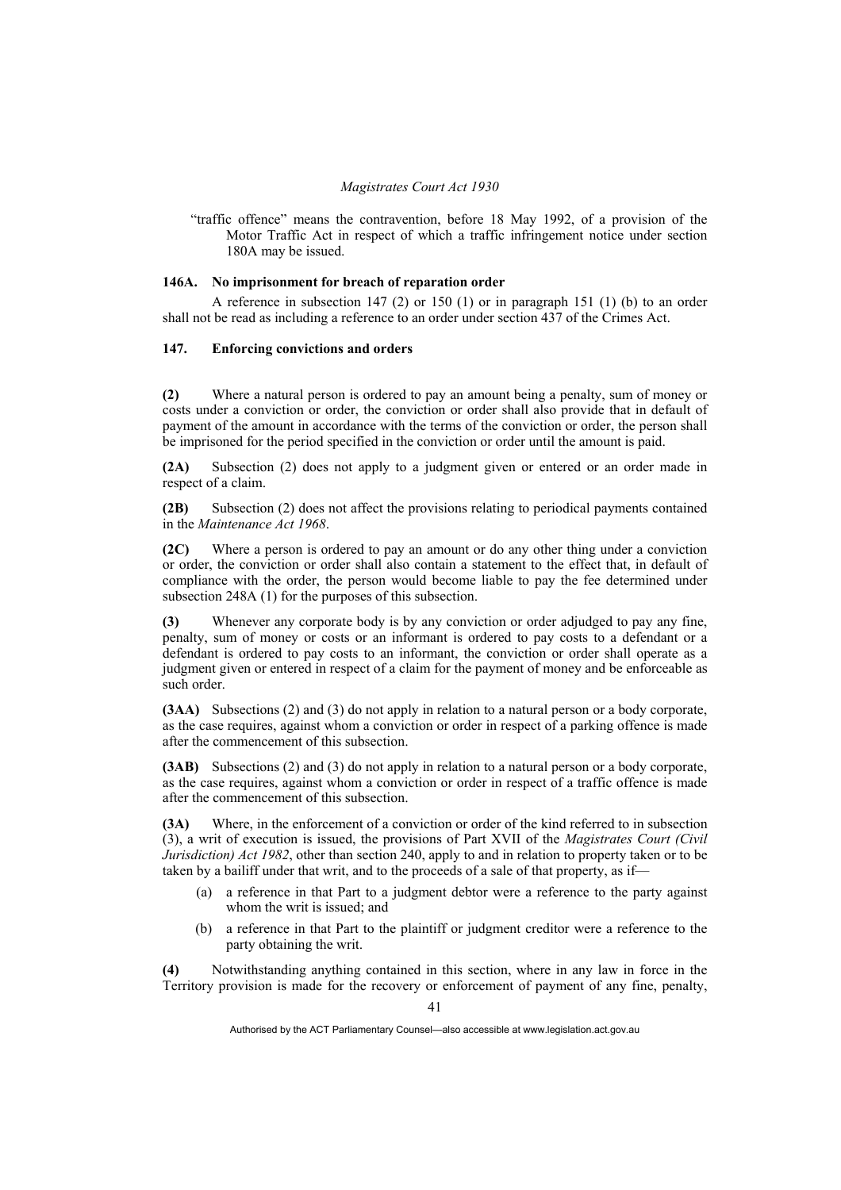"traffic offence" means the contravention, before 18 May 1992, of a provision of the Motor Traffic Act in respect of which a traffic infringement notice under section 180A may be issued.

### 146A. No imprisonment for breach of reparation order

A reference in subsection 147 (2) or 150 (1) or in paragraph 151 (1) (b) to an order shall not be read as including a reference to an order under section 437 of the Crimes Act.

### 147. Enforcing convictions and orders

**(2)** Where a natural person is ordered to pay an amount being a penalty, sum of money or costs under a conviction or order, the conviction or order shall also provide that in default of payment of the amount in accordance with the terms of the conviction or order, the person shall be imprisoned for the period specified in the conviction or order until the amount is paid.

**(2A)** Subsection (2) does not apply to a judgment given or entered or an order made in respect of a claim.

**(2B)** Subsection (2) does not affect the provisions relating to periodical payments contained in the *Maintenance Act 1968*.

**(2C)** Where a person is ordered to pay an amount or do any other thing under a conviction or order, the conviction or order shall also contain a statement to the effect that, in default of compliance with the order, the person would become liable to pay the fee determined under subsection 248A (1) for the purposes of this subsection.

**(3)** Whenever any corporate body is by any conviction or order adjudged to pay any fine, penalty, sum of money or costs or an informant is ordered to pay costs to a defendant or a defendant is ordered to pay costs to an informant, the conviction or order shall operate as a judgment given or entered in respect of a claim for the payment of money and be enforceable as such order.

**(3AA)** Subsections (2) and (3) do not apply in relation to a natural person or a body corporate, as the case requires, against whom a conviction or order in respect of a parking offence is made after the commencement of this subsection.

**(3AB)** Subsections (2) and (3) do not apply in relation to a natural person or a body corporate, as the case requires, against whom a conviction or order in respect of a traffic offence is made after the commencement of this subsection.

**(3A)** Where, in the enforcement of a conviction or order of the kind referred to in subsection (3), a writ of execution is issued, the provisions of Part XVII of the *Magistrates Court (Civil Jurisdiction) Act 1982*, other than section 240, apply to and in relation to property taken or to be taken by a bailiff under that writ, and to the proceeds of a sale of that property, as if—

- (a) a reference in that Part to a judgment debtor were a reference to the party against whom the writ is issued; and
- (b) a reference in that Part to the plaintiff or judgment creditor were a reference to the party obtaining the writ.

**(4)** Notwithstanding anything contained in this section, where in any law in force in the Territory provision is made for the recovery or enforcement of payment of any fine, penalty,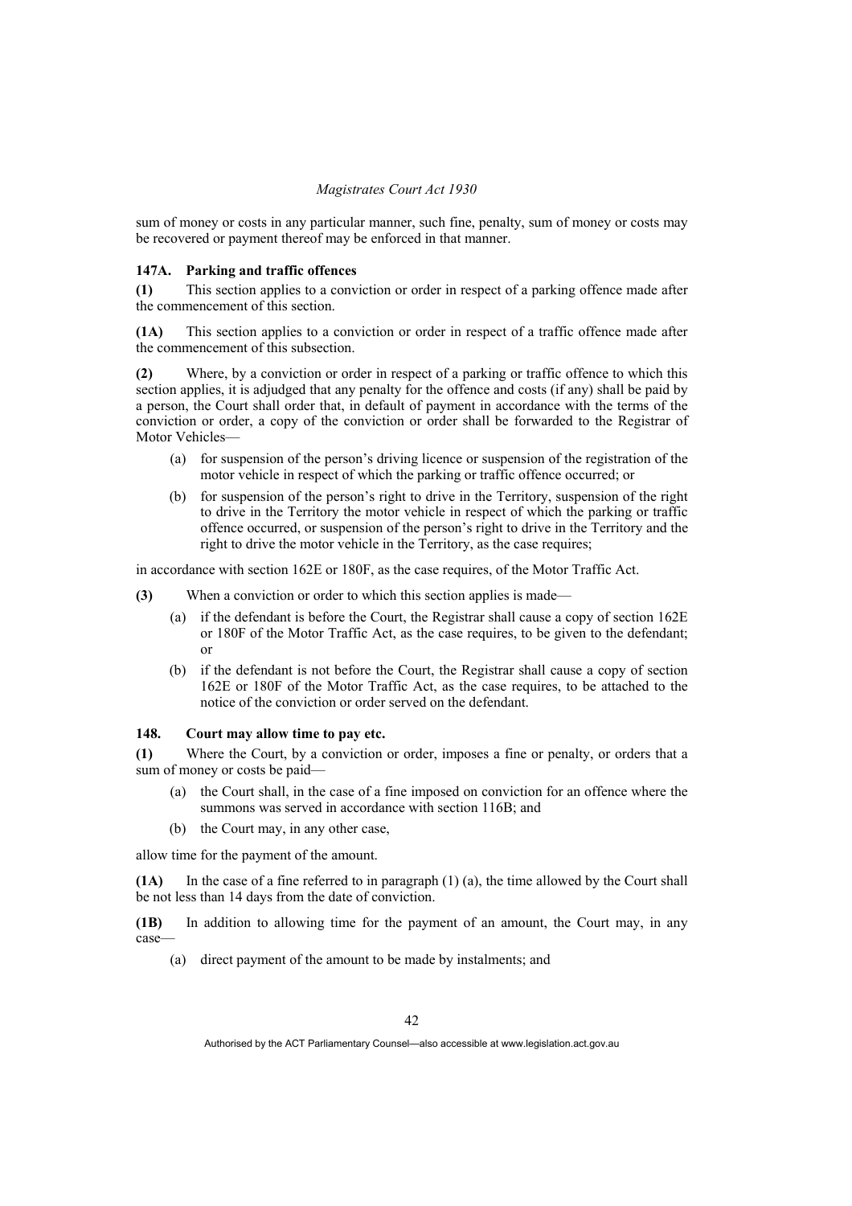sum of money or costs in any particular manner, such fine, penalty, sum of money or costs may be recovered or payment thereof may be enforced in that manner.

### 147A. Parking and traffic offences

**(1)** This section applies to a conviction or order in respect of a parking offence made after the commencement of this section.

**(1A)** This section applies to a conviction or order in respect of a traffic offence made after the commencement of this subsection.

**(2)** Where, by a conviction or order in respect of a parking or traffic offence to which this section applies, it is adjudged that any penalty for the offence and costs (if any) shall be paid by a person, the Court shall order that, in default of payment in accordance with the terms of the conviction or order, a copy of the conviction or order shall be forwarded to the Registrar of Motor Vehicles—

- (a) for suspension of the person's driving licence or suspension of the registration of the motor vehicle in respect of which the parking or traffic offence occurred; or
- (b) for suspension of the person's right to drive in the Territory, suspension of the right to drive in the Territory the motor vehicle in respect of which the parking or traffic offence occurred, or suspension of the person's right to drive in the Territory and the right to drive the motor vehicle in the Territory, as the case requires;

in accordance with section 162E or 180F, as the case requires, of the Motor Traffic Act.

**(3)** When a conviction or order to which this section applies is made—

- (a) if the defendant is before the Court, the Registrar shall cause a copy of section 162E or 180F of the Motor Traffic Act, as the case requires, to be given to the defendant; or
- (b) if the defendant is not before the Court, the Registrar shall cause a copy of section 162E or 180F of the Motor Traffic Act, as the case requires, to be attached to the notice of the conviction or order served on the defendant.

### 148. Court may allow time to pay etc.

**(1)** Where the Court, by a conviction or order, imposes a fine or penalty, or orders that a sum of money or costs be paid—

- (a) the Court shall, in the case of a fine imposed on conviction for an offence where the summons was served in accordance with section 116B; and
- (b) the Court may, in any other case,

allow time for the payment of the amount.

**(1A)** In the case of a fine referred to in paragraph (1) (a), the time allowed by the Court shall be not less than 14 days from the date of conviction.

**(1B)** In addition to allowing time for the payment of an amount, the Court may, in any case—

- (a) direct payment of the amount to be made by instalments; and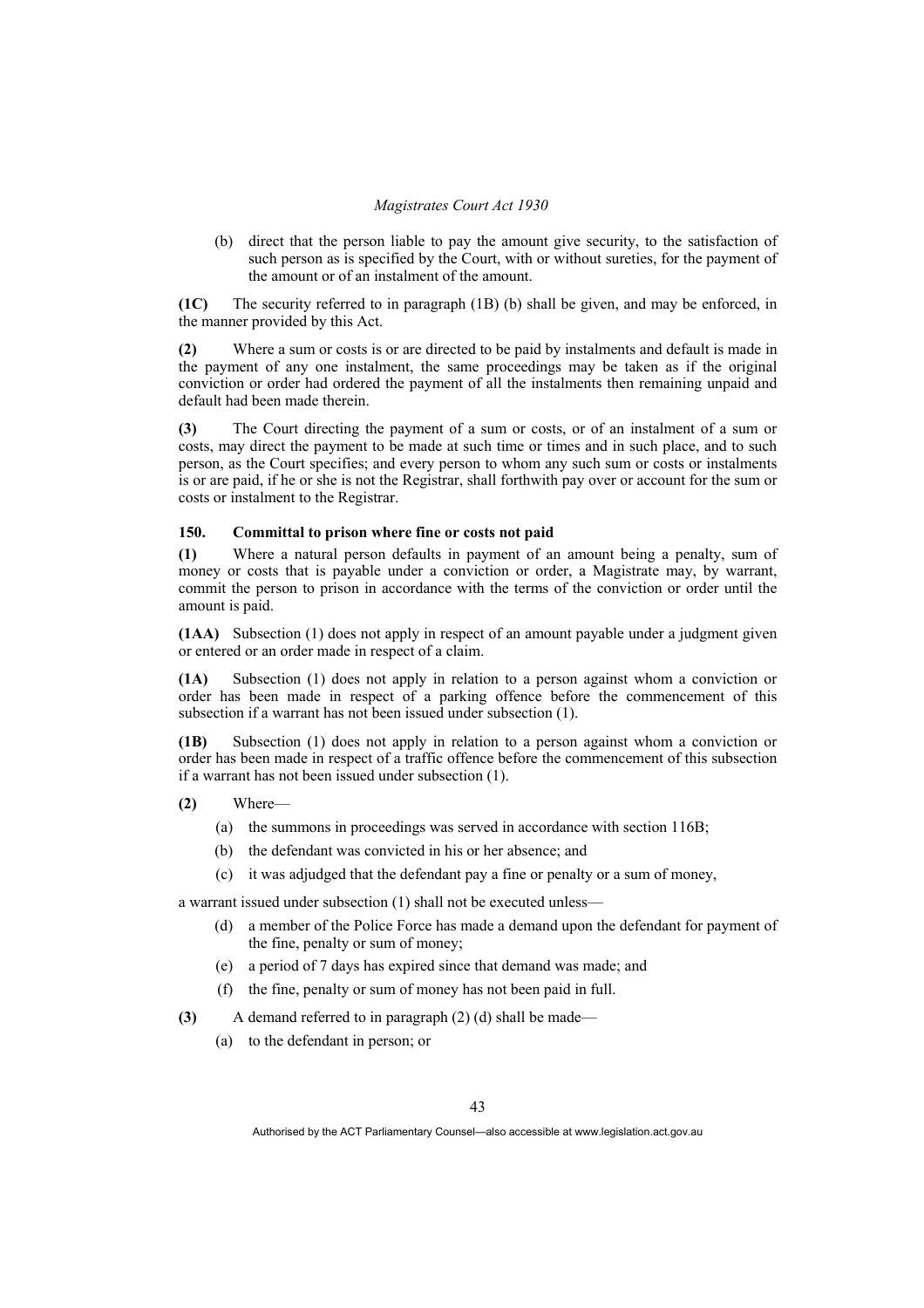(b) direct that the person liable to pay the amount give security, to the satisfaction of such person as is specified by the Court, with or without sureties, for the payment of the amount or of an instalment of the amount.

**(1C)** The security referred to in paragraph (1B) (b) shall be given, and may be enforced, in the manner provided by this Act.

**(2)** Where a sum or costs is or are directed to be paid by instalments and default is made in the payment of any one instalment, the same proceedings may be taken as if the original conviction or order had ordered the payment of all the instalments then remaining unpaid and default had been made therein.

**(3)** The Court directing the payment of a sum or costs, or of an instalment of a sum or costs, may direct the payment to be made at such time or times and in such place, and to such person, as the Court specifies; and every person to whom any such sum or costs or instalments is or are paid, if he or she is not the Registrar, shall forthwith pay over or account for the sum or costs or instalment to the Registrar.

### 150. Committal to prison where fine or costs not paid

**(1)** Where a natural person defaults in payment of an amount being a penalty, sum of money or costs that is payable under a conviction or order, a Magistrate may, by warrant, commit the person to prison in accordance with the terms of the conviction or order until the amount is paid.

**(1AA)** Subsection (1) does not apply in respect of an amount payable under a judgment given or entered or an order made in respect of a claim.

**(1A)** Subsection (1) does not apply in relation to a person against whom a conviction or order has been made in respect of a parking offence before the commencement of this subsection if a warrant has not been issued under subsection (1).

**(1B)** Subsection (1) does not apply in relation to a person against whom a conviction or order has been made in respect of a traffic offence before the commencement of this subsection if a warrant has not been issued under subsection (1).

**(2)** Where—

(a) the summons in proceedings was served in accordance with section 116B;

(b) the defendant was convicted in his or her absence; and

(c) it was adjudged that the defendant pay a fine or penalty or a sum of money,

a warrant issued under subsection (1) shall not be executed unless—

(d) a member of the Police Force has made a demand upon the defendant for payment of the fine, penalty or sum of money;

(e) a period of 7 days has expired since that demand was made; and

(f) the fine, penalty or sum of money has not been paid in full.

**(3)** A demand referred to in paragraph (2) (d) shall be made—

(a) to the defendant in person; or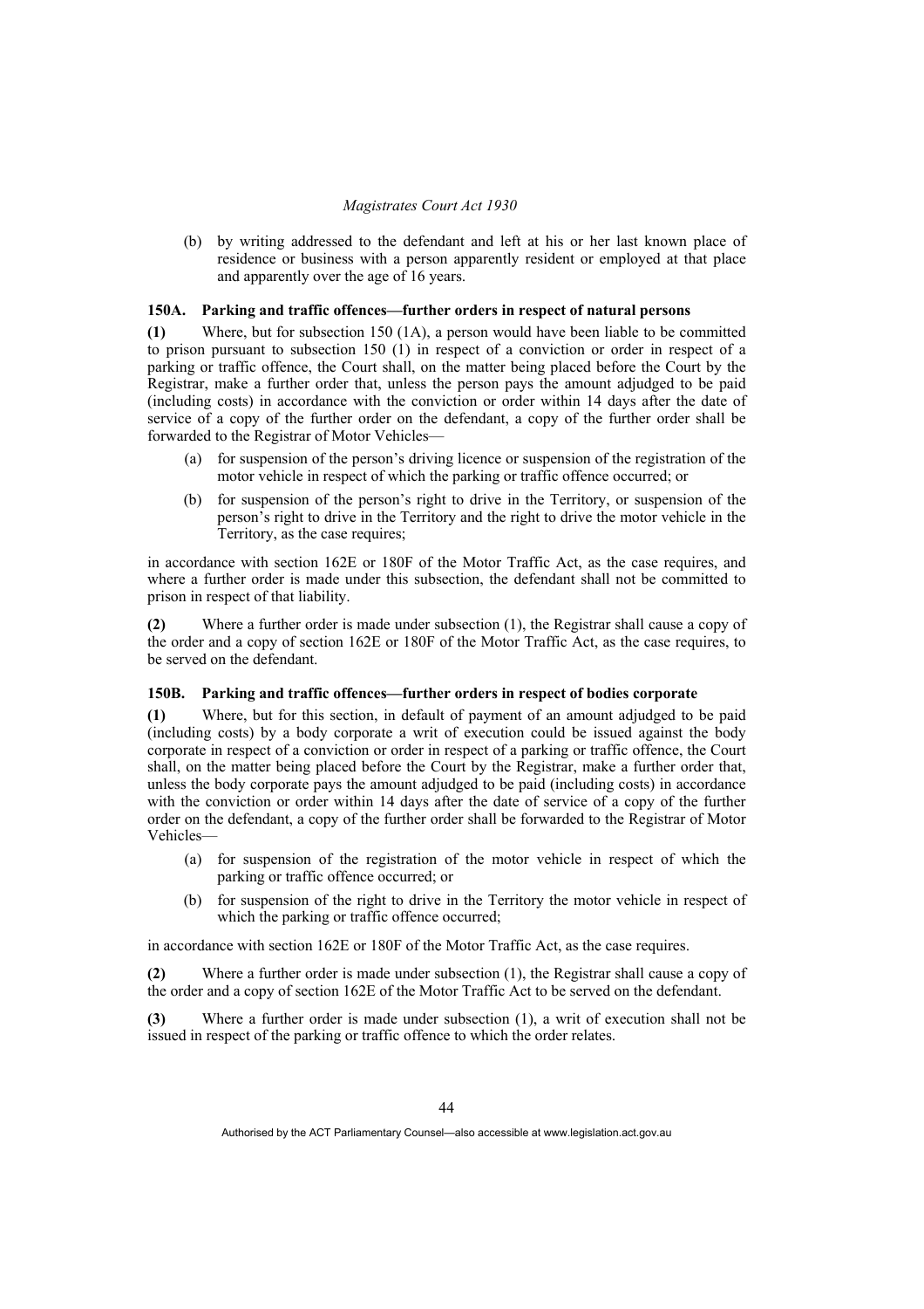(b) by writing addressed to the defendant and left at his or her last known place of residence or business with a person apparently resident or employed at that place and apparently over the age of 16 years.

### 150A. Parking and traffic offences—further orders in respect of natural persons

**(1)** Where, but for subsection 150 (1A), a person would have been liable to be committed to prison pursuant to subsection 150 (1) in respect of a conviction or order in respect of a parking or traffic offence, the Court shall, on the matter being placed before the Court by the Registrar, make a further order that, unless the person pays the amount adjudged to be paid (including costs) in accordance with the conviction or order within 14 days after the date of service of a copy of the further order on the defendant, a copy of the further order shall be forwarded to the Registrar of Motor Vehicles—

(a) for suspension of the person's driving licence or suspension of the registration of the motor vehicle in respect of which the parking or traffic offence occurred; or

(b) for suspension of the person's right to drive in the Territory, or suspension of the person's right to drive in the Territory and the right to drive the motor vehicle in the Territory, as the case requires;

in accordance with section 162E or 180F of the Motor Traffic Act, as the case requires, and where a further order is made under this subsection, the defendant shall not be committed to prison in respect of that liability.

**(2)** Where a further order is made under subsection (1), the Registrar shall cause a copy of the order and a copy of section 162E or 180F of the Motor Traffic Act, as the case requires, to be served on the defendant.

### 150B. Parking and traffic offences—further orders in respect of bodies corporate

**(1)** Where, but for this section, in default of payment of an amount adjudged to be paid (including costs) by a body corporate a writ of execution could be issued against the body corporate in respect of a conviction or order in respect of a parking or traffic offence, the Court shall, on the matter being placed before the Court by the Registrar, make a further order that, unless the body corporate pays the amount adjudged to be paid (including costs) in accordance with the conviction or order within 14 days after the date of service of a copy of the further order on the defendant, a copy of the further order shall be forwarded to the Registrar of Motor Vehicles—

(a) for suspension of the registration of the motor vehicle in respect of which the parking or traffic offence occurred; or

(b) for suspension of the right to drive in the Territory the motor vehicle in respect of which the parking or traffic offence occurred;

in accordance with section 162E or 180F of the Motor Traffic Act, as the case requires.

**(2)** Where a further order is made under subsection (1), the Registrar shall cause a copy of the order and a copy of section 162E of the Motor Traffic Act to be served on the defendant.

**(3)** Where a further order is made under subsection (1), a writ of execution shall not be issued in respect of the parking or traffic offence to which the order relates.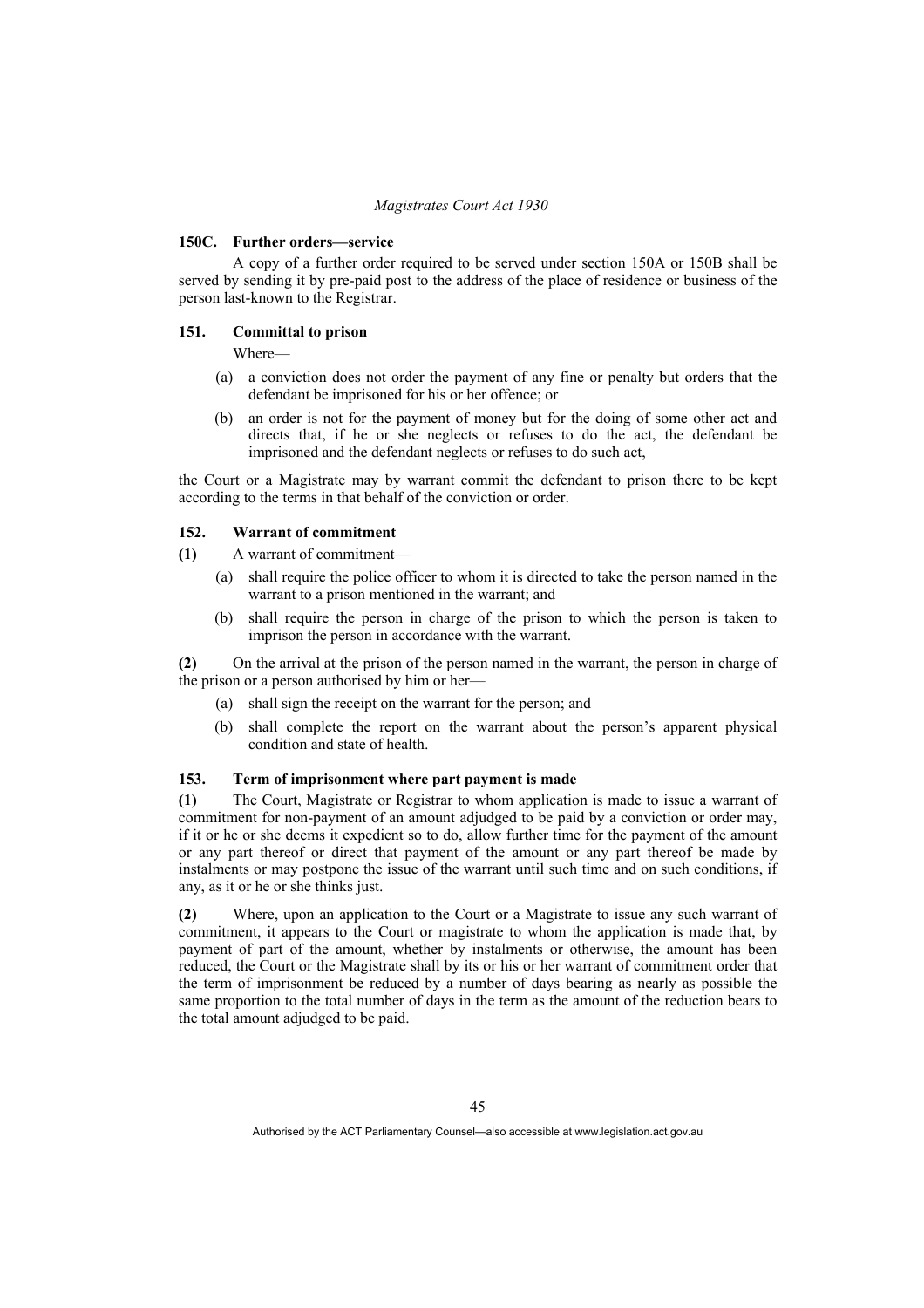### 150C. Further orders—service

A copy of a further order required to be served under section 150A or 150B shall be served by sending it by pre-paid post to the address of the place of residence or business of the person last-known to the Registrar.

### 151. Committal to prison

Where—

(a) a conviction does not order the payment of any fine or penalty but orders that the defendant be imprisoned for his or her offence; or

(b) an order is not for the payment of money but for the doing of some other act and directs that, if he or she neglects or refuses to do the act, the defendant be imprisoned and the defendant neglects or refuses to do such act,

the Court or a Magistrate may by warrant commit the defendant to prison there to be kept according to the terms in that behalf of the conviction or order.

### 152. Warrant of commitment

**(1)** A warrant of commitment—

(a) shall require the police officer to whom it is directed to take the person named in the warrant to a prison mentioned in the warrant; and

(b) shall require the person in charge of the prison to which the person is taken to imprison the person in accordance with the warrant.

**(2)** On the arrival at the prison of the person named in the warrant, the person in charge of the prison or a person authorised by him or her—

(a) shall sign the receipt on the warrant for the person; and

(b) shall complete the report on the warrant about the person's apparent physical condition and state of health.

### 153. Term of imprisonment where part payment is made

**(1)** The Court, Magistrate or Registrar to whom application is made to issue a warrant of commitment for non-payment of an amount adjudged to be paid by a conviction or order may, if it or he or she deems it expedient so to do, allow further time for the payment of the amount or any part thereof or direct that payment of the amount or any part thereof be made by instalments or may postpone the issue of the warrant until such time and on such conditions, if any, as it or he or she thinks just.

**(2)** Where, upon an application to the Court or a Magistrate to issue any such warrant of commitment, it appears to the Court or magistrate to whom the application is made that, by payment of part of the amount, whether by instalments or otherwise, the amount has been reduced, the Court or the Magistrate shall by its or his or her warrant of commitment order that the term of imprisonment be reduced by a number of days bearing as nearly as possible the same proportion to the total number of days in the term as the amount of the reduction bears to the total amount adjudged to be paid.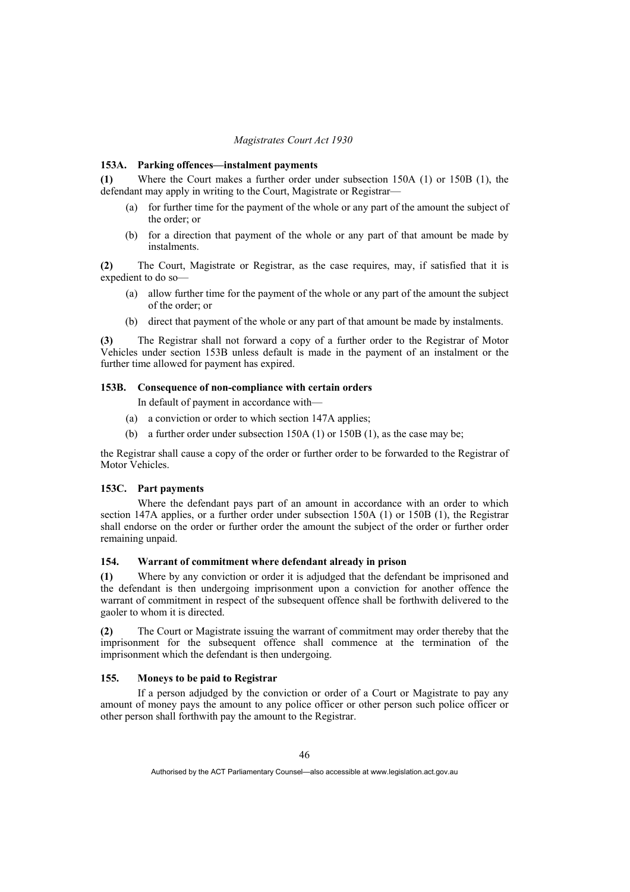### 153A. Parking offences—instalment payments

**(1)** Where the Court makes a further order under subsection 150A (1) or 150B (1), the defendant may apply in writing to the Court, Magistrate or Registrar—

- (a) for further time for the payment of the whole or any part of the amount the subject of the order; or
- (b) for a direction that payment of the whole or any part of that amount be made by instalments.

**(2)** The Court, Magistrate or Registrar, as the case requires, may, if satisfied that it is expedient to do so—

- (a) allow further time for the payment of the whole or any part of the amount the subject of the order; or
- (b) direct that payment of the whole or any part of that amount be made by instalments.

**(3)** The Registrar shall not forward a copy of a further order to the Registrar of Motor Vehicles under section 153B unless default is made in the payment of an instalment or the further time allowed for payment has expired.

### 153B. Consequence of non-compliance with certain orders

In default of payment in accordance with—

- (a) a conviction or order to which section 147A applies;
- (b) a further order under subsection 150A (1) or 150B (1), as the case may be;

the Registrar shall cause a copy of the order or further order to be forwarded to the Registrar of Motor Vehicles.

### 153C. Part payments

Where the defendant pays part of an amount in accordance with an order to which section 147A applies, or a further order under subsection 150A (1) or 150B (1), the Registrar shall endorse on the order or further order the amount the subject of the order or further order remaining unpaid.

### 154. Warrant of commitment where defendant already in prison

**(1)** Where by any conviction or order it is adjudged that the defendant be imprisoned and the defendant is then undergoing imprisonment upon a conviction for another offence the warrant of commitment in respect of the subsequent offence shall be forthwith delivered to the gaoler to whom it is directed.

**(2)** The Court or Magistrate issuing the warrant of commitment may order thereby that the imprisonment for the subsequent offence shall commence at the termination of the imprisonment which the defendant is then undergoing.

### 155. Moneys to be paid to Registrar

If a person adjudged by the conviction or order of a Court or Magistrate to pay any amount of money pays the amount to any police officer or other person such police officer or other person shall forthwith pay the amount to the Registrar.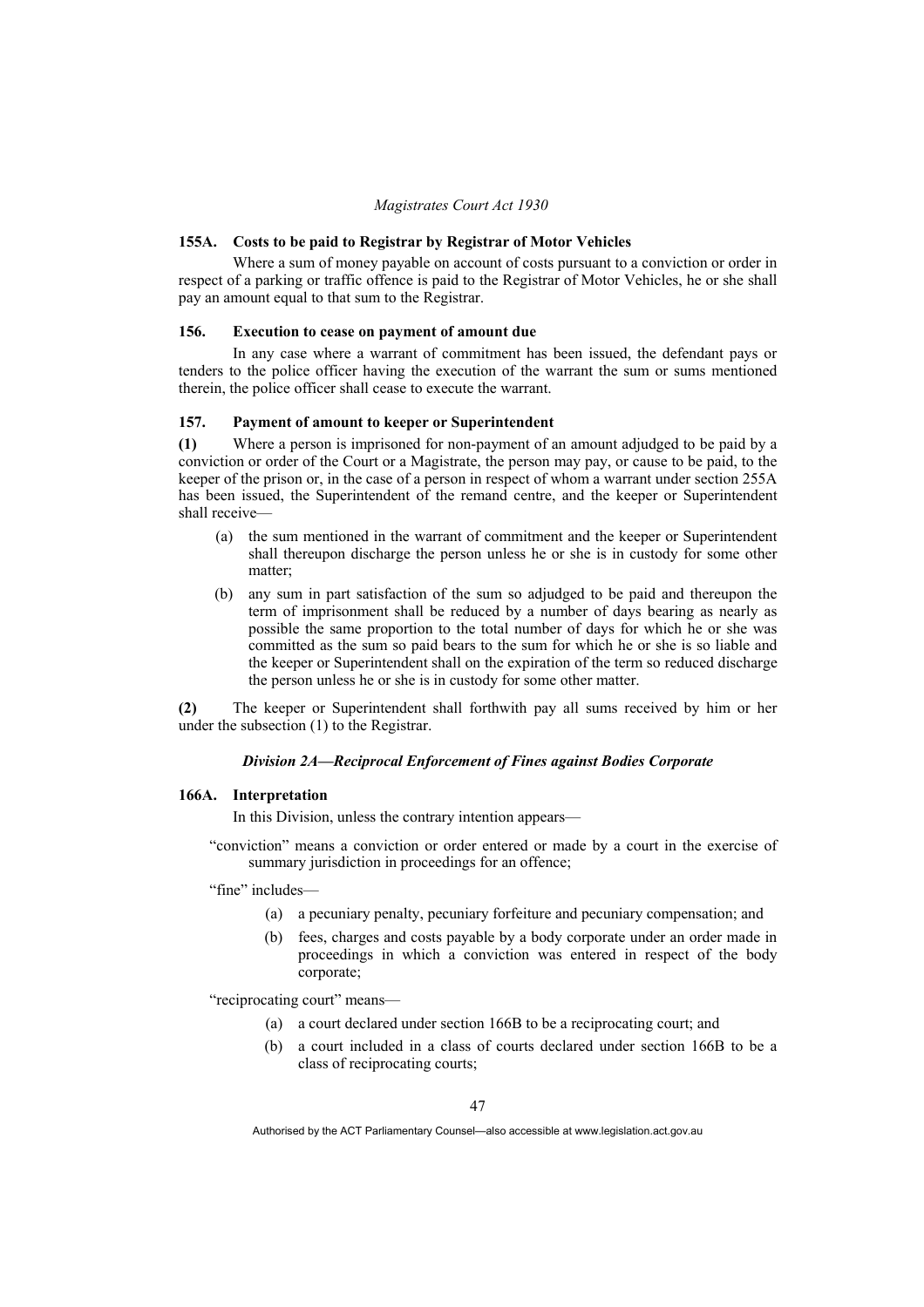### 155A. Costs to be paid to Registrar by Registrar of Motor Vehicles

Where a sum of money payable on account of costs pursuant to a conviction or order in respect of a parking or traffic offence is paid to the Registrar of Motor Vehicles, he or she shall pay an amount equal to that sum to the Registrar.

### 156. Execution to cease on payment of amount due

In any case where a warrant of commitment has been issued, the defendant pays or tenders to the police officer having the execution of the warrant the sum or sums mentioned therein, the police officer shall cease to execute the warrant.

### 157. Payment of amount to keeper or Superintendent

**(1)** Where a person is imprisoned for non-payment of an amount adjudged to be paid by a conviction or order of the Court or a Magistrate, the person may pay, or cause to be paid, to the keeper of the prison or, in the case of a person in respect of whom a warrant under section 255A has been issued, the Superintendent of the remand centre, and the keeper or Superintendent shall receive—

- (a) the sum mentioned in the warrant of commitment and the keeper or Superintendent shall thereupon discharge the person unless he or she is in custody for some other matter;
- (b) any sum in part satisfaction of the sum so adjudged to be paid and thereupon the term of imprisonment shall be reduced by a number of days bearing as nearly as possible the same proportion to the total number of days for which he or she was committed as the sum so paid bears to the sum for which he or she is so liable and the keeper or Superintendent shall on the expiration of the term so reduced discharge the person unless he or she is in custody for some other matter.

**(2)** The keeper or Superintendent shall forthwith pay all sums received by him or her under the subsection (1) to the Registrar.

## *Division 2A—Reciprocal Enforcement of Fines against Bodies Corporate*

### 166A. Interpretation

In this Division, unless the contrary intention appears—

"conviction" means a conviction or order entered or made by a court in the exercise of summary jurisdiction in proceedings for an offence;

"fine" includes—

- (a) a pecuniary penalty, pecuniary forfeiture and pecuniary compensation; and
- (b) fees, charges and costs payable by a body corporate under an order made in proceedings in which a conviction was entered in respect of the body corporate;

"reciprocating court" means—

- (a) a court declared under section 166B to be a reciprocating court; and
- (b) a court included in a class of courts declared under section 166B to be a class of reciprocating courts;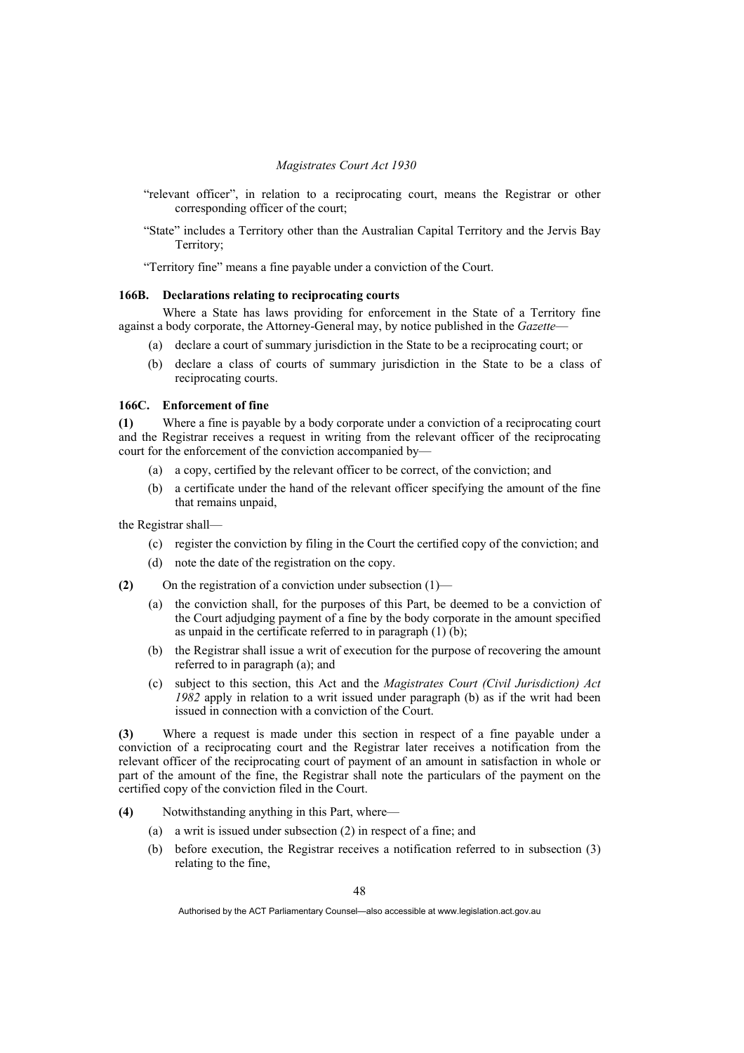"relevant officer", in relation to a reciprocating court, means the Registrar or other corresponding officer of the court;

"State" includes a Territory other than the Australian Capital Territory and the Jervis Bay Territory;

"Territory fine" means a fine payable under a conviction of the Court.

### 166B. Declarations relating to reciprocating courts

Where a State has laws providing for enforcement in the State of a Territory fine against a body corporate, the Attorney-General may, by notice published in the *Gazette*—

(a) declare a court of summary jurisdiction in the State to be a reciprocating court; or

(b) declare a class of courts of summary jurisdiction in the State to be a class of reciprocating courts.

### 166C. Enforcement of fine

**(1)** Where a fine is payable by a body corporate under a conviction of a reciprocating court and the Registrar receives a request in writing from the relevant officer of the reciprocating court for the enforcement of the conviction accompanied by—

(a) a copy, certified by the relevant officer to be correct, of the conviction; and

(b) a certificate under the hand of the relevant officer specifying the amount of the fine that remains unpaid,

the Registrar shall—

(c) register the conviction by filing in the Court the certified copy of the conviction; and

(d) note the date of the registration on the copy.

**(2)** On the registration of a conviction under subsection (1)—

(a) the conviction shall, for the purposes of this Part, be deemed to be a conviction of the Court adjudging payment of a fine by the body corporate in the amount specified as unpaid in the certificate referred to in paragraph (1) (b);

(b) the Registrar shall issue a writ of execution for the purpose of recovering the amount referred to in paragraph (a); and

(c) subject to this section, this Act and the *Magistrates Court (Civil Jurisdiction) Act 1982* apply in relation to a writ issued under paragraph (b) as if the writ had been issued in connection with a conviction of the Court.

**(3)** Where a request is made under this section in respect of a fine payable under a conviction of a reciprocating court and the Registrar later receives a notification from the relevant officer of the reciprocating court of payment of an amount in satisfaction in whole or part of the amount of the fine, the Registrar shall note the particulars of the payment on the certified copy of the conviction filed in the Court.

**(4)** Notwithstanding anything in this Part, where—

(a) a writ is issued under subsection (2) in respect of a fine; and

(b) before execution, the Registrar receives a notification referred to in subsection (3) relating to the fine,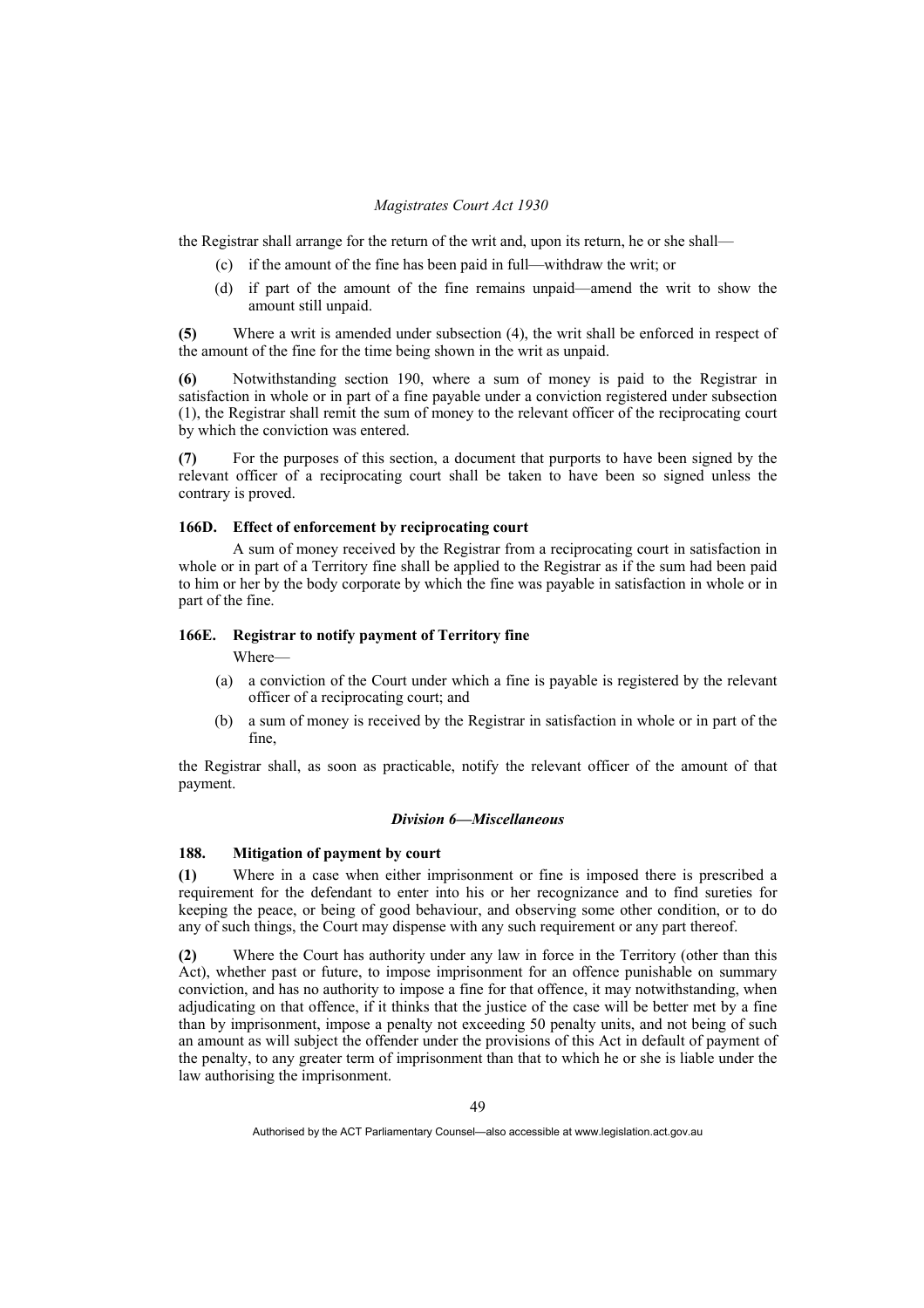the Registrar shall arrange for the return of the writ and, upon its return, he or she shall—

- (c) if the amount of the fine has been paid in full—withdraw the writ; or
- (d) if part of the amount of the fine remains unpaid—amend the writ to show the amount still unpaid.

**(5)** Where a writ is amended under subsection (4), the writ shall be enforced in respect of the amount of the fine for the time being shown in the writ as unpaid.

**(6)** Notwithstanding section 190, where a sum of money is paid to the Registrar in satisfaction in whole or in part of a fine payable under a conviction registered under subsection (1), the Registrar shall remit the sum of money to the relevant officer of the reciprocating court by which the conviction was entered.

**(7)** For the purposes of this section, a document that purports to have been signed by the relevant officer of a reciprocating court shall be taken to have been so signed unless the contrary is proved.

### 166D. Effect of enforcement by reciprocating court

A sum of money received by the Registrar from a reciprocating court in satisfaction in whole or in part of a Territory fine shall be applied to the Registrar as if the sum had been paid to him or her by the body corporate by which the fine was payable in satisfaction in whole or in part of the fine.

### 166E. Registrar to notify payment of Territory fine

Where—

- (a) a conviction of the Court under which a fine is payable is registered by the relevant officer of a reciprocating court; and
- (b) a sum of money is received by the Registrar in satisfaction in whole or in part of the fine,

the Registrar shall, as soon as practicable, notify the relevant officer of the amount of that payment.

## *Division 6—Miscellaneous*

### 188. Mitigation of payment by court

**(1)** Where in a case when either imprisonment or fine is imposed there is prescribed a requirement for the defendant to enter into his or her recognizance and to find sureties for keeping the peace, or being of good behaviour, and observing some other condition, or to do any of such things, the Court may dispense with any such requirement or any part thereof.

**(2)** Where the Court has authority under any law in force in the Territory (other than this Act), whether past or future, to impose imprisonment for an offence punishable on summary conviction, and has no authority to impose a fine for that offence, it may notwithstanding, when adjudicating on that offence, if it thinks that the justice of the case will be better met by a fine than by imprisonment, impose a penalty not exceeding 50 penalty units, and not being of such an amount as will subject the offender under the provisions of this Act in default of payment of the penalty, to any greater term of imprisonment than that to which he or she is liable under the law authorising the imprisonment.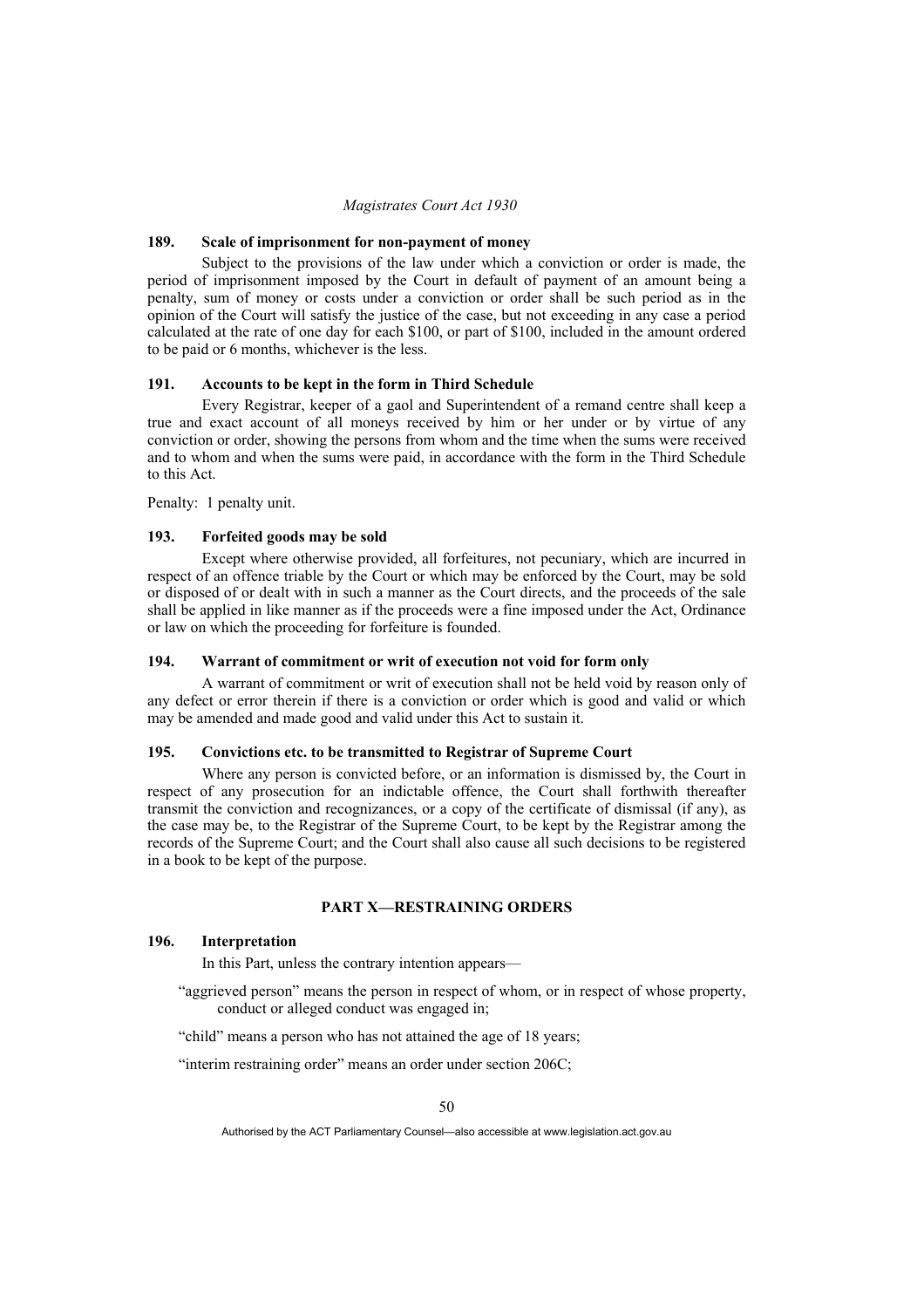### 189. Scale of imprisonment for non-payment of money

Subject to the provisions of the law under which a conviction or order is made, the period of imprisonment imposed by the Court in default of payment of an amount being a penalty, sum of money or costs under a conviction or order shall be such period as in the opinion of the Court will satisfy the justice of the case, but not exceeding in any case a period calculated at the rate of one day for each $100, or part of $100, included in the amount ordered to be paid or 6 months, whichever is the less.

### 191. Accounts to be kept in the form in Third Schedule

Every Registrar, keeper of a gaol and Superintendent of a remand centre shall keep a true and exact account of all moneys received by him or her under or by virtue of any conviction or order, showing the persons from whom and the time when the sums were received and to whom and when the sums were paid, in accordance with the form in the Third Schedule to this Act.

Penalty: 1 penalty unit.

### 193. Forfeited goods may be sold

Except where otherwise provided, all forfeitures, not pecuniary, which are incurred in respect of an offence triable by the Court or which may be enforced by the Court, may be sold or disposed of or dealt with in such a manner as the Court directs, and the proceeds of the sale shall be applied in like manner as if the proceeds were a fine imposed under the Act, Ordinance or law on which the proceeding for forfeiture is founded.

### 194. Warrant of commitment or writ of execution not void for form only

A warrant of commitment or writ of execution shall not be held void by reason only of any defect or error therein if there is a conviction or order which is good and valid or which may be amended and made good and valid under this Act to sustain it.

### 195. Convictions etc. to be transmitted to Registrar of Supreme Court

Where any person is convicted before, or an information is dismissed by, the Court in respect of any prosecution for an indictable offence, the Court shall forthwith thereafter transmit the conviction and recognizances, or a copy of the certificate of dismissal (if any), as the case may be, to the Registrar of the Supreme Court, to be kept by the Registrar among the records of the Supreme Court; and the Court shall also cause all such decisions to be registered in a book to be kept of the purpose.

## PART X—RESTRAINING ORDERS

### 196. Interpretation

In this Part, unless the contrary intention appears—

"aggrieved person" means the person in respect of whom, or in respect of whose property, conduct or alleged conduct was engaged in;

"child" means a person who has not attained the age of 18 years;

"interim restraining order" means an order under section 206C;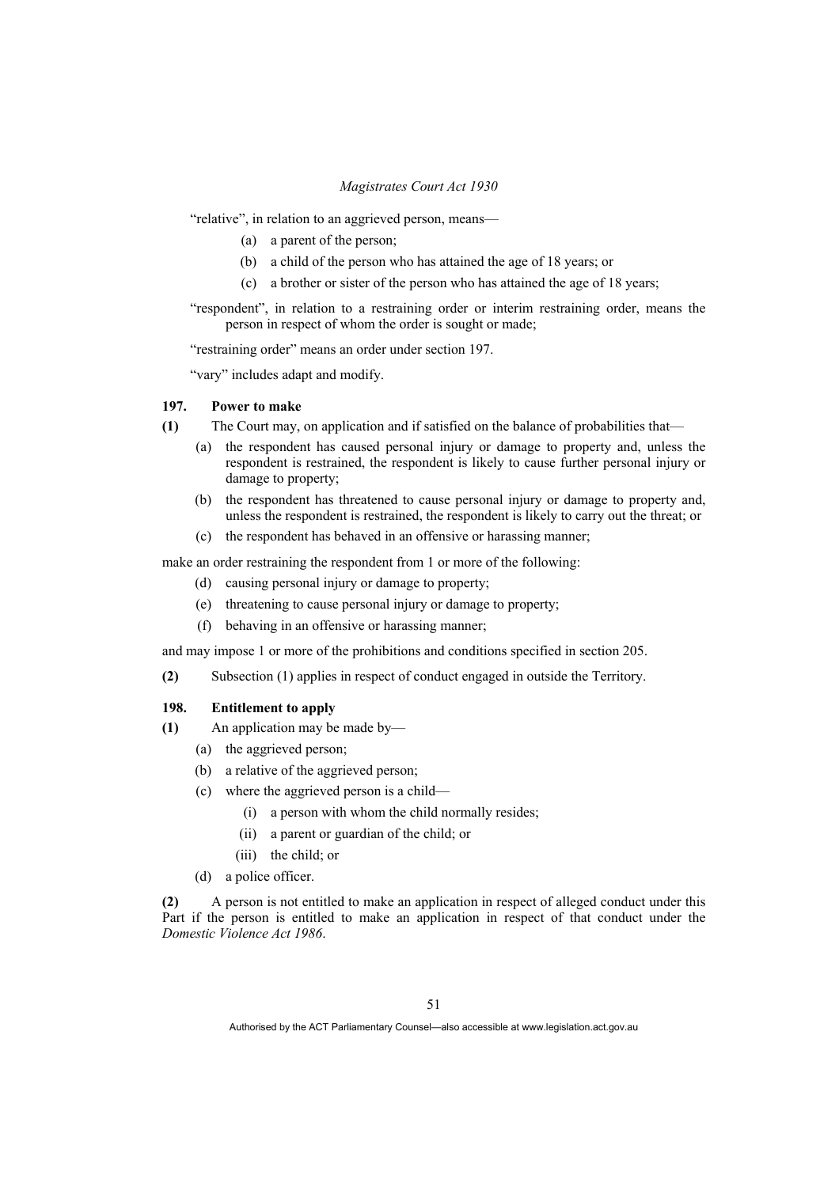"relative", in relation to an aggrieved person, means—

(a) a parent of the person;

(b) a child of the person who has attained the age of 18 years; or

(c) a brother or sister of the person who has attained the age of 18 years;

"respondent", in relation to a restraining order or interim restraining order, means the person in respect of whom the order is sought or made;

"restraining order" means an order under section 197.

"vary" includes adapt and modify.

### 197. Power to make

**(1)** The Court may, on application and if satisfied on the balance of probabilities that—

(a) the respondent has caused personal injury or damage to property and, unless the respondent is restrained, the respondent is likely to cause further personal injury or damage to property;

(b) the respondent has threatened to cause personal injury or damage to property and, unless the respondent is restrained, the respondent is likely to carry out the threat; or

(c) the respondent has behaved in an offensive or harassing manner;

make an order restraining the respondent from 1 or more of the following:

(d) causing personal injury or damage to property;

(e) threatening to cause personal injury or damage to property;

(f) behaving in an offensive or harassing manner;

and may impose 1 or more of the prohibitions and conditions specified in section 205.

**(2)** Subsection (1) applies in respect of conduct engaged in outside the Territory.

### 198. Entitlement to apply

**(1)** An application may be made by—

(a) the aggrieved person;

(b) a relative of the aggrieved person;

(c) where the aggrieved person is a child—

(i) a person with whom the child normally resides;

(ii) a parent or guardian of the child; or

(iii) the child; or

(d) a police officer.

**(2)** A person is not entitled to make an application in respect of alleged conduct under this Part if the person is entitled to make an application in respect of that conduct under the *Domestic Violence Act 1986*.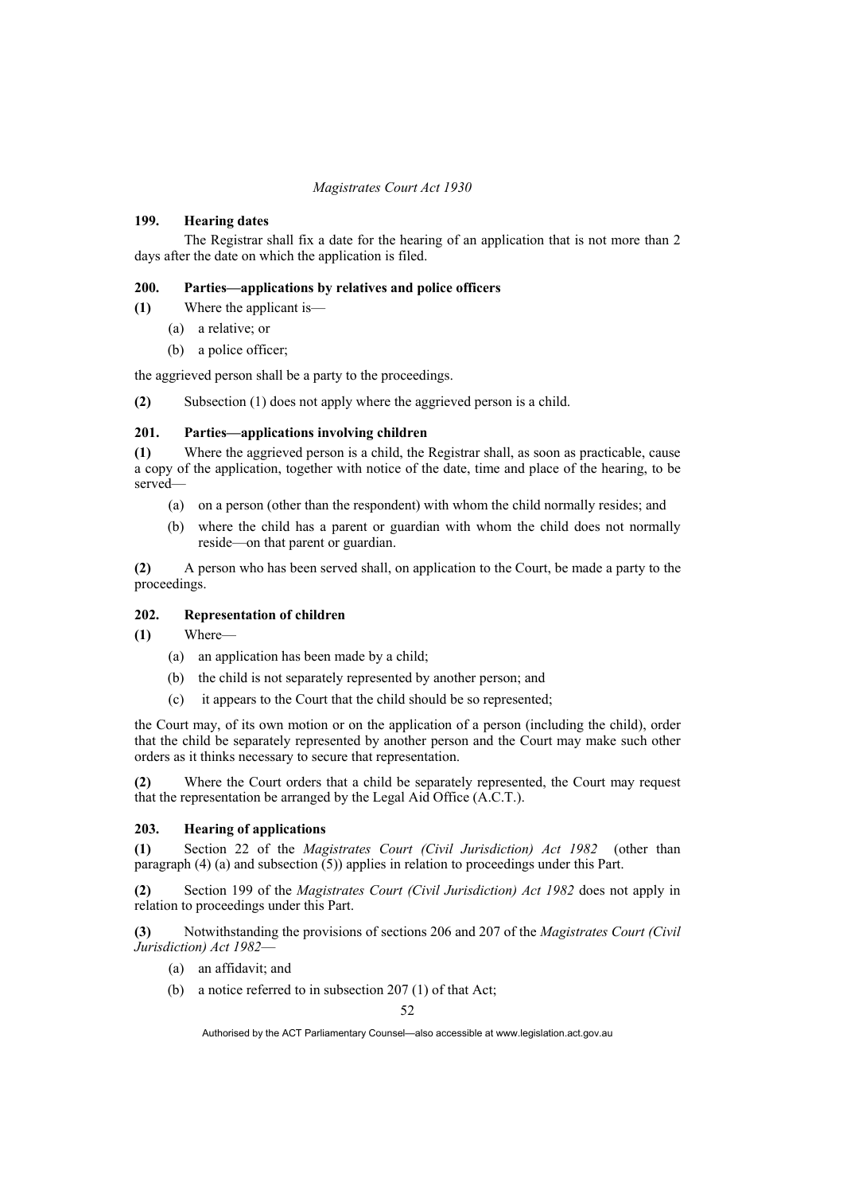### 199. Hearing dates

The Registrar shall fix a date for the hearing of an application that is not more than 2 days after the date on which the application is filed.

### 200. Parties—applications by relatives and police officers

**(1)** Where the applicant is—

(a) a relative; or

(b) a police officer;

the aggrieved person shall be a party to the proceedings.

**(2)** Subsection (1) does not apply where the aggrieved person is a child.

### 201. Parties—applications involving children

**(1)** Where the aggrieved person is a child, the Registrar shall, as soon as practicable, cause a copy of the application, together with notice of the date, time and place of the hearing, to be served—

(a) on a person (other than the respondent) with whom the child normally resides; and

(b) where the child has a parent or guardian with whom the child does not normally reside—on that parent or guardian.

**(2)** A person who has been served shall, on application to the Court, be made a party to the proceedings.

### 202. Representation of children

**(1)** Where—

(a) an application has been made by a child;

(b) the child is not separately represented by another person; and

(c) it appears to the Court that the child should be so represented;

the Court may, of its own motion or on the application of a person (including the child), order that the child be separately represented by another person and the Court may make such other orders as it thinks necessary to secure that representation.

**(2)** Where the Court orders that a child be separately represented, the Court may request that the representation be arranged by the Legal Aid Office (A.C.T.).

### 203. Hearing of applications

**(1)** Section 22 of the *Magistrates Court (Civil Jurisdiction) Act 1982* (other than paragraph (4) (a) and subsection (5)) applies in relation to proceedings under this Part.

**(2)** Section 199 of the *Magistrates Court (Civil Jurisdiction) Act 1982* does not apply in relation to proceedings under this Part.

**(3)** Notwithstanding the provisions of sections 206 and 207 of the *Magistrates Court (Civil Jurisdiction) Act 1982*—

(a) an affidavit; and

(b) a notice referred to in subsection 207 (1) of that Act;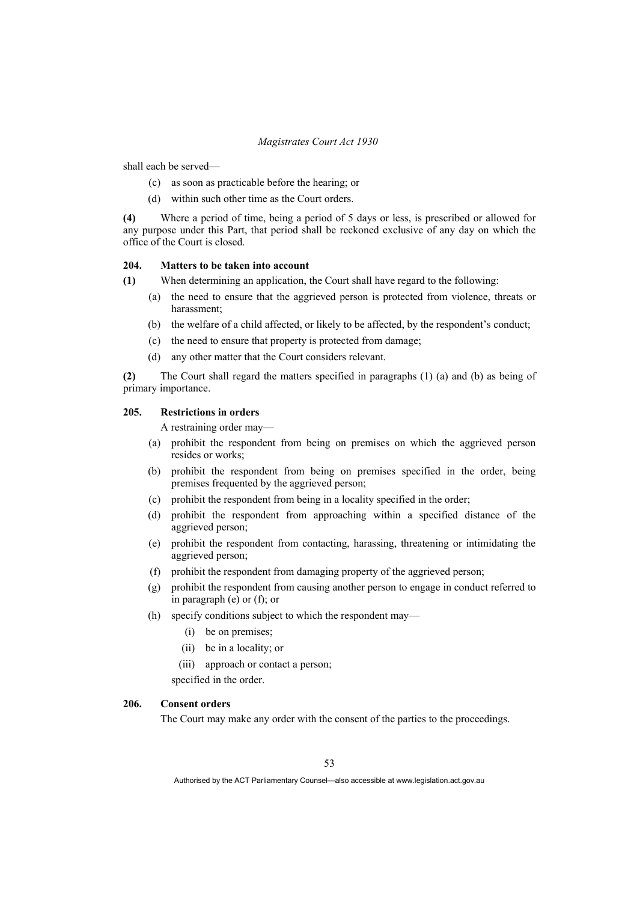shall each be served—

- (c) as soon as practicable before the hearing; or
- (d) within such other time as the Court orders.

**(4)** Where a period of time, being a period of 5 days or less, is prescribed or allowed for any purpose under this Part, that period shall be reckoned exclusive of any day on which the office of the Court is closed.

### 204. Matters to be taken into account

**(1)** When determining an application, the Court shall have regard to the following:

- (a) the need to ensure that the aggrieved person is protected from violence, threats or harassment;
- (b) the welfare of a child affected, or likely to be affected, by the respondent's conduct;
- (c) the need to ensure that property is protected from damage;
- (d) any other matter that the Court considers relevant.

**(2)** The Court shall regard the matters specified in paragraphs (1) (a) and (b) as being of primary importance.

### 205. Restrictions in orders

A restraining order may—

- (a) prohibit the respondent from being on premises on which the aggrieved person resides or works;
- (b) prohibit the respondent from being on premises specified in the order, being premises frequented by the aggrieved person;
- (c) prohibit the respondent from being in a locality specified in the order;
- (d) prohibit the respondent from approaching within a specified distance of the aggrieved person;
- (e) prohibit the respondent from contacting, harassing, threatening or intimidating the aggrieved person;
- (f) prohibit the respondent from damaging property of the aggrieved person;
- (g) prohibit the respondent from causing another person to engage in conduct referred to in paragraph (e) or (f); or
- (h) specify conditions subject to which the respondent may—
  - (i) be on premises;
  - (ii) be in a locality; or
  - (iii) approach or contact a person;

  specified in the order.

### 206. Consent orders

The Court may make any order with the consent of the parties to the proceedings.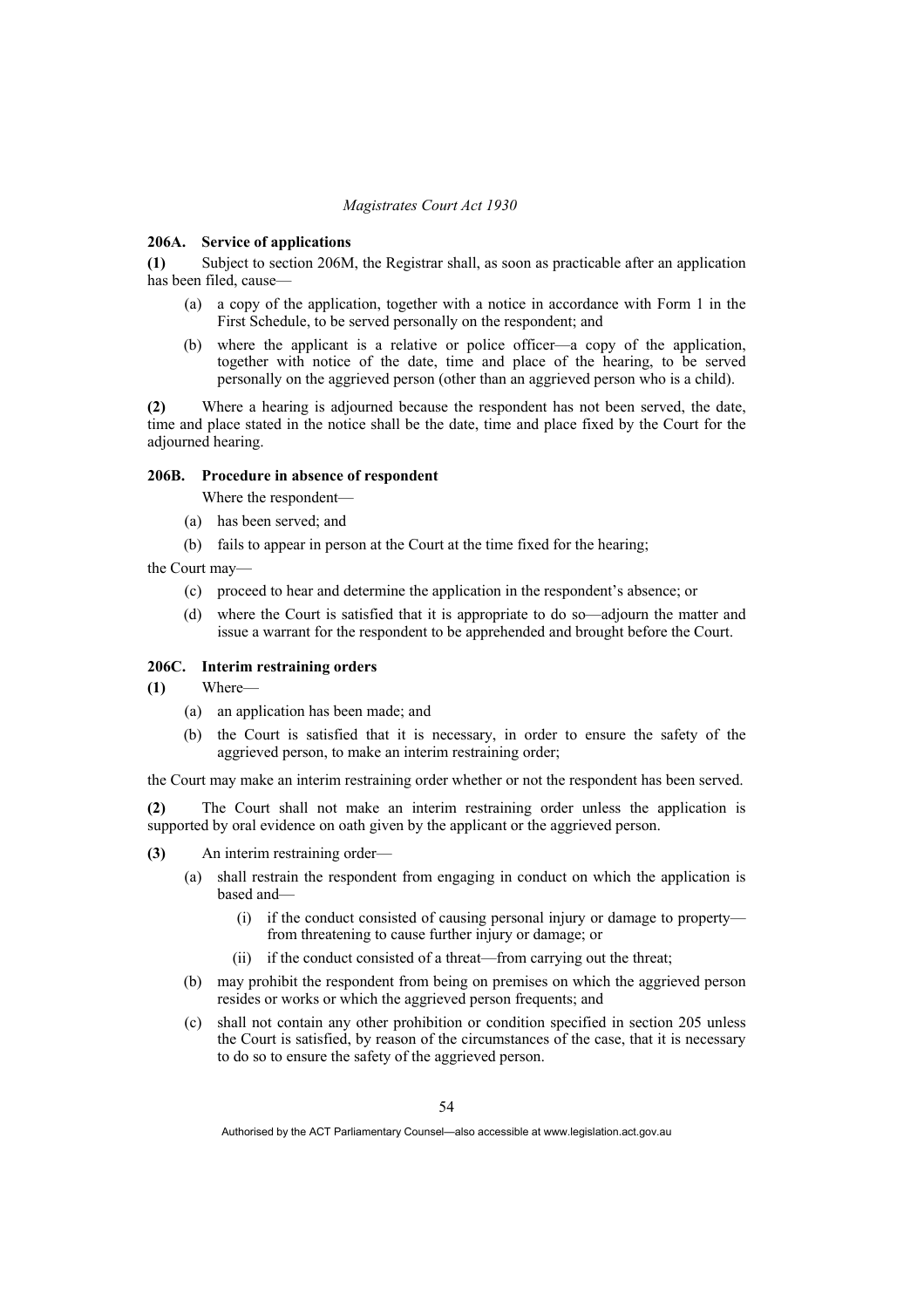### 206A. Service of applications

**(1)** Subject to section 206M, the Registrar shall, as soon as practicable after an application has been filed, cause—

- (a) a copy of the application, together with a notice in accordance with Form 1 in the First Schedule, to be served personally on the respondent; and
- (b) where the applicant is a relative or police officer—a copy of the application, together with notice of the date, time and place of the hearing, to be served personally on the aggrieved person (other than an aggrieved person who is a child).

**(2)** Where a hearing is adjourned because the respondent has not been served, the date, time and place stated in the notice shall be the date, time and place fixed by the Court for the adjourned hearing.

### 206B. Procedure in absence of respondent

Where the respondent—

- (a) has been served; and
- (b) fails to appear in person at the Court at the time fixed for the hearing;

the Court may—

- (c) proceed to hear and determine the application in the respondent's absence; or
- (d) where the Court is satisfied that it is appropriate to do so—adjourn the matter and issue a warrant for the respondent to be apprehended and brought before the Court.

### 206C. Interim restraining orders

**(1)** Where—

- (a) an application has been made; and
- (b) the Court is satisfied that it is necessary, in order to ensure the safety of the aggrieved person, to make an interim restraining order;

the Court may make an interim restraining order whether or not the respondent has been served.

**(2)** The Court shall not make an interim restraining order unless the application is supported by oral evidence on oath given by the applicant or the aggrieved person.

**(3)** An interim restraining order—

- (a) shall restrain the respondent from engaging in conduct on which the application is based and—
  - (i) if the conduct consisted of causing personal injury or damage to property—from threatening to cause further injury or damage; or
  - (ii) if the conduct consisted of a threat—from carrying out the threat;
- (b) may prohibit the respondent from being on premises on which the aggrieved person resides or works or which the aggrieved person frequents; and
- (c) shall not contain any other prohibition or condition specified in section 205 unless the Court is satisfied, by reason of the circumstances of the case, that it is necessary to do so to ensure the safety of the aggrieved person.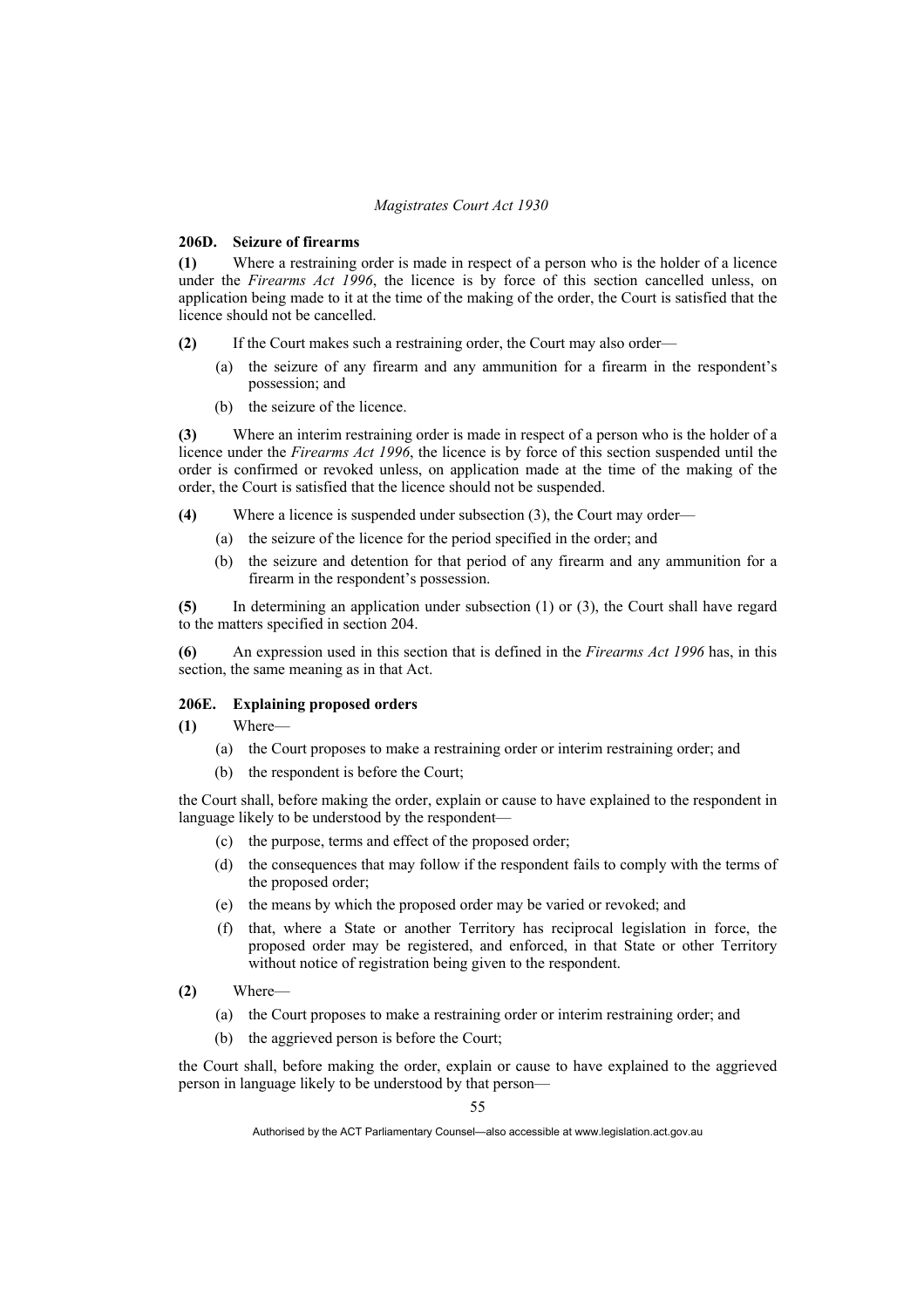### 206D. Seizure of firearms

**(1)** Where a restraining order is made in respect of a person who is the holder of a licence under the *Firearms Act 1996*, the licence is by force of this section cancelled unless, on application being made to it at the time of the making of the order, the Court is satisfied that the licence should not be cancelled.

**(2)** If the Court makes such a restraining order, the Court may also order—

- (a) the seizure of any firearm and any ammunition for a firearm in the respondent's possession; and
- (b) the seizure of the licence.

**(3)** Where an interim restraining order is made in respect of a person who is the holder of a licence under the *Firearms Act 1996*, the licence is by force of this section suspended until the order is confirmed or revoked unless, on application made at the time of the making of the order, the Court is satisfied that the licence should not be suspended.

**(4)** Where a licence is suspended under subsection (3), the Court may order—

- (a) the seizure of the licence for the period specified in the order; and
- (b) the seizure and detention for that period of any firearm and any ammunition for a firearm in the respondent's possession.

**(5)** In determining an application under subsection (1) or (3), the Court shall have regard to the matters specified in section 204.

**(6)** An expression used in this section that is defined in the *Firearms Act 1996* has, in this section, the same meaning as in that Act.

### 206E. Explaining proposed orders

**(1)** Where—

- (a) the Court proposes to make a restraining order or interim restraining order; and
- (b) the respondent is before the Court;

the Court shall, before making the order, explain or cause to have explained to the respondent in language likely to be understood by the respondent—

- (c) the purpose, terms and effect of the proposed order;
- (d) the consequences that may follow if the respondent fails to comply with the terms of the proposed order;
- (e) the means by which the proposed order may be varied or revoked; and
- (f) that, where a State or another Territory has reciprocal legislation in force, the proposed order may be registered, and enforced, in that State or other Territory without notice of registration being given to the respondent.

**(2)** Where—

- (a) the Court proposes to make a restraining order or interim restraining order; and
- (b) the aggrieved person is before the Court;

the Court shall, before making the order, explain or cause to have explained to the aggrieved person in language likely to be understood by that person—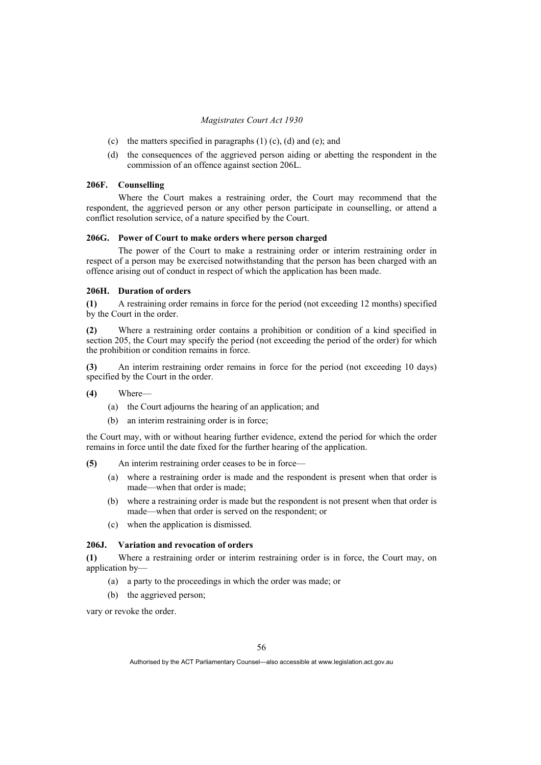(c) the matters specified in paragraphs (1) (c), (d) and (e); and

(d) the consequences of the aggrieved person aiding or abetting the respondent in the commission of an offence against section 206L.

### 206F. Counselling

Where the Court makes a restraining order, the Court may recommend that the respondent, the aggrieved person or any other person participate in counselling, or attend a conflict resolution service, of a nature specified by the Court.

### 206G. Power of Court to make orders where person charged

The power of the Court to make a restraining order or interim restraining order in respect of a person may be exercised notwithstanding that the person has been charged with an offence arising out of conduct in respect of which the application has been made.

### 206H. Duration of orders

**(1)** A restraining order remains in force for the period (not exceeding 12 months) specified by the Court in the order.

**(2)** Where a restraining order contains a prohibition or condition of a kind specified in section 205, the Court may specify the period (not exceeding the period of the order) for which the prohibition or condition remains in force.

**(3)** An interim restraining order remains in force for the period (not exceeding 10 days) specified by the Court in the order.

**(4)** Where—

(a) the Court adjourns the hearing of an application; and

(b) an interim restraining order is in force;

the Court may, with or without hearing further evidence, extend the period for which the order remains in force until the date fixed for the further hearing of the application.

**(5)** An interim restraining order ceases to be in force—

(a) where a restraining order is made and the respondent is present when that order is made—when that order is made;

(b) where a restraining order is made but the respondent is not present when that order is made—when that order is served on the respondent; or

(c) when the application is dismissed.

### 206J. Variation and revocation of orders

**(1)** Where a restraining order or interim restraining order is in force, the Court may, on application by—

(a) a party to the proceedings in which the order was made; or

(b) the aggrieved person;

vary or revoke the order.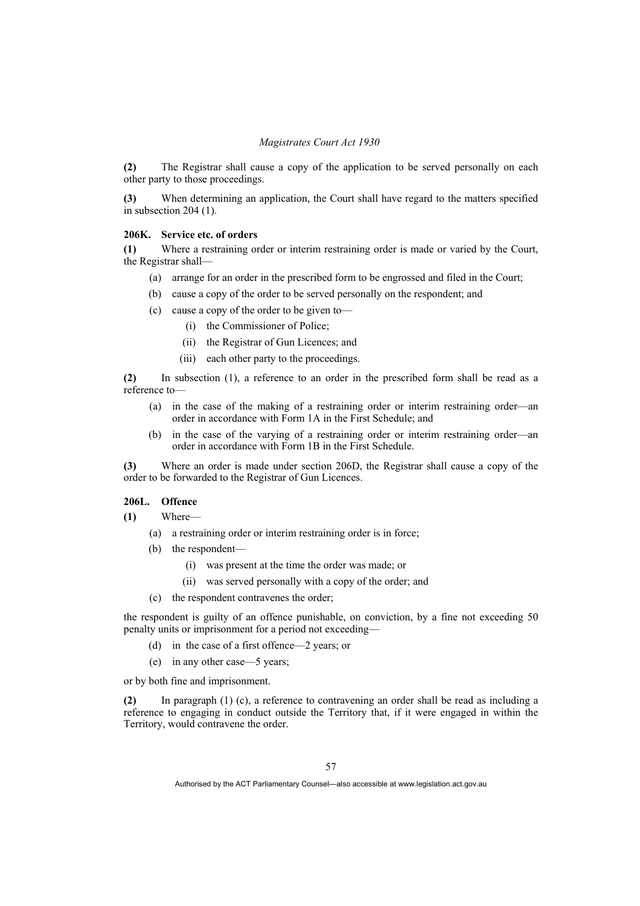**(2)** The Registrar shall cause a copy of the application to be served personally on each other party to those proceedings.

**(3)** When determining an application, the Court shall have regard to the matters specified in subsection 204 (1).

#### 206K. Service etc. of orders

**(1)** Where a restraining order or interim restraining order is made or varied by the Court, the Registrar shall—

- (a) arrange for an order in the prescribed form to be engrossed and filed in the Court;
- (b) cause a copy of the order to be served personally on the respondent; and
- (c) cause a copy of the order to be given to—
  - (i) the Commissioner of Police;
  - (ii) the Registrar of Gun Licences; and
  - (iii) each other party to the proceedings.

**(2)** In subsection (1), a reference to an order in the prescribed form shall be read as a reference to—

- (a) in the case of the making of a restraining order or interim restraining order—an order in accordance with Form 1A in the First Schedule; and
- (b) in the case of the varying of a restraining order or interim restraining order—an order in accordance with Form 1B in the First Schedule.

**(3)** Where an order is made under section 206D, the Registrar shall cause a copy of the order to be forwarded to the Registrar of Gun Licences.

#### 206L. Offence

**(1)** Where—

- (a) a restraining order or interim restraining order is in force;
- (b) the respondent—
  - (i) was present at the time the order was made; or
  - (ii) was served personally with a copy of the order; and
- (c) the respondent contravenes the order;

the respondent is guilty of an offence punishable, on conviction, by a fine not exceeding 50 penalty units or imprisonment for a period not exceeding—

- (d) in the case of a first offence—2 years; or
- (e) in any other case—5 years;

or by both fine and imprisonment.

**(2)** In paragraph (1) (c), a reference to contravening an order shall be read as including a reference to engaging in conduct outside the Territory that, if it were engaged in within the Territory, would contravene the order.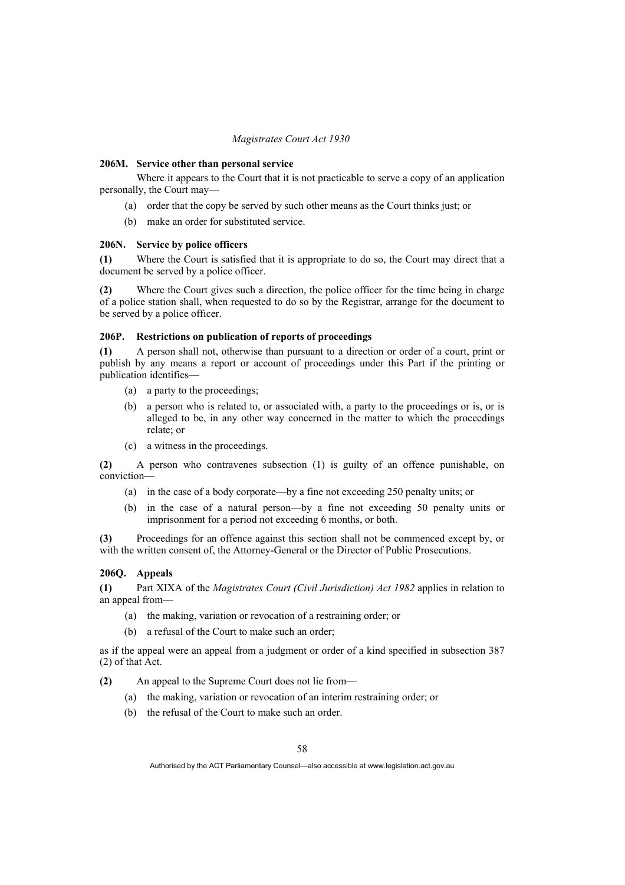### 206M. Service other than personal service

Where it appears to the Court that it is not practicable to serve a copy of an application personally, the Court may—

(a) order that the copy be served by such other means as the Court thinks just; or

(b) make an order for substituted service.

### 206N. Service by police officers

**(1)** Where the Court is satisfied that it is appropriate to do so, the Court may direct that a document be served by a police officer.

**(2)** Where the Court gives such a direction, the police officer for the time being in charge of a police station shall, when requested to do so by the Registrar, arrange for the document to be served by a police officer.

### 206P. Restrictions on publication of reports of proceedings

**(1)** A person shall not, otherwise than pursuant to a direction or order of a court, print or publish by any means a report or account of proceedings under this Part if the printing or publication identifies—

(a) a party to the proceedings;

(b) a person who is related to, or associated with, a party to the proceedings or is, or is alleged to be, in any other way concerned in the matter to which the proceedings relate; or

(c) a witness in the proceedings.

**(2)** A person who contravenes subsection (1) is guilty of an offence punishable, on conviction—

(a) in the case of a body corporate—by a fine not exceeding 250 penalty units; or

(b) in the case of a natural person—by a fine not exceeding 50 penalty units or imprisonment for a period not exceeding 6 months, or both.

**(3)** Proceedings for an offence against this section shall not be commenced except by, or with the written consent of, the Attorney-General or the Director of Public Prosecutions.

### 206Q. Appeals

**(1)** Part XIXA of the *Magistrates Court (Civil Jurisdiction) Act 1982* applies in relation to an appeal from—

(a) the making, variation or revocation of a restraining order; or

(b) a refusal of the Court to make such an order;

as if the appeal were an appeal from a judgment or order of a kind specified in subsection 387 (2) of that Act.

**(2)** An appeal to the Supreme Court does not lie from—

(a) the making, variation or revocation of an interim restraining order; or

(b) the refusal of the Court to make such an order.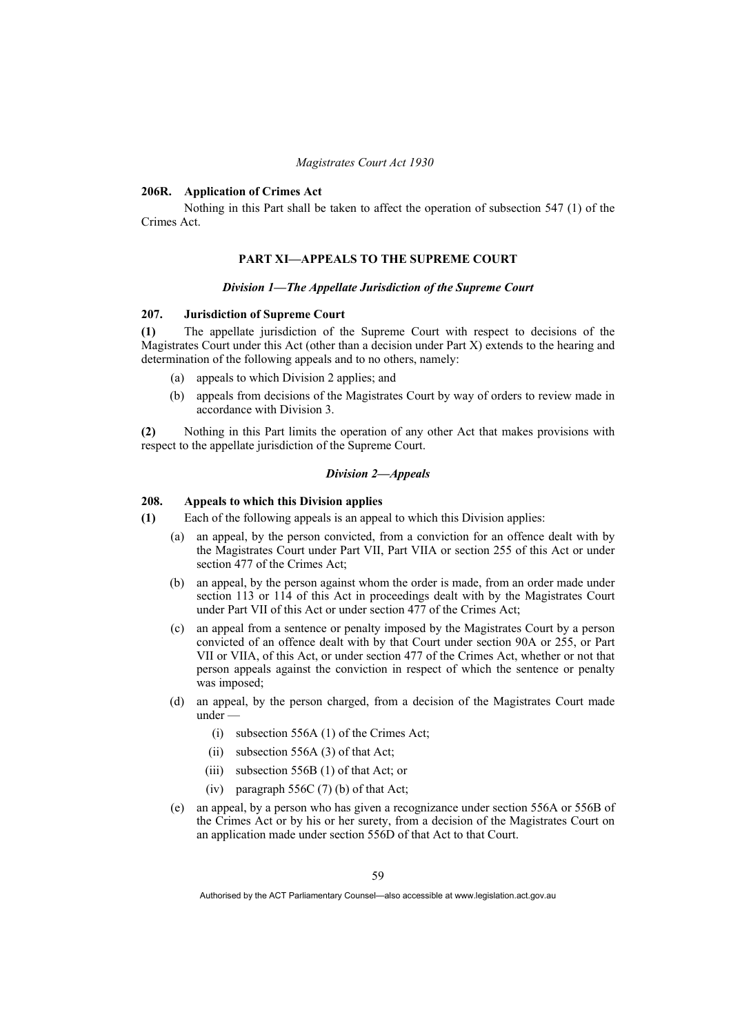### 206R. Application of Crimes Act

Nothing in this Part shall be taken to affect the operation of subsection 547 (1) of the Crimes Act.

## PART XI—APPEALS TO THE SUPREME COURT

### *Division 1—The Appellate Jurisdiction of the Supreme Court*

### 207. Jurisdiction of Supreme Court

**(1)** The appellate jurisdiction of the Supreme Court with respect to decisions of the Magistrates Court under this Act (other than a decision under Part X) extends to the hearing and determination of the following appeals and to no others, namely:

- (a) appeals to which Division 2 applies; and
- (b) appeals from decisions of the Magistrates Court by way of orders to review made in accordance with Division 3.

**(2)** Nothing in this Part limits the operation of any other Act that makes provisions with respect to the appellate jurisdiction of the Supreme Court.

### *Division 2—Appeals*

### 208. Appeals to which this Division applies

**(1)** Each of the following appeals is an appeal to which this Division applies:

- (a) an appeal, by the person convicted, from a conviction for an offence dealt with by the Magistrates Court under Part VII, Part VIIA or section 255 of this Act or under section 477 of the Crimes Act;
- (b) an appeal, by the person against whom the order is made, from an order made under section 113 or 114 of this Act in proceedings dealt with by the Magistrates Court under Part VII of this Act or under section 477 of the Crimes Act;
- (c) an appeal from a sentence or penalty imposed by the Magistrates Court by a person convicted of an offence dealt with by that Court under section 90A or 255, or Part VII or VIIA, of this Act, or under section 477 of the Crimes Act, whether or not that person appeals against the conviction in respect of which the sentence or penalty was imposed;
- (d) an appeal, by the person charged, from a decision of the Magistrates Court made under —
  - (i) subsection 556A (1) of the Crimes Act;
  - (ii) subsection 556A (3) of that Act;
  - (iii) subsection 556B (1) of that Act; or
  - (iv) paragraph 556C (7) (b) of that Act;
- (e) an appeal, by a person who has given a recognizance under section 556A or 556B of the Crimes Act or by his or her surety, from a decision of the Magistrates Court on an application made under section 556D of that Act to that Court.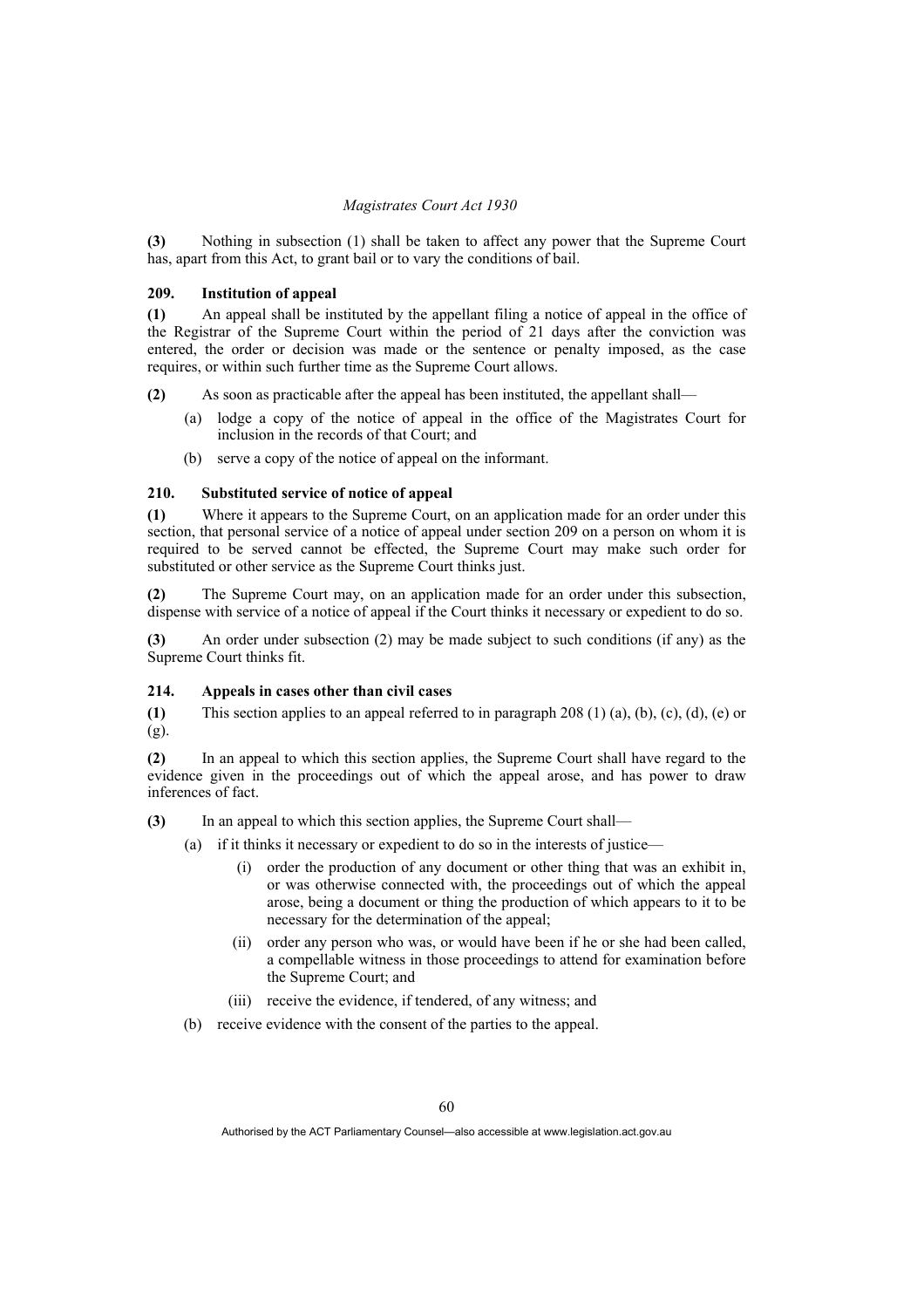**(3)** Nothing in subsection (1) shall be taken to affect any power that the Supreme Court has, apart from this Act, to grant bail or to vary the conditions of bail.

### 209. Institution of appeal

**(1)** An appeal shall be instituted by the appellant filing a notice of appeal in the office of the Registrar of the Supreme Court within the period of 21 days after the conviction was entered, the order or decision was made or the sentence or penalty imposed, as the case requires, or within such further time as the Supreme Court allows.

**(2)** As soon as practicable after the appeal has been instituted, the appellant shall—

- (a) lodge a copy of the notice of appeal in the office of the Magistrates Court for inclusion in the records of that Court; and
- (b) serve a copy of the notice of appeal on the informant.

### 210. Substituted service of notice of appeal

**(1)** Where it appears to the Supreme Court, on an application made for an order under this section, that personal service of a notice of appeal under section 209 on a person on whom it is required to be served cannot be effected, the Supreme Court may make such order for substituted or other service as the Supreme Court thinks just.

**(2)** The Supreme Court may, on an application made for an order under this subsection, dispense with service of a notice of appeal if the Court thinks it necessary or expedient to do so.

**(3)** An order under subsection (2) may be made subject to such conditions (if any) as the Supreme Court thinks fit.

### 214. Appeals in cases other than civil cases

**(1)** This section applies to an appeal referred to in paragraph 208 (1) (a), (b), (c), (d), (e) or (g).

**(2)** In an appeal to which this section applies, the Supreme Court shall have regard to the evidence given in the proceedings out of which the appeal arose, and has power to draw inferences of fact.

**(3)** In an appeal to which this section applies, the Supreme Court shall—

- (a) if it thinks it necessary or expedient to do so in the interests of justice—
  - (i) order the production of any document or other thing that was an exhibit in, or was otherwise connected with, the proceedings out of which the appeal arose, being a document or thing the production of which appears to it to be necessary for the determination of the appeal;
  - (ii) order any person who was, or would have been if he or she had been called, a compellable witness in those proceedings to attend for examination before the Supreme Court; and
  - (iii) receive the evidence, if tendered, of any witness; and
- (b) receive evidence with the consent of the parties to the appeal.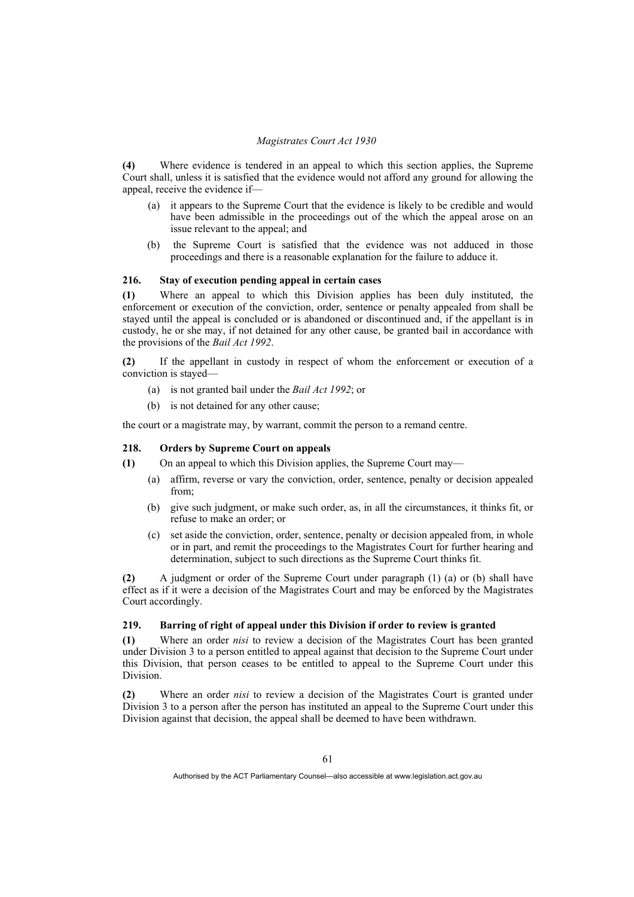**(4)** Where evidence is tendered in an appeal to which this section applies, the Supreme Court shall, unless it is satisfied that the evidence would not afford any ground for allowing the appeal, receive the evidence if—

(a) it appears to the Supreme Court that the evidence is likely to be credible and would have been admissible in the proceedings out of the which the appeal arose on an issue relevant to the appeal; and

(b) the Supreme Court is satisfied that the evidence was not adduced in those proceedings and there is a reasonable explanation for the failure to adduce it.

### 216. Stay of execution pending appeal in certain cases

**(1)** Where an appeal to which this Division applies has been duly instituted, the enforcement or execution of the conviction, order, sentence or penalty appealed from shall be stayed until the appeal is concluded or is abandoned or discontinued and, if the appellant is in custody, he or she may, if not detained for any other cause, be granted bail in accordance with the provisions of the *Bail Act 1992*.

**(2)** If the appellant in custody in respect of whom the enforcement or execution of a conviction is stayed—

(a) is not granted bail under the *Bail Act 1992*; or

(b) is not detained for any other cause;

the court or a magistrate may, by warrant, commit the person to a remand centre.

### 218. Orders by Supreme Court on appeals

**(1)** On an appeal to which this Division applies, the Supreme Court may—

(a) affirm, reverse or vary the conviction, order, sentence, penalty or decision appealed from;

(b) give such judgment, or make such order, as, in all the circumstances, it thinks fit, or refuse to make an order; or

(c) set aside the conviction, order, sentence, penalty or decision appealed from, in whole or in part, and remit the proceedings to the Magistrates Court for further hearing and determination, subject to such directions as the Supreme Court thinks fit.

**(2)** A judgment or order of the Supreme Court under paragraph (1) (a) or (b) shall have effect as if it were a decision of the Magistrates Court and may be enforced by the Magistrates Court accordingly.

### 219. Barring of right of appeal under this Division if order to review is granted

**(1)** Where an order *nisi* to review a decision of the Magistrates Court has been granted under Division 3 to a person entitled to appeal against that decision to the Supreme Court under this Division, that person ceases to be entitled to appeal to the Supreme Court under this Division.

**(2)** Where an order *nisi* to review a decision of the Magistrates Court is granted under Division 3 to a person after the person has instituted an appeal to the Supreme Court under this Division against that decision, the appeal shall be deemed to have been withdrawn.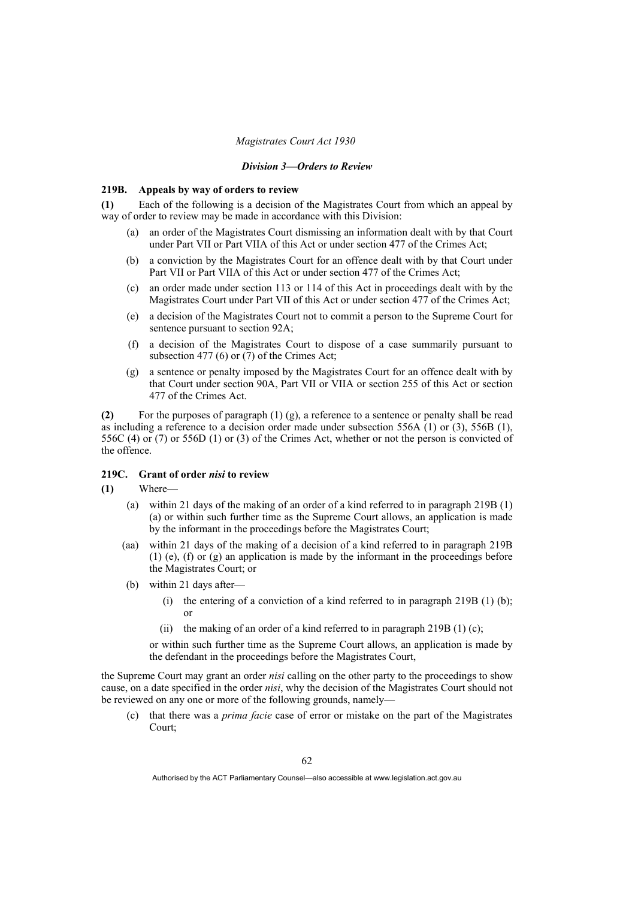### *Division 3—Orders to Review*

**219B. Appeals by way of orders to review**

**(1)** Each of the following is a decision of the Magistrates Court from which an appeal by way of order to review may be made in accordance with this Division:

- (a) an order of the Magistrates Court dismissing an information dealt with by that Court under Part VII or Part VIIA of this Act or under section 477 of the Crimes Act;
- (b) a conviction by the Magistrates Court for an offence dealt with by that Court under Part VII or Part VIIA of this Act or under section 477 of the Crimes Act;
- (c) an order made under section 113 or 114 of this Act in proceedings dealt with by the Magistrates Court under Part VII of this Act or under section 477 of the Crimes Act;
- (e) a decision of the Magistrates Court not to commit a person to the Supreme Court for sentence pursuant to section 92A;
- (f) a decision of the Magistrates Court to dispose of a case summarily pursuant to subsection 477 (6) or (7) of the Crimes Act;
- (g) a sentence or penalty imposed by the Magistrates Court for an offence dealt with by that Court under section 90A, Part VII or VIIA or section 255 of this Act or section 477 of the Crimes Act.

**(2)** For the purposes of paragraph (1) (g), a reference to a sentence or penalty shall be read as including a reference to a decision order made under subsection 556A (1) or (3), 556B (1), 556C (4) or (7) or 556D (1) or (3) of the Crimes Act, whether or not the person is convicted of the offence.

**219C. Grant of order *nisi* to review**

**(1)** Where—

- (a) within 21 days of the making of an order of a kind referred to in paragraph 219B (1) (a) or within such further time as the Supreme Court allows, an application is made by the informant in the proceedings before the Magistrates Court;
- (aa) within 21 days of the making of a decision of a kind referred to in paragraph 219B (1) (e), (f) or (g) an application is made by the informant in the proceedings before the Magistrates Court; or
- (b) within 21 days after—
  - (i) the entering of a conviction of a kind referred to in paragraph 219B (1) (b); or
  - (ii) the making of an order of a kind referred to in paragraph 219B (1) (c);

  or within such further time as the Supreme Court allows, an application is made by the defendant in the proceedings before the Magistrates Court,

the Supreme Court may grant an order *nisi* calling on the other party to the proceedings to show cause, on a date specified in the order *nisi*, why the decision of the Magistrates Court should not be reviewed on any one or more of the following grounds, namely—

- (c) that there was a *prima facie* case of error or mistake on the part of the Magistrates Court;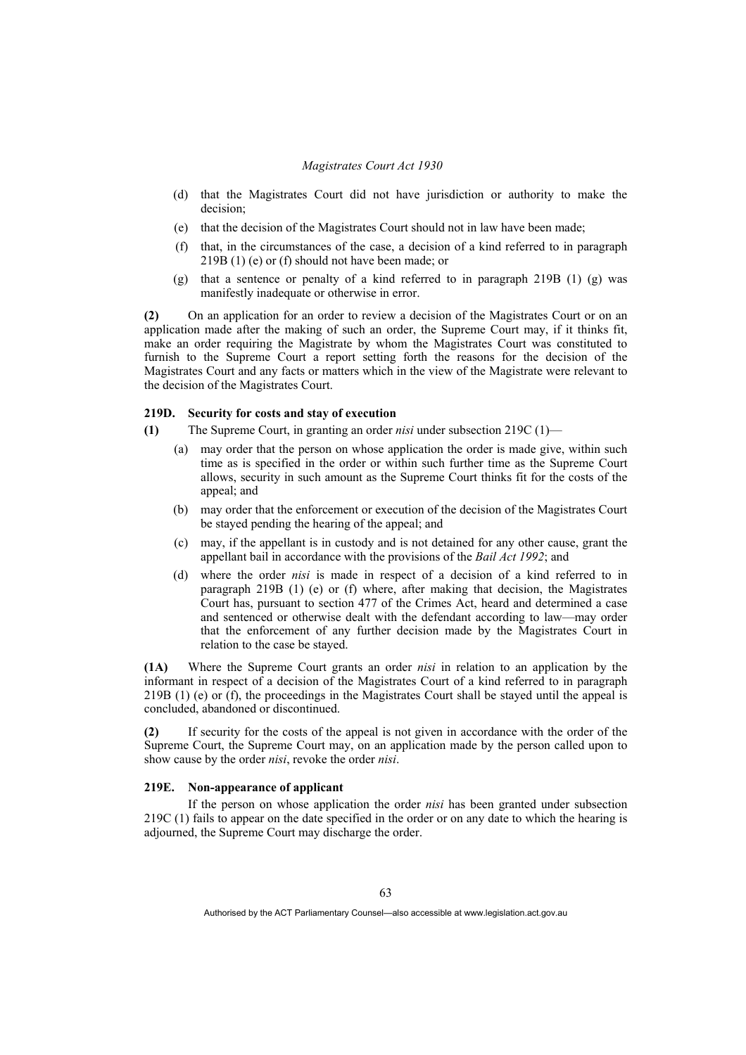(d) that the Magistrates Court did not have jurisdiction or authority to make the decision;

(e) that the decision of the Magistrates Court should not in law have been made;

(f) that, in the circumstances of the case, a decision of a kind referred to in paragraph 219B (1) (e) or (f) should not have been made; or

(g) that a sentence or penalty of a kind referred to in paragraph 219B (1) (g) was manifestly inadequate or otherwise in error.

**(2)** On an application for an order to review a decision of the Magistrates Court or on an application made after the making of such an order, the Supreme Court may, if it thinks fit, make an order requiring the Magistrate by whom the Magistrates Court was constituted to furnish to the Supreme Court a report setting forth the reasons for the decision of the Magistrates Court and any facts or matters which in the view of the Magistrate were relevant to the decision of the Magistrates Court.

#### 219D. Security for costs and stay of execution

**(1)** The Supreme Court, in granting an order *nisi* under subsection 219C (1)—

(a) may order that the person on whose application the order is made give, within such time as is specified in the order or within such further time as the Supreme Court allows, security in such amount as the Supreme Court thinks fit for the costs of the appeal; and

(b) may order that the enforcement or execution of the decision of the Magistrates Court be stayed pending the hearing of the appeal; and

(c) may, if the appellant is in custody and is not detained for any other cause, grant the appellant bail in accordance with the provisions of the *Bail Act 1992*; and

(d) where the order *nisi* is made in respect of a decision of a kind referred to in paragraph 219B (1) (e) or (f) where, after making that decision, the Magistrates Court has, pursuant to section 477 of the Crimes Act, heard and determined a case and sentenced or otherwise dealt with the defendant according to law—may order that the enforcement of any further decision made by the Magistrates Court in relation to the case be stayed.

**(1A)** Where the Supreme Court grants an order *nisi* in relation to an application by the informant in respect of a decision of the Magistrates Court of a kind referred to in paragraph 219B (1) (e) or (f), the proceedings in the Magistrates Court shall be stayed until the appeal is concluded, abandoned or discontinued.

**(2)** If security for the costs of the appeal is not given in accordance with the order of the Supreme Court, the Supreme Court may, on an application made by the person called upon to show cause by the order *nisi*, revoke the order *nisi*.

#### 219E. Non-appearance of applicant

If the person on whose application the order *nisi* has been granted under subsection 219C (1) fails to appear on the date specified in the order or on any date to which the hearing is adjourned, the Supreme Court may discharge the order.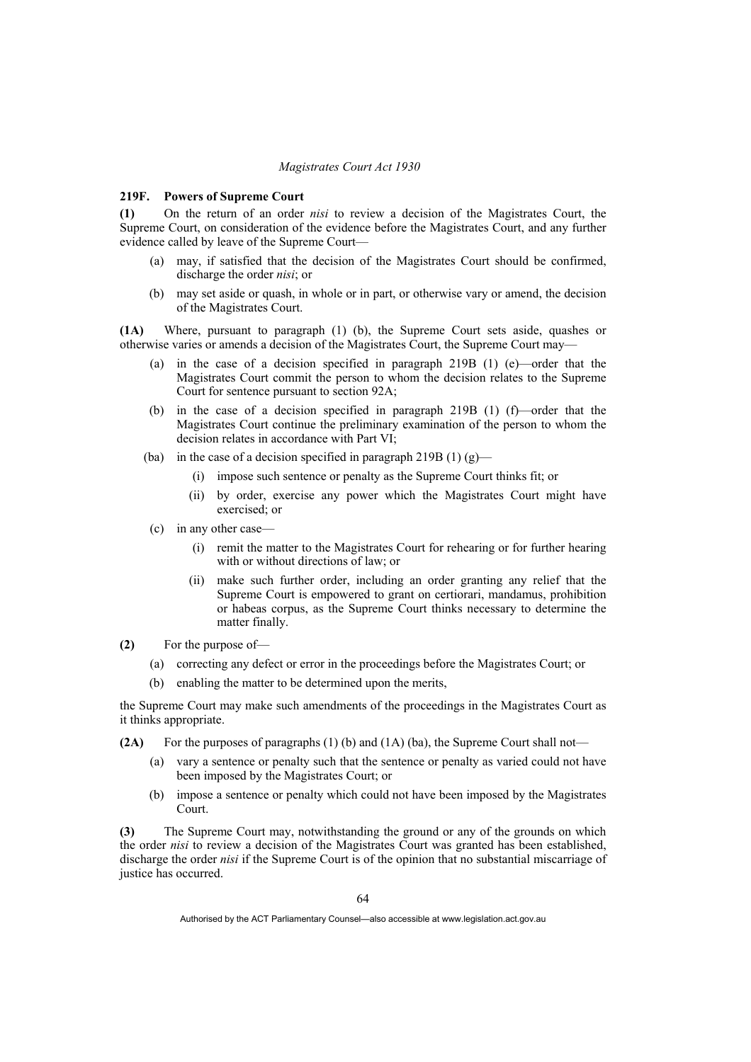### 219F. Powers of Supreme Court

**(1)** On the return of an order *nisi* to review a decision of the Magistrates Court, the Supreme Court, on consideration of the evidence before the Magistrates Court, and any further evidence called by leave of the Supreme Court—

- (a) may, if satisfied that the decision of the Magistrates Court should be confirmed, discharge the order *nisi*; or
- (b) may set aside or quash, in whole or in part, or otherwise vary or amend, the decision of the Magistrates Court.

**(1A)** Where, pursuant to paragraph (1) (b), the Supreme Court sets aside, quashes or otherwise varies or amends a decision of the Magistrates Court, the Supreme Court may—

- (a) in the case of a decision specified in paragraph 219B (1) (e)—order that the Magistrates Court commit the person to whom the decision relates to the Supreme Court for sentence pursuant to section 92A;
- (b) in the case of a decision specified in paragraph 219B (1) (f)—order that the Magistrates Court continue the preliminary examination of the person to whom the decision relates in accordance with Part VI;
- (ba) in the case of a decision specified in paragraph 219B (1) (g)—
  - (i) impose such sentence or penalty as the Supreme Court thinks fit; or
  - (ii) by order, exercise any power which the Magistrates Court might have exercised; or
- (c) in any other case—
  - (i) remit the matter to the Magistrates Court for rehearing or for further hearing with or without directions of law; or
  - (ii) make such further order, including an order granting any relief that the Supreme Court is empowered to grant on certiorari, mandamus, prohibition or habeas corpus, as the Supreme Court thinks necessary to determine the matter finally.

**(2)** For the purpose of—

- (a) correcting any defect or error in the proceedings before the Magistrates Court; or
- (b) enabling the matter to be determined upon the merits,

the Supreme Court may make such amendments of the proceedings in the Magistrates Court as it thinks appropriate.

**(2A)** For the purposes of paragraphs (1) (b) and (1A) (ba), the Supreme Court shall not—

- (a) vary a sentence or penalty such that the sentence or penalty as varied could not have been imposed by the Magistrates Court; or
- (b) impose a sentence or penalty which could not have been imposed by the Magistrates Court.

**(3)** The Supreme Court may, notwithstanding the ground or any of the grounds on which the order *nisi* to review a decision of the Magistrates Court was granted has been established, discharge the order *nisi* if the Supreme Court is of the opinion that no substantial miscarriage of justice has occurred.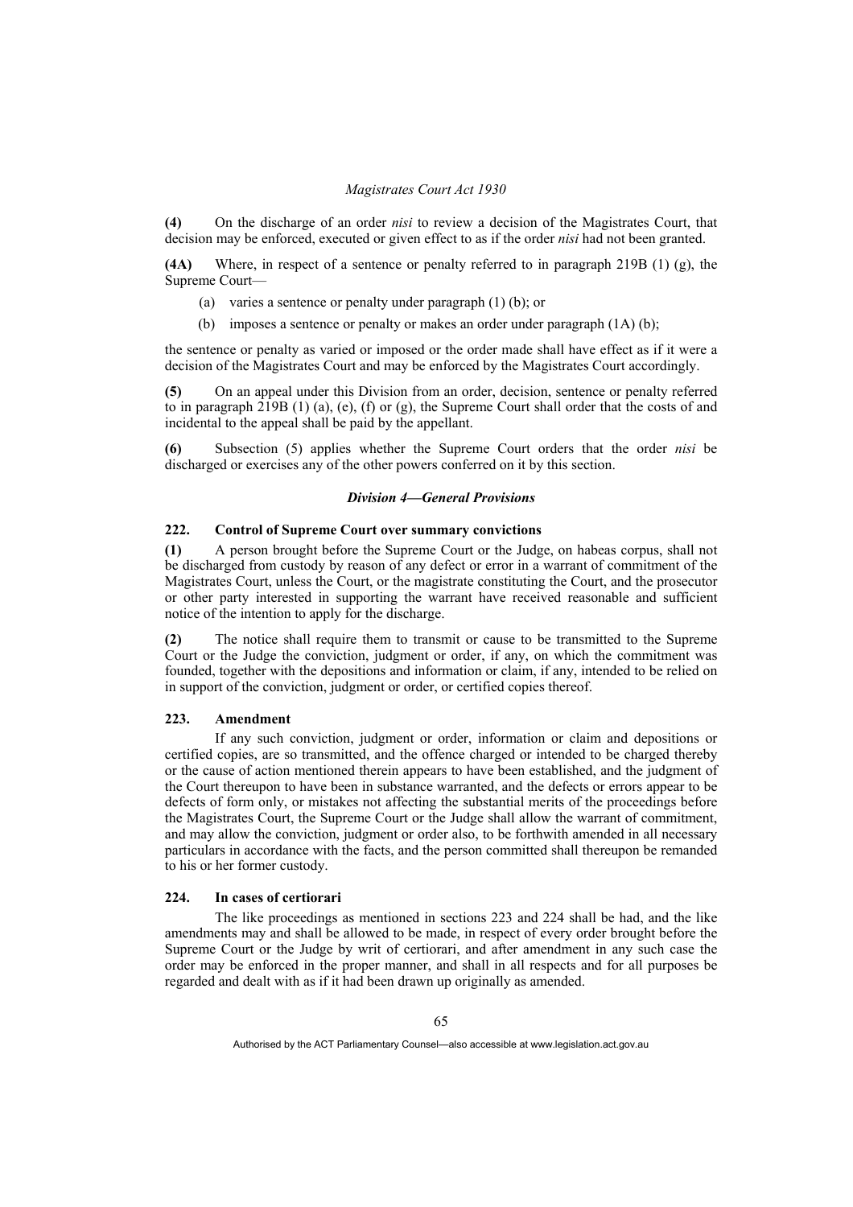**(4)** On the discharge of an order *nisi* to review a decision of the Magistrates Court, that decision may be enforced, executed or given effect to as if the order *nisi* had not been granted.

**(4A)** Where, in respect of a sentence or penalty referred to in paragraph 219B (1) (g), the Supreme Court—

(a) varies a sentence or penalty under paragraph (1) (b); or

(b) imposes a sentence or penalty or makes an order under paragraph (1A) (b);

the sentence or penalty as varied or imposed or the order made shall have effect as if it were a decision of the Magistrates Court and may be enforced by the Magistrates Court accordingly.

**(5)** On an appeal under this Division from an order, decision, sentence or penalty referred to in paragraph 219B (1) (a), (e), (f) or (g), the Supreme Court shall order that the costs of and incidental to the appeal shall be paid by the appellant.

**(6)** Subsection (5) applies whether the Supreme Court orders that the order *nisi* be discharged or exercises any of the other powers conferred on it by this section.

### *Division 4—General Provisions*

#### 222. Control of Supreme Court over summary convictions

**(1)** A person brought before the Supreme Court or the Judge, on habeas corpus, shall not be discharged from custody by reason of any defect or error in a warrant of commitment of the Magistrates Court, unless the Court, or the magistrate constituting the Court, and the prosecutor or other party interested in supporting the warrant have received reasonable and sufficient notice of the intention to apply for the discharge.

**(2)** The notice shall require them to transmit or cause to be transmitted to the Supreme Court or the Judge the conviction, judgment or order, if any, on which the commitment was founded, together with the depositions and information or claim, if any, intended to be relied on in support of the conviction, judgment or order, or certified copies thereof.

#### 223. Amendment

If any such conviction, judgment or order, information or claim and depositions or certified copies, are so transmitted, and the offence charged or intended to be charged thereby or the cause of action mentioned therein appears to have been established, and the judgment of the Court thereupon to have been in substance warranted, and the defects or errors appear to be defects of form only, or mistakes not affecting the substantial merits of the proceedings before the Magistrates Court, the Supreme Court or the Judge shall allow the warrant of commitment, and may allow the conviction, judgment or order also, to be forthwith amended in all necessary particulars in accordance with the facts, and the person committed shall thereupon be remanded to his or her former custody.

#### 224. In cases of certiorari

The like proceedings as mentioned in sections 223 and 224 shall be had, and the like amendments may and shall be allowed to be made, in respect of every order brought before the Supreme Court or the Judge by writ of certiorari, and after amendment in any such case the order may be enforced in the proper manner, and shall in all respects and for all purposes be regarded and dealt with as if it had been drawn up originally as amended.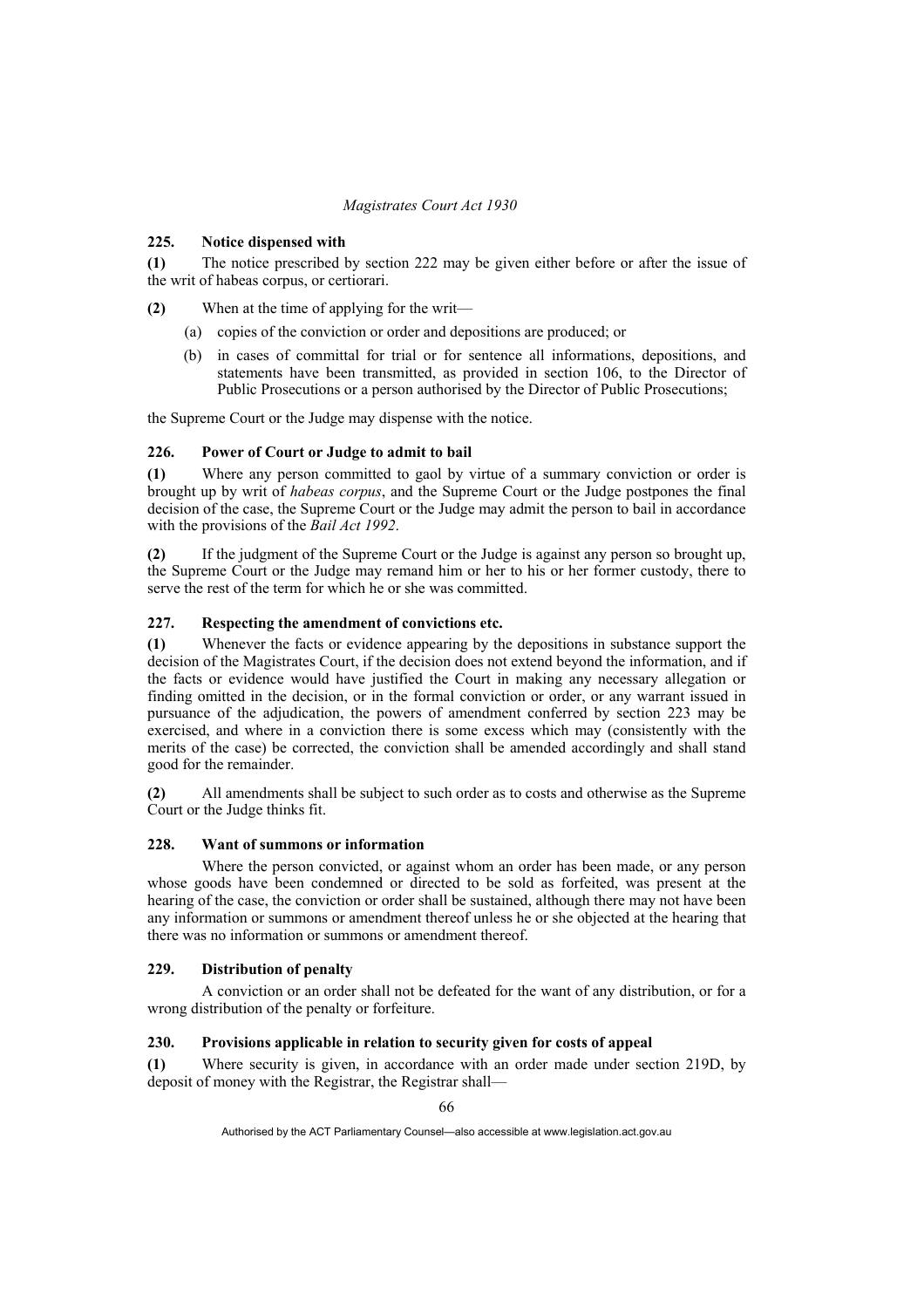### 225. Notice dispensed with

**(1)** The notice prescribed by section 222 may be given either before or after the issue of the writ of habeas corpus, or certiorari.

**(2)** When at the time of applying for the writ—

(a) copies of the conviction or order and depositions are produced; or

(b) in cases of committal for trial or for sentence all informations, depositions, and statements have been transmitted, as provided in section 106, to the Director of Public Prosecutions or a person authorised by the Director of Public Prosecutions;

the Supreme Court or the Judge may dispense with the notice.

### 226. Power of Court or Judge to admit to bail

**(1)** Where any person committed to gaol by virtue of a summary conviction or order is brought up by writ of *habeas corpus*, and the Supreme Court or the Judge postpones the final decision of the case, the Supreme Court or the Judge may admit the person to bail in accordance with the provisions of the *Bail Act 1992*.

**(2)** If the judgment of the Supreme Court or the Judge is against any person so brought up, the Supreme Court or the Judge may remand him or her to his or her former custody, there to serve the rest of the term for which he or she was committed.

### 227. Respecting the amendment of convictions etc.

**(1)** Whenever the facts or evidence appearing by the depositions in substance support the decision of the Magistrates Court, if the decision does not extend beyond the information, and if the facts or evidence would have justified the Court in making any necessary allegation or finding omitted in the decision, or in the formal conviction or order, or any warrant issued in pursuance of the adjudication, the powers of amendment conferred by section 223 may be exercised, and where in a conviction there is some excess which may (consistently with the merits of the case) be corrected, the conviction shall be amended accordingly and shall stand good for the remainder.

**(2)** All amendments shall be subject to such order as to costs and otherwise as the Supreme Court or the Judge thinks fit.

### 228. Want of summons or information

Where the person convicted, or against whom an order has been made, or any person whose goods have been condemned or directed to be sold as forfeited, was present at the hearing of the case, the conviction or order shall be sustained, although there may not have been any information or summons or amendment thereof unless he or she objected at the hearing that there was no information or summons or amendment thereof.

### 229. Distribution of penalty

A conviction or an order shall not be defeated for the want of any distribution, or for a wrong distribution of the penalty or forfeiture.

### 230. Provisions applicable in relation to security given for costs of appeal

**(1)** Where security is given, in accordance with an order made under section 219D, by deposit of money with the Registrar, the Registrar shall—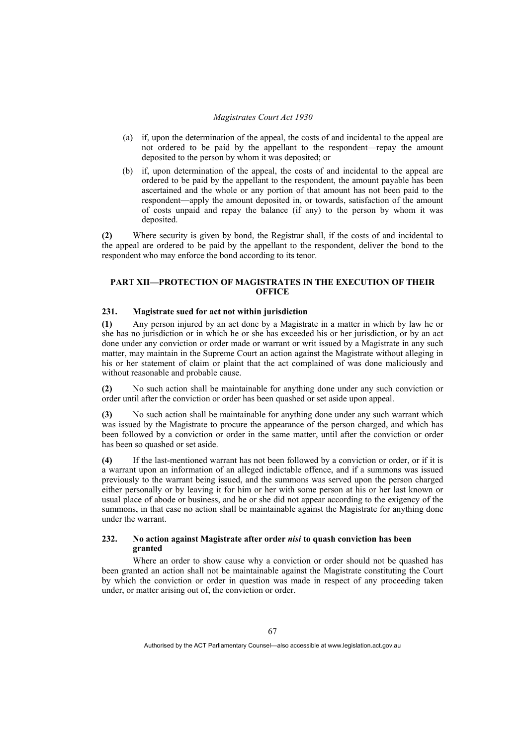(a) if, upon the determination of the appeal, the costs of and incidental to the appeal are not ordered to be paid by the appellant to the respondent—repay the amount deposited to the person by whom it was deposited; or

(b) if, upon determination of the appeal, the costs of and incidental to the appeal are ordered to be paid by the appellant to the respondent, the amount payable has been ascertained and the whole or any portion of that amount has not been paid to the respondent—apply the amount deposited in, or towards, satisfaction of the amount of costs unpaid and repay the balance (if any) to the person by whom it was deposited.

**(2)** Where security is given by bond, the Registrar shall, if the costs of and incidental to the appeal are ordered to be paid by the appellant to the respondent, deliver the bond to the respondent who may enforce the bond according to its tenor.

## PART XII—PROTECTION OF MAGISTRATES IN THE EXECUTION OF THEIR OFFICE

### 231. Magistrate sued for act not within jurisdiction

**(1)** Any person injured by an act done by a Magistrate in a matter in which by law he or she has no jurisdiction or in which he or she has exceeded his or her jurisdiction, or by an act done under any conviction or order made or warrant or writ issued by a Magistrate in any such matter, may maintain in the Supreme Court an action against the Magistrate without alleging in his or her statement of claim or plaint that the act complained of was done maliciously and without reasonable and probable cause.

**(2)** No such action shall be maintainable for anything done under any such conviction or order until after the conviction or order has been quashed or set aside upon appeal.

**(3)** No such action shall be maintainable for anything done under any such warrant which was issued by the Magistrate to procure the appearance of the person charged, and which has been followed by a conviction or order in the same matter, until after the conviction or order has been so quashed or set aside.

**(4)** If the last-mentioned warrant has not been followed by a conviction or order, or if it is a warrant upon an information of an alleged indictable offence, and if a summons was issued previously to the warrant being issued, and the summons was served upon the person charged either personally or by leaving it for him or her with some person at his or her last known or usual place of abode or business, and he or she did not appear according to the exigency of the summons, in that case no action shall be maintainable against the Magistrate for anything done under the warrant.

### 232. No action against Magistrate after order *nisi* to quash conviction has been granted

Where an order to show cause why a conviction or order should not be quashed has been granted an action shall not be maintainable against the Magistrate constituting the Court by which the conviction or order in question was made in respect of any proceeding taken under, or matter arising out of, the conviction or order.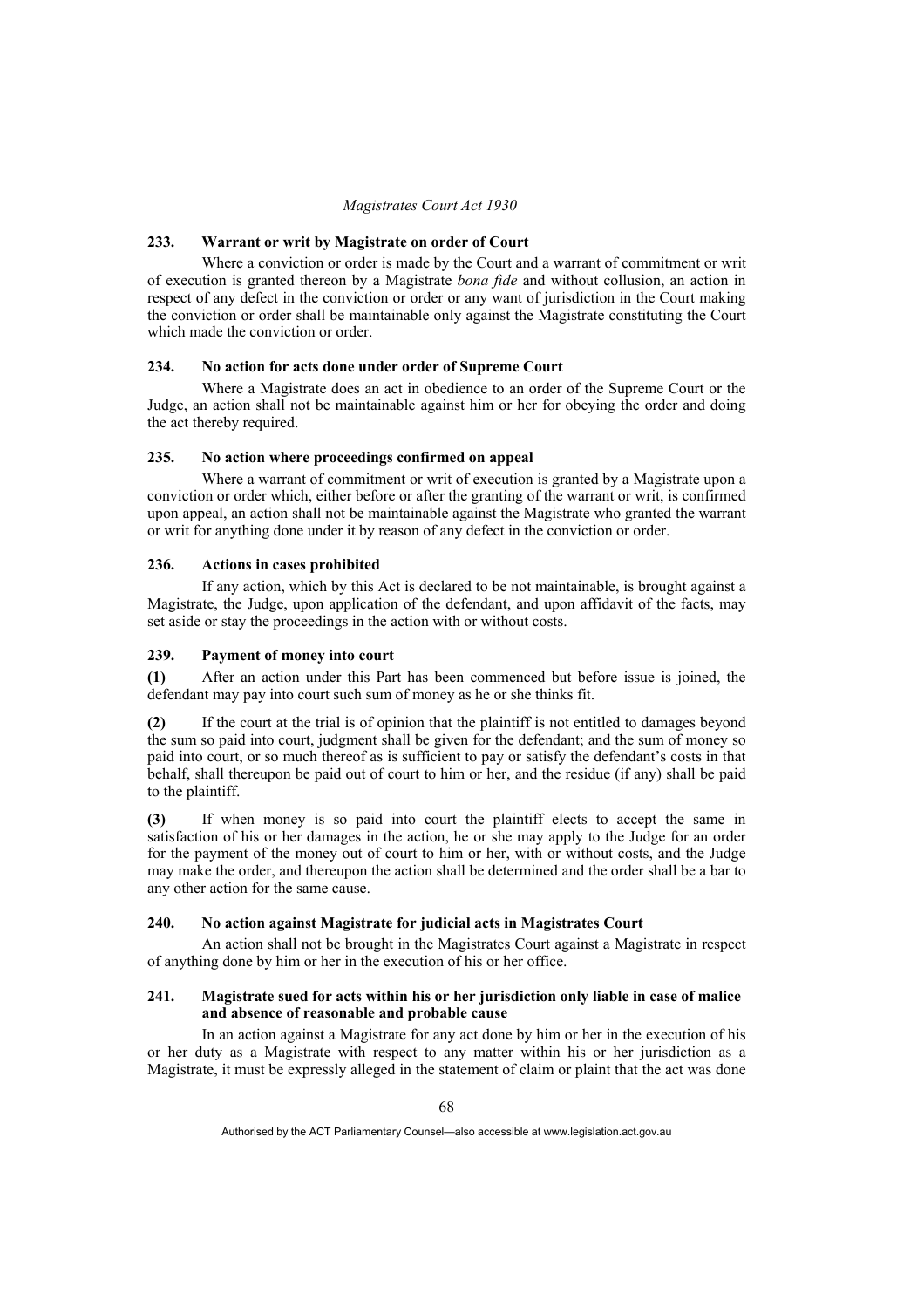### 233. Warrant or writ by Magistrate on order of Court

Where a conviction or order is made by the Court and a warrant of commitment or writ of execution is granted thereon by a Magistrate *bona fide* and without collusion, an action in respect of any defect in the conviction or order or any want of jurisdiction in the Court making the conviction or order shall be maintainable only against the Magistrate constituting the Court which made the conviction or order.

### 234. No action for acts done under order of Supreme Court

Where a Magistrate does an act in obedience to an order of the Supreme Court or the Judge, an action shall not be maintainable against him or her for obeying the order and doing the act thereby required.

### 235. No action where proceedings confirmed on appeal

Where a warrant of commitment or writ of execution is granted by a Magistrate upon a conviction or order which, either before or after the granting of the warrant or writ, is confirmed upon appeal, an action shall not be maintainable against the Magistrate who granted the warrant or writ for anything done under it by reason of any defect in the conviction or order.

### 236. Actions in cases prohibited

If any action, which by this Act is declared to be not maintainable, is brought against a Magistrate, the Judge, upon application of the defendant, and upon affidavit of the facts, may set aside or stay the proceedings in the action with or without costs.

### 239. Payment of money into court

**(1)** After an action under this Part has been commenced but before issue is joined, the defendant may pay into court such sum of money as he or she thinks fit.

**(2)** If the court at the trial is of opinion that the plaintiff is not entitled to damages beyond the sum so paid into court, judgment shall be given for the defendant; and the sum of money so paid into court, or so much thereof as is sufficient to pay or satisfy the defendant's costs in that behalf, shall thereupon be paid out of court to him or her, and the residue (if any) shall be paid to the plaintiff.

**(3)** If when money is so paid into court the plaintiff elects to accept the same in satisfaction of his or her damages in the action, he or she may apply to the Judge for an order for the payment of the money out of court to him or her, with or without costs, and the Judge may make the order, and thereupon the action shall be determined and the order shall be a bar to any other action for the same cause.

### 240. No action against Magistrate for judicial acts in Magistrates Court

An action shall not be brought in the Magistrates Court against a Magistrate in respect of anything done by him or her in the execution of his or her office.

### 241. Magistrate sued for acts within his or her jurisdiction only liable in case of malice and absence of reasonable and probable cause

In an action against a Magistrate for any act done by him or her in the execution of his or her duty as a Magistrate with respect to any matter within his or her jurisdiction as a Magistrate, it must be expressly alleged in the statement of claim or plaint that the act was done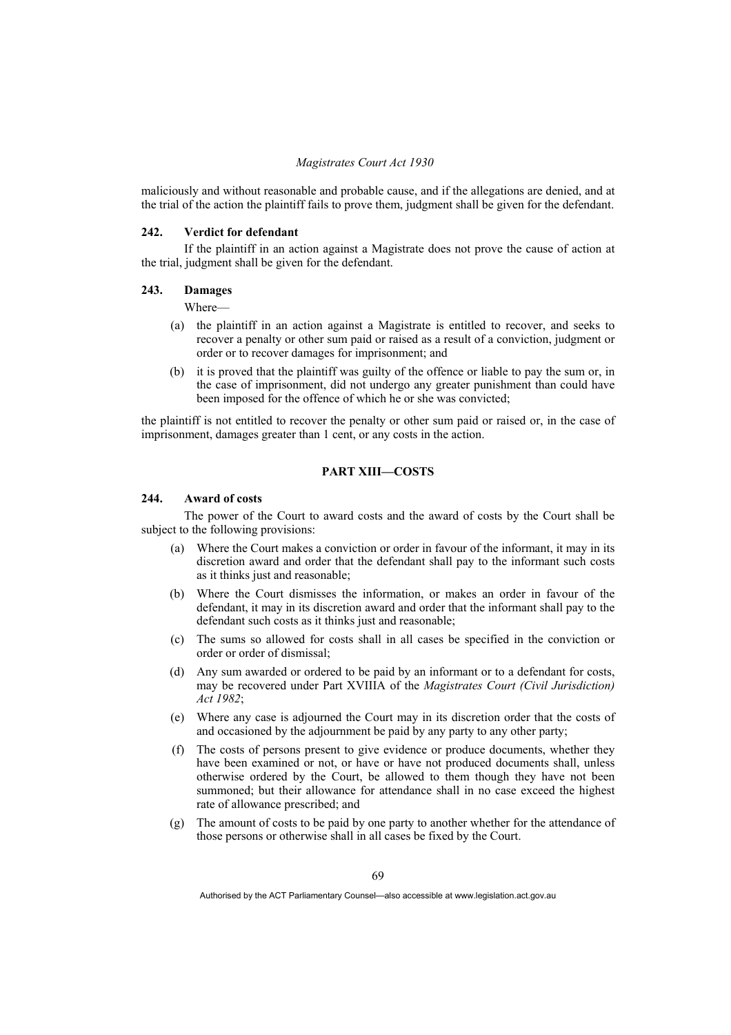maliciously and without reasonable and probable cause, and if the allegations are denied, and at the trial of the action the plaintiff fails to prove them, judgment shall be given for the defendant.

### 242. Verdict for defendant

If the plaintiff in an action against a Magistrate does not prove the cause of action at the trial, judgment shall be given for the defendant.

### 243. Damages

Where—

(a) the plaintiff in an action against a Magistrate is entitled to recover, and seeks to recover a penalty or other sum paid or raised as a result of a conviction, judgment or order or to recover damages for imprisonment; and

(b) it is proved that the plaintiff was guilty of the offence or liable to pay the sum or, in the case of imprisonment, did not undergo any greater punishment than could have been imposed for the offence of which he or she was convicted;

the plaintiff is not entitled to recover the penalty or other sum paid or raised or, in the case of imprisonment, damages greater than 1 cent, or any costs in the action.

## PART XIII—COSTS

### 244. Award of costs

The power of the Court to award costs and the award of costs by the Court shall be subject to the following provisions:

(a) Where the Court makes a conviction or order in favour of the informant, it may in its discretion award and order that the defendant shall pay to the informant such costs as it thinks just and reasonable;

(b) Where the Court dismisses the information, or makes an order in favour of the defendant, it may in its discretion award and order that the informant shall pay to the defendant such costs as it thinks just and reasonable;

(c) The sums so allowed for costs shall in all cases be specified in the conviction or order or order of dismissal;

(d) Any sum awarded or ordered to be paid by an informant or to a defendant for costs, may be recovered under Part XVIIIA of the *Magistrates Court (Civil Jurisdiction) Act 1982*;

(e) Where any case is adjourned the Court may in its discretion order that the costs of and occasioned by the adjournment be paid by any party to any other party;

(f) The costs of persons present to give evidence or produce documents, whether they have been examined or not, or have or have not produced documents shall, unless otherwise ordered by the Court, be allowed to them though they have not been summoned; but their allowance for attendance shall in no case exceed the highest rate of allowance prescribed; and

(g) The amount of costs to be paid by one party to another whether for the attendance of those persons or otherwise shall in all cases be fixed by the Court.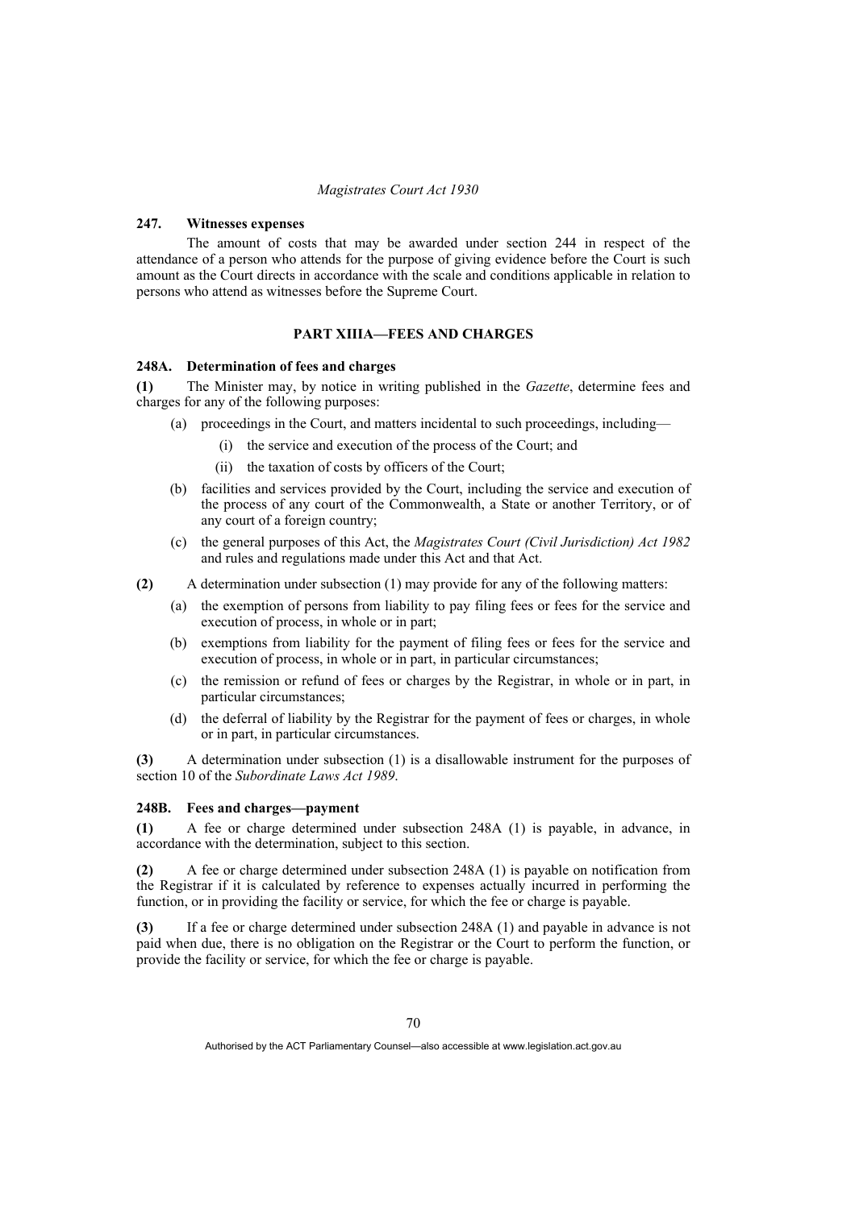### 247. Witnesses expenses

The amount of costs that may be awarded under section 244 in respect of the attendance of a person who attends for the purpose of giving evidence before the Court is such amount as the Court directs in accordance with the scale and conditions applicable in relation to persons who attend as witnesses before the Supreme Court.

## PART XIIIA—FEES AND CHARGES

### 248A. Determination of fees and charges

**(1)** The Minister may, by notice in writing published in the *Gazette*, determine fees and charges for any of the following purposes:

- (a) proceedings in the Court, and matters incidental to such proceedings, including—
  - (i) the service and execution of the process of the Court; and
  - (ii) the taxation of costs by officers of the Court;
- (b) facilities and services provided by the Court, including the service and execution of the process of any court of the Commonwealth, a State or another Territory, or of any court of a foreign country;
- (c) the general purposes of this Act, the *Magistrates Court (Civil Jurisdiction) Act 1982* and rules and regulations made under this Act and that Act.

**(2)** A determination under subsection (1) may provide for any of the following matters:

- (a) the exemption of persons from liability to pay filing fees or fees for the service and execution of process, in whole or in part;
- (b) exemptions from liability for the payment of filing fees or fees for the service and execution of process, in whole or in part, in particular circumstances;
- (c) the remission or refund of fees or charges by the Registrar, in whole or in part, in particular circumstances;
- (d) the deferral of liability by the Registrar for the payment of fees or charges, in whole or in part, in particular circumstances.

**(3)** A determination under subsection (1) is a disallowable instrument for the purposes of section 10 of the *Subordinate Laws Act 1989*.

### 248B. Fees and charges—payment

**(1)** A fee or charge determined under subsection 248A (1) is payable, in advance, in accordance with the determination, subject to this section.

**(2)** A fee or charge determined under subsection 248A (1) is payable on notification from the Registrar if it is calculated by reference to expenses actually incurred in performing the function, or in providing the facility or service, for which the fee or charge is payable.

**(3)** If a fee or charge determined under subsection 248A (1) and payable in advance is not paid when due, there is no obligation on the Registrar or the Court to perform the function, or provide the facility or service, for which the fee or charge is payable.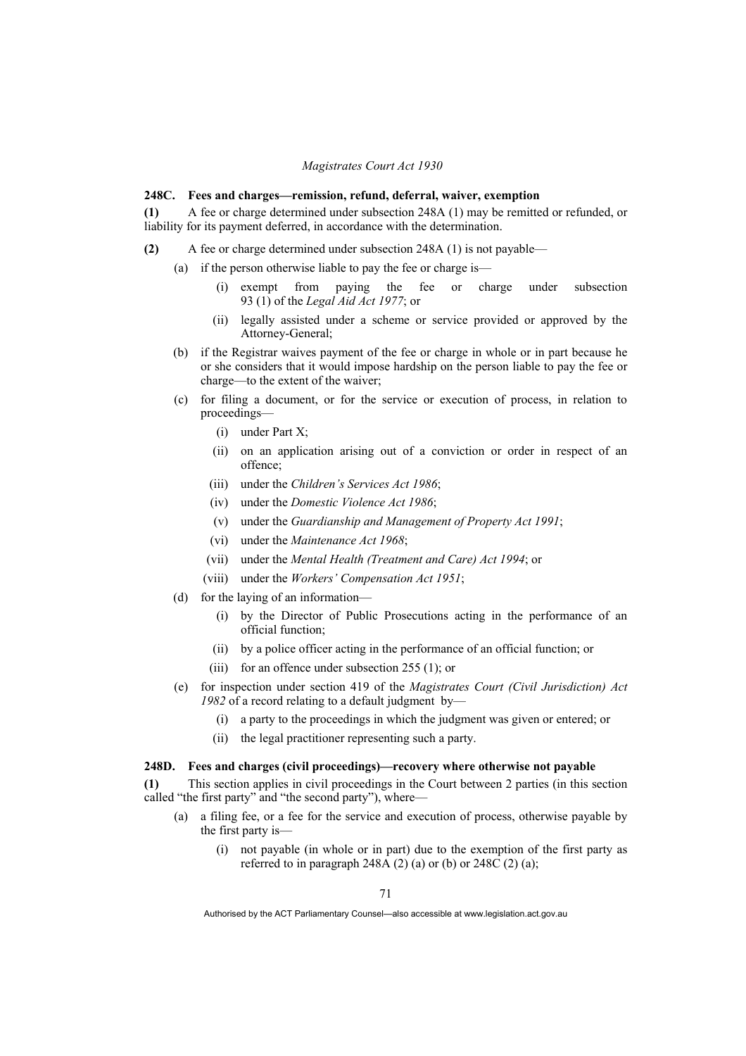### 248C. Fees and charges—remission, refund, deferral, waiver, exemption

**(1)** A fee or charge determined under subsection 248A (1) may be remitted or refunded, or liability for its payment deferred, in accordance with the determination.

**(2)** A fee or charge determined under subsection 248A (1) is not payable—

(a) if the person otherwise liable to pay the fee or charge is—

(i) exempt from paying the fee or charge under subsection 93 (1) of the *Legal Aid Act 1977*; or

(ii) legally assisted under a scheme or service provided or approved by the Attorney-General;

(b) if the Registrar waives payment of the fee or charge in whole or in part because he or she considers that it would impose hardship on the person liable to pay the fee or charge—to the extent of the waiver;

(c) for filing a document, or for the service or execution of process, in relation to proceedings—

(i) under Part X;

(ii) on an application arising out of a conviction or order in respect of an offence;

(iii) under the *Children's Services Act 1986*;

(iv) under the *Domestic Violence Act 1986*;

(v) under the *Guardianship and Management of Property Act 1991*;

(vi) under the *Maintenance Act 1968*;

(vii) under the *Mental Health (Treatment and Care) Act 1994*; or

(viii) under the *Workers' Compensation Act 1951*;

(d) for the laying of an information—

(i) by the Director of Public Prosecutions acting in the performance of an official function;

(ii) by a police officer acting in the performance of an official function; or

(iii) for an offence under subsection 255 (1); or

(e) for inspection under section 419 of the *Magistrates Court (Civil Jurisdiction) Act 1982* of a record relating to a default judgment by—

(i) a party to the proceedings in which the judgment was given or entered; or

(ii) the legal practitioner representing such a party.

### 248D. Fees and charges (civil proceedings)—recovery where otherwise not payable

**(1)** This section applies in civil proceedings in the Court between 2 parties (in this section called "the first party" and "the second party"), where—

(a) a filing fee, or a fee for the service and execution of process, otherwise payable by the first party is—

(i) not payable (in whole or in part) due to the exemption of the first party as referred to in paragraph 248A (2) (a) or (b) or 248C (2) (a);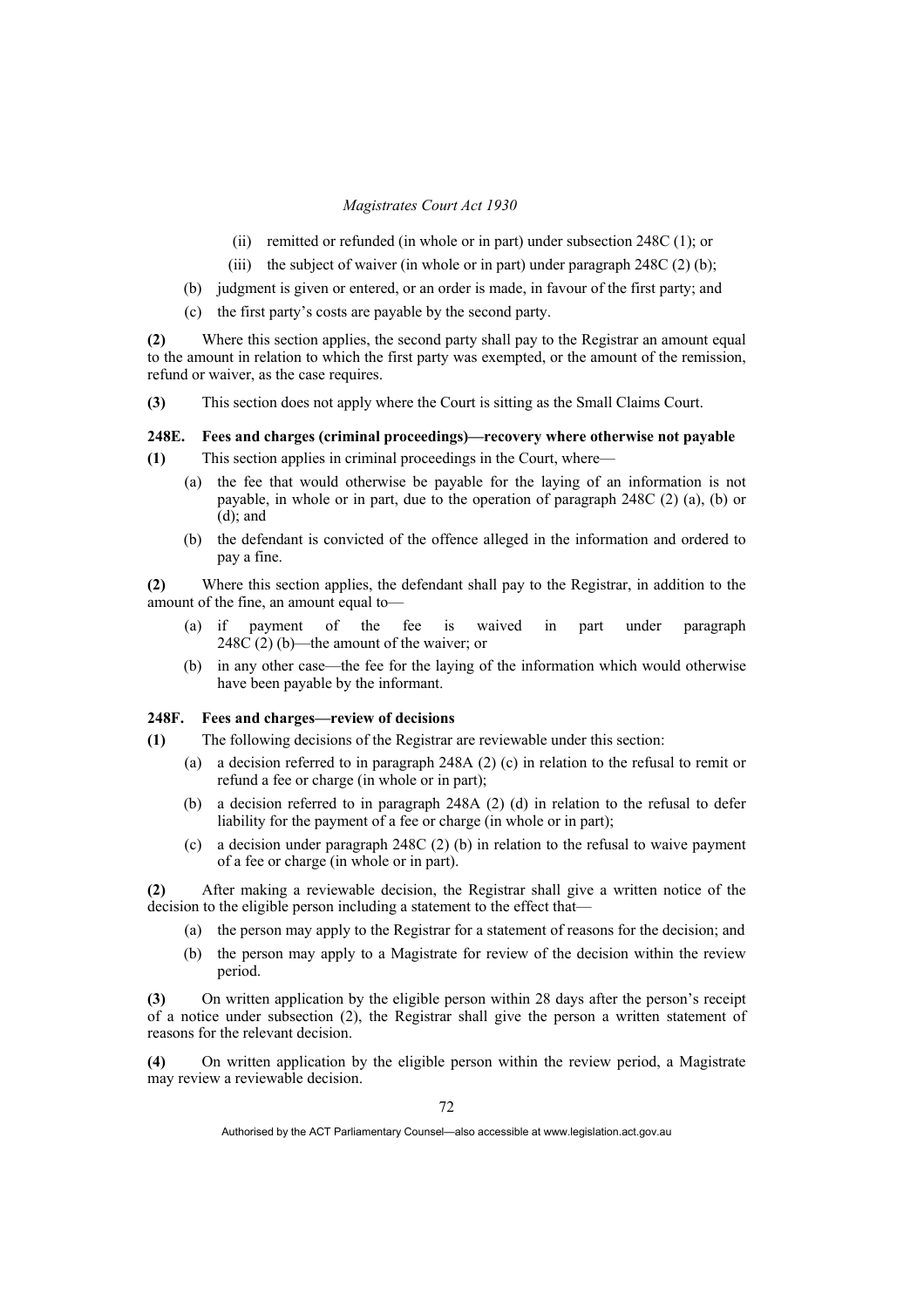(ii) remitted or refunded (in whole or in part) under subsection 248C (1); or

(iii) the subject of waiver (in whole or in part) under paragraph 248C (2) (b);

(b) judgment is given or entered, or an order is made, in favour of the first party; and

(c) the first party's costs are payable by the second party.

**(2)** Where this section applies, the second party shall pay to the Registrar an amount equal to the amount in relation to which the first party was exempted, or the amount of the remission, refund or waiver, as the case requires.

**(3)** This section does not apply where the Court is sitting as the Small Claims Court.

### 248E. Fees and charges (criminal proceedings)—recovery where otherwise not payable

**(1)** This section applies in criminal proceedings in the Court, where—

(a) the fee that would otherwise be payable for the laying of an information is not payable, in whole or in part, due to the operation of paragraph 248C (2) (a), (b) or (d); and

(b) the defendant is convicted of the offence alleged in the information and ordered to pay a fine.

**(2)** Where this section applies, the defendant shall pay to the Registrar, in addition to the amount of the fine, an amount equal to—

(a) if payment of the fee is waived in part under paragraph 248C (2) (b)—the amount of the waiver; or

(b) in any other case—the fee for the laying of the information which would otherwise have been payable by the informant.

### 248F. Fees and charges—review of decisions

**(1)** The following decisions of the Registrar are reviewable under this section:

(a) a decision referred to in paragraph 248A (2) (c) in relation to the refusal to remit or refund a fee or charge (in whole or in part);

(b) a decision referred to in paragraph 248A (2) (d) in relation to the refusal to defer liability for the payment of a fee or charge (in whole or in part);

(c) a decision under paragraph 248C (2) (b) in relation to the refusal to waive payment of a fee or charge (in whole or in part).

**(2)** After making a reviewable decision, the Registrar shall give a written notice of the decision to the eligible person including a statement to the effect that—

(a) the person may apply to the Registrar for a statement of reasons for the decision; and

(b) the person may apply to a Magistrate for review of the decision within the review period.

**(3)** On written application by the eligible person within 28 days after the person's receipt of a notice under subsection (2), the Registrar shall give the person a written statement of reasons for the relevant decision.

**(4)** On written application by the eligible person within the review period, a Magistrate may review a reviewable decision.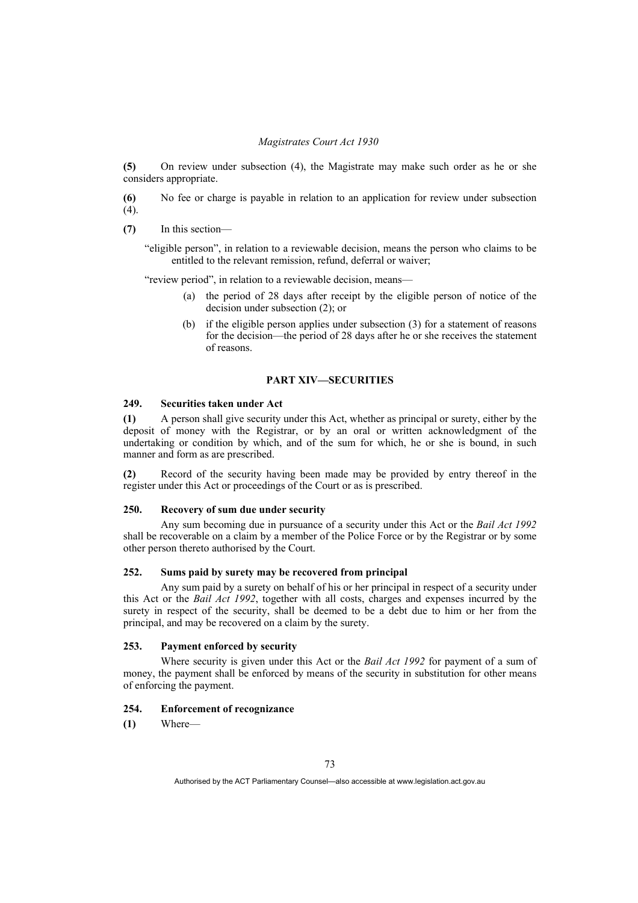**(5)** On review under subsection (4), the Magistrate may make such order as he or she considers appropriate.

**(6)** No fee or charge is payable in relation to an application for review under subsection (4).

**(7)** In this section—

"eligible person", in relation to a reviewable decision, means the person who claims to be entitled to the relevant remission, refund, deferral or waiver;

"review period", in relation to a reviewable decision, means—

(a) the period of 28 days after receipt by the eligible person of notice of the decision under subsection (2); or

(b) if the eligible person applies under subsection (3) for a statement of reasons for the decision—the period of 28 days after he or she receives the statement of reasons.

## PART XIV—SECURITIES

### 249. Securities taken under Act

**(1)** A person shall give security under this Act, whether as principal or surety, either by the deposit of money with the Registrar, or by an oral or written acknowledgment of the undertaking or condition by which, and of the sum for which, he or she is bound, in such manner and form as are prescribed.

**(2)** Record of the security having been made may be provided by entry thereof in the register under this Act or proceedings of the Court or as is prescribed.

### 250. Recovery of sum due under security

Any sum becoming due in pursuance of a security under this Act or the *Bail Act 1992* shall be recoverable on a claim by a member of the Police Force or by the Registrar or by some other person thereto authorised by the Court.

### 252. Sums paid by surety may be recovered from principal

Any sum paid by a surety on behalf of his or her principal in respect of a security under this Act or the *Bail Act 1992*, together with all costs, charges and expenses incurred by the surety in respect of the security, shall be deemed to be a debt due to him or her from the principal, and may be recovered on a claim by the surety.

### 253. Payment enforced by security

Where security is given under this Act or the *Bail Act 1992* for payment of a sum of money, the payment shall be enforced by means of the security in substitution for other means of enforcing the payment.

### 254. Enforcement of recognizance

**(1)** Where—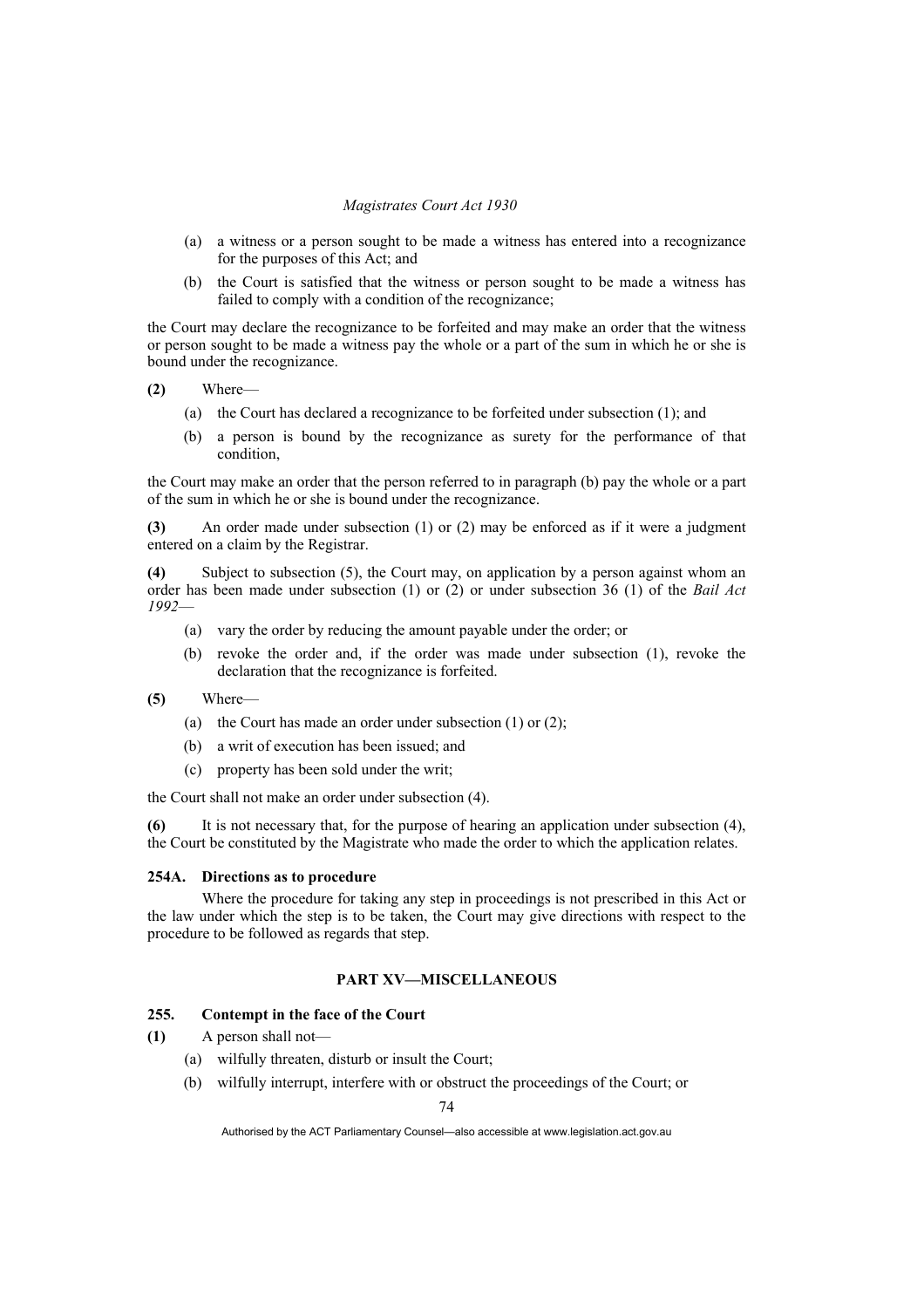- (a) a witness or a person sought to be made a witness has entered into a recognizance for the purposes of this Act; and
- (b) the Court is satisfied that the witness or person sought to be made a witness has failed to comply with a condition of the recognizance;

the Court may declare the recognizance to be forfeited and may make an order that the witness or person sought to be made a witness pay the whole or a part of the sum in which he or she is bound under the recognizance.

**(2)** Where—

- (a) the Court has declared a recognizance to be forfeited under subsection (1); and
- (b) a person is bound by the recognizance as surety for the performance of that condition,

the Court may make an order that the person referred to in paragraph (b) pay the whole or a part of the sum in which he or she is bound under the recognizance.

**(3)** An order made under subsection (1) or (2) may be enforced as if it were a judgment entered on a claim by the Registrar.

**(4)** Subject to subsection (5), the Court may, on application by a person against whom an order has been made under subsection (1) or (2) or under subsection 36 (1) of the *Bail Act 1992*—

- (a) vary the order by reducing the amount payable under the order; or
- (b) revoke the order and, if the order was made under subsection (1), revoke the declaration that the recognizance is forfeited.

**(5)** Where—

- (a) the Court has made an order under subsection (1) or (2);
- (b) a writ of execution has been issued; and
- (c) property has been sold under the writ;

the Court shall not make an order under subsection (4).

**(6)** It is not necessary that, for the purpose of hearing an application under subsection (4), the Court be constituted by the Magistrate who made the order to which the application relates.

### 254A. Directions as to procedure

Where the procedure for taking any step in proceedings is not prescribed in this Act or the law under which the step is to be taken, the Court may give directions with respect to the procedure to be followed as regards that step.

## PART XV—MISCELLANEOUS

### 255. Contempt in the face of the Court

**(1)** A person shall not—

- (a) wilfully threaten, disturb or insult the Court;
- (b) wilfully interrupt, interfere with or obstruct the proceedings of the Court; or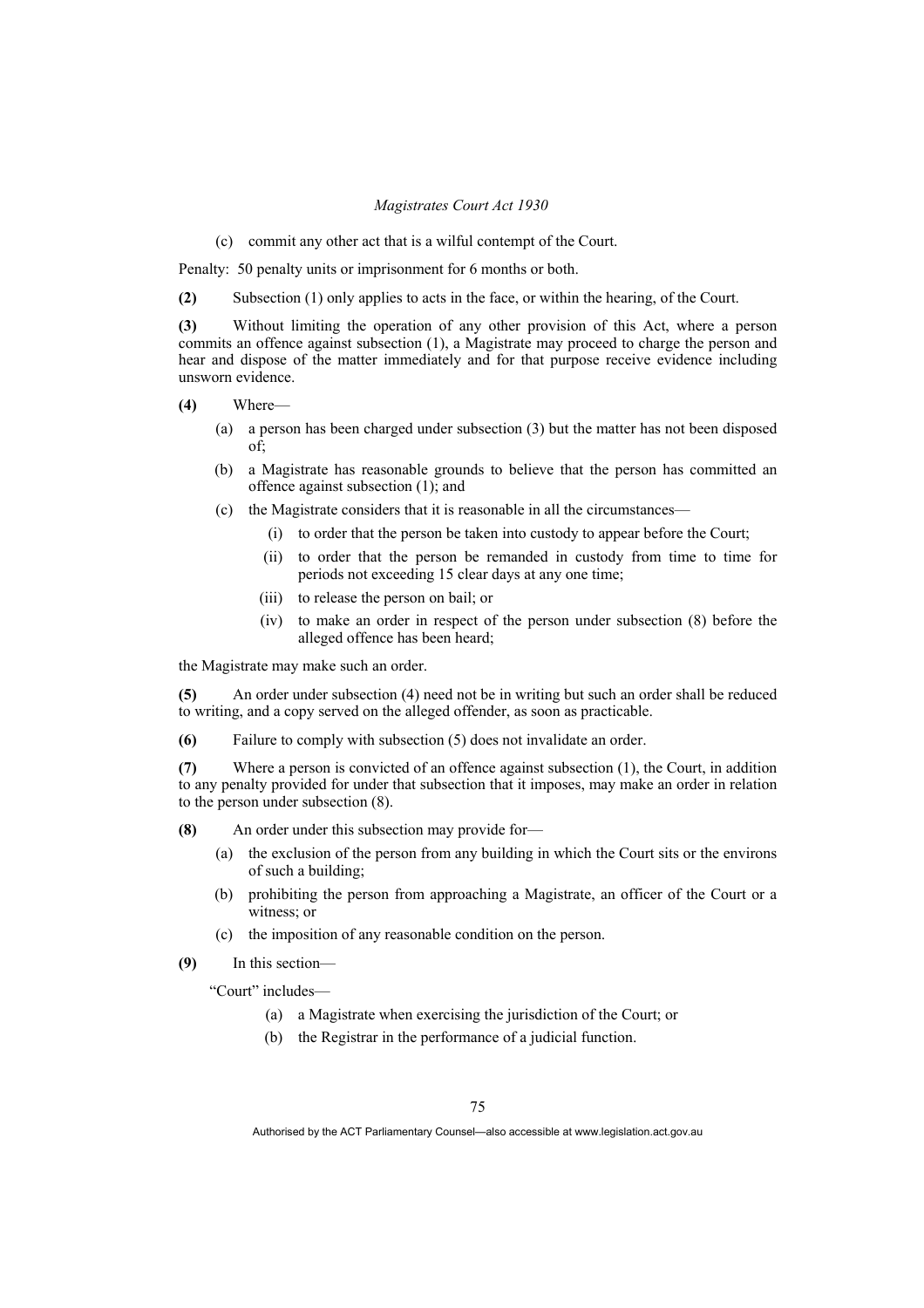(c) commit any other act that is a wilful contempt of the Court.

Penalty: 50 penalty units or imprisonment for 6 months or both.

**(2)** Subsection (1) only applies to acts in the face, or within the hearing, of the Court.

**(3)** Without limiting the operation of any other provision of this Act, where a person commits an offence against subsection (1), a Magistrate may proceed to charge the person and hear and dispose of the matter immediately and for that purpose receive evidence including unsworn evidence.

**(4)** Where—

(a) a person has been charged under subsection (3) but the matter has not been disposed of;

(b) a Magistrate has reasonable grounds to believe that the person has committed an offence against subsection (1); and

(c) the Magistrate considers that it is reasonable in all the circumstances—

(i) to order that the person be taken into custody to appear before the Court;

(ii) to order that the person be remanded in custody from time to time for periods not exceeding 15 clear days at any one time;

(iii) to release the person on bail; or

(iv) to make an order in respect of the person under subsection (8) before the alleged offence has been heard;

the Magistrate may make such an order.

**(5)** An order under subsection (4) need not be in writing but such an order shall be reduced to writing, and a copy served on the alleged offender, as soon as practicable.

**(6)** Failure to comply with subsection (5) does not invalidate an order.

**(7)** Where a person is convicted of an offence against subsection (1), the Court, in addition to any penalty provided for under that subsection that it imposes, may make an order in relation to the person under subsection (8).

**(8)** An order under this subsection may provide for—

(a) the exclusion of the person from any building in which the Court sits or the environs of such a building;

(b) prohibiting the person from approaching a Magistrate, an officer of the Court or a witness; or

(c) the imposition of any reasonable condition on the person.

**(9)** In this section—

"Court" includes—

(a) a Magistrate when exercising the jurisdiction of the Court; or

(b) the Registrar in the performance of a judicial function.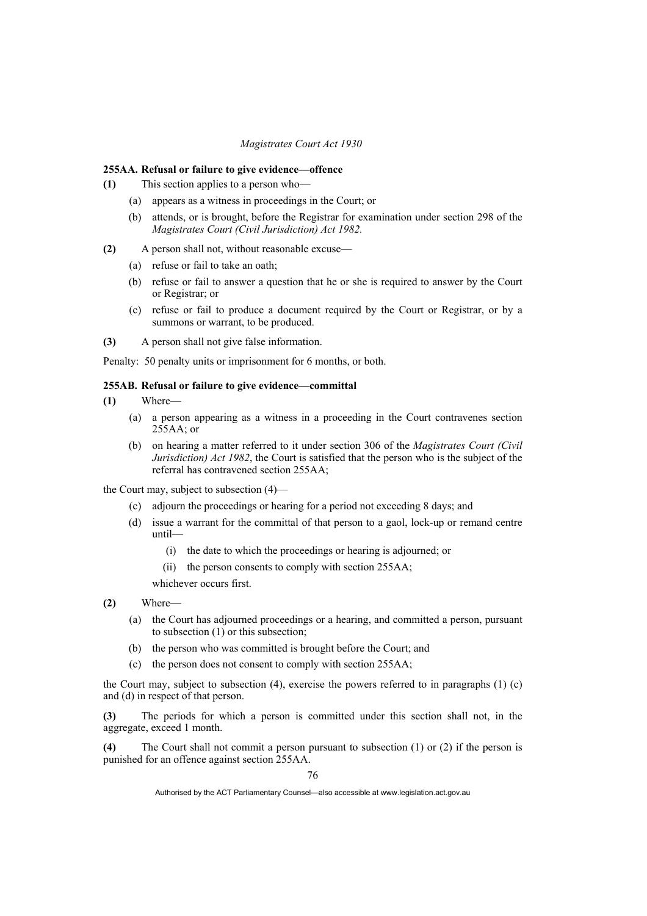**255AA. Refusal or failure to give evidence—offence**

**(1)** This section applies to a person who—

(a) appears as a witness in proceedings in the Court; or

(b) attends, or is brought, before the Registrar for examination under section 298 of the *Magistrates Court (Civil Jurisdiction) Act 1982.*

**(2)** A person shall not, without reasonable excuse—

(a) refuse or fail to take an oath;

(b) refuse or fail to answer a question that he or she is required to answer by the Court or Registrar; or

(c) refuse or fail to produce a document required by the Court or Registrar, or by a summons or warrant, to be produced.

**(3)** A person shall not give false information.

Penalty: 50 penalty units or imprisonment for 6 months, or both.

**255AB. Refusal or failure to give evidence—committal**

**(1)** Where—

(a) a person appearing as a witness in a proceeding in the Court contravenes section 255AA; or

(b) on hearing a matter referred to it under section 306 of the *Magistrates Court (Civil Jurisdiction) Act 1982*, the Court is satisfied that the person who is the subject of the referral has contravened section 255AA;

the Court may, subject to subsection (4)—

(c) adjourn the proceedings or hearing for a period not exceeding 8 days; and

(d) issue a warrant for the committal of that person to a gaol, lock-up or remand centre until—

(i) the date to which the proceedings or hearing is adjourned; or

(ii) the person consents to comply with section 255AA;

whichever occurs first.

**(2)** Where—

(a) the Court has adjourned proceedings or a hearing, and committed a person, pursuant to subsection (1) or this subsection;

(b) the person who was committed is brought before the Court; and

(c) the person does not consent to comply with section 255AA;

the Court may, subject to subsection (4), exercise the powers referred to in paragraphs (1) (c) and (d) in respect of that person.

**(3)** The periods for which a person is committed under this section shall not, in the aggregate, exceed 1 month.

**(4)** The Court shall not commit a person pursuant to subsection (1) or (2) if the person is punished for an offence against section 255AA.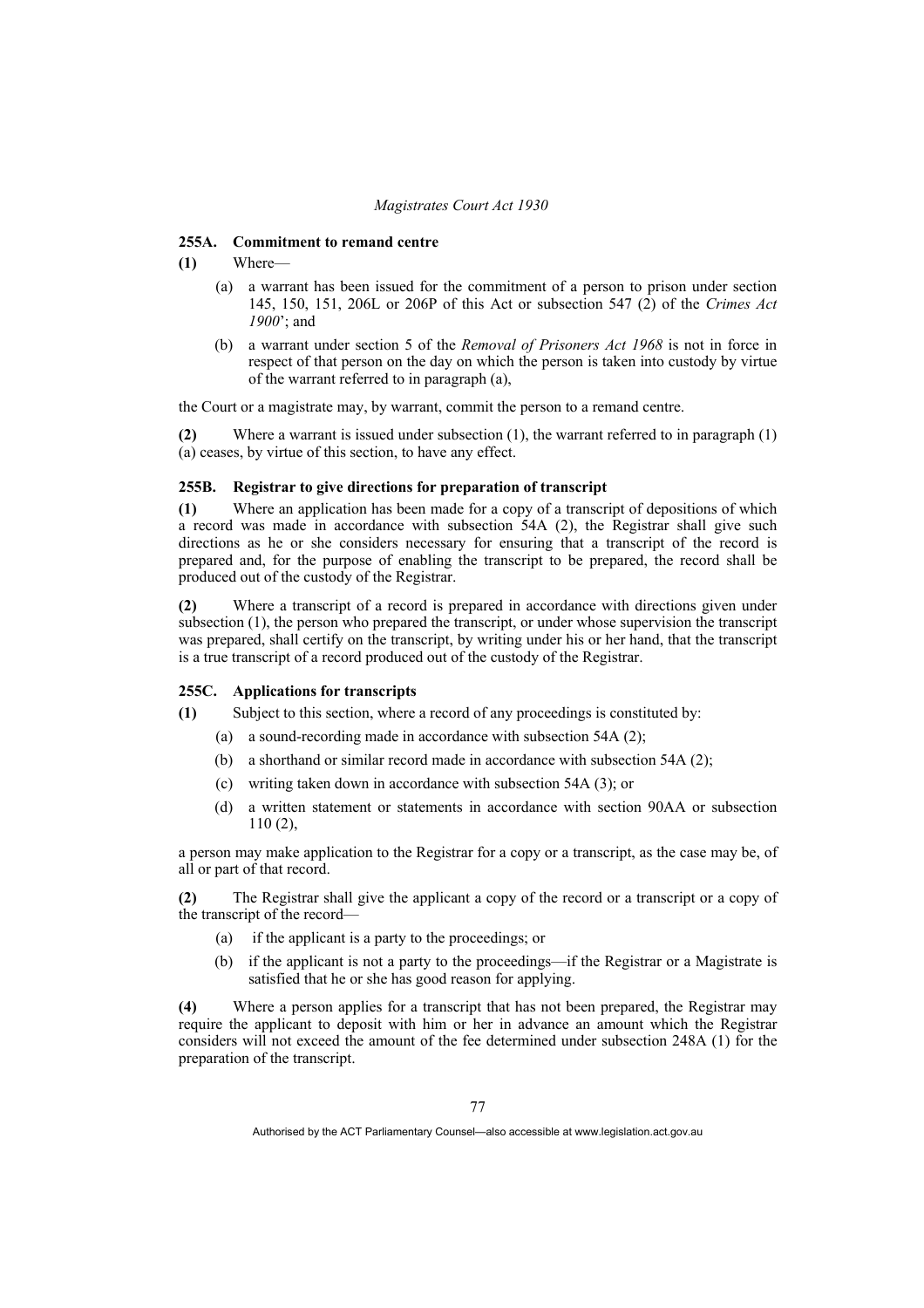### 255A. Commitment to remand centre

**(1)** Where—

- (a) a warrant has been issued for the commitment of a person to prison under section 145, 150, 151, 206L or 206P of this Act or subsection 547 (2) of the *Crimes Act 1900*'; and
- (b) a warrant under section 5 of the *Removal of Prisoners Act 1968* is not in force in respect of that person on the day on which the person is taken into custody by virtue of the warrant referred to in paragraph (a),

the Court or a magistrate may, by warrant, commit the person to a remand centre.

**(2)** Where a warrant is issued under subsection (1), the warrant referred to in paragraph (1) (a) ceases, by virtue of this section, to have any effect.

### 255B. Registrar to give directions for preparation of transcript

**(1)** Where an application has been made for a copy of a transcript of depositions of which a record was made in accordance with subsection 54A (2), the Registrar shall give such directions as he or she considers necessary for ensuring that a transcript of the record is prepared and, for the purpose of enabling the transcript to be prepared, the record shall be produced out of the custody of the Registrar.

**(2)** Where a transcript of a record is prepared in accordance with directions given under subsection (1), the person who prepared the transcript, or under whose supervision the transcript was prepared, shall certify on the transcript, by writing under his or her hand, that the transcript is a true transcript of a record produced out of the custody of the Registrar.

### 255C. Applications for transcripts

**(1)** Subject to this section, where a record of any proceedings is constituted by:

- (a) a sound-recording made in accordance with subsection 54A (2);
- (b) a shorthand or similar record made in accordance with subsection 54A (2);
- (c) writing taken down in accordance with subsection 54A (3); or
- (d) a written statement or statements in accordance with section 90AA or subsection 110 (2),

a person may make application to the Registrar for a copy or a transcript, as the case may be, of all or part of that record.

**(2)** The Registrar shall give the applicant a copy of the record or a transcript or a copy of the transcript of the record—

- (a) if the applicant is a party to the proceedings; or
- (b) if the applicant is not a party to the proceedings—if the Registrar or a Magistrate is satisfied that he or she has good reason for applying.

**(4)** Where a person applies for a transcript that has not been prepared, the Registrar may require the applicant to deposit with him or her in advance an amount which the Registrar considers will not exceed the amount of the fee determined under subsection 248A (1) for the preparation of the transcript.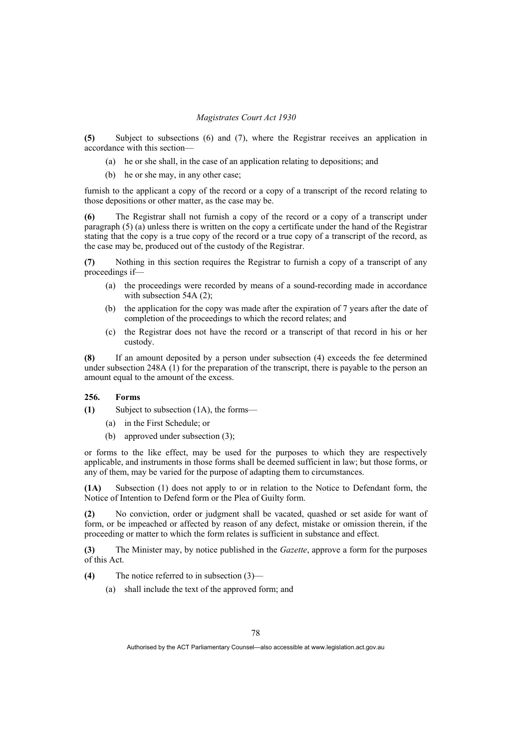**(5)** Subject to subsections (6) and (7), where the Registrar receives an application in accordance with this section—

- (a) he or she shall, in the case of an application relating to depositions; and
- (b) he or she may, in any other case;

furnish to the applicant a copy of the record or a copy of a transcript of the record relating to those depositions or other matter, as the case may be.

**(6)** The Registrar shall not furnish a copy of the record or a copy of a transcript under paragraph (5) (a) unless there is written on the copy a certificate under the hand of the Registrar stating that the copy is a true copy of the record or a true copy of a transcript of the record, as the case may be, produced out of the custody of the Registrar.

**(7)** Nothing in this section requires the Registrar to furnish a copy of a transcript of any proceedings if—

- (a) the proceedings were recorded by means of a sound-recording made in accordance with subsection 54A (2);
- (b) the application for the copy was made after the expiration of 7 years after the date of completion of the proceedings to which the record relates; and
- (c) the Registrar does not have the record or a transcript of that record in his or her custody.

**(8)** If an amount deposited by a person under subsection (4) exceeds the fee determined under subsection 248A (1) for the preparation of the transcript, there is payable to the person an amount equal to the amount of the excess.

### 256. Forms

**(1)** Subject to subsection (1A), the forms—

- (a) in the First Schedule; or
- (b) approved under subsection (3);

or forms to the like effect, may be used for the purposes to which they are respectively applicable, and instruments in those forms shall be deemed sufficient in law; but those forms, or any of them, may be varied for the purpose of adapting them to circumstances.

**(1A)** Subsection (1) does not apply to or in relation to the Notice to Defendant form, the Notice of Intention to Defend form or the Plea of Guilty form.

**(2)** No conviction, order or judgment shall be vacated, quashed or set aside for want of form, or be impeached or affected by reason of any defect, mistake or omission therein, if the proceeding or matter to which the form relates is sufficient in substance and effect.

**(3)** The Minister may, by notice published in the *Gazette*, approve a form for the purposes of this Act.

**(4)** The notice referred to in subsection (3)—

- (a) shall include the text of the approved form; and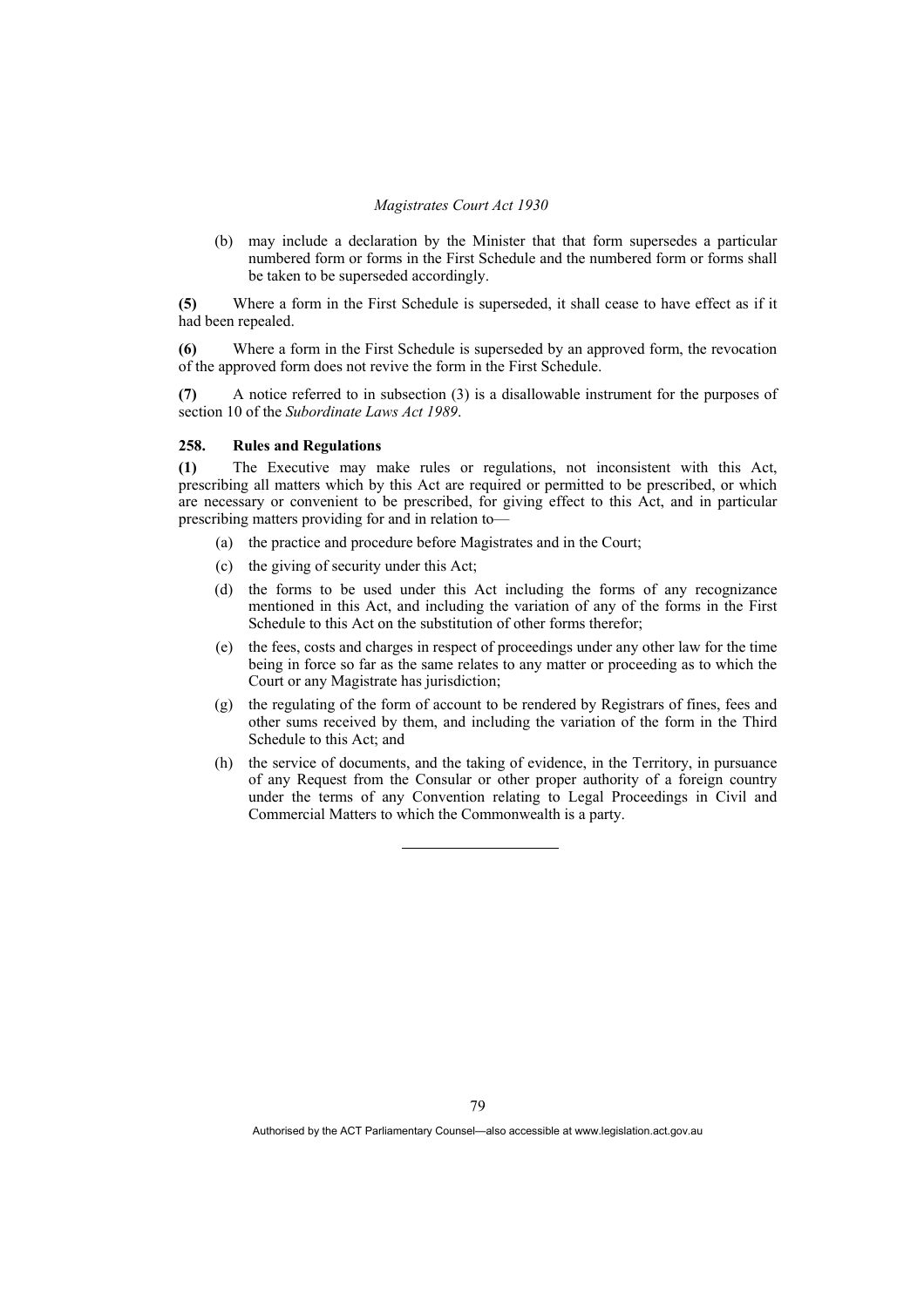(b) may include a declaration by the Minister that that form supersedes a particular numbered form or forms in the First Schedule and the numbered form or forms shall be taken to be superseded accordingly.

**(5)** Where a form in the First Schedule is superseded, it shall cease to have effect as if it had been repealed.

**(6)** Where a form in the First Schedule is superseded by an approved form, the revocation of the approved form does not revive the form in the First Schedule.

**(7)** A notice referred to in subsection (3) is a disallowable instrument for the purposes of section 10 of the *Subordinate Laws Act 1989*.

### 258. Rules and Regulations

**(1)** The Executive may make rules or regulations, not inconsistent with this Act, prescribing all matters which by this Act are required or permitted to be prescribed, or which are necessary or convenient to be prescribed, for giving effect to this Act, and in particular prescribing matters providing for and in relation to—

(a) the practice and procedure before Magistrates and in the Court;

(c) the giving of security under this Act;

(d) the forms to be used under this Act including the forms of any recognizance mentioned in this Act, and including the variation of any of the forms in the First Schedule to this Act on the substitution of other forms therefor;

(e) the fees, costs and charges in respect of proceedings under any other law for the time being in force so far as the same relates to any matter or proceeding as to which the Court or any Magistrate has jurisdiction;

(g) the regulating of the form of account to be rendered by Registrars of fines, fees and other sums received by them, and including the variation of the form in the Third Schedule to this Act; and

(h) the service of documents, and the taking of evidence, in the Territory, in pursuance of any Request from the Consular or other proper authority of a foreign country under the terms of any Convention relating to Legal Proceedings in Civil and Commercial Matters to which the Commonwealth is a party.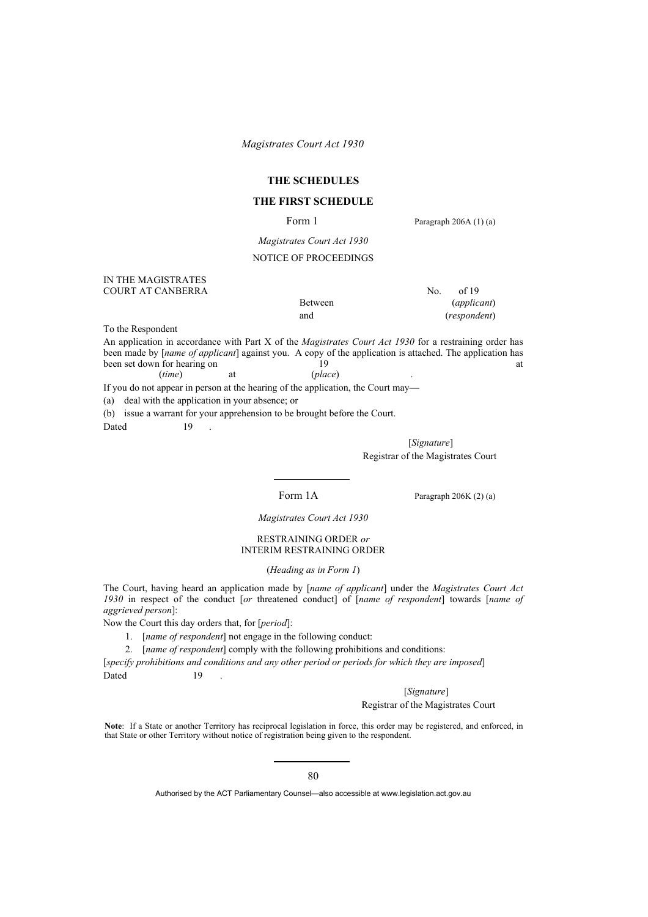## THE SCHEDULES

## THE FIRST SCHEDULE

Form 1 — Paragraph 206A (1) (a)

*Magistrates Court Act 1930*

NOTICE OF PROCEEDINGS

IN THE MAGISTRATES COURT AT CANBERRA — No. of 19

Between (*applicant*)

and (*respondent*)

To the Respondent

An application in accordance with Part X of the *Magistrates Court Act 1930* for a restraining order has been made by [*name of applicant*] against you. A copy of the application is attached. The application has been set down for hearing on 19 at (*time*) at (*place*) .

If you do not appear in person at the hearing of the application, the Court may—

(a) deal with the application in your absence; or

(b) issue a warrant for your apprehension to be brought before the Court.

Dated 19 .

[*Signature*]
Registrar of the Magistrates Court

---

Form 1A — Paragraph 206K (2) (a)

*Magistrates Court Act 1930*

RESTRAINING ORDER *or*
INTERIM RESTRAINING ORDER

(*Heading as in Form 1*)

The Court, having heard an application made by [*name of applicant*] under the *Magistrates Court Act 1930* in respect of the conduct [*or* threatened conduct] of [*name of respondent*] towards [*name of aggrieved person*]:

Now the Court this day orders that, for [*period*]:

1. [*name of respondent*] not engage in the following conduct:
2. [*name of respondent*] comply with the following prohibitions and conditions:

[*specify prohibitions and conditions and any other period or periods for which they are imposed*]

Dated 19 .

[*Signature*]
Registrar of the Magistrates Court

**Note**: If a State or another Territory has reciprocal legislation in force, this order may be registered, and enforced, in that State or other Territory without notice of registration being given to the respondent.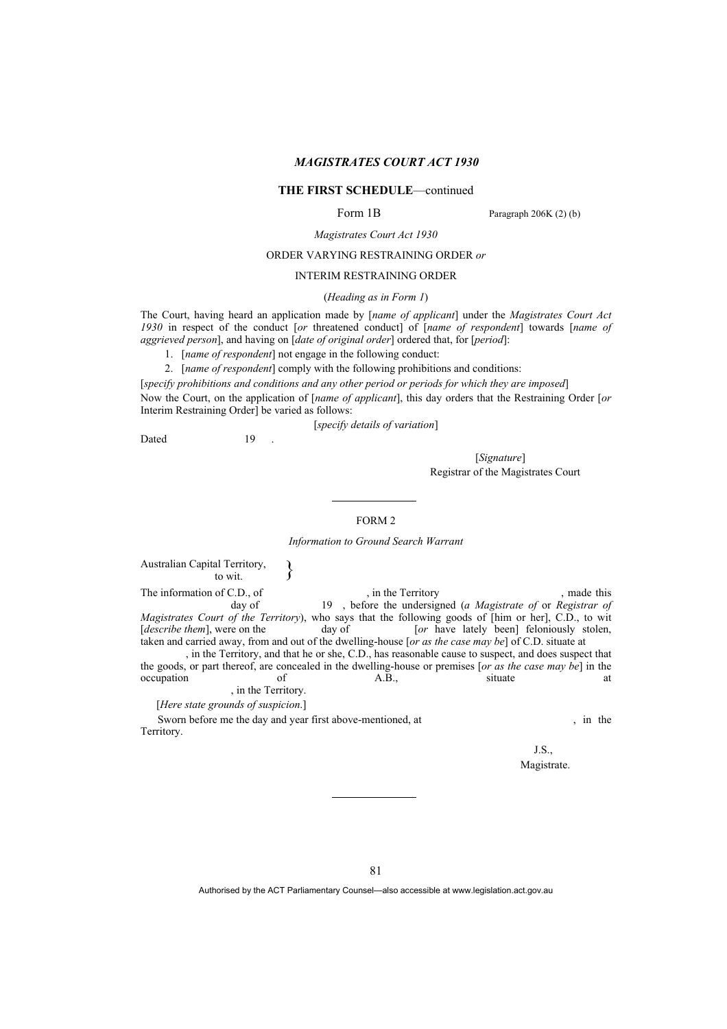*MAGISTRATES COURT ACT 1930*

**THE FIRST SCHEDULE**—continued

Form 1B — Paragraph 206K (2) (b)

*Magistrates Court Act 1930*

ORDER VARYING RESTRAINING ORDER *or*

INTERIM RESTRAINING ORDER

(*Heading as in Form 1*)

The Court, having heard an application made by [*name of applicant*] under the *Magistrates Court Act 1930* in respect of the conduct [*or* threatened conduct] of [*name of respondent*] towards [*name of aggrieved person*], and having on [*date of original order*] ordered that, for [*period*]:

1. [*name of respondent*] not engage in the following conduct:
2. [*name of respondent*] comply with the following prohibitions and conditions:

[*specify prohibitions and conditions and any other period or periods for which they are imposed*]

Now the Court, on the application of [*name of applicant*], this day orders that the Restraining Order [*or* Interim Restraining Order] be varied as follows:

[*specify details of variation*]

Dated                    19    .

[*Signature*]
Registrar of the Magistrates Court

---

FORM 2

*Information to Ground Search Warrant*

Australian Capital Territory, } to wit.

The information of C.D., of                    , in the Territory                    , made this                    day of                    19    , before the undersigned (*a Magistrate of* or *Registrar of Magistrates Court of the Territory*), who says that the following goods of [him or her], C.D., to wit [*describe them*], were on the                    day of                    [*or* have lately been] feloniously stolen, taken and carried away, from and out of the dwelling-house [*or as the case may be*] of C.D. situate at                    , in the Territory, and that he or she, C.D., has reasonable cause to suspect, and does suspect that the goods, or part thereof, are concealed in the dwelling-house or premises [*or as the case may be*] in the occupation of A.B., situate at                    , in the Territory.

[*Here state grounds of suspicion.*]

Sworn before me the day and year first above-mentioned, at                    , in the Territory.

J.S.,
Magistrate.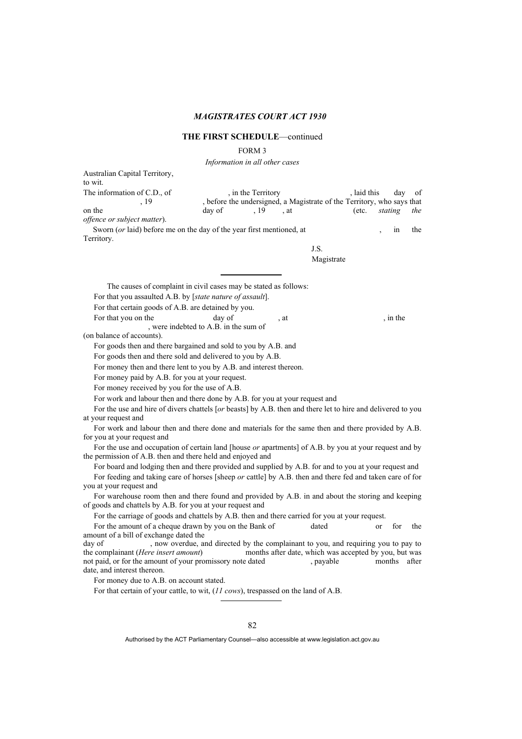## THE FIRST SCHEDULE—continued

FORM 3

*Information in all other cases*

Australian Capital Territory,
to wit.

The information of C.D., of , in the Territory , laid this day of , 19 , before the undersigned, a Magistrate of the Territory, who says that on the day of , 19 , at (etc. *stating the offence or subject matter*).

Sworn (*or* laid) before me on the day of the year first mentioned, at , in the Territory.

J.S.
Magistrate

---

The causes of complaint in civil cases may be stated as follows:

For that you assaulted A.B. by [*state nature of assault*].

For that certain goods of A.B. are detained by you.

For that you on the day of , at , in the , were indebted to A.B. in the sum of (on balance of accounts).

For goods then and there bargained and sold to you by A.B. and

For goods then and there sold and delivered to you by A.B.

For money then and there lent to you by A.B. and interest thereon.

For money paid by A.B. for you at your request.

For money received by you for the use of A.B.

For work and labour then and there done by A.B. for you at your request and

For the use and hire of divers chattels [*or* beasts] by A.B. then and there let to hire and delivered to you at your request and

For work and labour then and there done and materials for the same then and there provided by A.B. for you at your request and

For the use and occupation of certain land [house *or* apartments] of A.B. by you at your request and by the permission of A.B. then and there held and enjoyed and

For board and lodging then and there provided and supplied by A.B. for and to you at your request and

For feeding and taking care of horses [sheep *or* cattle] by A.B. then and there fed and taken care of for you at your request and

For warehouse room then and there found and provided by A.B. in and about the storing and keeping of goods and chattels by A.B. for you at your request and

For the carriage of goods and chattels by A.B. then and there carried for you at your request.

For the amount of a cheque drawn by you on the Bank of dated or for the amount of a bill of exchange dated the day of , now overdue, and directed by the complainant to you, and requiring you to pay to the complainant (*Here insert amount*) months after date, which was accepted by you, but was not paid, or for the amount of your promissory note dated , payable months after date, and interest thereon.

For money due to A.B. on account stated.

For that certain of your cattle, to wit, (*11 cows*), trespassed on the land of A.B.

---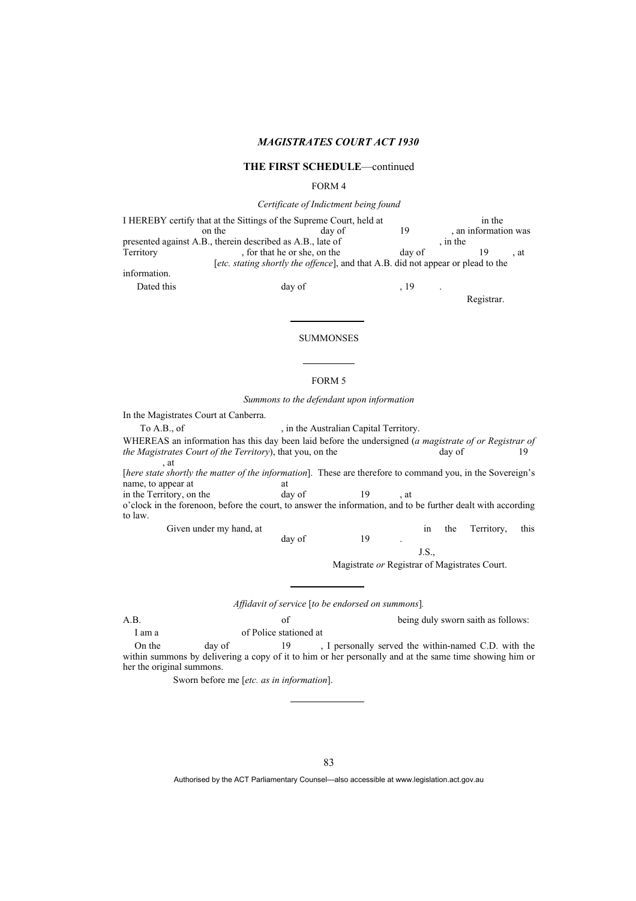## THE FIRST SCHEDULE—continued

FORM 4

*Certificate of Indictment being found*

I HEREBY certify that at the Sittings of the Supreme Court, held at in the on the day of 19 , an information was presented against A.B., therein described as A.B., late of , in the Territory , for that he or she, on the day of 19 , at [*etc. stating shortly the offence*], and that A.B. did not appear or plead to the information.

Dated this day of , 19 .

Registrar.

---

SUMMONSES

---

FORM 5

*Summons to the defendant upon information*

In the Magistrates Court at Canberra.

To A.B., of , in the Australian Capital Territory.

WHEREAS an information has this day been laid before the undersigned (*a magistrate of or Registrar of the Magistrates Court of the Territory*), that you, on the day of 19 , at [*here state shortly the matter of the information*]. These are therefore to command you, in the Sovereign's name, to appear at at in the Territory, on the day of 19 , at o'clock in the forenoon, before the court, to answer the information, and to be further dealt with according to law.

Given under my hand, at in the Territory, this day of 19 .

J.S.,

Magistrate *or* Registrar of Magistrates Court.

---

*Affidavit of service* [*to be endorsed on summons*].

A.B. of being duly sworn saith as follows:

I am a of Police stationed at

On the day of 19 , I personally served the within-named C.D. with the within summons by delivering a copy of it to him or her personally and at the same time showing him or her the original summons.

Sworn before me [*etc. as in information*].

---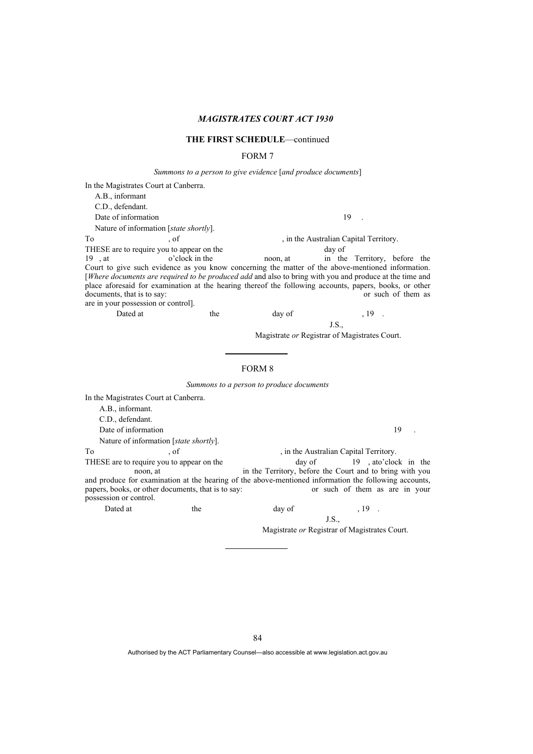**THE FIRST SCHEDULE**—continued

FORM 7

*Summons to a person to give evidence* [*and produce documents*]

In the Magistrates Court at Canberra.

A.B., informant

C.D., defendant.

Date of information 19 .

Nature of information [*state shortly*].

To , of , in the Australian Capital Territory.

THESE are to require you to appear on the day of 19 , at o'clock in the noon, at in the Territory, before the Court to give such evidence as you know concerning the matter of the above-mentioned information. [*Where documents are required to be produced add* and also to bring with you and produce at the time and place aforesaid for examination at the hearing thereof the following accounts, papers, books, or other documents, that is to say: or such of them as are in your possession or control].

Dated at the day of , 19 .

J.S.,

Magistrate *or* Registrar of Magistrates Court.

---

FORM 8

*Summons to a person to produce documents*

In the Magistrates Court at Canberra.

A.B., informant.

C.D., defendant.

Date of information 19 .

Nature of information [*state shortly*].

To , of , in the Australian Capital Territory.

THESE are to require you to appear on the day of 19 , ato'clock in the noon, at in the Territory, before the Court and to bring with you and produce for examination at the hearing of the above-mentioned information the following accounts, papers, books, or other documents, that is to say: or such of them as are in your possession or control.

Dated at the day of , 19 .

J.S.,

Magistrate *or* Registrar of Magistrates Court.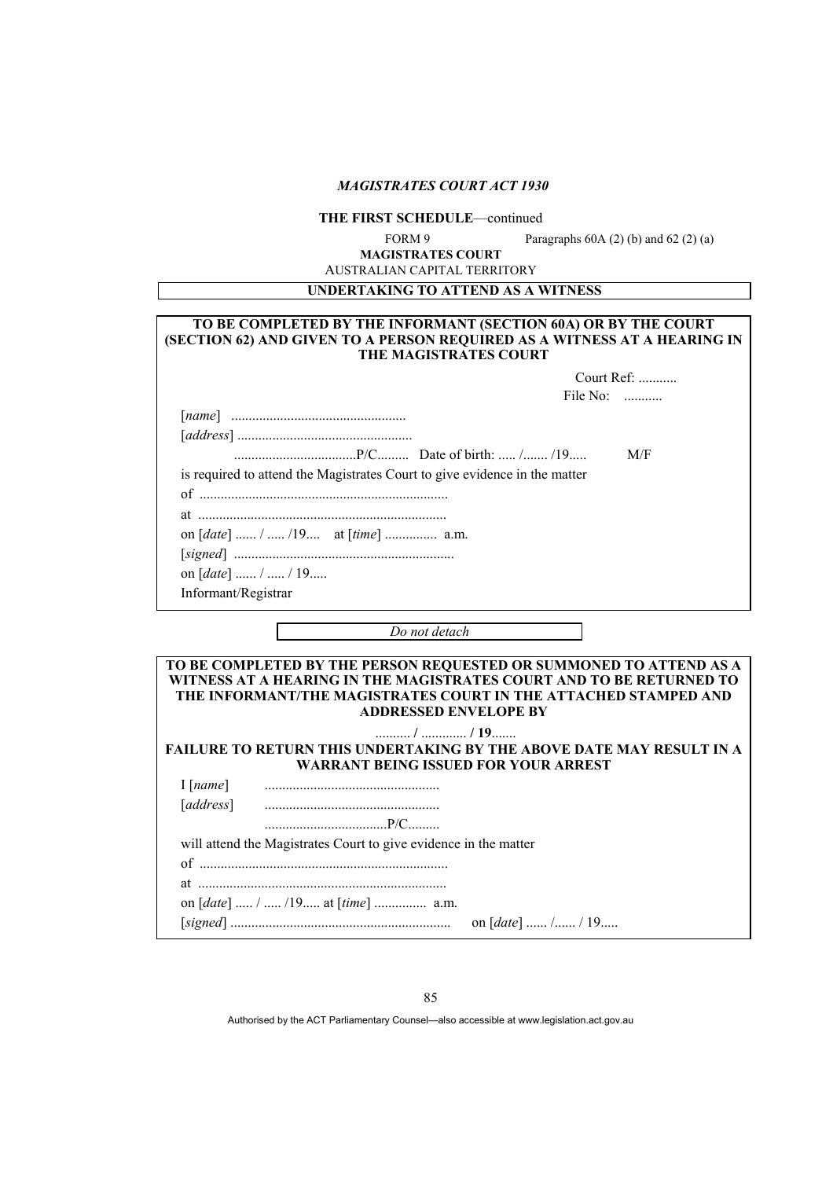*MAGISTRATES COURT ACT 1930*

**THE FIRST SCHEDULE**—continued

FORM 9 Paragraphs 60A (2) (b) and 62 (2) (a)

**MAGISTRATES COURT**

AUSTRALIAN CAPITAL TERRITORY

**UNDERTAKING TO ATTEND AS A WITNESS**

**TO BE COMPLETED BY THE INFORMANT (SECTION 60A) OR BY THE COURT (SECTION 62) AND GIVEN TO A PERSON REQUIRED AS A WITNESS AT A HEARING IN THE MAGISTRATES COURT**

Court Ref: ...........

File No: ...........

[*name*] .................................................

[*address*] .................................................

..................................P/C......... Date of birth: ..... /....... /19..... M/F

is required to attend the Magistrates Court to give evidence in the matter

of ......................................................................

at ......................................................................

on [*date*] ...... / ..... /19.... at [*time*] ............... a.m.

[*signed*] ..............................................................

on [*date*] ...... / ..... / 19.....

Informant/Registrar

*Do not detach*

**TO BE COMPLETED BY THE PERSON REQUESTED OR SUMMONED TO ATTEND AS A WITNESS AT A HEARING IN THE MAGISTRATES COURT AND TO BE RETURNED TO THE INFORMANT/THE MAGISTRATES COURT IN THE ATTACHED STAMPED AND ADDRESSED ENVELOPE BY**

.......... / ............. **/ 19**.......

**FAILURE TO RETURN THIS UNDERTAKING BY THE ABOVE DATE MAY RESULT IN A WARRANT BEING ISSUED FOR YOUR ARREST**

I [*name*] .................................................

[*address*] .................................................

..................................P/C.........

will attend the Magistrates Court to give evidence in the matter

of ......................................................................

at ......................................................................

on [*date*] ..... / ..... /19..... at [*time*] .............. a.m.

[*signed*] .............................................................. on [*date*] ...... /...... / 19.....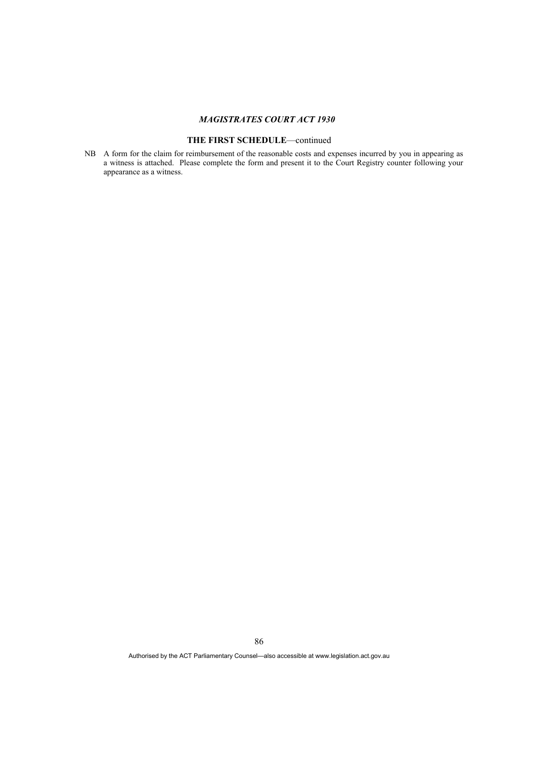**THE FIRST SCHEDULE**—continued

NB A form for the claim for reimbursement of the reasonable costs and expenses incurred by you in appearing as a witness is attached. Please complete the form and present it to the Court Registry counter following your appearance as a witness.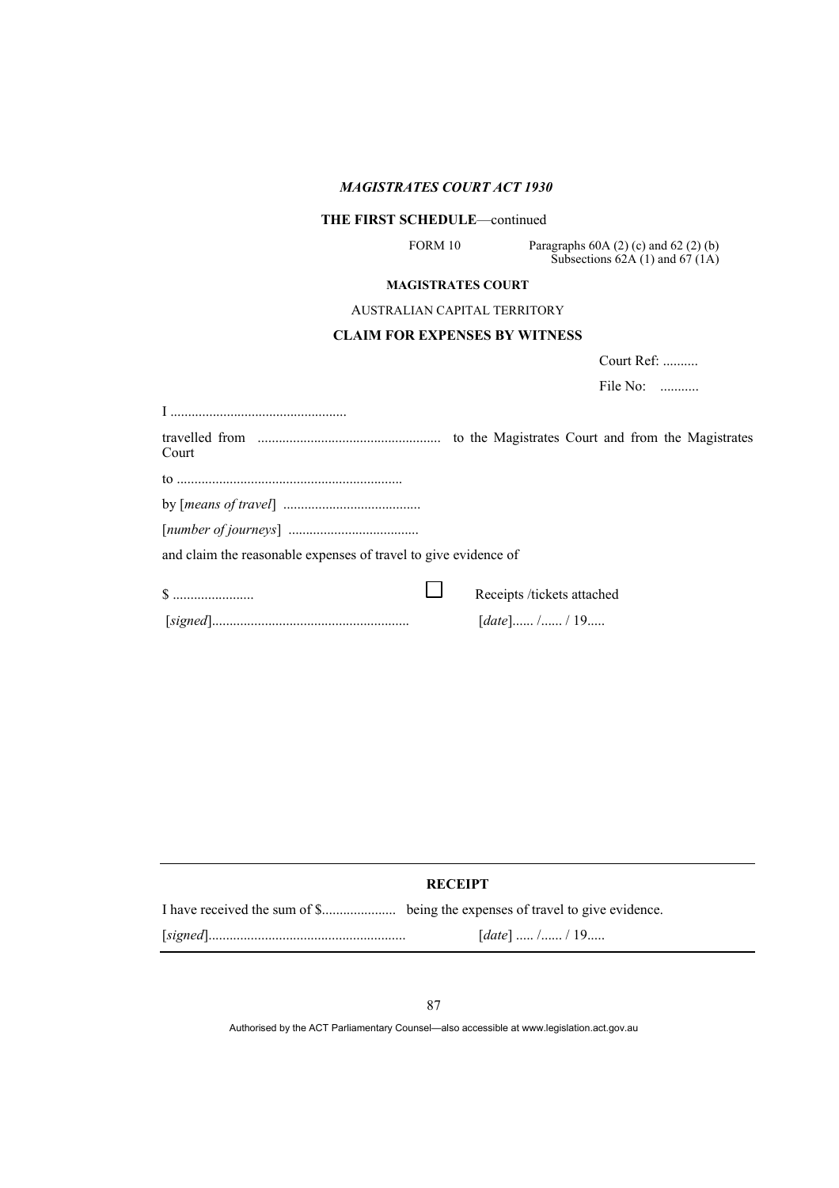*MAGISTRATES COURT ACT 1930*

**THE FIRST SCHEDULE**—continued

FORM 10 — Paragraphs 60A (2) (c) and 62 (2) (b)
Subsections 62A (1) and 67 (1A)

**MAGISTRATES COURT**

AUSTRALIAN CAPITAL TERRITORY

**CLAIM FOR EXPENSES BY WITNESS**

Court Ref: ..........

File No: ..........

I .................................................

travelled from .................................................. to the Magistrates Court and from the Magistrates Court

to ...............................................................

by [*means of travel*] .......................................

[*number of journeys*] .....................................

and claim the reasonable expenses of travel to give evidence of

$ ....................... ☐ Receipts /tickets attached

[*signed*]....................................................... [*date*]...... /...... / 19.....

---

**RECEIPT**

I have received the sum of $.................... being the expenses of travel to give evidence.

[*signed*]....................................................... [*date*] ..... /...... / 19.....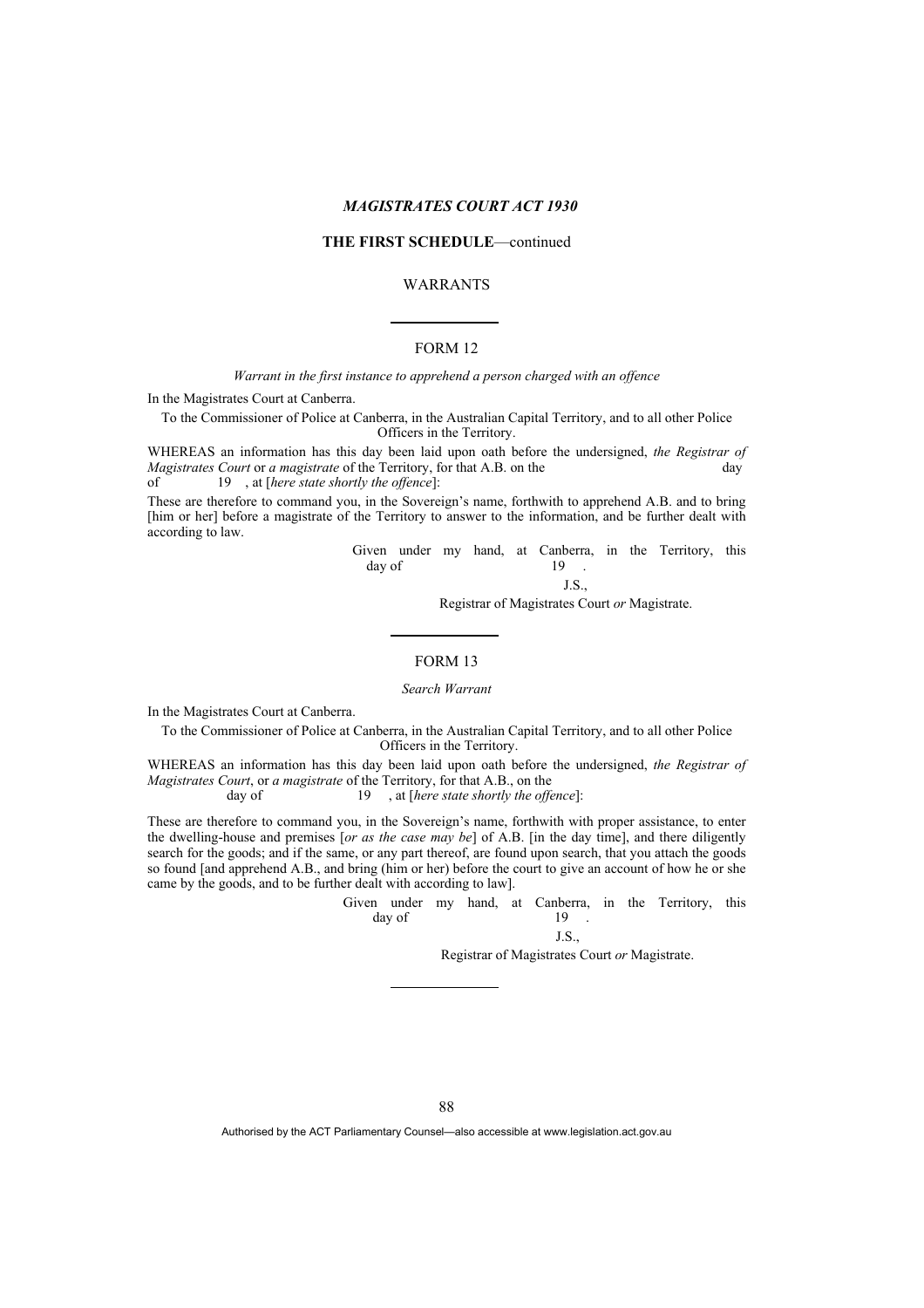*MAGISTRATES COURT ACT 1930*

**THE FIRST SCHEDULE**—continued

WARRANTS

FORM 12

*Warrant in the first instance to apprehend a person charged with an offence*

In the Magistrates Court at Canberra.

To the Commissioner of Police at Canberra, in the Australian Capital Territory, and to all other Police Officers in the Territory.

WHEREAS an information has this day been laid upon oath before the undersigned, *the Registrar of Magistrates Court* or *a magistrate* of the Territory, for that A.B. on the day of 19 , at [*here state shortly the offence*]:

These are therefore to command you, in the Sovereign's name, forthwith to apprehend A.B. and to bring [him or her] before a magistrate of the Territory to answer to the information, and be further dealt with according to law.

Given under my hand, at Canberra, in the Territory, this day of 19 .

J.S.,

Registrar of Magistrates Court *or* Magistrate.

FORM 13

*Search Warrant*

In the Magistrates Court at Canberra.

To the Commissioner of Police at Canberra, in the Australian Capital Territory, and to all other Police Officers in the Territory.

WHEREAS an information has this day been laid upon oath before the undersigned, *the Registrar of Magistrates Court*, or *a magistrate* of the Territory, for that A.B., on the day of 19 , at [*here state shortly the offence*]:

These are therefore to command you, in the Sovereign's name, forthwith with proper assistance, to enter the dwelling-house and premises [*or as the case may be*] of A.B. [in the day time], and there diligently search for the goods; and if the same, or any part thereof, are found upon search, that you attach the goods so found [and apprehend A.B., and bring (him or her) before the court to give an account of how he or she came by the goods, and to be further dealt with according to law].

Given under my hand, at Canberra, in the Territory, this day of 19 .

J.S.,

Registrar of Magistrates Court *or* Magistrate.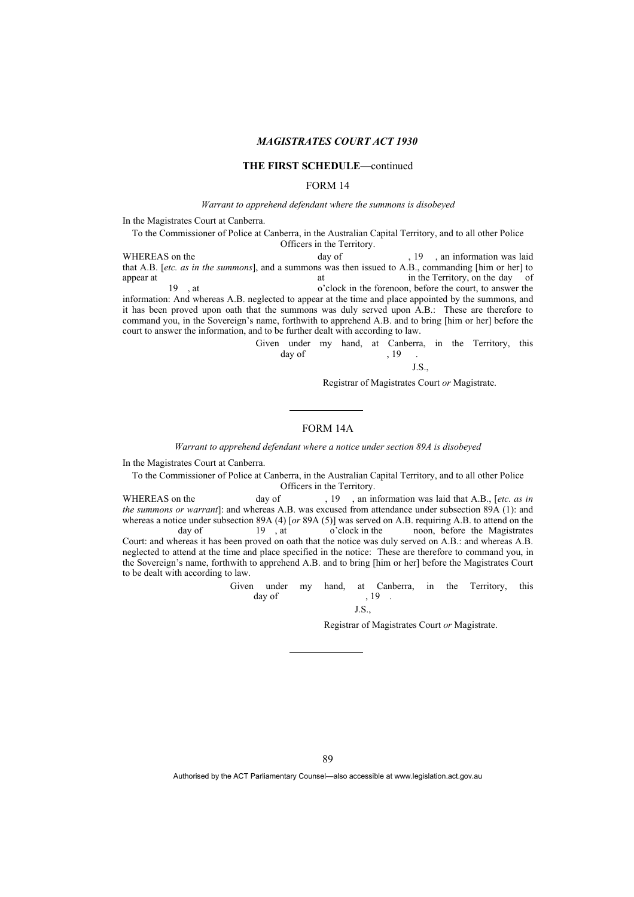## THE FIRST SCHEDULE—continued

### FORM 14

*Warrant to apprehend defendant where the summons is disobeyed*

In the Magistrates Court at Canberra.

To the Commissioner of Police at Canberra, in the Australian Capital Territory, and to all other Police Officers in the Territory.

WHEREAS on the day of , 19 , an information was laid that A.B. [*etc. as in the summons*], and a summons was then issued to A.B., commanding [him or her] to appear at at in the Territory, on the day of 19 , at o'clock in the forenoon, before the court, to answer the information: And whereas A.B. neglected to appear at the time and place appointed by the summons, and it has been proved upon oath that the summons was duly served upon A.B.: These are therefore to command you, in the Sovereign's name, forthwith to apprehend A.B. and to bring [him or her] before the court to answer the information, and to be further dealt with according to law.

Given under my hand, at Canberra, in the Territory, this day of , 19 .

J.S.,

Registrar of Magistrates Court *or* Magistrate.

---

### FORM 14A

*Warrant to apprehend defendant where a notice under section 89A is disobeyed*

In the Magistrates Court at Canberra.

To the Commissioner of Police at Canberra, in the Australian Capital Territory, and to all other Police Officers in the Territory.

WHEREAS on the day of , 19 , an information was laid that A.B., [*etc. as in the summons or warrant*]: and whereas A.B. was excused from attendance under subsection 89A (1): and whereas a notice under subsection 89A (4) [*or* 89A (5)] was served on A.B. requiring A.B. to attend on the day of 19 , at o'clock in the noon, before the Magistrates Court: and whereas it has been proved on oath that the notice was duly served on A.B.: and whereas A.B. neglected to attend at the time and place specified in the notice: These are therefore to command you, in the Sovereign's name, forthwith to apprehend A.B. and to bring [him or her] before the Magistrates Court to be dealt with according to law.

Given under my hand, at Canberra, in the Territory, this day of , 19 .

J.S.,

Registrar of Magistrates Court *or* Magistrate.

---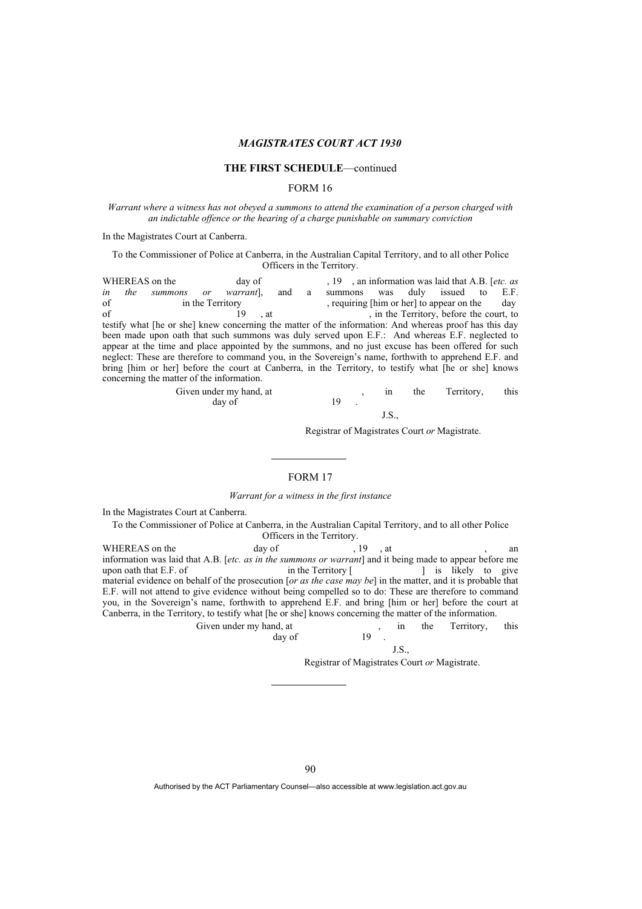## THE FIRST SCHEDULE—continued

### FORM 16

*Warrant where a witness has not obeyed a summons to attend the examination of a person charged with an indictable offence or the hearing of a charge punishable on summary conviction*

In the Magistrates Court at Canberra.

To the Commissioner of Police at Canberra, in the Australian Capital Territory, and to all other Police Officers in the Territory.

WHEREAS on the day of , 19 , an information was laid that A.B. [*etc. as in the summons or warrant*], and a summons was duly issued to E.F. of in the Territory , requiring [him or her] to appear on the day of 19 , at , in the Territory, before the court, to testify what [he or she] knew concerning the matter of the information: And whereas proof has this day been made upon oath that such summons was duly served upon E.F.: And whereas E.F. neglected to appear at the time and place appointed by the summons, and no just excuse has been offered for such neglect: These are therefore to command you, in the Sovereign's name, forthwith to apprehend E.F. and bring [him or her] before the court at Canberra, in the Territory, to testify what [he or she] knows concerning the matter of the information.

Given under my hand, at , in the Territory, this day of 19 .

J.S.,

Registrar of Magistrates Court *or* Magistrate.

---

### FORM 17

*Warrant for a witness in the first instance*

In the Magistrates Court at Canberra.

To the Commissioner of Police at Canberra, in the Australian Capital Territory, and to all other Police Officers in the Territory.

WHEREAS on the day of , 19 , at , an information was laid that A.B. [*etc. as in the summons or warrant*] and it being made to appear before me upon oath that E.F. of in the Territory [ ] is likely to give material evidence on behalf of the prosecution [*or as the case may be*] in the matter, and it is probable that E.F. will not attend to give evidence without being compelled so to do: These are therefore to command you, in the Sovereign's name, forthwith to apprehend E.F. and bring [him or her] before the court at Canberra, in the Territory, to testify what [he or she] knows concerning the matter of the information.

Given under my hand, at , in the Territory, this day of 19 .

J.S.,

Registrar of Magistrates Court *or* Magistrate.

---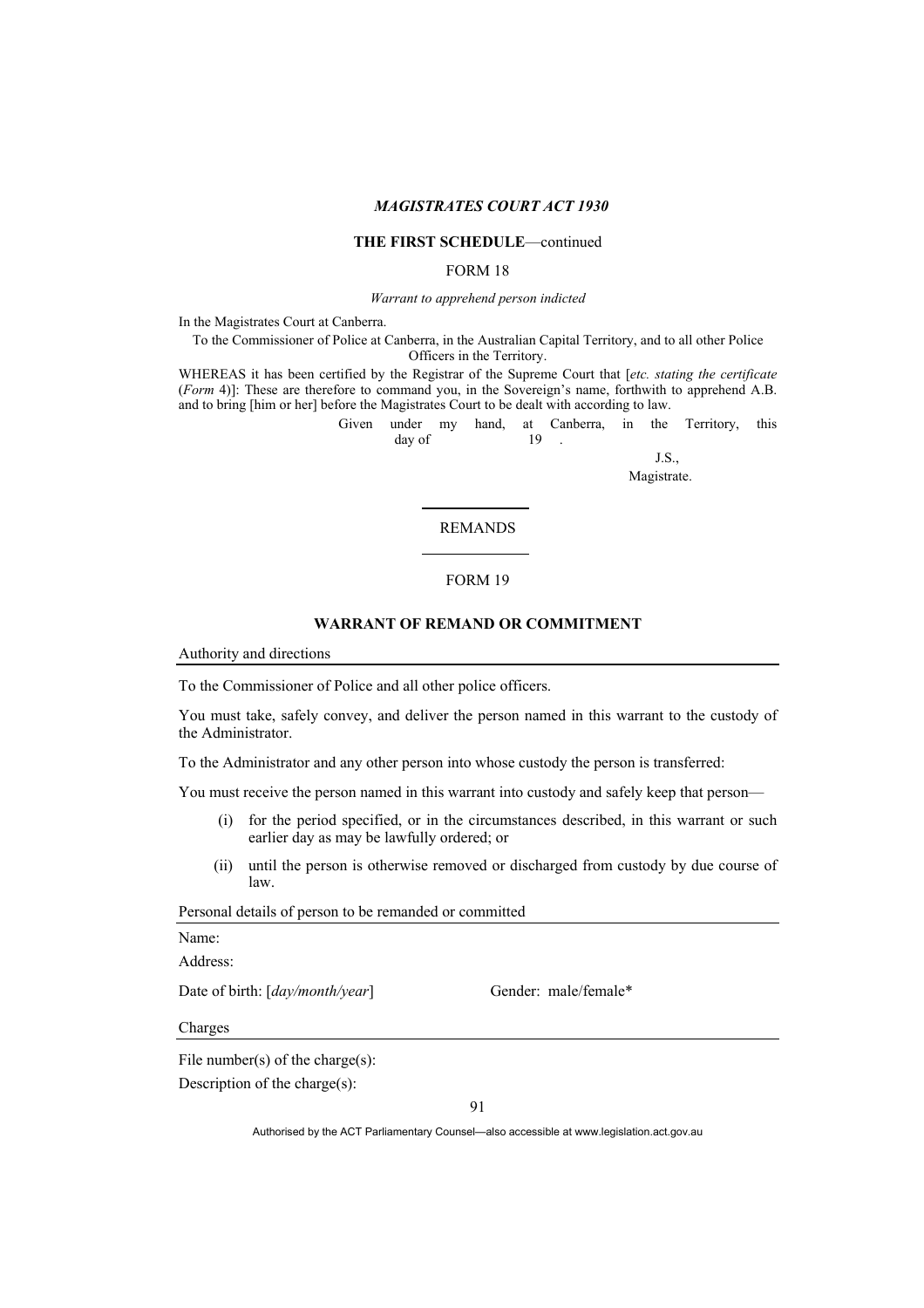*MAGISTRATES COURT ACT 1930*

**THE FIRST SCHEDULE**—continued

FORM 18

*Warrant to apprehend person indicted*

In the Magistrates Court at Canberra.

To the Commissioner of Police at Canberra, in the Australian Capital Territory, and to all other Police Officers in the Territory.

WHEREAS it has been certified by the Registrar of the Supreme Court that [*etc. stating the certificate* (*Form* 4)]: These are therefore to command you, in the Sovereign's name, forthwith to apprehend A.B. and to bring [him or her] before the Magistrates Court to be dealt with according to law.

Given under my hand, at Canberra, in the Territory, this day of 19 .

J.S.,
Magistrate.

---

REMANDS

---

FORM 19

**WARRANT OF REMAND OR COMMITMENT**

Authority and directions

To the Commissioner of Police and all other police officers.

You must take, safely convey, and deliver the person named in this warrant to the custody of the Administrator.

To the Administrator and any other person into whose custody the person is transferred:

You must receive the person named in this warrant into custody and safely keep that person—

(i) for the period specified, or in the circumstances described, in this warrant or such earlier day as may be lawfully ordered; or

(ii) until the person is otherwise removed or discharged from custody by due course of law.

Personal details of person to be remanded or committed

Name:

Address:

Date of birth: [*day/month/year*] Gender: male/female*

Charges

File number(s) of the charge(s):

Description of the charge(s):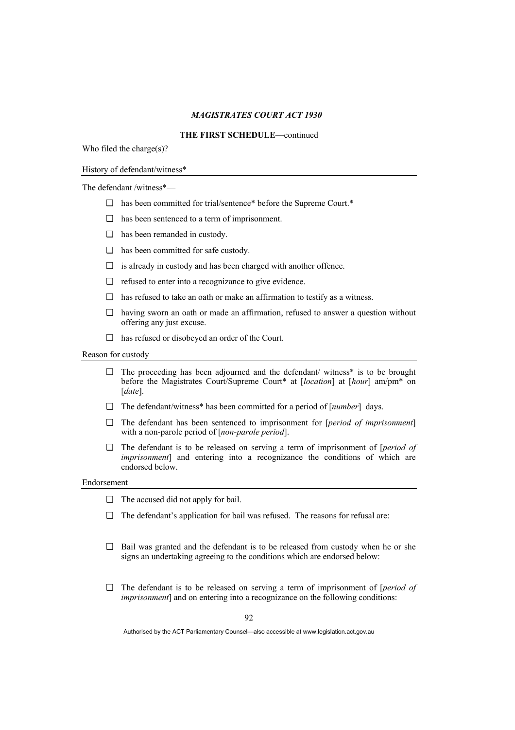Who filed the charge(s)?

History of defendant/witness*

The defendant /witness*—

- ❑ has been committed for trial/sentence* before the Supreme Court.*
- ❑ has been sentenced to a term of imprisonment.
- ❑ has been remanded in custody.
- ❑ has been committed for safe custody.
- ❑ is already in custody and has been charged with another offence.
- ❑ refused to enter into a recognizance to give evidence.
- ❑ has refused to take an oath or make an affirmation to testify as a witness.
- ❑ having sworn an oath or made an affirmation, refused to answer a question without offering any just excuse.
- ❑ has refused or disobeyed an order of the Court.

Reason for custody

- ❑ The proceeding has been adjourned and the defendant/ witness* is to be brought before the Magistrates Court/Supreme Court* at [*location*] at [*hour*] am/pm* on [*date*].
- ❑ The defendant/witness* has been committed for a period of [*number*] days.
- ❑ The defendant has been sentenced to imprisonment for [*period of imprisonment*] with a non-parole period of [*non-parole period*].
- ❑ The defendant is to be released on serving a term of imprisonment of [*period of imprisonment*] and entering into a recognizance the conditions of which are endorsed below.

Endorsement

- ❑ The accused did not apply for bail.
- ❑ The defendant's application for bail was refused. The reasons for refusal are:
- ❑ Bail was granted and the defendant is to be released from custody when he or she signs an undertaking agreeing to the conditions which are endorsed below:
- ❑ The defendant is to be released on serving a term of imprisonment of [*period of imprisonment*] and on entering into a recognizance on the following conditions: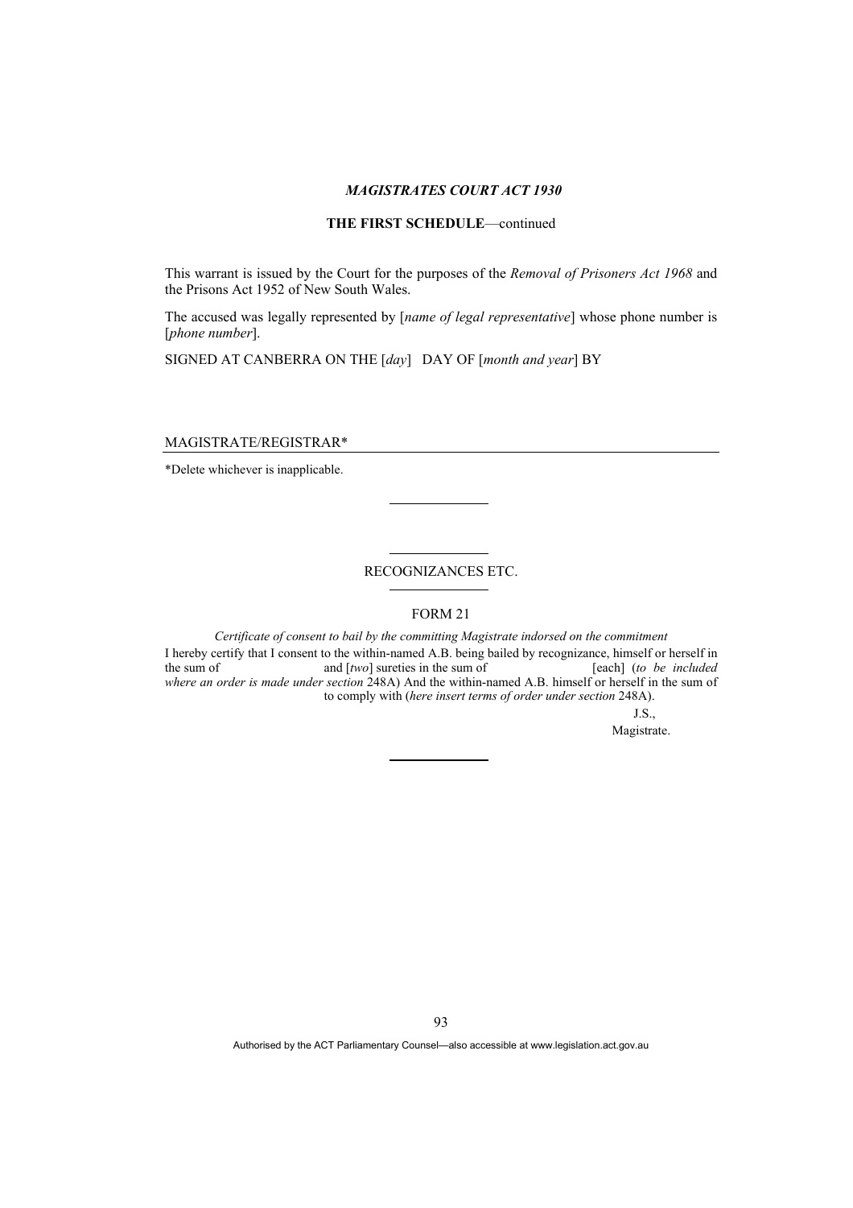This warrant is issued by the Court for the purposes of the *Removal of Prisoners Act 1968* and the Prisons Act 1952 of New South Wales.

The accused was legally represented by [*name of legal representative*] whose phone number is [*phone number*].

SIGNED AT CANBERRA ON THE [*day*] DAY OF [*month and year*] BY

MAGISTRATE/REGISTRAR*

*Delete whichever is inapplicable.

---

## RECOGNIZANCES ETC.

### FORM 21

*Certificate of consent to bail by the committing Magistrate indorsed on the commitment*

I hereby certify that I consent to the within-named A.B. being bailed by recognizance, himself or herself in the sum of and [*two*] sureties in the sum of [each] (*to be included where an order is made under section* 248A) And the within-named A.B. himself or herself in the sum of to comply with (*here insert terms of order under section* 248A).

J.S.,
Magistrate.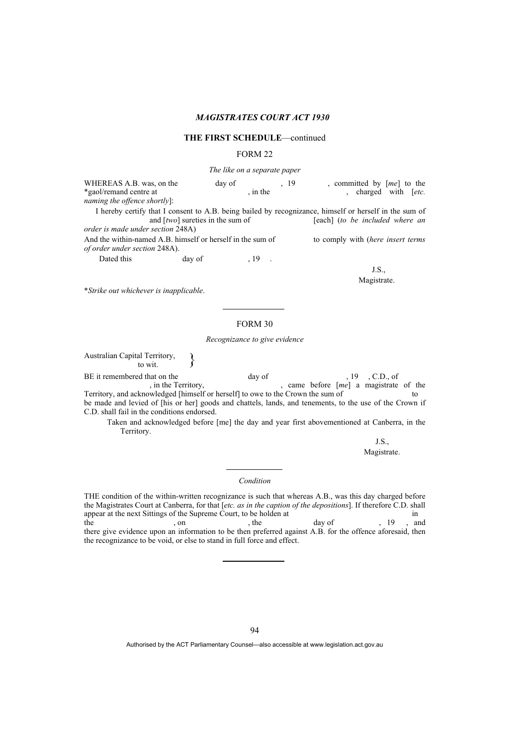## THE FIRST SCHEDULE—continued

### FORM 22

*The like on a separate paper*

WHEREAS A.B. was, on the day of , 19 , committed by [*me*] to the *gaol/remand centre at , in the , charged with [*etc. naming the offence shortly*]:

I hereby certify that I consent to A.B. being bailed by recognizance, himself or herself in the sum of and [*two*] sureties in the sum of [each] (*to be included where an order is made under section* 248A)

And the within-named A.B. himself or herself in the sum of to comply with (*here insert terms of order under section* 248A).

Dated this day of , 19 .

J.S.,
Magistrate.

\**Strike out whichever is inapplicable*.

---

### FORM 30

*Recognizance to give evidence*

Australian Capital Territory, }
to wit.

BE it remembered that on the day of , 19 , C.D., of , in the Territory, , came before [*me*] a magistrate of the Territory, and acknowledged [himself or herself] to owe to the Crown the sum of to be made and levied of [his or her] goods and chattels, lands, and tenements, to the use of the Crown if C.D. shall fail in the conditions endorsed.

Taken and acknowledged before [me] the day and year first abovementioned at Canberra, in the Territory.

J.S.,
Magistrate.

---

*Condition*

THE condition of the within-written recognizance is such that whereas A.B., was this day charged before the Magistrates Court at Canberra, for that [*etc. as in the caption of the depositions*]. If therefore C.D. shall appear at the next Sittings of the Supreme Court, to be holden at in the , on , the day of , 19 , and there give evidence upon an information to be then preferred against A.B. for the offence aforesaid, then the recognizance to be void, or else to stand in full force and effect.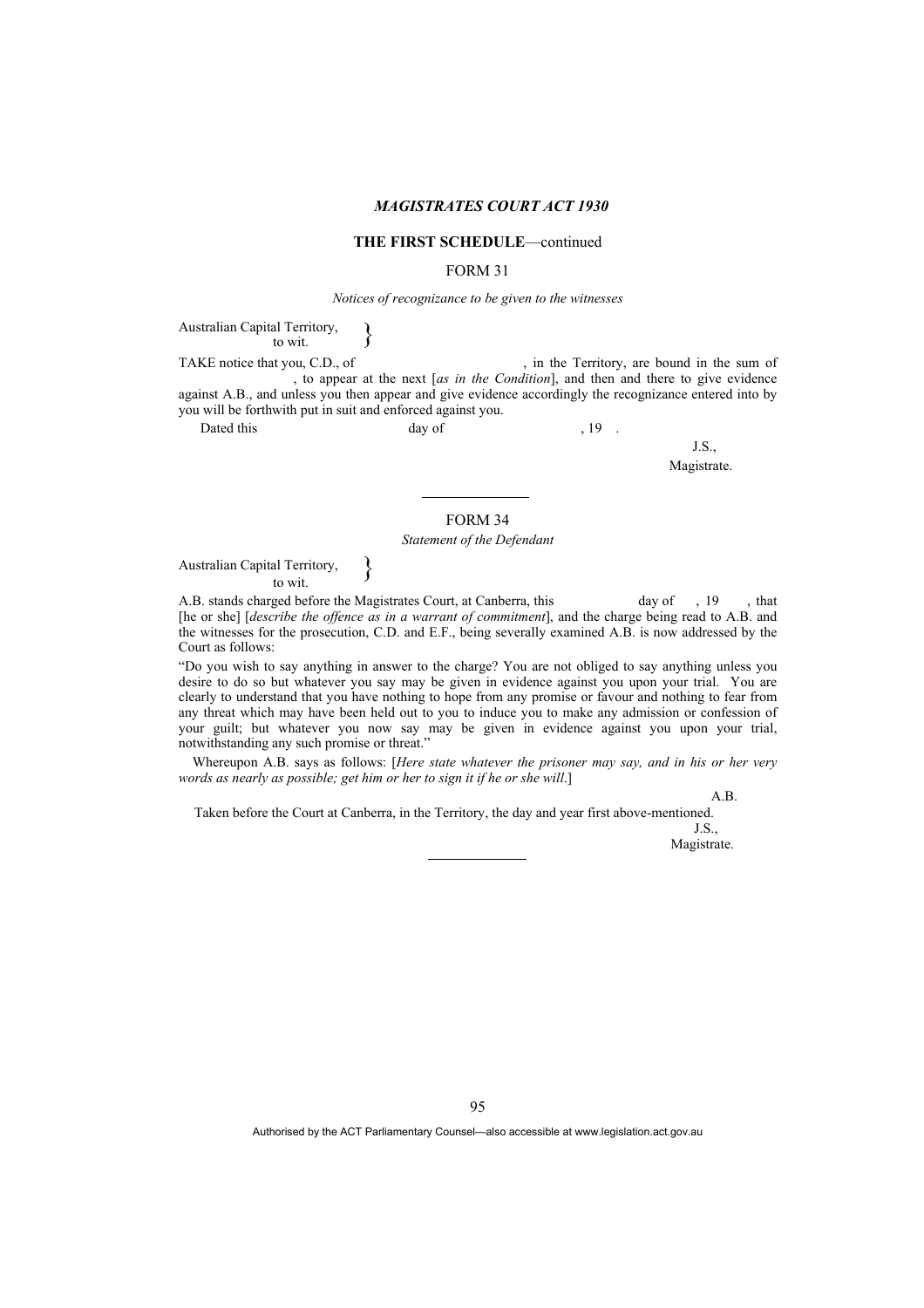*MAGISTRATES COURT ACT 1930*

**THE FIRST SCHEDULE**—continued

FORM 31

*Notices of recognizance to be given to the witnesses*

Australian Capital Territory,
to wit. }

TAKE notice that you, C.D., of , in the Territory, are bound in the sum of , to appear at the next [*as in the Condition*], and then and there to give evidence against A.B., and unless you then appear and give evidence accordingly the recognizance entered into by you will be forthwith put in suit and enforced against you.

Dated this day of , 19 .

J.S.,
Magistrate.

---

FORM 34

*Statement of the Defendant*

Australian Capital Territory,
to wit. }

A.B. stands charged before the Magistrates Court, at Canberra, this day of , 19 , that [he or she] [*describe the offence as in a warrant of commitment*], and the charge being read to A.B. and the witnesses for the prosecution, C.D. and E.F., being severally examined A.B. is now addressed by the Court as follows:

"Do you wish to say anything in answer to the charge? You are not obliged to say anything unless you desire to do so but whatever you say may be given in evidence against you upon your trial. You are clearly to understand that you have nothing to hope from any promise or favour and nothing to fear from any threat which may have been held out to you to induce you to make any admission or confession of your guilt; but whatever you now say may be given in evidence against you upon your trial, notwithstanding any such promise or threat."

Whereupon A.B. says as follows: [*Here state whatever the prisoner may say, and in his or her very words as nearly as possible; get him or her to sign it if he or she will*.]

A.B.

Taken before the Court at Canberra, in the Territory, the day and year first above-mentioned.

J.S.,
Magistrate.

---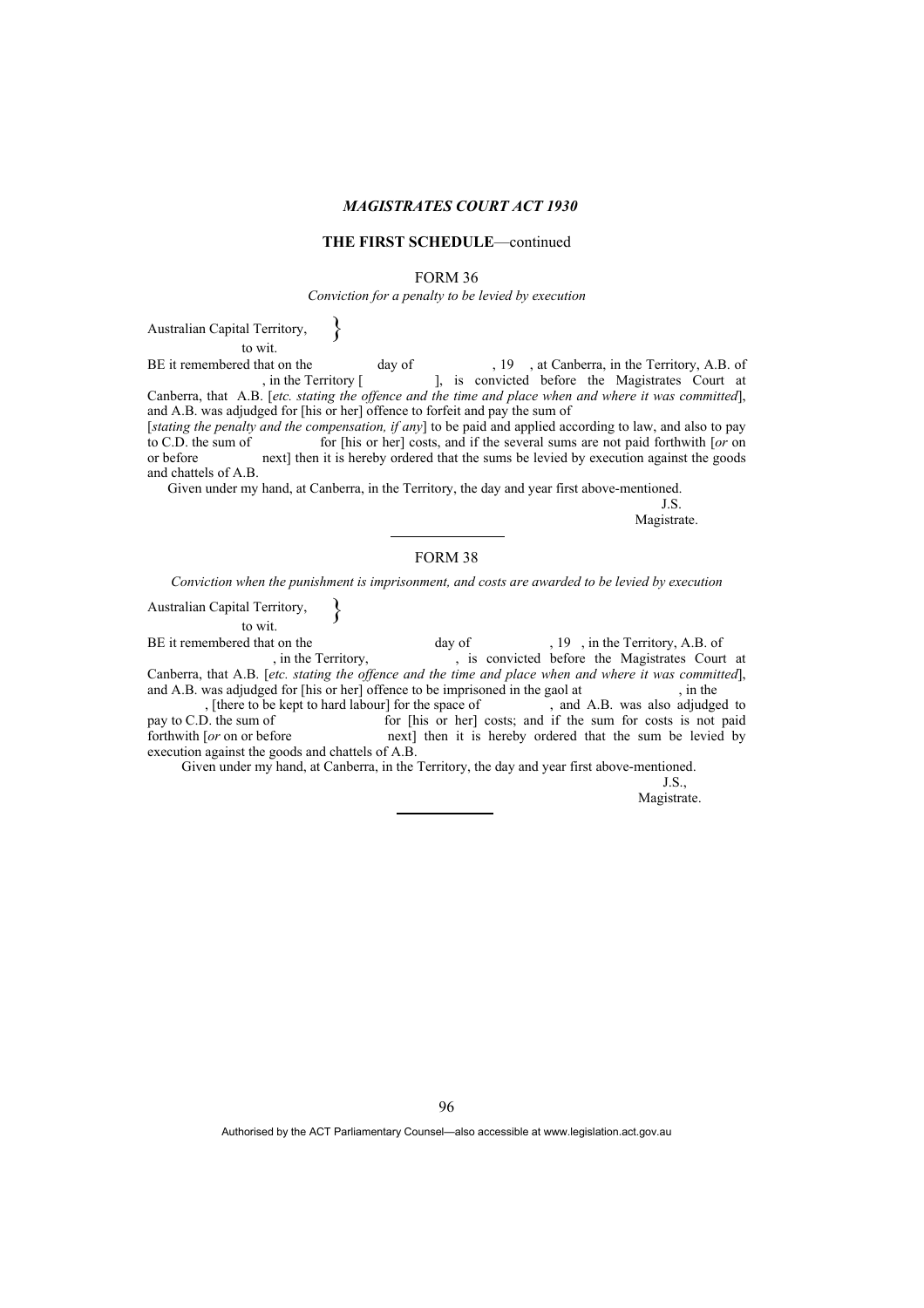## THE FIRST SCHEDULE—continued

### FORM 36

*Conviction for a penalty to be levied by execution*

Australian Capital Territory, }
to wit.

BE it remembered that on the day of , 19 , at Canberra, in the Territory, A.B. of , in the Territory [ ], is convicted before the Magistrates Court at Canberra, that A.B. [*etc. stating the offence and the time and place when and where it was committed*], and A.B. was adjudged for [his or her] offence to forfeit and pay the sum of [*stating the penalty and the compensation, if any*] to be paid and applied according to law, and also to pay to C.D. the sum of for [his or her] costs, and if the several sums are not paid forthwith [*or* on or before next] then it is hereby ordered that the sums be levied by execution against the goods and chattels of A.B.

Given under my hand, at Canberra, in the Territory, the day and year first above-mentioned.

J.S.
Magistrate.

---

### FORM 38

*Conviction when the punishment is imprisonment, and costs are awarded to be levied by execution*

Australian Capital Territory, }
to wit.

BE it remembered that on the day of , 19 , in the Territory, A.B. of , in the Territory, , is convicted before the Magistrates Court at Canberra, that A.B. [*etc. stating the offence and the time and place when and where it was committed*], and A.B. was adjudged for [his or her] offence to be imprisoned in the gaol at , in the , [there to be kept to hard labour] for the space of , and A.B. was also adjudged to pay to C.D. the sum of for [his or her] costs; and if the sum for costs is not paid forthwith [*or* on or before next] then it is hereby ordered that the sum be levied by execution against the goods and chattels of A.B.

Given under my hand, at Canberra, in the Territory, the day and year first above-mentioned.

J.S.,
Magistrate.

---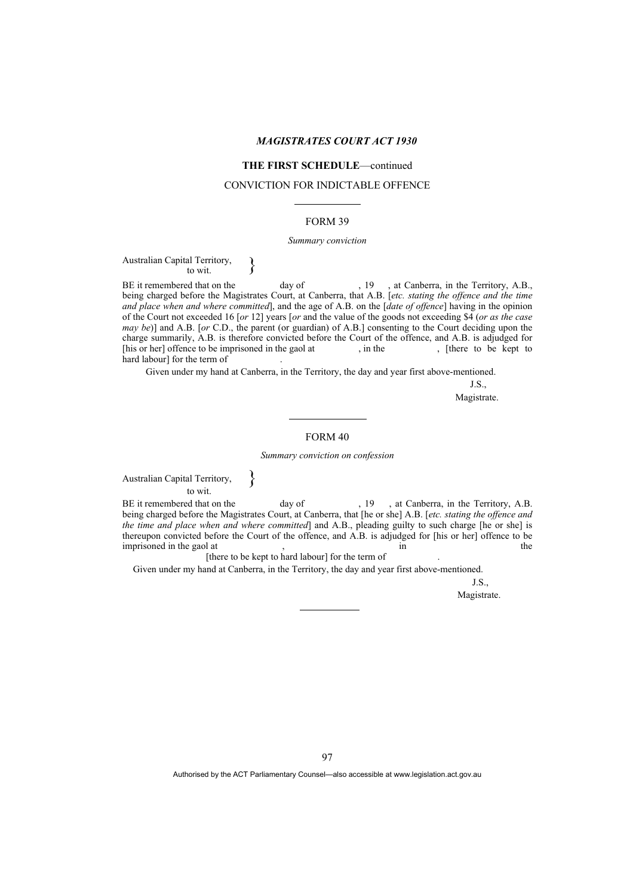*MAGISTRATES COURT ACT 1930*

**THE FIRST SCHEDULE**—continued

CONVICTION FOR INDICTABLE OFFENCE

---

FORM 39

*Summary conviction*

Australian Capital Territory, }
to wit.

BE it remembered that on the day of , 19 , at Canberra, in the Territory, A.B., being charged before the Magistrates Court, at Canberra, that A.B. [*etc. stating the offence and the time and place when and where committed*], and the age of A.B. on the [*date of offence*] having in the opinion of the Court not exceeded 16 [*or* 12] years [*or* and the value of the goods not exceeding $4 (*or as the case may be*)] and A.B. [*or* C.D., the parent (or guardian) of A.B.] consenting to the Court deciding upon the charge summarily, A.B. is therefore convicted before the Court of the offence, and A.B. is adjudged for [his or her] offence to be imprisoned in the gaol at , in the , [there to be kept to hard labour] for the term of .

Given under my hand at Canberra, in the Territory, the day and year first above-mentioned.

J.S.,
Magistrate.

---

FORM 40

*Summary conviction on confession*

Australian Capital Territory, }
to wit.

BE it remembered that on the day of , 19 , at Canberra, in the Territory, A.B. being charged before the Magistrates Court, at Canberra, that [he or she] A.B. [*etc. stating the offence and the time and place when and where committed*] and A.B., pleading guilty to such charge [he or she] is thereupon convicted before the Court of the offence, and A.B. is adjudged for [his or her] offence to be imprisoned in the gaol at , in the [there to be kept to hard labour] for the term of .

Given under my hand at Canberra, in the Territory, the day and year first above-mentioned.

J.S.,
Magistrate.

---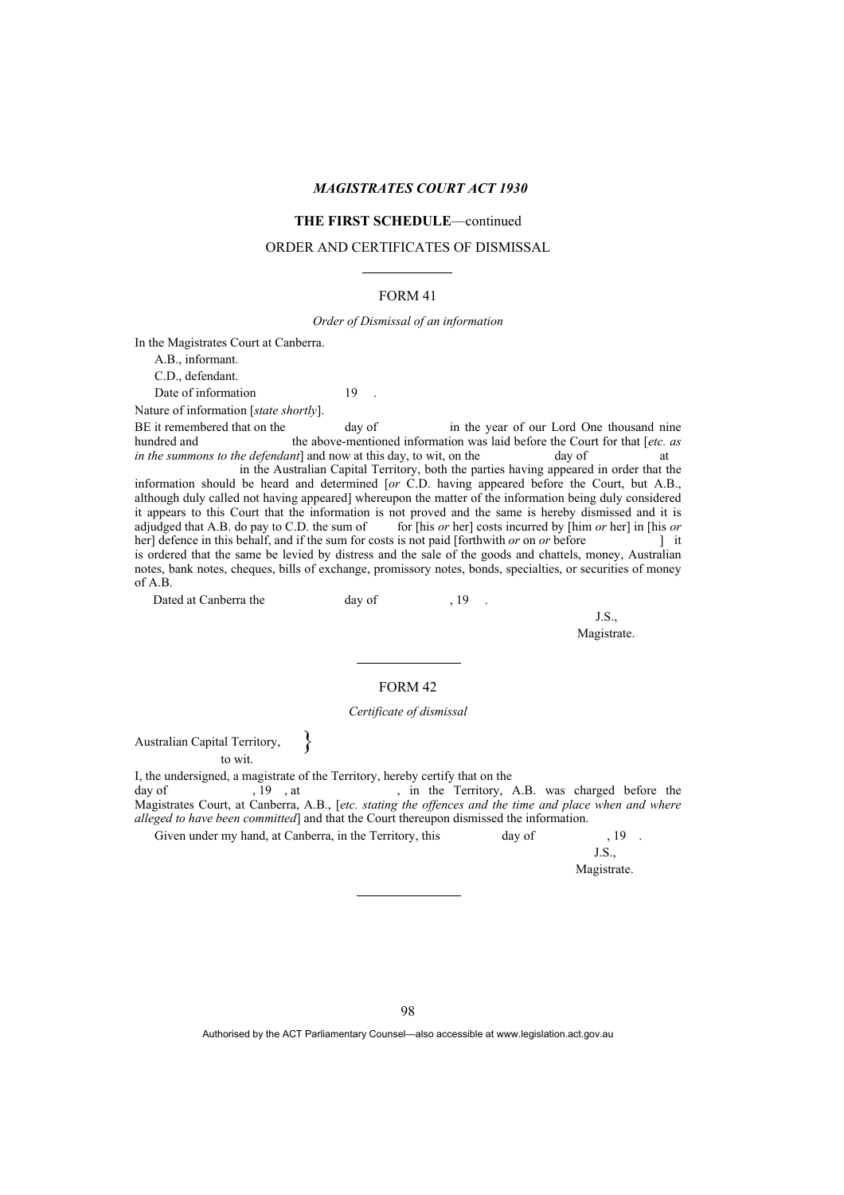*MAGISTRATES COURT ACT 1930*

**THE FIRST SCHEDULE**—continued

ORDER AND CERTIFICATES OF DISMISSAL

---

FORM 41

*Order of Dismissal of an information*

In the Magistrates Court at Canberra.

A.B., informant.

C.D., defendant.

Date of information 19 .

Nature of information [*state shortly*].

BE it remembered that on the day of in the year of our Lord One thousand nine hundred and the above-mentioned information was laid before the Court for that [*etc. as in the summons to the defendant*] and now at this day, to wit, on the day of at in the Australian Capital Territory, both the parties having appeared in order that the information should be heard and determined [*or* C.D. having appeared before the Court, but A.B., although duly called not having appeared] whereupon the matter of the information being duly considered it appears to this Court that the information is not proved and the same is hereby dismissed and it is adjudged that A.B. do pay to C.D. the sum of for [his *or* her] costs incurred by [him *or* her] in [his *or* her] defence in this behalf, and if the sum for costs is not paid [forthwith *or* on *or* before ] it is ordered that the same be levied by distress and the sale of the goods and chattels, money, Australian notes, bank notes, cheques, bills of exchange, promissory notes, bonds, specialties, or securities of money of A.B.

Dated at Canberra the day of , 19 .

J.S.,
Magistrate.

---

FORM 42

*Certificate of dismissal*

Australian Capital Territory, }
to wit.

I, the undersigned, a magistrate of the Territory, hereby certify that on the day of , 19 , at , in the Territory, A.B. was charged before the Magistrates Court, at Canberra, A.B., [*etc. stating the offences and the time and place when and where alleged to have been committed*] and that the Court thereupon dismissed the information.

Given under my hand, at Canberra, in the Territory, this day of , 19 .

J.S.,
Magistrate.

---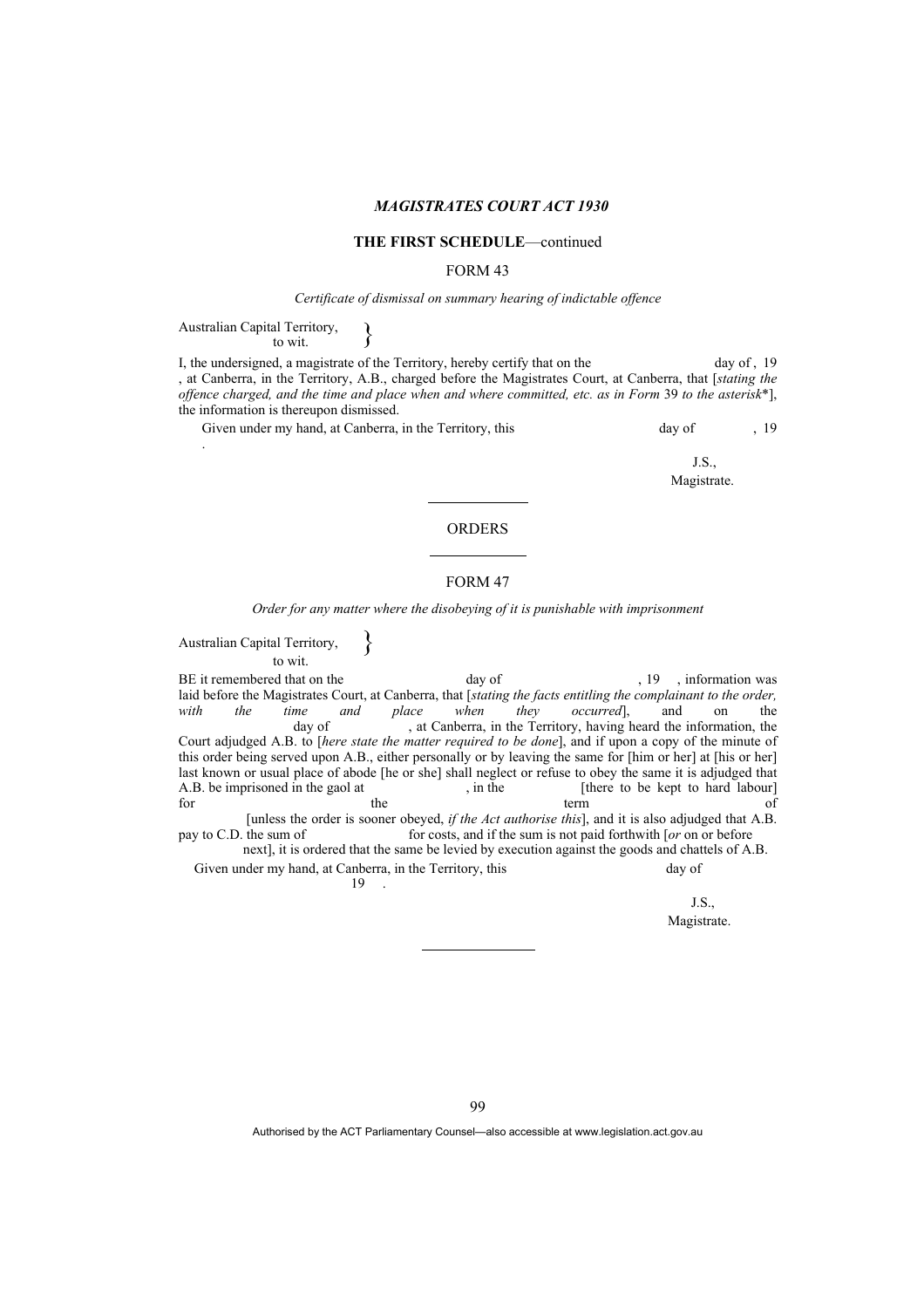*MAGISTRATES COURT ACT 1930*

**THE FIRST SCHEDULE**—continued

FORM 43

*Certificate of dismissal on summary hearing of indictable offence*

Australian Capital Territory, }
to wit.

I, the undersigned, a magistrate of the Territory, hereby certify that on the day of , 19 , at Canberra, in the Territory, A.B., charged before the Magistrates Court, at Canberra, that [*stating the offence charged, and the time and place when and where committed, etc. as in Form* 39 *to the asterisk*\*], the information is thereupon dismissed.

Given under my hand, at Canberra, in the Territory, this day of , 19 .

J.S.,
Magistrate.

---

ORDERS

---

FORM 47

*Order for any matter where the disobeying of it is punishable with imprisonment*

Australian Capital Territory, }
to wit.

BE it remembered that on the day of , 19 , information was laid before the Magistrates Court, at Canberra, that [*stating the facts entitling the complainant to the order, with the time and place when they occurred*], and on the day of , at Canberra, in the Territory, having heard the information, the Court adjudged A.B. to [*here state the matter required to be done*], and if upon a copy of the minute of this order being served upon A.B., either personally or by leaving the same for [him or her] at [his or her] last known or usual place of abode [he or she] shall neglect or refuse to obey the same it is adjudged that A.B. be imprisoned in the gaol at , in the [there to be kept to hard labour] for the term of [unless the order is sooner obeyed, *if the Act authorise this*], and it is also adjudged that A.B. pay to C.D. the sum of for costs, and if the sum is not paid forthwith [*or* on or before next], it is ordered that the same be levied by execution against the goods and chattels of A.B.

Given under my hand, at Canberra, in the Territory, this day of 19 .

J.S.,
Magistrate.

---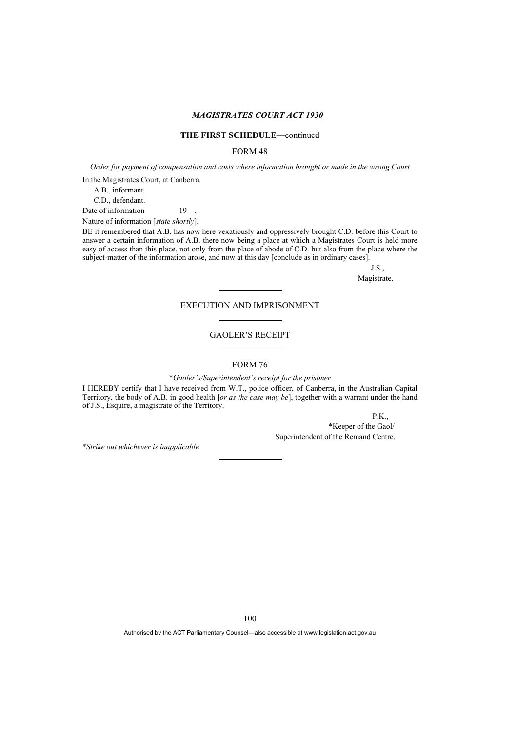### THE FIRST SCHEDULE—continued

FORM 48

*Order for payment of compensation and costs where information brought or made in the wrong Court*

In the Magistrates Court, at Canberra.

A.B., informant.

C.D., defendant.

Date of information 19 .

Nature of information [*state shortly*].

BE it remembered that A.B. has now here vexatiously and oppressively brought C.D. before this Court to answer a certain information of A.B. there now being a place at which a Magistrates Court is held more easy of access than this place, not only from the place of abode of C.D. but also from the place where the subject-matter of the information arose, and now at this day [conclude as in ordinary cases].

J.S.,
Magistrate.

---

EXECUTION AND IMPRISONMENT

---

GAOLER'S RECEIPT

---

FORM 76

\**Gaoler's/Superintendent's receipt for the prisoner*

I HEREBY certify that I have received from W.T., police officer, of Canberra, in the Australian Capital Territory, the body of A.B. in good health [*or as the case may be*], together with a warrant under the hand of J.S., Esquire, a magistrate of the Territory.

P.K.,
\*Keeper of the Gaol/
Superintendent of the Remand Centre.

\**Strike out whichever is inapplicable*

---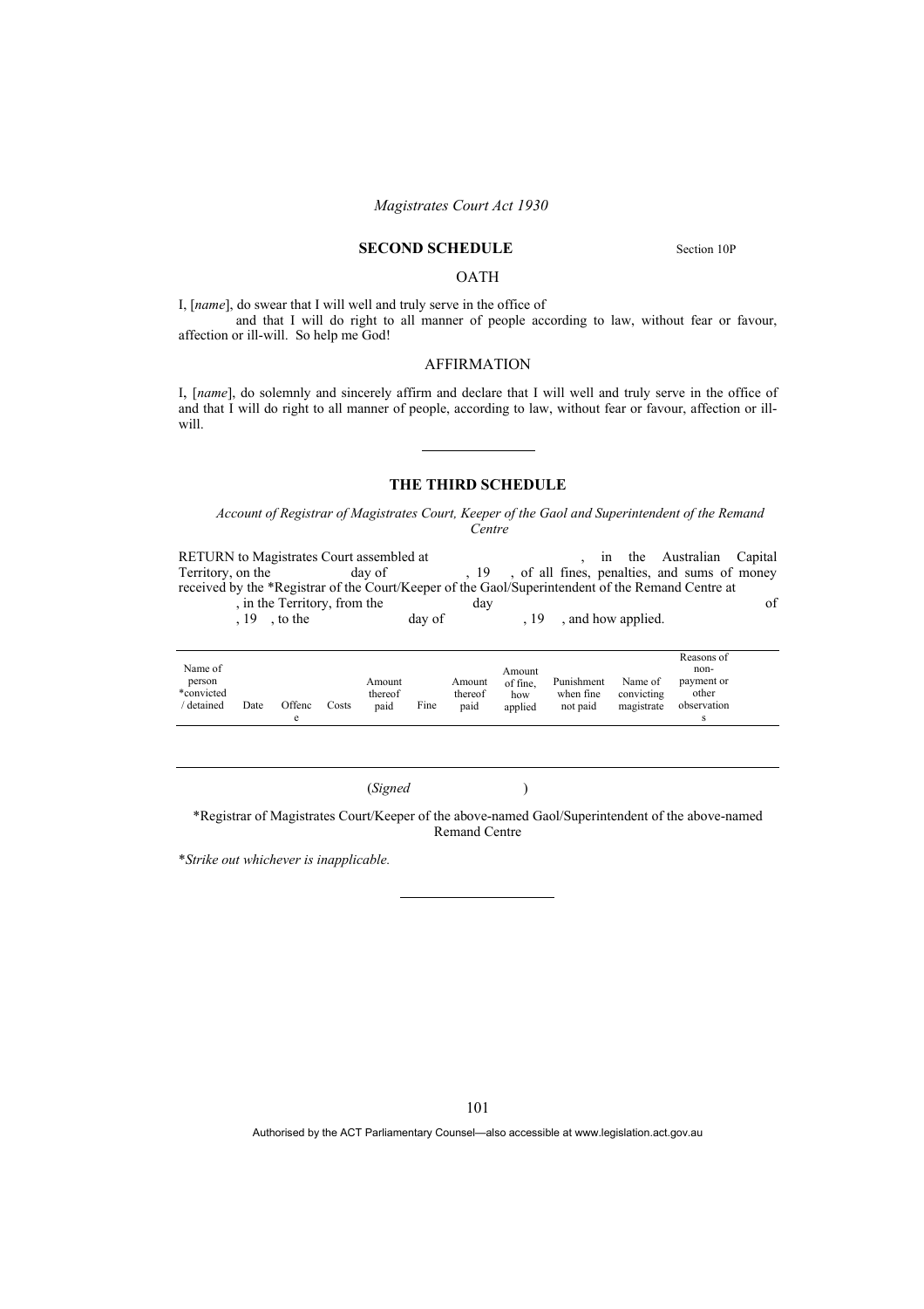## SECOND SCHEDULE

Section 10P

OATH

I, [*name*], do swear that I will well and truly serve in the office of
and that I will do right to all manner of people according to law, without fear or favour, affection or ill-will. So help me God!

AFFIRMATION

I, [*name*], do solemnly and sincerely affirm and declare that I will well and truly serve in the office of and that I will do right to all manner of people, according to law, without fear or favour, affection or ill-will.

---

## THE THIRD SCHEDULE

*Account of Registrar of Magistrates Court, Keeper of the Gaol and Superintendent of the Remand Centre*

RETURN to Magistrates Court assembled at , in the Australian Capital Territory, on the day of , 19 , of all fines, penalties, and sums of money received by the *Registrar of the Court/Keeper of the Gaol/Superintendent of the Remand Centre at , in the Territory, from the day of , 19 , to the day of , 19 , and how applied.

| Name of person *convicted / detained | Date | Offence | Costs | Amount thereof paid | Fine | Amount thereof paid | Amount of fine, how applied | Punishment when fine not paid | Name of convicting magistrate | Reasons of non-payment or other observations |
|---|---|---|---|---|---|---|---|---|---|---|
| | | | | | | | | | | |

(*Signed* )

*Registrar of Magistrates Court/Keeper of the above-named Gaol/Superintendent of the above-named Remand Centre

**Strike out whichever is inapplicable.*

---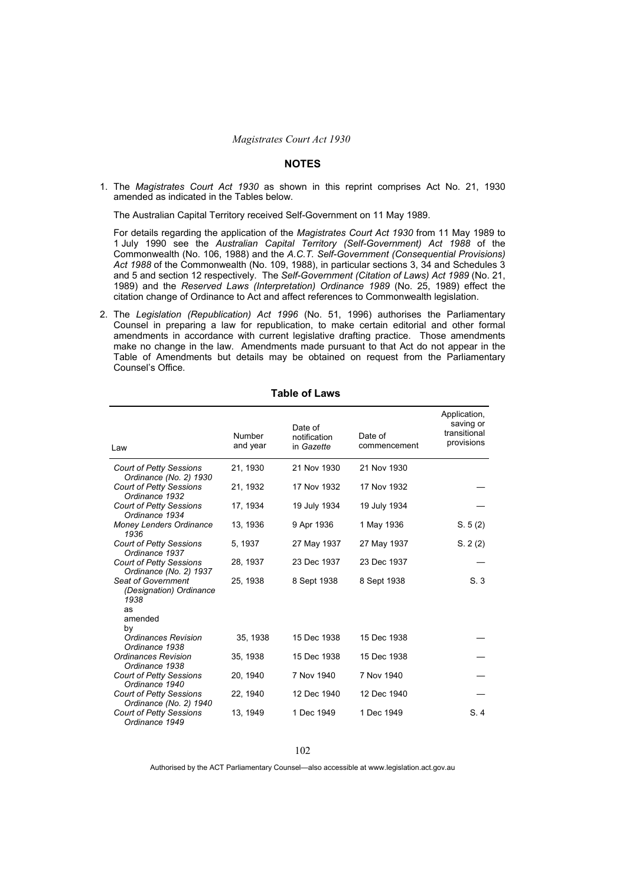## NOTES

1. The *Magistrates Court Act 1930* as shown in this reprint comprises Act No. 21, 1930 amended as indicated in the Tables below.

   The Australian Capital Territory received Self-Government on 11 May 1989.

   For details regarding the application of the *Magistrates Court Act 1930* from 11 May 1989 to 1 July 1990 see the *Australian Capital Territory (Self-Government) Act 1988* of the Commonwealth (No. 106, 1988) and the *A.C.T. Self-Government (Consequential Provisions) Act 1988* of the Commonwealth (No. 109, 1988), in particular sections 3, 34 and Schedules 3 and 5 and section 12 respectively. The *Self-Government (Citation of Laws) Act 1989* (No. 21, 1989) and the *Reserved Laws (Interpretation) Ordinance 1989* (No. 25, 1989) effect the citation change of Ordinance to Act and affect references to Commonwealth legislation.

2. The *Legislation (Republication) Act 1996* (No. 51, 1996) authorises the Parliamentary Counsel in preparing a law for republication, to make certain editorial and other formal amendments in accordance with current legislative drafting practice. Those amendments make no change in the law. Amendments made pursuant to that Act do not appear in the Table of Amendments but details may be obtained on request from the Parliamentary Counsel's Office.

### Table of Laws

| Law | Number and year | Date of notification in *Gazette* | Date of commencement | Application, saving or transitional provisions |
|---|---|---|---|---|
| *Court of Petty Sessions Ordinance (No. 2) 1930* | 21, 1930 | 21 Nov 1930 | 21 Nov 1930 | |
| *Court of Petty Sessions Ordinance 1932* | 21, 1932 | 17 Nov 1932 | 17 Nov 1932 | — |
| *Court of Petty Sessions Ordinance 1934* | 17, 1934 | 19 July 1934 | 19 July 1934 | — |
| *Money Lenders Ordinance 1936* | 13, 1936 | 9 Apr 1936 | 1 May 1936 | S. 5 (2) |
| *Court of Petty Sessions Ordinance 1937* | 5, 1937 | 27 May 1937 | 27 May 1937 | S. 2 (2) |
| *Court of Petty Sessions Ordinance (No. 2) 1937* | 28, 1937 | 23 Dec 1937 | 23 Dec 1937 | — |
| *Seat of Government (Designation) Ordinance 1938* as amended by | 25, 1938 | 8 Sept 1938 | 8 Sept 1938 | S. 3 |
| *Ordinances Revision Ordinance 1938* | 35, 1938 | 15 Dec 1938 | 15 Dec 1938 | — |
| *Ordinances Revision Ordinance 1938* | 35, 1938 | 15 Dec 1938 | 15 Dec 1938 | — |
| *Court of Petty Sessions Ordinance 1940* | 20, 1940 | 7 Nov 1940 | 7 Nov 1940 | — |
| *Court of Petty Sessions Ordinance (No. 2) 1940* | 22, 1940 | 12 Dec 1940 | 12 Dec 1940 | — |
| *Court of Petty Sessions Ordinance 1949* | 13, 1949 | 1 Dec 1949 | 1 Dec 1949 | S. 4 |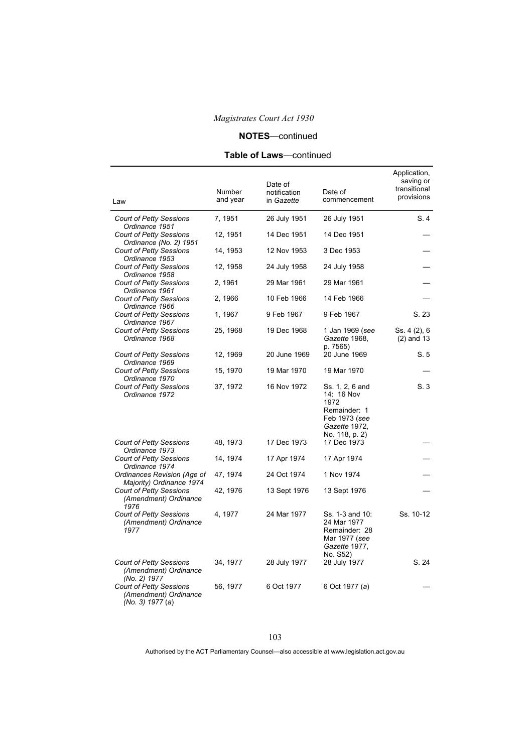**NOTES**—continued

**Table of Laws**—continued

| Law | Number and year | Date of notification in *Gazette* | Date of commencement | Application, saving or transitional provisions |
|---|---|---|---|---|
| *Court of Petty Sessions Ordinance 1951* | 7, 1951 | 26 July 1951 | 26 July 1951 | S. 4 |
| *Court of Petty Sessions Ordinance (No. 2) 1951* | 12, 1951 | 14 Dec 1951 | 14 Dec 1951 | — |
| *Court of Petty Sessions Ordinance 1953* | 14, 1953 | 12 Nov 1953 | 3 Dec 1953 | — |
| *Court of Petty Sessions Ordinance 1958* | 12, 1958 | 24 July 1958 | 24 July 1958 | — |
| *Court of Petty Sessions Ordinance 1961* | 2, 1961 | 29 Mar 1961 | 29 Mar 1961 | — |
| *Court of Petty Sessions Ordinance 1966* | 2, 1966 | 10 Feb 1966 | 14 Feb 1966 | — |
| *Court of Petty Sessions Ordinance 1967* | 1, 1967 | 9 Feb 1967 | 9 Feb 1967 | S. 23 |
| *Court of Petty Sessions Ordinance 1968* | 25, 1968 | 19 Dec 1968 | 1 Jan 1969 (*see Gazette* 1968, p. 7565) | Ss. 4 (2), 6 (2) and 13 |
| *Court of Petty Sessions Ordinance 1969* | 12, 1969 | 20 June 1969 | 20 June 1969 | S. 5 |
| *Court of Petty Sessions Ordinance 1970* | 15, 1970 | 19 Mar 1970 | 19 Mar 1970 | — |
| *Court of Petty Sessions Ordinance 1972* | 37, 1972 | 16 Nov 1972 | Ss. 1, 2, 6 and 14: 16 Nov 1972<br>Remainder: 1 Feb 1973 (*see Gazette* 1972, No. 118, p. 2) | S. 3 |
| *Court of Petty Sessions Ordinance 1973* | 48, 1973 | 17 Dec 1973 | 17 Dec 1973 | — |
| *Court of Petty Sessions Ordinance 1974* | 14, 1974 | 17 Apr 1974 | 17 Apr 1974 | — |
| *Ordinances Revision (Age of Majority) Ordinance 1974* | 47, 1974 | 24 Oct 1974 | 1 Nov 1974 | — |
| *Court of Petty Sessions (Amendment) Ordinance 1976* | 42, 1976 | 13 Sept 1976 | 13 Sept 1976 | — |
| *Court of Petty Sessions (Amendment) Ordinance 1977* | 4, 1977 | 24 Mar 1977 | Ss. 1-3 and 10: 24 Mar 1977<br>Remainder: 28 Mar 1977 (*see Gazette* 1977, No. S52) | Ss. 10-12 |
| *Court of Petty Sessions (Amendment) Ordinance (No. 2) 1977* | 34, 1977 | 28 July 1977 | 28 July 1977 | S. 24 |
| *Court of Petty Sessions (Amendment) Ordinance (No. 3) 1977* (*a*) | 56, 1977 | 6 Oct 1977 | 6 Oct 1977 (*a*) | — |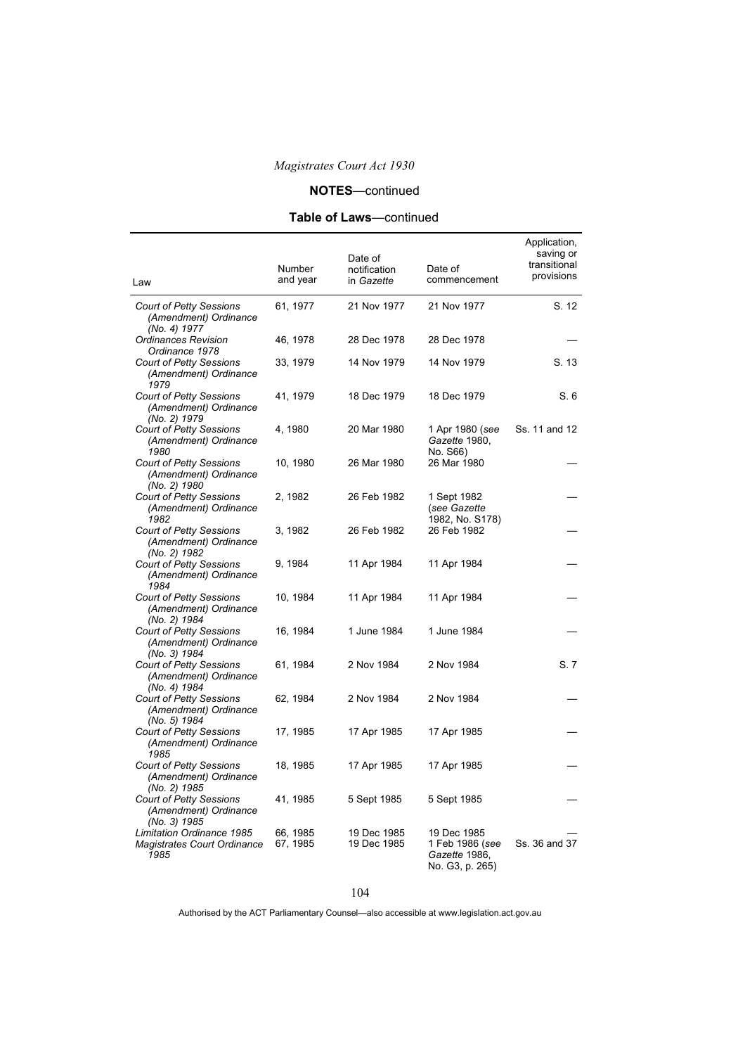**NOTES**—continued

**Table of Laws**—continued

| Law | Number and year | Date of notification in *Gazette* | Date of commencement | Application, saving or transitional provisions |
|---|---|---|---|---|
| *Court of Petty Sessions (Amendment) Ordinance (No. 4) 1977* | 61, 1977 | 21 Nov 1977 | 21 Nov 1977 | S. 12 |
| *Ordinances Revision Ordinance 1978* | 46, 1978 | 28 Dec 1978 | 28 Dec 1978 | — |
| *Court of Petty Sessions (Amendment) Ordinance 1979* | 33, 1979 | 14 Nov 1979 | 14 Nov 1979 | S. 13 |
| *Court of Petty Sessions (Amendment) Ordinance (No. 2) 1979* | 41, 1979 | 18 Dec 1979 | 18 Dec 1979 | S. 6 |
| *Court of Petty Sessions (Amendment) Ordinance 1980* | 4, 1980 | 20 Mar 1980 | 1 Apr 1980 (*see Gazette* 1980, No. S66) | Ss. 11 and 12 |
| *Court of Petty Sessions (Amendment) Ordinance (No. 2) 1980* | 10, 1980 | 26 Mar 1980 | 26 Mar 1980 | — |
| *Court of Petty Sessions (Amendment) Ordinance 1982* | 2, 1982 | 26 Feb 1982 | 1 Sept 1982 (*see Gazette* 1982, No. S178) | — |
| *Court of Petty Sessions (Amendment) Ordinance (No. 2) 1982* | 3, 1982 | 26 Feb 1982 | 26 Feb 1982 | — |
| *Court of Petty Sessions (Amendment) Ordinance 1984* | 9, 1984 | 11 Apr 1984 | 11 Apr 1984 | — |
| *Court of Petty Sessions (Amendment) Ordinance (No. 2) 1984* | 10, 1984 | 11 Apr 1984 | 11 Apr 1984 | — |
| *Court of Petty Sessions (Amendment) Ordinance (No. 3) 1984* | 16, 1984 | 1 June 1984 | 1 June 1984 | — |
| *Court of Petty Sessions (Amendment) Ordinance (No. 4) 1984* | 61, 1984 | 2 Nov 1984 | 2 Nov 1984 | S. 7 |
| *Court of Petty Sessions (Amendment) Ordinance (No. 5) 1984* | 62, 1984 | 2 Nov 1984 | 2 Nov 1984 | — |
| *Court of Petty Sessions (Amendment) Ordinance 1985* | 17, 1985 | 17 Apr 1985 | 17 Apr 1985 | — |
| *Court of Petty Sessions (Amendment) Ordinance (No. 2) 1985* | 18, 1985 | 17 Apr 1985 | 17 Apr 1985 | — |
| *Court of Petty Sessions (Amendment) Ordinance (No. 3) 1985* | 41, 1985 | 5 Sept 1985 | 5 Sept 1985 | — |
| *Limitation Ordinance 1985* | 66, 1985 | 19 Dec 1985 | 19 Dec 1985 | — |
| *Magistrates Court Ordinance 1985* | 67, 1985 | 19 Dec 1985 | 1 Feb 1986 (*see Gazette* 1986, No. G3, p. 265) | Ss. 36 and 37 |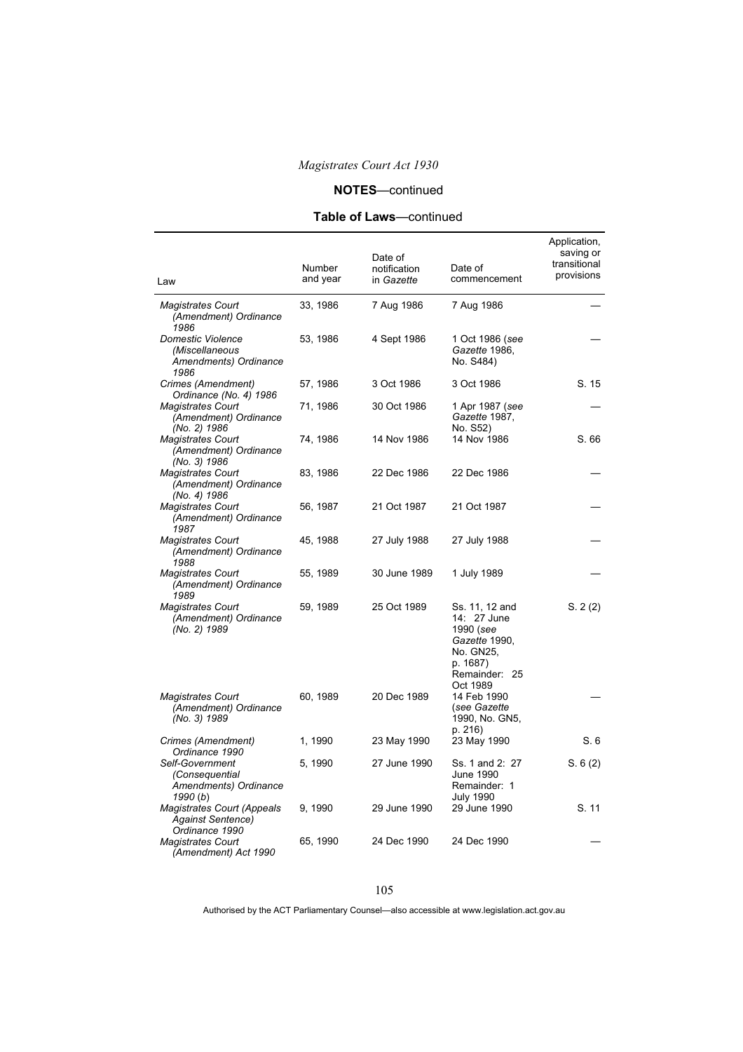## NOTES—continued

### Table of Laws—continued

| Law | Number and year | Date of notification in *Gazette* | Date of commencement | Application, saving or transitional provisions |
|---|---|---|---|---|
| *Magistrates Court (Amendment) Ordinance 1986* | 33, 1986 | 7 Aug 1986 | 7 Aug 1986 | — |
| *Domestic Violence (Miscellaneous Amendments) Ordinance 1986* | 53, 1986 | 4 Sept 1986 | 1 Oct 1986 (*see Gazette* 1986, No. S484) | — |
| *Crimes (Amendment) Ordinance (No. 4) 1986* | 57, 1986 | 3 Oct 1986 | 3 Oct 1986 | S. 15 |
| *Magistrates Court (Amendment) Ordinance (No. 2) 1986* | 71, 1986 | 30 Oct 1986 | 1 Apr 1987 (*see Gazette* 1987, No. S52) | — |
| *Magistrates Court (Amendment) Ordinance (No. 3) 1986* | 74, 1986 | 14 Nov 1986 | 14 Nov 1986 | S. 66 |
| *Magistrates Court (Amendment) Ordinance (No. 4) 1986* | 83, 1986 | 22 Dec 1986 | 22 Dec 1986 | — |
| *Magistrates Court (Amendment) Ordinance 1987* | 56, 1987 | 21 Oct 1987 | 21 Oct 1987 | — |
| *Magistrates Court (Amendment) Ordinance 1988* | 45, 1988 | 27 July 1988 | 27 July 1988 | — |
| *Magistrates Court (Amendment) Ordinance 1989* | 55, 1989 | 30 June 1989 | 1 July 1989 | — |
| *Magistrates Court (Amendment) Ordinance (No. 2) 1989* | 59, 1989 | 25 Oct 1989 | Ss. 11, 12 and 14: 27 June 1990 (*see Gazette* 1990, No. GN25, p. 1687) Remainder: 25 Oct 1989 | S. 2 (2) |
| *Magistrates Court (Amendment) Ordinance (No. 3) 1989* | 60, 1989 | 20 Dec 1989 | 14 Feb 1990 (*see Gazette* 1990, No. GN5, p. 216) | — |
| *Crimes (Amendment) Ordinance 1990* | 1, 1990 | 23 May 1990 | 23 May 1990 | S. 6 |
| *Self-Government (Consequential Amendments) Ordinance 1990* (*b*) | 5, 1990 | 27 June 1990 | Ss. 1 and 2: 27 June 1990 Remainder: 1 July 1990 | S. 6 (2) |
| *Magistrates Court (Appeals Against Sentence) Ordinance 1990* | 9, 1990 | 29 June 1990 | 29 June 1990 | S. 11 |
| *Magistrates Court (Amendment) Act 1990* | 65, 1990 | 24 Dec 1990 | 24 Dec 1990 | — |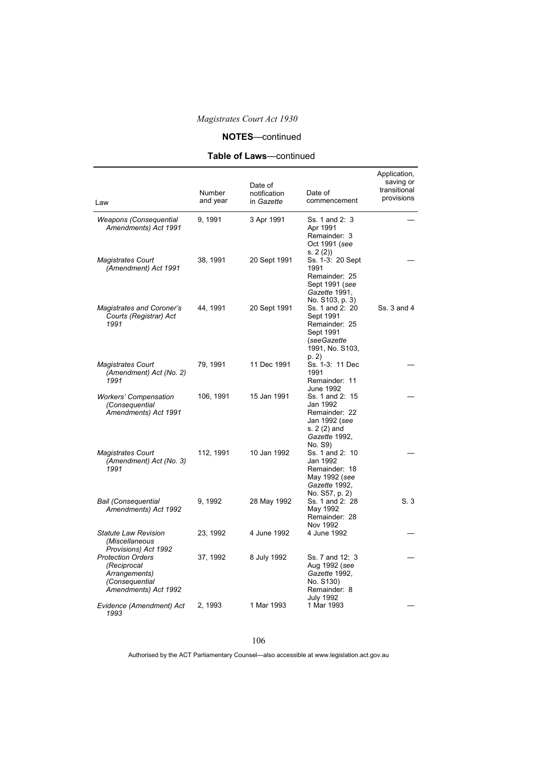## NOTES—continued

### Table of Laws—continued

| Law | Number and year | Date of notification in *Gazette* | Date of commencement | Application, saving or transitional provisions |
|---|---|---|---|---|
| *Weapons (Consequential Amendments) Act 1991* | 9, 1991 | 3 Apr 1991 | Ss. 1 and 2: 3 Apr 1991 Remainder: 3 Oct 1991 (*see* s. 2 (2)) | — |
| *Magistrates Court (Amendment) Act 1991* | 38, 1991 | 20 Sept 1991 | Ss. 1-3: 20 Sept 1991 Remainder: 25 Sept 1991 (*see Gazette* 1991, No. S103, p. 3) | — |
| *Magistrates and Coroner's Courts (Registrar) Act 1991* | 44, 1991 | 20 Sept 1991 | Ss. 1 and 2: 20 Sept 1991 Remainder: 25 Sept 1991 (*seeGazette* 1991, No. S103, p. 2) | Ss. 3 and 4 |
| *Magistrates Court (Amendment) Act (No. 2) 1991* | 79, 1991 | 11 Dec 1991 | Ss. 1-3: 11 Dec 1991 Remainder: 11 June 1992 | — |
| *Workers' Compensation (Consequential Amendments) Act 1991* | 106, 1991 | 15 Jan 1991 | Ss. 1 and 2: 15 Jan 1992 Remainder: 22 Jan 1992 (*see* s. 2 (2) and *Gazette* 1992, No. S9) | — |
| *Magistrates Court (Amendment) Act (No. 3) 1991* | 112, 1991 | 10 Jan 1992 | Ss. 1 and 2: 10 Jan 1992 Remainder: 18 May 1992 (*see Gazette* 1992, No. S57, p. 2) | — |
| *Bail (Consequential Amendments) Act 1992* | 9, 1992 | 28 May 1992 | Ss. 1 and 2: 28 May 1992 Remainder: 28 Nov 1992 | S. 3 |
| *Statute Law Revision (Miscellaneous Provisions) Act 1992* | 23, 1992 | 4 June 1992 | 4 June 1992 | — |
| *Protection Orders (Reciprocal Arrangements) (Consequential Amendments) Act 1992* | 37, 1992 | 8 July 1992 | Ss. 7 and 12: 3 Aug 1992 (*see Gazette* 1992, No. S130) Remainder: 8 July 1992 | — |
| *Evidence (Amendment) Act 1993* | 2, 1993 | 1 Mar 1993 | 1 Mar 1993 | — |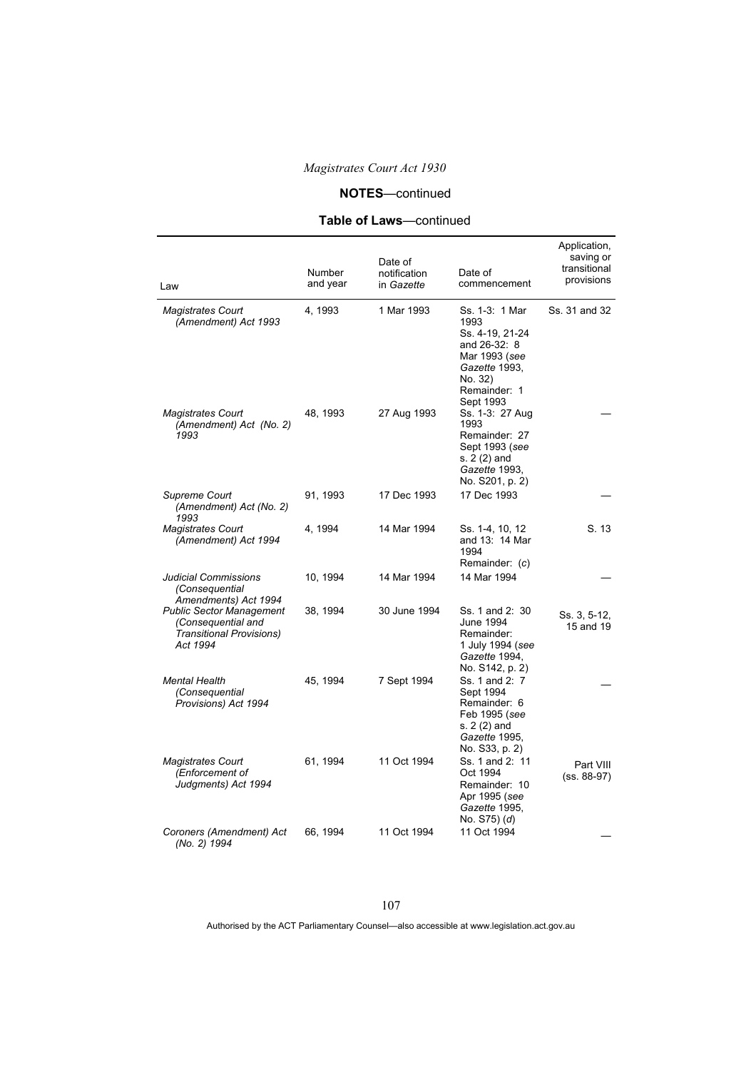*Magistrates Court Act 1930*

**NOTES**—continued

**Table of Laws**—continued

| Law | Number and year | Date of notification in *Gazette* | Date of commencement | Application, saving or transitional provisions |
|---|---|---|---|---|
| *Magistrates Court (Amendment) Act 1993* | 4, 1993 | 1 Mar 1993 | Ss. 1-3: 1 Mar 1993<br>Ss. 4-19, 21-24 and 26-32: 8 Mar 1993 (*see Gazette* 1993, No. 32)<br>Remainder: 1 Sept 1993 | Ss. 31 and 32 |
| *Magistrates Court (Amendment) Act (No. 2) 1993* | 48, 1993 | 27 Aug 1993 | Ss. 1-3: 27 Aug 1993<br>Remainder: 27 Sept 1993 (*see* s. 2 (2) and *Gazette* 1993, No. S201, p. 2) | — |
| *Supreme Court (Amendment) Act (No. 2) 1993* | 91, 1993 | 17 Dec 1993 | 17 Dec 1993 | — |
| *Magistrates Court (Amendment) Act 1994* | 4, 1994 | 14 Mar 1994 | Ss. 1-4, 10, 12 and 13: 14 Mar 1994<br>Remainder: (*c*) | S. 13 |
| *Judicial Commissions (Consequential Amendments) Act 1994* | 10, 1994 | 14 Mar 1994 | 14 Mar 1994 | — |
| *Public Sector Management (Consequential and Transitional Provisions) Act 1994* | 38, 1994 | 30 June 1994 | Ss. 1 and 2: 30 June 1994<br>Remainder: 1 July 1994 (*see Gazette* 1994, No. S142, p. 2) | Ss. 3, 5-12, 15 and 19 |
| *Mental Health (Consequential Provisions) Act 1994* | 45, 1994 | 7 Sept 1994 | Ss. 1 and 2: 7 Sept 1994<br>Remainder: 6 Feb 1995 (*see* s. 2 (2) and *Gazette* 1995, No. S33, p. 2) | — |
| *Magistrates Court (Enforcement of Judgments) Act 1994* | 61, 1994 | 11 Oct 1994 | Ss. 1 and 2: 11 Oct 1994<br>Remainder: 10 Apr 1995 (*see Gazette* 1995, No. S75) (*d*) | Part VIII (ss. 88-97) |
| *Coroners (Amendment) Act (No. 2) 1994* | 66, 1994 | 11 Oct 1994 | 11 Oct 1994 | — |

Authorised by the ACT Parliamentary Counsel—also accessible at www.legislation.act.gov.au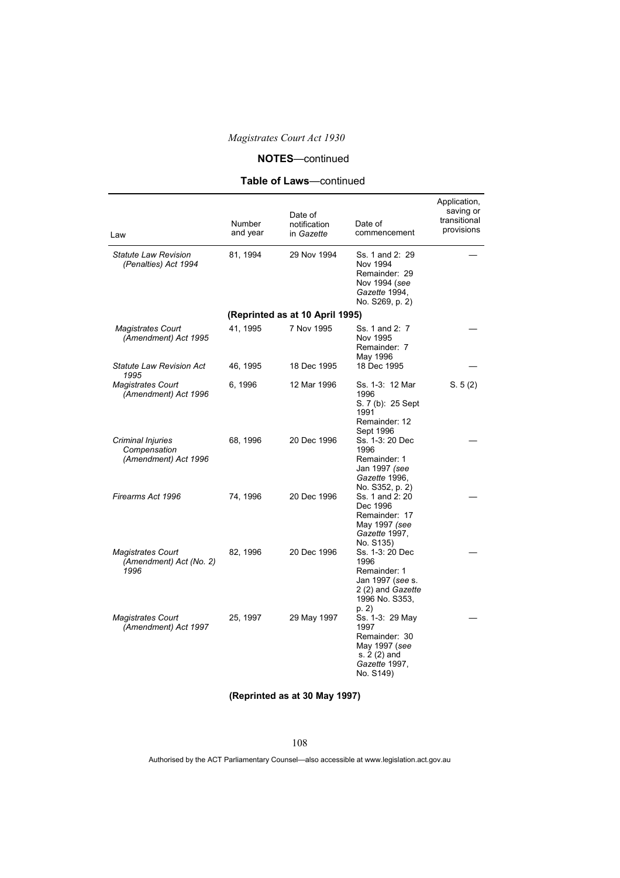*Magistrates Court Act 1930*

**NOTES**—continued

**Table of Laws**—continued

| Law | Number and year | Date of notification in *Gazette* | Date of commencement | Application, saving or transitional provisions |
|---|---|---|---|---|
| *Statute Law Revision (Penalties) Act 1994* | 81, 1994 | 29 Nov 1994 | Ss. 1 and 2: 29 Nov 1994<br>Remainder: 29 Nov 1994 (*see Gazette* 1994, No. S269, p. 2) | — |
| | **(Reprinted as at 10 April 1995)** | | | |
| *Magistrates Court (Amendment) Act 1995* | 41, 1995 | 7 Nov 1995 | Ss. 1 and 2: 7 Nov 1995<br>Remainder: 7 May 1996 | — |
| *Statute Law Revision Act 1995* | 46, 1995 | 18 Dec 1995 | 18 Dec 1995 | — |
| *Magistrates Court (Amendment) Act 1996* | 6, 1996 | 12 Mar 1996 | Ss. 1-3: 12 Mar 1996<br>S. 7 (b): 25 Sept 1991<br>Remainder: 12 Sept 1996 | S. 5 (2) |
| *Criminal Injuries Compensation (Amendment) Act 1996* | 68, 1996 | 20 Dec 1996 | Ss. 1-3: 20 Dec 1996<br>Remainder: 1 Jan 1997 *(see Gazette* 1996, No. S352, p. 2) | — |
| *Firearms Act 1996* | 74, 1996 | 20 Dec 1996 | Ss. 1 and 2: 20 Dec 1996<br>Remainder: 17 May 1997 *(see Gazette* 1997, No. S135) | — |
| *Magistrates Court (Amendment) Act (No. 2) 1996* | 82, 1996 | 20 Dec 1996 | Ss. 1-3: 20 Dec 1996<br>Remainder: 1 Jan 1997 (*see* s. 2 (2) and *Gazette* 1996 No. S353, p. 2) | — |
| *Magistrates Court (Amendment) Act 1997* | 25, 1997 | 29 May 1997 | Ss. 1-3: 29 May 1997<br>Remainder: 30 May 1997 (*see* s. 2 (2) and *Gazette* 1997, No. S149) | — |

**(Reprinted as at 30 May 1997)**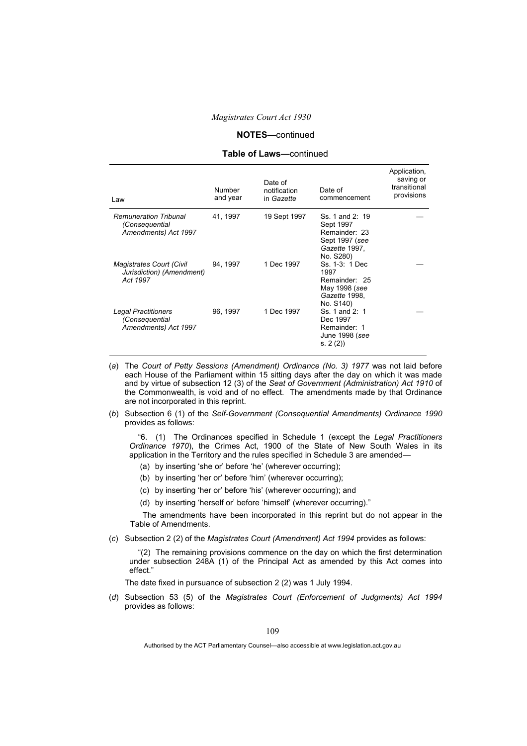**NOTES**—continued

**Table of Laws**—continued

| Law | Number and year | Date of notification in *Gazette* | Date of commencement | Application, saving or transitional provisions |
|---|---|---|---|---|
| *Remuneration Tribunal (Consequential Amendments) Act 1997* | 41, 1997 | 19 Sept 1997 | Ss. 1 and 2: 19 Sept 1997 Remainder: 23 Sept 1997 (*see Gazette* 1997, No. S280) | — |
| *Magistrates Court (Civil Jurisdiction) (Amendment) Act 1997* | 94, 1997 | 1 Dec 1997 | Ss. 1-3: 1 Dec 1997 Remainder: 25 May 1998 (*see Gazette* 1998, No. S140) | — |
| *Legal Practitioners (Consequential Amendments) Act 1997* | 96, 1997 | 1 Dec 1997 | Ss. 1 and 2: 1 Dec 1997 Remainder: 1 June 1998 (*see* s. 2 (2)) | — |

(*a*) The *Court of Petty Sessions (Amendment) Ordinance (No. 3) 1977* was not laid before each House of the Parliament within 15 sitting days after the day on which it was made and by virtue of subsection 12 (3) of the *Seat of Government (Administration) Act 1910* of the Commonwealth, is void and of no effect. The amendments made by that Ordinance are not incorporated in this reprint.

(*b*) Subsection 6 (1) of the *Self-Government (Consequential Amendments) Ordinance 1990* provides as follows:

> "6. (1) The Ordinances specified in Schedule 1 (except the *Legal Practitioners Ordinance 1970*), the Crimes Act, 1900 of the State of New South Wales in its application in the Territory and the rules specified in Schedule 3 are amended—
>
> (a) by inserting 'she or' before 'he' (wherever occurring);
>
> (b) by inserting 'her or' before 'him' (wherever occurring);
>
> (c) by inserting 'her or' before 'his' (wherever occurring); and
>
> (d) by inserting 'herself or' before 'himself' (wherever occurring)."
>
> The amendments have been incorporated in this reprint but do not appear in the Table of Amendments.

(*c*) Subsection 2 (2) of the *Magistrates Court (Amendment) Act 1994* provides as follows:

> "(2) The remaining provisions commence on the day on which the first determination under subsection 248A (1) of the Principal Act as amended by this Act comes into effect."

The date fixed in pursuance of subsection 2 (2) was 1 July 1994.

(*d*) Subsection 53 (5) of the *Magistrates Court (Enforcement of Judgments) Act 1994* provides as follows: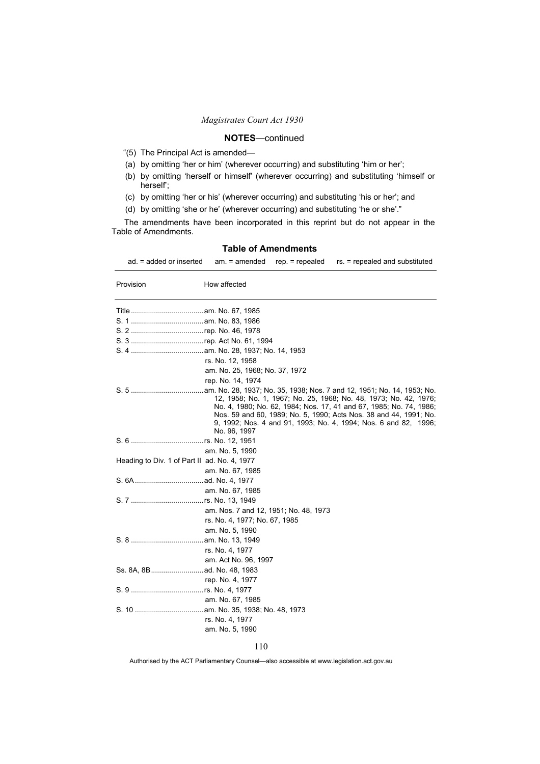## NOTES—continued

"(5) The Principal Act is amended—

(a) by omitting 'her or him' (wherever occurring) and substituting 'him or her';

(b) by omitting 'herself or himself' (wherever occurring) and substituting 'himself or herself';

(c) by omitting 'her or his' (wherever occurring) and substituting 'his or her'; and

(d) by omitting 'she or he' (wherever occurring) and substituting 'he or she'."

The amendments have been incorporated in this reprint but do not appear in the Table of Amendments.

### Table of Amendments

ad. = added or inserted    am. = amended    rep. = repealed    rs. = repealed and substituted

| Provision | How affected |
|---|---|
| Title | am. No. 67, 1985 |
| S. 1 | am. No. 83, 1986 |
| S. 2 | rep. No. 46, 1978 |
| S. 3 | rep. Act No. 61, 1994 |
| S. 4 | am. No. 28, 1937; No. 14, 1953 |
| | rs. No. 12, 1958 |
| | am. No. 25, 1968; No. 37, 1972 |
| | rep. No. 14, 1974 |
| S. 5 | am. No. 28, 1937; No. 35, 1938; Nos. 7 and 12, 1951; No. 14, 1953; No. 12, 1958; No. 1, 1967; No. 25, 1968; No. 48, 1973; No. 42, 1976; No. 4, 1980; No. 62, 1984; Nos. 17, 41 and 67, 1985; No. 74, 1986; Nos. 59 and 60, 1989; No. 5, 1990; Acts Nos. 38 and 44, 1991; No. 9, 1992; Nos. 4 and 91, 1993; No. 4, 1994; Nos. 6 and 82, 1996; No. 96, 1997 |
| S. 6 | rs. No. 12, 1951 |
| | am. No. 5, 1990 |
| Heading to Div. 1 of Part II | ad. No. 4, 1977 |
| | am. No. 67, 1985 |
| S. 6A | ad. No. 4, 1977 |
| | am. No. 67, 1985 |
| S. 7 | rs. No. 13, 1949 |
| | am. Nos. 7 and 12, 1951; No. 48, 1973 |
| | rs. No. 4, 1977; No. 67, 1985 |
| | am. No. 5, 1990 |
| S. 8 | am. No. 13, 1949 |
| | rs. No. 4, 1977 |
| | am. Act No. 96, 1997 |
| Ss. 8A, 8B | ad. No. 48, 1983 |
| | rep. No. 4, 1977 |
| S. 9 | rs. No. 4, 1977 |
| | am. No. 67, 1985 |
| S. 10 | am. No. 35, 1938; No. 48, 1973 |
| | rs. No. 4, 1977 |
| | am. No. 5, 1990 |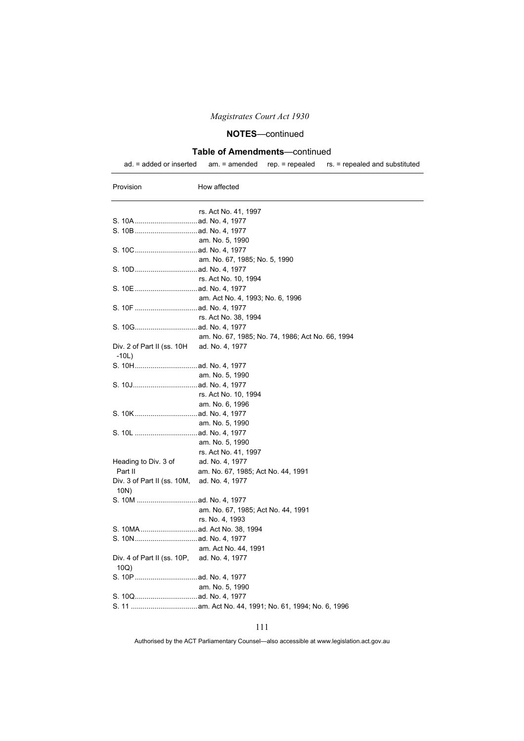# Magistrates Court Act 1930

## NOTES—continued

### Table of Amendments—continued

ad. = added or inserted am. = amended rep. = repealed rs. = repealed and substituted

| Provision | How affected |
|---|---|
| | rs. Act No. 41, 1997 |
| S. 10A | ad. No. 4, 1977 |
| S. 10B | ad. No. 4, 1977 |
| | am. No. 5, 1990 |
| S. 10C | ad. No. 4, 1977 |
| | am. No. 67, 1985; No. 5, 1990 |
| S. 10D | ad. No. 4, 1977 |
| | rs. Act No. 10, 1994 |
| S. 10E | ad. No. 4, 1977 |
| | am. Act No. 4, 1993; No. 6, 1996 |
| S. 10F | ad. No. 4, 1977 |
| | rs. Act No. 38, 1994 |
| S. 10G | ad. No. 4, 1977 |
| | am. No. 67, 1985; No. 74, 1986; Act No. 66, 1994 |
| Div. 2 of Part II (ss. 10H -10L) | ad. No. 4, 1977 |
| S. 10H | ad. No. 4, 1977 |
| | am. No. 5, 1990 |
| S. 10J | ad. No. 4, 1977 |
| | rs. Act No. 10, 1994 |
| | am. No. 6, 1996 |
| S. 10K | ad. No. 4, 1977 |
| | am. No. 5, 1990 |
| S. 10L | ad. No. 4, 1977 |
| | am. No. 5, 1990 |
| | rs. Act No. 41, 1997 |
| Heading to Div. 3 of Part II | ad. No. 4, 1977 |
| | am. No. 67, 1985; Act No. 44, 1991 |
| Div. 3 of Part II (ss. 10M, 10N) | ad. No. 4, 1977 |
| S. 10M | ad. No. 4, 1977 |
| | am. No. 67, 1985; Act No. 44, 1991 |
| | rs. No. 4, 1993 |
| S. 10MA | ad. Act No. 38, 1994 |
| S. 10N | ad. No. 4, 1977 |
| | am. Act No. 44, 1991 |
| Div. 4 of Part II (ss. 10P, 10Q) | ad. No. 4, 1977 |
| S. 10P | ad. No. 4, 1977 |
| | am. No. 5, 1990 |
| S. 10Q | ad. No. 4, 1977 |
| S. 11 | am. Act No. 44, 1991; No. 61, 1994; No. 6, 1996 |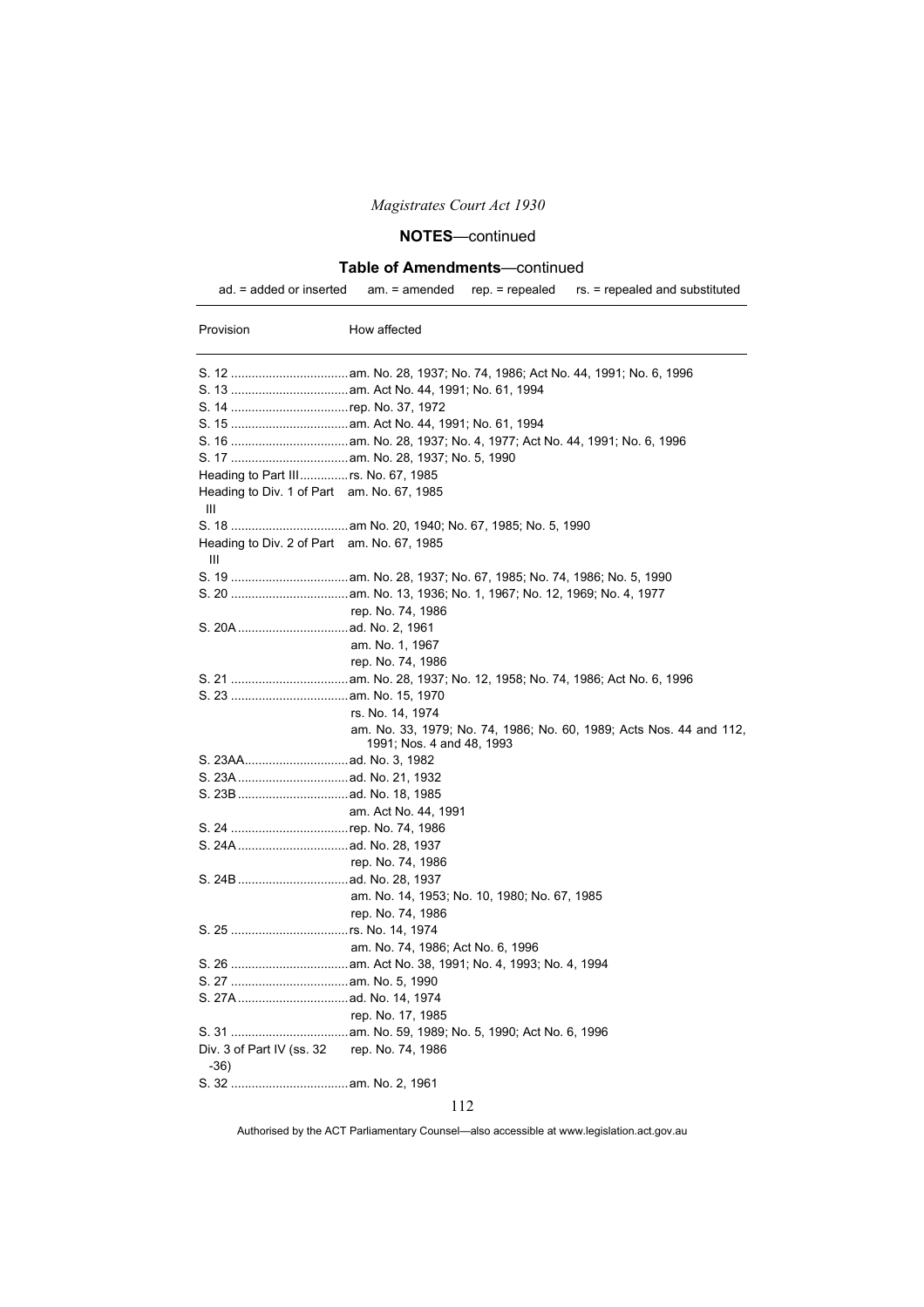## NOTES—continued

### Table of Amendments—continued

ad. = added or inserted    am. = amended    rep. = repealed    rs. = repealed and substituted

| Provision | How affected |
|---|---|
| S. 12 | am. No. 28, 1937; No. 74, 1986; Act No. 44, 1991; No. 6, 1996 |
| S. 13 | am. Act No. 44, 1991; No. 61, 1994 |
| S. 14 | rep. No. 37, 1972 |
| S. 15 | am. Act No. 44, 1991; No. 61, 1994 |
| S. 16 | am. No. 28, 1937; No. 4, 1977; Act No. 44, 1991; No. 6, 1996 |
| S. 17 | am. No. 28, 1937; No. 5, 1990 |
| Heading to Part III | rs. No. 67, 1985 |
| Heading to Div. 1 of Part III | am. No. 67, 1985 |
| S. 18 | am No. 20, 1940; No. 67, 1985; No. 5, 1990 |
| Heading to Div. 2 of Part III | am. No. 67, 1985 |
| S. 19 | am. No. 28, 1937; No. 67, 1985; No. 74, 1986; No. 5, 1990 |
| S. 20 | am. No. 13, 1936; No. 1, 1967; No. 12, 1969; No. 4, 1977 |
| | rep. No. 74, 1986 |
| S. 20A | ad. No. 2, 1961 |
| | am. No. 1, 1967 |
| | rep. No. 74, 1986 |
| S. 21 | am. No. 28, 1937; No. 12, 1958; No. 74, 1986; Act No. 6, 1996 |
| S. 23 | am. No. 15, 1970 |
| | rs. No. 14, 1974 |
| | am. No. 33, 1979; No. 74, 1986; No. 60, 1989; Acts Nos. 44 and 112, 1991; Nos. 4 and 48, 1993 |
| S. 23AA | ad. No. 3, 1982 |
| S. 23A | ad. No. 21, 1932 |
| S. 23B | ad. No. 18, 1985 |
| | am. Act No. 44, 1991 |
| S. 24 | rep. No. 74, 1986 |
| S. 24A | ad. No. 28, 1937 |
| | rep. No. 74, 1986 |
| S. 24B | ad. No. 28, 1937 |
| | am. No. 14, 1953; No. 10, 1980; No. 67, 1985 |
| | rep. No. 74, 1986 |
| S. 25 | rs. No. 14, 1974 |
| | am. No. 74, 1986; Act No. 6, 1996 |
| S. 26 | am. Act No. 38, 1991; No. 4, 1993; No. 4, 1994 |
| S. 27 | am. No. 5, 1990 |
| S. 27A | ad. No. 14, 1974 |
| | rep. No. 17, 1985 |
| S. 31 | am. No. 59, 1989; No. 5, 1990; Act No. 6, 1996 |
| Div. 3 of Part IV (ss. 32 -36) | rep. No. 74, 1986 |
| S. 32 | am. No. 2, 1961 |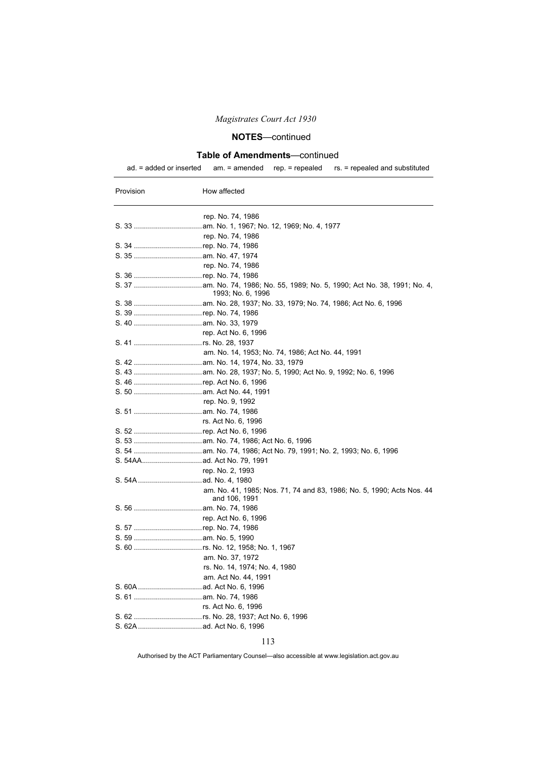## NOTES—continued

### Table of Amendments—continued

ad. = added or inserted am. = amended rep. = repealed rs. = repealed and substituted

| Provision | How affected |
|---|---|
| | rep. No. 74, 1986 |
| S. 33 | am. No. 1, 1967; No. 12, 1969; No. 4, 1977 |
| | rep. No. 74, 1986 |
| S. 34 | rep. No. 74, 1986 |
| S. 35 | am. No. 47, 1974 |
| | rep. No. 74, 1986 |
| S. 36 | rep. No. 74, 1986 |
| S. 37 | am. No. 74, 1986; No. 55, 1989; No. 5, 1990; Act No. 38, 1991; No. 4, 1993; No. 6, 1996 |
| S. 38 | am. No. 28, 1937; No. 33, 1979; No. 74, 1986; Act No. 6, 1996 |
| S. 39 | rep. No. 74, 1986 |
| S. 40 | am. No. 33, 1979 |
| | rep. Act No. 6, 1996 |
| S. 41 | rs. No. 28, 1937 |
| | am. No. 14, 1953; No. 74, 1986; Act No. 44, 1991 |
| S. 42 | am. No. 14, 1974, No. 33, 1979 |
| S. 43 | am. No. 28, 1937; No. 5, 1990; Act No. 9, 1992; No. 6, 1996 |
| S. 46 | rep. Act No. 6, 1996 |
| S. 50 | am. Act No. 44, 1991 |
| | rep. No. 9, 1992 |
| S. 51 | am. No. 74, 1986 |
| | rs. Act No. 6, 1996 |
| S. 52 | rep. Act No. 6, 1996 |
| S. 53 | am. No. 74, 1986; Act No. 6, 1996 |
| S. 54 | am. No. 74, 1986; Act No. 79, 1991; No. 2, 1993; No. 6, 1996 |
| S. 54AA | ad. Act No. 79, 1991 |
| | rep. No. 2, 1993 |
| S. 54A | ad. No. 4, 1980 |
| | am. No. 41, 1985; Nos. 71, 74 and 83, 1986; No. 5, 1990; Acts Nos. 44 and 106, 1991 |
| S. 56 | am. No. 74, 1986 |
| | rep. Act No. 6, 1996 |
| S. 57 | rep. No. 74, 1986 |
| S. 59 | am. No. 5, 1990 |
| S. 60 | rs. No. 12, 1958; No. 1, 1967 |
| | am. No. 37, 1972 |
| | rs. No. 14, 1974; No. 4, 1980 |
| | am. Act No. 44, 1991 |
| S. 60A | ad. Act No. 6, 1996 |
| S. 61 | am. No. 74, 1986 |
| | rs. Act No. 6, 1996 |
| S. 62 | rs. No. 28, 1937; Act No. 6, 1996 |
| S. 62A | ad. Act No. 6, 1996 |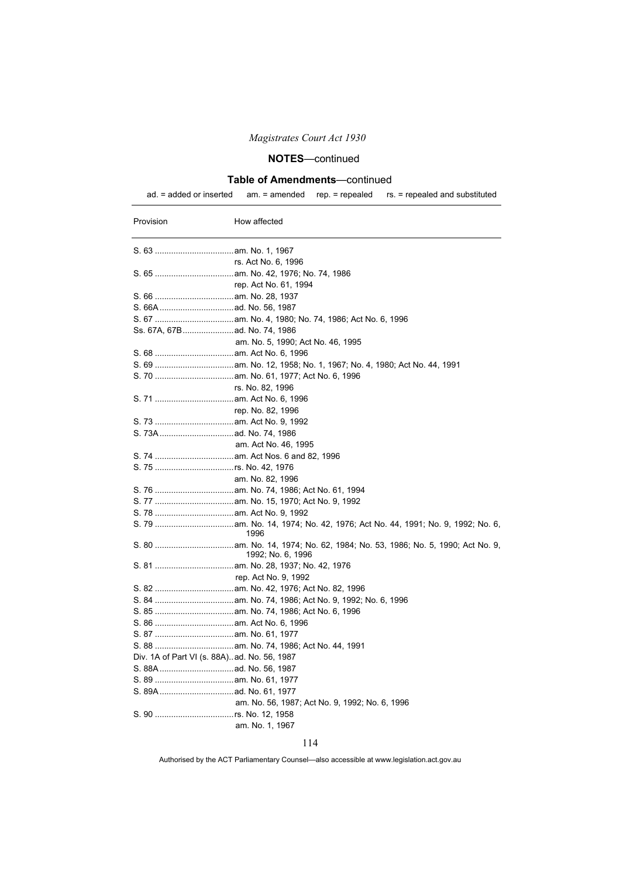**NOTES**—continued

**Table of Amendments**—continued

ad. = added or inserted am. = amended rep. = repealed rs. = repealed and substituted

| Provision | How affected |
|---|---|
| S. 63 | am. No. 1, 1967 |
| | rs. Act No. 6, 1996 |
| S. 65 | am. No. 42, 1976; No. 74, 1986 |
| | rep. Act No. 61, 1994 |
| S. 66 | am. No. 28, 1937 |
| S. 66A | ad. No. 56, 1987 |
| S. 67 | am. No. 4, 1980; No. 74, 1986; Act No. 6, 1996 |
| Ss. 67A, 67B | ad. No. 74, 1986 |
| | am. No. 5, 1990; Act No. 46, 1995 |
| S. 68 | am. Act No. 6, 1996 |
| S. 69 | am. No. 12, 1958; No. 1, 1967; No. 4, 1980; Act No. 44, 1991 |
| S. 70 | am. No. 61, 1977; Act No. 6, 1996 |
| | rs. No. 82, 1996 |
| S. 71 | am. Act No. 6, 1996 |
| | rep. No. 82, 1996 |
| S. 73 | am. Act No. 9, 1992 |
| S. 73A | ad. No. 74, 1986 |
| | am. Act No. 46, 1995 |
| S. 74 | am. Act Nos. 6 and 82, 1996 |
| S. 75 | rs. No. 42, 1976 |
| | am. No. 82, 1996 |
| S. 76 | am. No. 74, 1986; Act No. 61, 1994 |
| S. 77 | am. No. 15, 1970; Act No. 9, 1992 |
| S. 78 | am. Act No. 9, 1992 |
| S. 79 | am. No. 14, 1974; No. 42, 1976; Act No. 44, 1991; No. 9, 1992; No. 6, 1996 |
| S. 80 | am. No. 14, 1974; No. 62, 1984; No. 53, 1986; No. 5, 1990; Act No. 9, 1992; No. 6, 1996 |
| S. 81 | am. No. 28, 1937; No. 42, 1976 |
| | rep. Act No. 9, 1992 |
| S. 82 | am. No. 42, 1976; Act No. 82, 1996 |
| S. 84 | am. No. 74, 1986; Act No. 9, 1992; No. 6, 1996 |
| S. 85 | am. No. 74, 1986; Act No. 6, 1996 |
| S. 86 | am. Act No. 6, 1996 |
| S. 87 | am. No. 61, 1977 |
| S. 88 | am. No. 74, 1986; Act No. 44, 1991 |
| Div. 1A of Part VI (s. 88A) | ad. No. 56, 1987 |
| S. 88A | ad. No. 56, 1987 |
| S. 89 | am. No. 61, 1977 |
| S. 89A | ad. No. 61, 1977 |
| | am. No. 56, 1987; Act No. 9, 1992; No. 6, 1996 |
| S. 90 | rs. No. 12, 1958 |
| | am. No. 1, 1967 |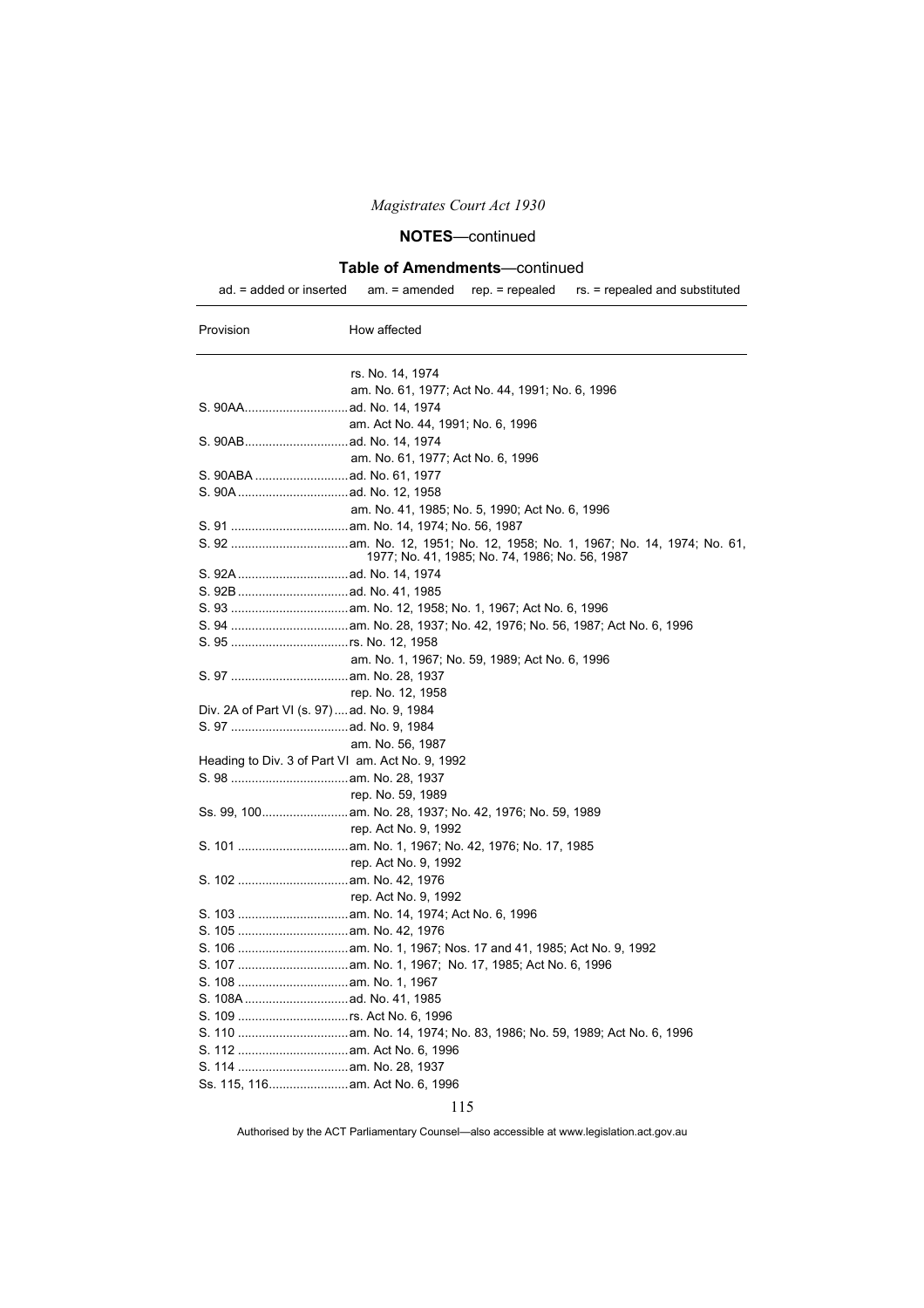## NOTES—continued

### Table of Amendments—continued

ad. = added or inserted  am. = amended  rep. = repealed  rs. = repealed and substituted

| Provision | How affected |
|---|---|
| | rs. No. 14, 1974 |
| | am. No. 61, 1977; Act No. 44, 1991; No. 6, 1996 |
| S. 90AA | ad. No. 14, 1974 |
| | am. Act No. 44, 1991; No. 6, 1996 |
| S. 90AB | ad. No. 14, 1974 |
| | am. No. 61, 1977; Act No. 6, 1996 |
| S. 90ABA | ad. No. 61, 1977 |
| S. 90A | ad. No. 12, 1958 |
| | am. No. 41, 1985; No. 5, 1990; Act No. 6, 1996 |
| S. 91 | am. No. 14, 1974; No. 56, 1987 |
| S. 92 | am. No. 12, 1951; No. 12, 1958; No. 1, 1967; No. 14, 1974; No. 61, 1977; No. 41, 1985; No. 74, 1986; No. 56, 1987 |
| S. 92A | ad. No. 14, 1974 |
| S. 92B | ad. No. 41, 1985 |
| S. 93 | am. No. 12, 1958; No. 1, 1967; Act No. 6, 1996 |
| S. 94 | am. No. 28, 1937; No. 42, 1976; No. 56, 1987; Act No. 6, 1996 |
| S. 95 | rs. No. 12, 1958 |
| | am. No. 1, 1967; No. 59, 1989; Act No. 6, 1996 |
| S. 97 | am. No. 28, 1937 |
| | rep. No. 12, 1958 |
| Div. 2A of Part VI (s. 97) | ad. No. 9, 1984 |
| S. 97 | ad. No. 9, 1984 |
| | am. No. 56, 1987 |
| Heading to Div. 3 of Part VI | am. Act No. 9, 1992 |
| S. 98 | am. No. 28, 1937 |
| | rep. No. 59, 1989 |
| Ss. 99, 100 | am. No. 28, 1937; No. 42, 1976; No. 59, 1989 |
| | rep. Act No. 9, 1992 |
| S. 101 | am. No. 1, 1967; No. 42, 1976; No. 17, 1985 |
| | rep. Act No. 9, 1992 |
| S. 102 | am. No. 42, 1976 |
| | rep. Act No. 9, 1992 |
| S. 103 | am. No. 14, 1974; Act No. 6, 1996 |
| S. 105 | am. No. 42, 1976 |
| S. 106 | am. No. 1, 1967; Nos. 17 and 41, 1985; Act No. 9, 1992 |
| S. 107 | am. No. 1, 1967; No. 17, 1985; Act No. 6, 1996 |
| S. 108 | am. No. 1, 1967 |
| S. 108A | ad. No. 41, 1985 |
| S. 109 | rs. Act No. 6, 1996 |
| S. 110 | am. No. 14, 1974; No. 83, 1986; No. 59, 1989; Act No. 6, 1996 |
| S. 112 | am. Act No. 6, 1996 |
| S. 114 | am. No. 28, 1937 |
| Ss. 115, 116 | am. Act No. 6, 1996 |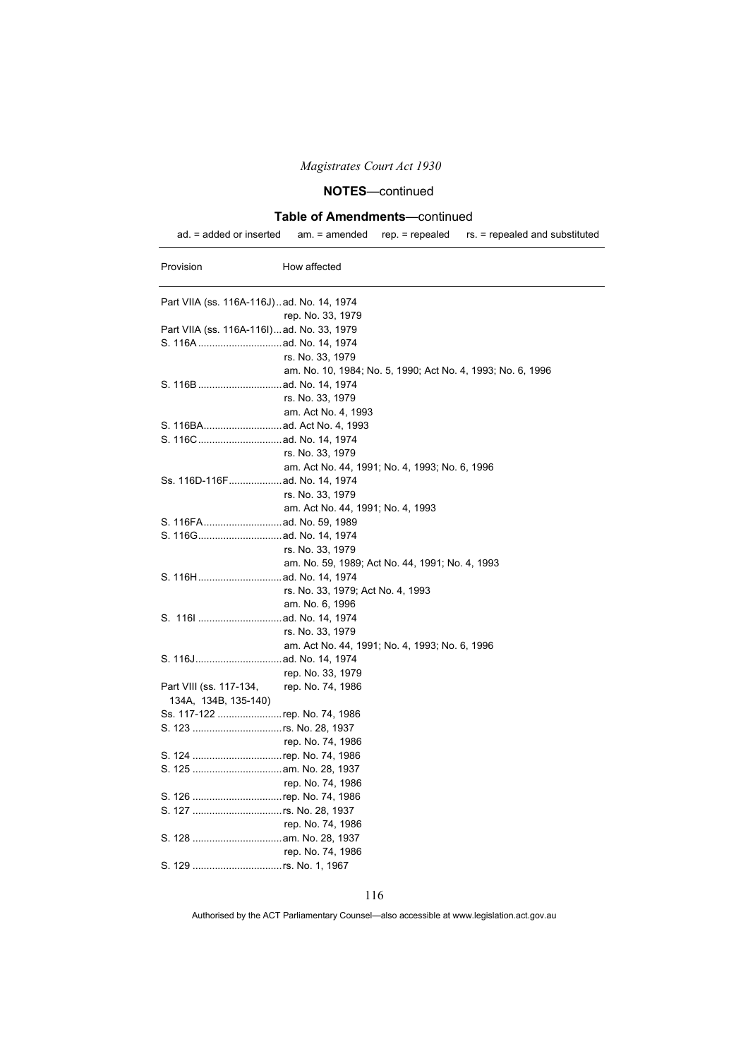## NOTES—continued

### Table of Amendments—continued

ad. = added or inserted am. = amended rep. = repealed rs. = repealed and substituted

| Provision | How affected |
|---|---|
| Part VIIA (ss. 116A-116J) | ad. No. 14, 1974 |
| | rep. No. 33, 1979 |
| Part VIIA (ss. 116A-116I) | ad. No. 33, 1979 |
| S. 116A | ad. No. 14, 1974 |
| | rs. No. 33, 1979 |
| | am. No. 10, 1984; No. 5, 1990; Act No. 4, 1993; No. 6, 1996 |
| S. 116B | ad. No. 14, 1974 |
| | rs. No. 33, 1979 |
| | am. Act No. 4, 1993 |
| S. 116BA | ad. Act No. 4, 1993 |
| S. 116C | ad. No. 14, 1974 |
| | rs. No. 33, 1979 |
| | am. Act No. 44, 1991; No. 4, 1993; No. 6, 1996 |
| Ss. 116D-116F | ad. No. 14, 1974 |
| | rs. No. 33, 1979 |
| | am. Act No. 44, 1991; No. 4, 1993 |
| S. 116FA | ad. No. 59, 1989 |
| S. 116G | ad. No. 14, 1974 |
| | rs. No. 33, 1979 |
| | am. No. 59, 1989; Act No. 44, 1991; No. 4, 1993 |
| S. 116H | ad. No. 14, 1974 |
| | rs. No. 33, 1979; Act No. 4, 1993 |
| | am. No. 6, 1996 |
| S. 116I | ad. No. 14, 1974 |
| | rs. No. 33, 1979 |
| | am. Act No. 44, 1991; No. 4, 1993; No. 6, 1996 |
| S. 116J | ad. No. 14, 1974 |
| | rep. No. 33, 1979 |
| Part VIII (ss. 117-134, 134A, 134B, 135-140) | rep. No. 74, 1986 |
| Ss. 117-122 | rep. No. 74, 1986 |
| S. 123 | rs. No. 28, 1937 |
| | rep. No. 74, 1986 |
| S. 124 | rep. No. 74, 1986 |
| S. 125 | am. No. 28, 1937 |
| | rep. No. 74, 1986 |
| S. 126 | rep. No. 74, 1986 |
| S. 127 | rs. No. 28, 1937 |
| | rep. No. 74, 1986 |
| S. 128 | am. No. 28, 1937 |
| | rep. No. 74, 1986 |
| S. 129 | rs. No. 1, 1967 |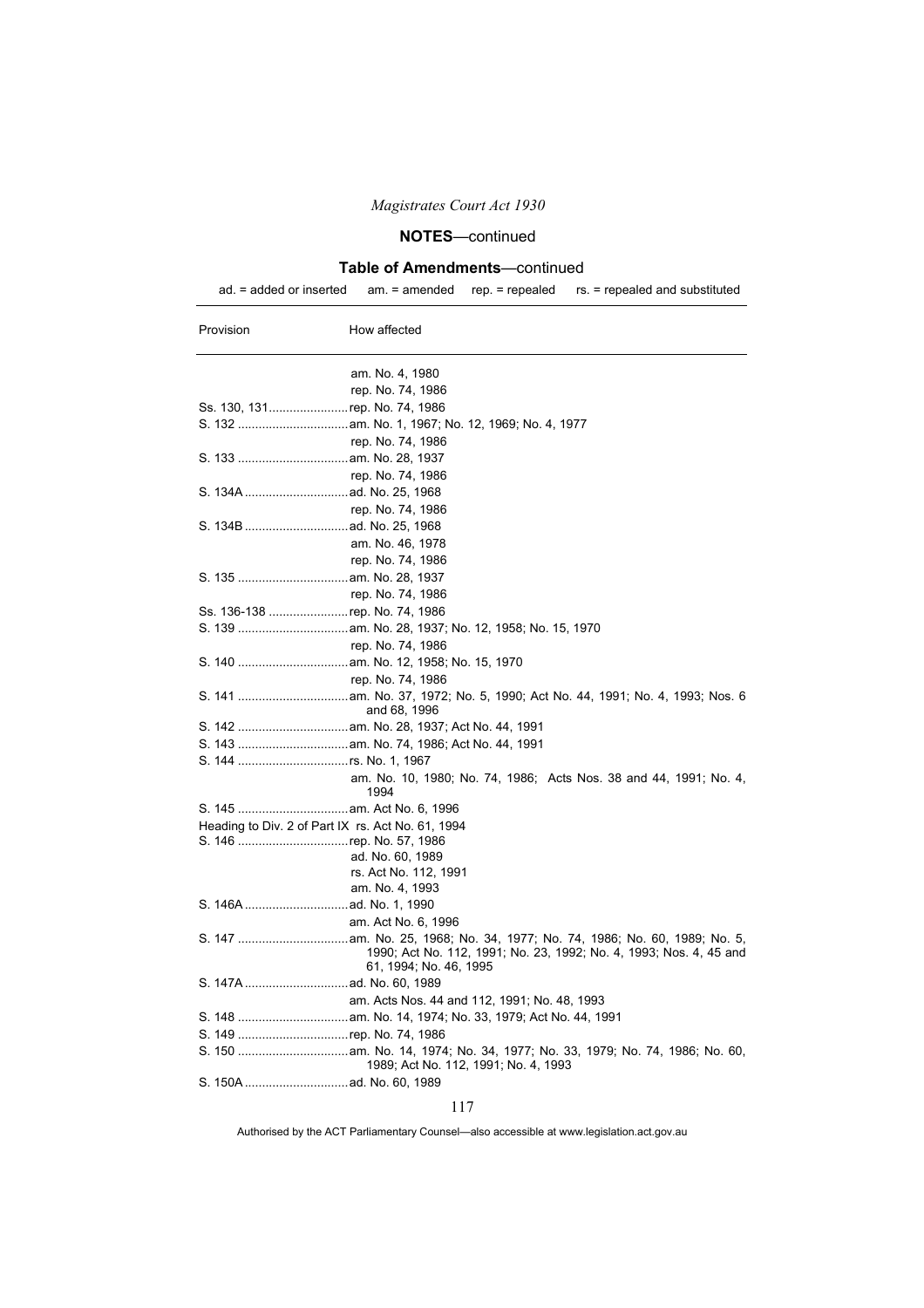## NOTES—continued

### Table of Amendments—continued

ad. = added or inserted am. = amended rep. = repealed rs. = repealed and substituted

| Provision | How affected |
|---|---|
| | am. No. 4, 1980 |
| | rep. No. 74, 1986 |
| Ss. 130, 131 | rep. No. 74, 1986 |
| S. 132 | am. No. 1, 1967; No. 12, 1969; No. 4, 1977 |
| | rep. No. 74, 1986 |
| S. 133 | am. No. 28, 1937 |
| | rep. No. 74, 1986 |
| S. 134A | ad. No. 25, 1968 |
| | rep. No. 74, 1986 |
| S. 134B | ad. No. 25, 1968 |
| | am. No. 46, 1978 |
| | rep. No. 74, 1986 |
| S. 135 | am. No. 28, 1937 |
| | rep. No. 74, 1986 |
| Ss. 136-138 | rep. No. 74, 1986 |
| S. 139 | am. No. 28, 1937; No. 12, 1958; No. 15, 1970 |
| | rep. No. 74, 1986 |
| S. 140 | am. No. 12, 1958; No. 15, 1970 |
| | rep. No. 74, 1986 |
| S. 141 | am. No. 37, 1972; No. 5, 1990; Act No. 44, 1991; No. 4, 1993; Nos. 6 and 68, 1996 |
| S. 142 | am. No. 28, 1937; Act No. 44, 1991 |
| S. 143 | am. No. 74, 1986; Act No. 44, 1991 |
| S. 144 | rs. No. 1, 1967 |
| | am. No. 10, 1980; No. 74, 1986; Acts Nos. 38 and 44, 1991; No. 4, 1994 |
| S. 145 | am. Act No. 6, 1996 |
| Heading to Div. 2 of Part IX | rs. Act No. 61, 1994 |
| S. 146 | rep. No. 57, 1986 |
| | ad. No. 60, 1989 |
| | rs. Act No. 112, 1991 |
| | am. No. 4, 1993 |
| S. 146A | ad. No. 1, 1990 |
| | am. Act No. 6, 1996 |
| S. 147 | am. No. 25, 1968; No. 34, 1977; No. 74, 1986; No. 60, 1989; No. 5, 1990; Act No. 112, 1991; No. 23, 1992; No. 4, 1993; Nos. 4, 45 and 61, 1994; No. 46, 1995 |
| S. 147A | ad. No. 60, 1989 |
| | am. Acts Nos. 44 and 112, 1991; No. 48, 1993 |
| S. 148 | am. No. 14, 1974; No. 33, 1979; Act No. 44, 1991 |
| S. 149 | rep. No. 74, 1986 |
| S. 150 | am. No. 14, 1974; No. 34, 1977; No. 33, 1979; No. 74, 1986; No. 60, 1989; Act No. 112, 1991; No. 4, 1993 |
| S. 150A | ad. No. 60, 1989 |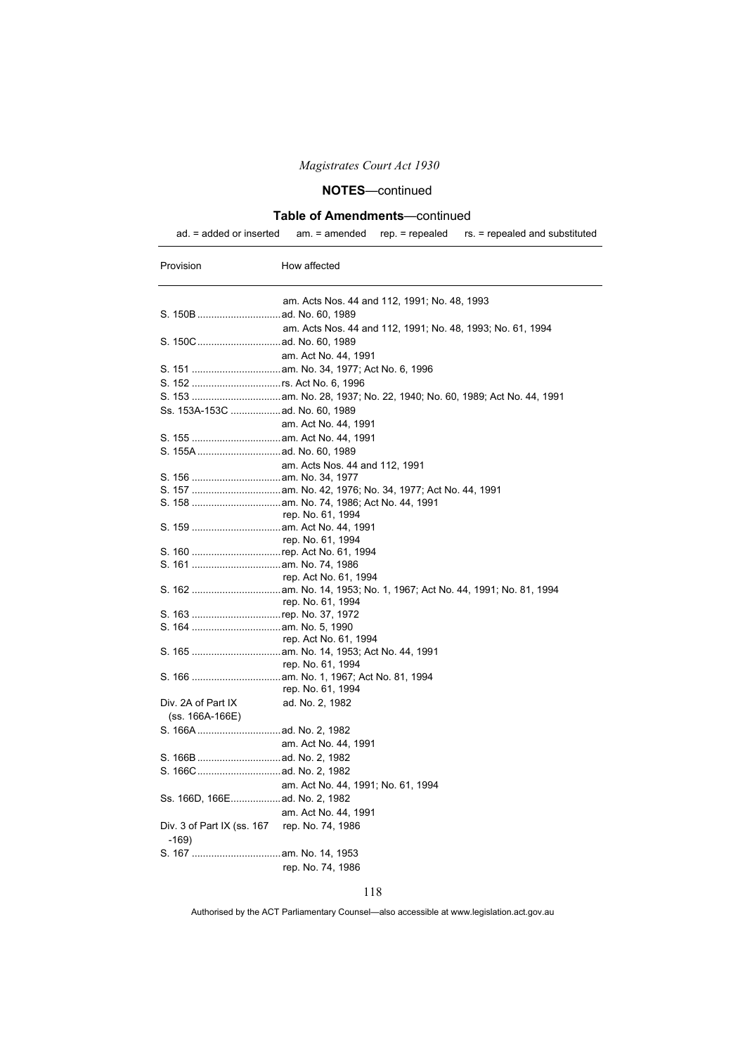## NOTES—continued

### Table of Amendments—continued

ad. = added or inserted    am. = amended    rep. = repealed    rs. = repealed and substituted

| Provision | How affected |
|---|---|
| | am. Acts Nos. 44 and 112, 1991; No. 48, 1993 |
| S. 150B | ad. No. 60, 1989 |
| | am. Acts Nos. 44 and 112, 1991; No. 48, 1993; No. 61, 1994 |
| S. 150C | ad. No. 60, 1989 |
| | am. Act No. 44, 1991 |
| S. 151 | am. No. 34, 1977; Act No. 6, 1996 |
| S. 152 | rs. Act No. 6, 1996 |
| S. 153 | am. No. 28, 1937; No. 22, 1940; No. 60, 1989; Act No. 44, 1991 |
| Ss. 153A-153C | ad. No. 60, 1989 |
| | am. Act No. 44, 1991 |
| S. 155 | am. Act No. 44, 1991 |
| S. 155A | ad. No. 60, 1989 |
| | am. Acts Nos. 44 and 112, 1991 |
| S. 156 | am. No. 34, 1977 |
| S. 157 | am. No. 42, 1976; No. 34, 1977; Act No. 44, 1991 |
| S. 158 | am. No. 74, 1986; Act No. 44, 1991 |
| | rep. No. 61, 1994 |
| S. 159 | am. Act No. 44, 1991 |
| | rep. No. 61, 1994 |
| S. 160 | rep. Act No. 61, 1994 |
| S. 161 | am. No. 74, 1986 |
| | rep. Act No. 61, 1994 |
| S. 162 | am. No. 14, 1953; No. 1, 1967; Act No. 44, 1991; No. 81, 1994 |
| | rep. No. 61, 1994 |
| S. 163 | rep. No. 37, 1972 |
| S. 164 | am. No. 5, 1990 |
| | rep. Act No. 61, 1994 |
| S. 165 | am. No. 14, 1953; Act No. 44, 1991 |
| | rep. No. 61, 1994 |
| S. 166 | am. No. 1, 1967; Act No. 81, 1994 |
| | rep. No. 61, 1994 |
| Div. 2A of Part IX (ss. 166A-166E) | ad. No. 2, 1982 |
| S. 166A | ad. No. 2, 1982 |
| | am. Act No. 44, 1991 |
| S. 166B | ad. No. 2, 1982 |
| S. 166C | ad. No. 2, 1982 |
| | am. Act No. 44, 1991; No. 61, 1994 |
| Ss. 166D, 166E | ad. No. 2, 1982 |
| | am. Act No. 44, 1991 |
| Div. 3 of Part IX (ss. 167 -169) | rep. No. 74, 1986 |
| S. 167 | am. No. 14, 1953 |
| | rep. No. 74, 1986 |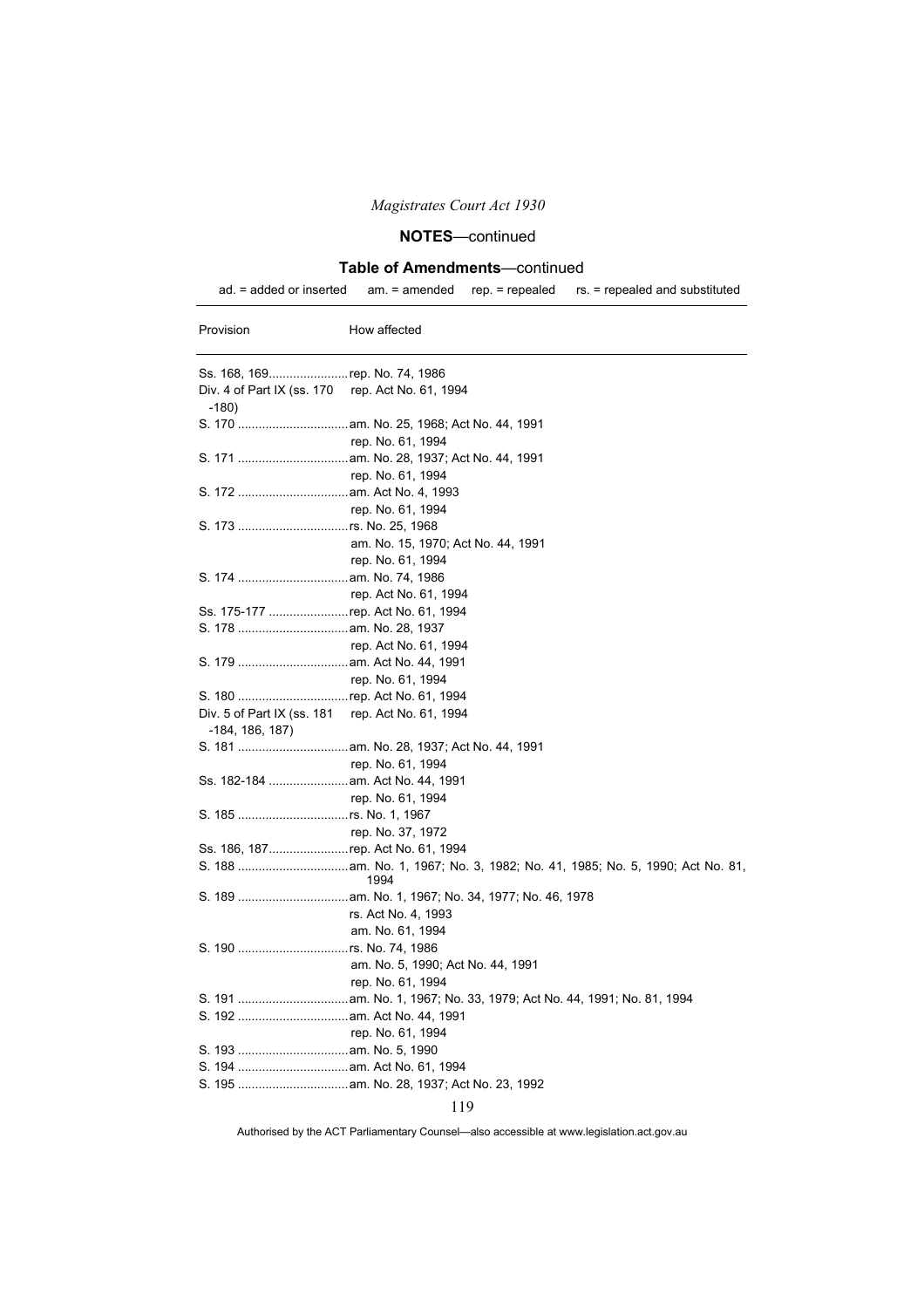**NOTES**—continued

**Table of Amendments**—continued

ad. = added or inserted    am. = amended    rep. = repealed    rs. = repealed and substituted

| Provision | How affected |
|---|---|
| Ss. 168, 169 | rep. No. 74, 1986 |
| Div. 4 of Part IX (ss. 170 -180) | rep. Act No. 61, 1994 |
| S. 170 | am. No. 25, 1968; Act No. 44, 1991 |
| | rep. No. 61, 1994 |
| S. 171 | am. No. 28, 1937; Act No. 44, 1991 |
| | rep. No. 61, 1994 |
| S. 172 | am. Act No. 4, 1993 |
| | rep. No. 61, 1994 |
| S. 173 | rs. No. 25, 1968 |
| | am. No. 15, 1970; Act No. 44, 1991 |
| | rep. No. 61, 1994 |
| S. 174 | am. No. 74, 1986 |
| | rep. Act No. 61, 1994 |
| Ss. 175-177 | rep. Act No. 61, 1994 |
| S. 178 | am. No. 28, 1937 |
| | rep. Act No. 61, 1994 |
| S. 179 | am. Act No. 44, 1991 |
| | rep. No. 61, 1994 |
| S. 180 | rep. Act No. 61, 1994 |
| Div. 5 of Part IX (ss. 181 -184, 186, 187) | rep. Act No. 61, 1994 |
| S. 181 | am. No. 28, 1937; Act No. 44, 1991 |
| | rep. No. 61, 1994 |
| Ss. 182-184 | am. Act No. 44, 1991 |
| | rep. No. 61, 1994 |
| S. 185 | rs. No. 1, 1967 |
| | rep. No. 37, 1972 |
| Ss. 186, 187 | rep. Act No. 61, 1994 |
| S. 188 | am. No. 1, 1967; No. 3, 1982; No. 41, 1985; No. 5, 1990; Act No. 81, 1994 |
| S. 189 | am. No. 1, 1967; No. 34, 1977; No. 46, 1978 |
| | rs. Act No. 4, 1993 |
| | am. No. 61, 1994 |
| S. 190 | rs. No. 74, 1986 |
| | am. No. 5, 1990; Act No. 44, 1991 |
| | rep. No. 61, 1994 |
| S. 191 | am. No. 1, 1967; No. 33, 1979; Act No. 44, 1991; No. 81, 1994 |
| S. 192 | am. Act No. 44, 1991 |
| | rep. No. 61, 1994 |
| S. 193 | am. No. 5, 1990 |
| S. 194 | am. Act No. 61, 1994 |
| S. 195 | am. No. 28, 1937; Act No. 23, 1992 |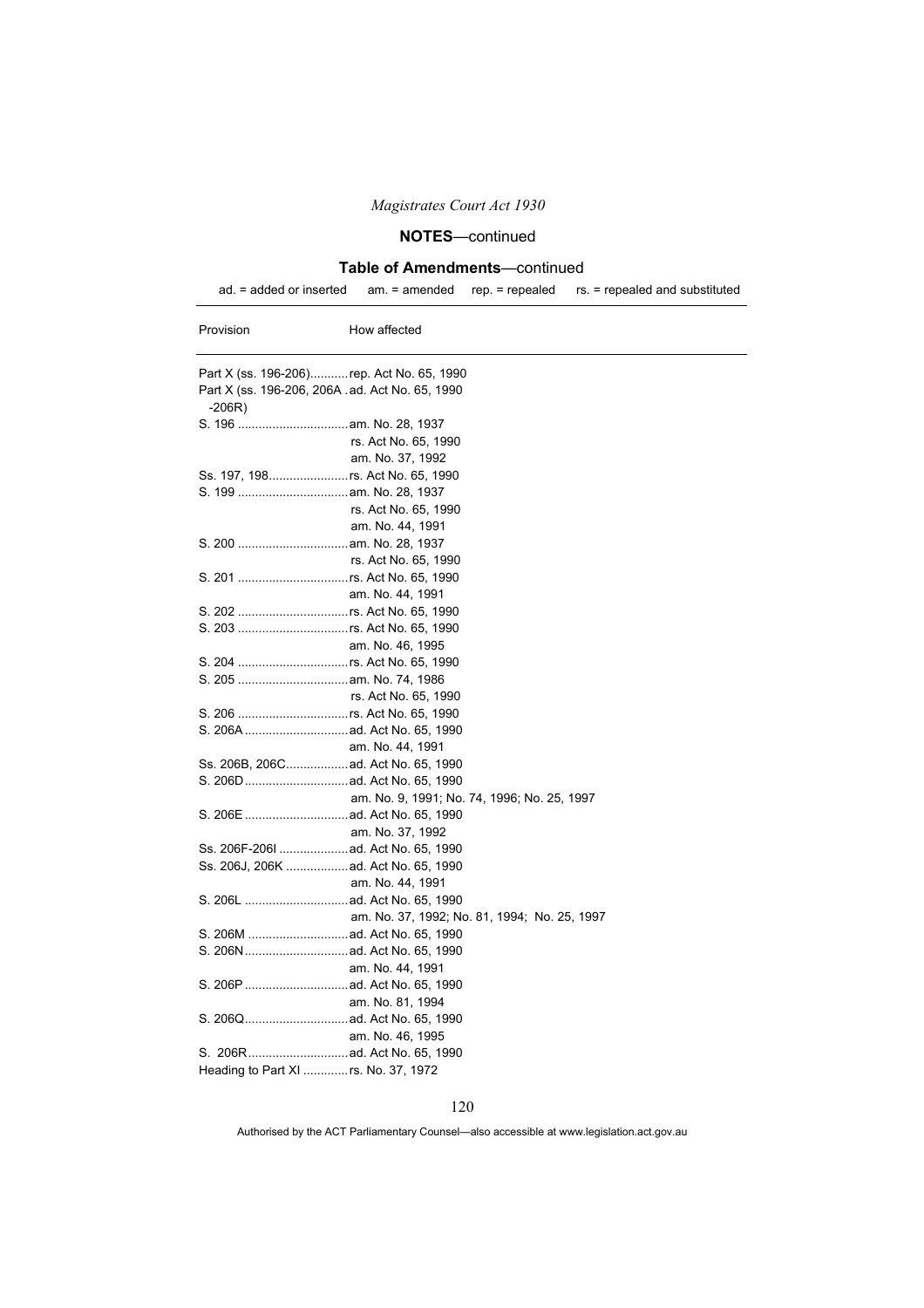## NOTES—continued

### Table of Amendments—continued

ad. = added or inserted  am. = amended  rep. = repealed  rs. = repealed and substituted

| Provision | How affected |
|---|---|
| Part X (ss. 196-206) | rep. Act No. 65, 1990 |
| Part X (ss. 196-206, 206A -206R) | ad. Act No. 65, 1990 |
| S. 196 | am. No. 28, 1937 |
| | rs. Act No. 65, 1990 |
| | am. No. 37, 1992 |
| Ss. 197, 198 | rs. Act No. 65, 1990 |
| S. 199 | am. No. 28, 1937 |
| | rs. Act No. 65, 1990 |
| | am. No. 44, 1991 |
| S. 200 | am. No. 28, 1937 |
| | rs. Act No. 65, 1990 |
| S. 201 | rs. Act No. 65, 1990 |
| | am. No. 44, 1991 |
| S. 202 | rs. Act No. 65, 1990 |
| S. 203 | rs. Act No. 65, 1990 |
| | am. No. 46, 1995 |
| S. 204 | rs. Act No. 65, 1990 |
| S. 205 | am. No. 74, 1986 |
| | rs. Act No. 65, 1990 |
| S. 206 | rs. Act No. 65, 1990 |
| S. 206A | ad. Act No. 65, 1990 |
| | am. No. 44, 1991 |
| Ss. 206B, 206C | ad. Act No. 65, 1990 |
| S. 206D | ad. Act No. 65, 1990 |
| | am. No. 9, 1991; No. 74, 1996; No. 25, 1997 |
| S. 206E | ad. Act No. 65, 1990 |
| | am. No. 37, 1992 |
| Ss. 206F-206I | ad. Act No. 65, 1990 |
| Ss. 206J, 206K | ad. Act No. 65, 1990 |
| | am. No. 44, 1991 |
| S. 206L | ad. Act No. 65, 1990 |
| | am. No. 37, 1992; No. 81, 1994; No. 25, 1997 |
| S. 206M | ad. Act No. 65, 1990 |
| S. 206N | ad. Act No. 65, 1990 |
| | am. No. 44, 1991 |
| S. 206P | ad. Act No. 65, 1990 |
| | am. No. 81, 1994 |
| S. 206Q | ad. Act No. 65, 1990 |
| | am. No. 46, 1995 |
| S. 206R | ad. Act No. 65, 1990 |
| Heading to Part XI | rs. No. 37, 1972 |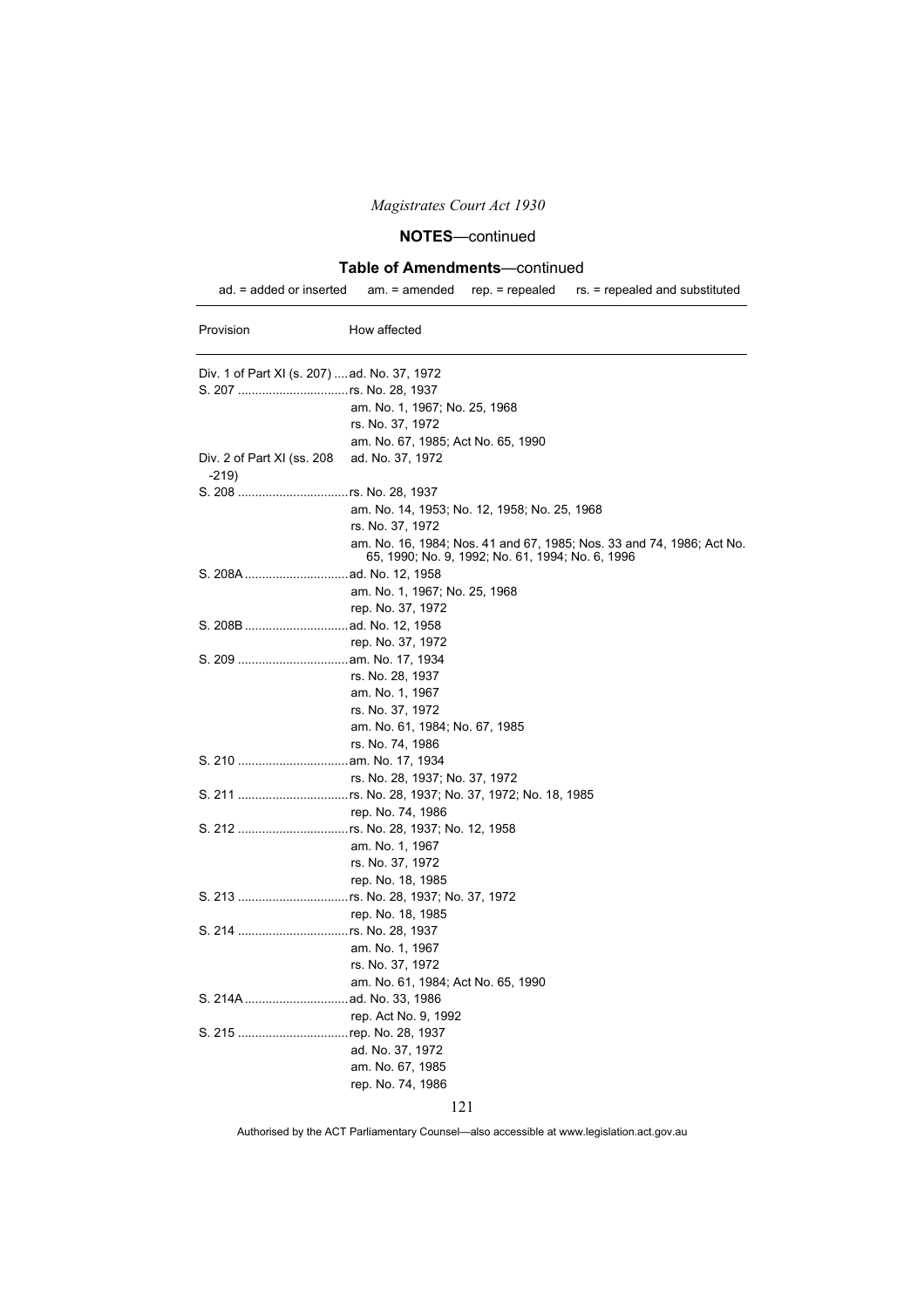*Magistrates Court Act 1930*

**NOTES**—continued

**Table of Amendments**—continued

ad. = added or inserted am. = amended rep. = repealed rs. = repealed and substituted

| Provision | How affected |
|---|---|
| Div. 1 of Part XI (s. 207) | ad. No. 37, 1972 |
| S. 207 | rs. No. 28, 1937 |
| | am. No. 1, 1967; No. 25, 1968 |
| | rs. No. 37, 1972 |
| | am. No. 67, 1985; Act No. 65, 1990 |
| Div. 2 of Part XI (ss. 208-219) | ad. No. 37, 1972 |
| S. 208 | rs. No. 28, 1937 |
| | am. No. 14, 1953; No. 12, 1958; No. 25, 1968 |
| | rs. No. 37, 1972 |
| | am. No. 16, 1984; Nos. 41 and 67, 1985; Nos. 33 and 74, 1986; Act No. 65, 1990; No. 9, 1992; No. 61, 1994; No. 6, 1996 |
| S. 208A | ad. No. 12, 1958 |
| | am. No. 1, 1967; No. 25, 1968 |
| | rep. No. 37, 1972 |
| S. 208B | ad. No. 12, 1958 |
| | rep. No. 37, 1972 |
| S. 209 | am. No. 17, 1934 |
| | rs. No. 28, 1937 |
| | am. No. 1, 1967 |
| | rs. No. 37, 1972 |
| | am. No. 61, 1984; No. 67, 1985 |
| | rs. No. 74, 1986 |
| S. 210 | am. No. 17, 1934 |
| | rs. No. 28, 1937; No. 37, 1972 |
| S. 211 | rs. No. 28, 1937; No. 37, 1972; No. 18, 1985 |
| | rep. No. 74, 1986 |
| S. 212 | rs. No. 28, 1937; No. 12, 1958 |
| | am. No. 1, 1967 |
| | rs. No. 37, 1972 |
| | rep. No. 18, 1985 |
| S. 213 | rs. No. 28, 1937; No. 37, 1972 |
| | rep. No. 18, 1985 |
| S. 214 | rs. No. 28, 1937 |
| | am. No. 1, 1967 |
| | rs. No. 37, 1972 |
| | am. No. 61, 1984; Act No. 65, 1990 |
| S. 214A | ad. No. 33, 1986 |
| | rep. Act No. 9, 1992 |
| S. 215 | rep. No. 28, 1937 |
| | ad. No. 37, 1972 |
| | am. No. 67, 1985 |
| | rep. No. 74, 1986 |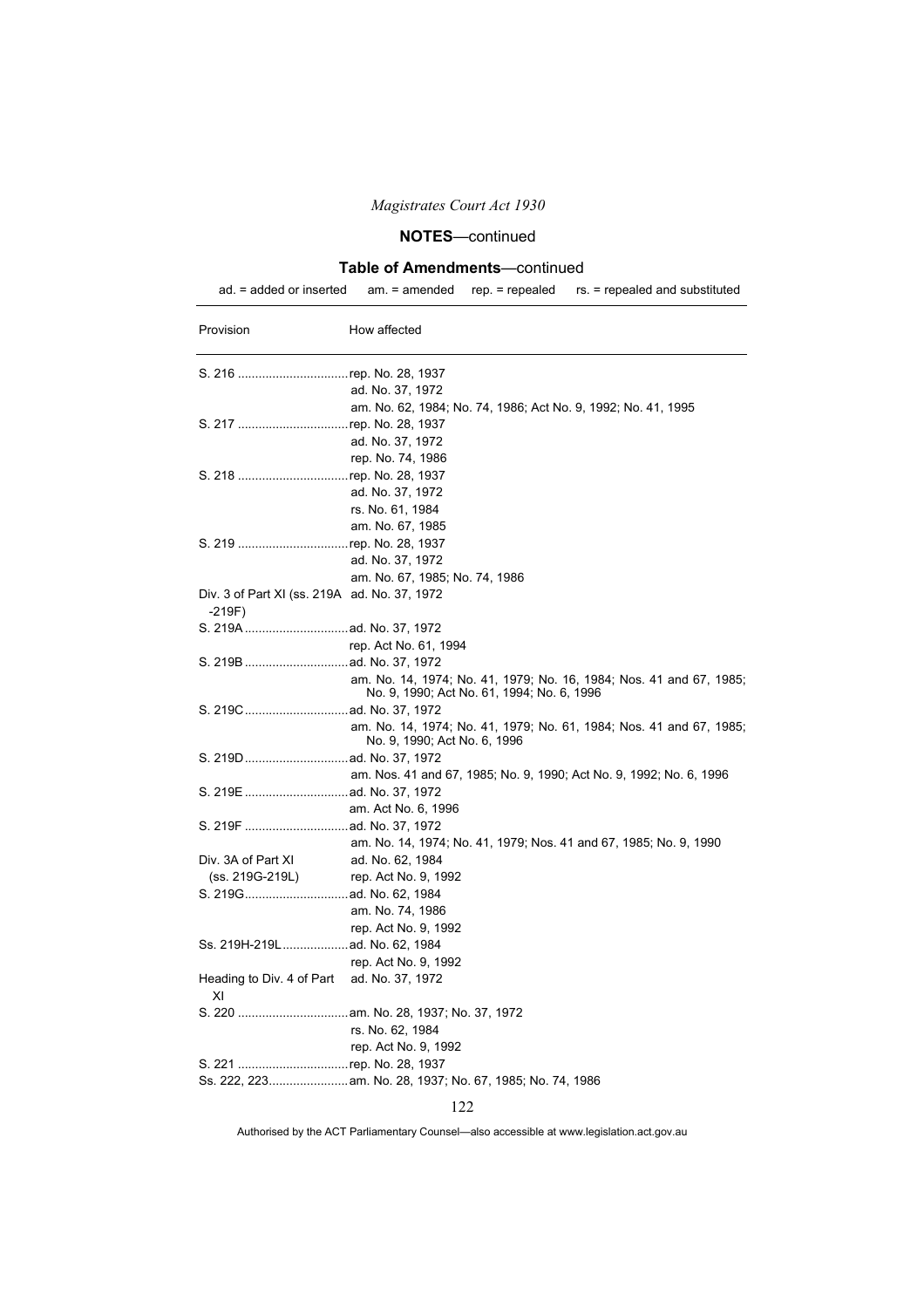## NOTES—continued

### Table of Amendments—continued

ad. = added or inserted am. = amended rep. = repealed rs. = repealed and substituted

| Provision | How affected |
|---|---|
| S. 216 | rep. No. 28, 1937 |
| | ad. No. 37, 1972 |
| | am. No. 62, 1984; No. 74, 1986; Act No. 9, 1992; No. 41, 1995 |
| S. 217 | rep. No. 28, 1937 |
| | ad. No. 37, 1972 |
| | rep. No. 74, 1986 |
| S. 218 | rep. No. 28, 1937 |
| | ad. No. 37, 1972 |
| | rs. No. 61, 1984 |
| | am. No. 67, 1985 |
| S. 219 | rep. No. 28, 1937 |
| | ad. No. 37, 1972 |
| | am. No. 67, 1985; No. 74, 1986 |
| Div. 3 of Part XI (ss. 219A -219F) | ad. No. 37, 1972 |
| S. 219A | ad. No. 37, 1972 |
| | rep. Act No. 61, 1994 |
| S. 219B | ad. No. 37, 1972 |
| | am. No. 14, 1974; No. 41, 1979; No. 16, 1984; Nos. 41 and 67, 1985; No. 9, 1990; Act No. 61, 1994; No. 6, 1996 |
| S. 219C | ad. No. 37, 1972 |
| | am. No. 14, 1974; No. 41, 1979; No. 61, 1984; Nos. 41 and 67, 1985; No. 9, 1990; Act No. 6, 1996 |
| S. 219D | ad. No. 37, 1972 |
| | am. Nos. 41 and 67, 1985; No. 9, 1990; Act No. 9, 1992; No. 6, 1996 |
| S. 219E | ad. No. 37, 1972 |
| | am. Act No. 6, 1996 |
| S. 219F | ad. No. 37, 1972 |
| | am. No. 14, 1974; No. 41, 1979; Nos. 41 and 67, 1985; No. 9, 1990 |
| Div. 3A of Part XI (ss. 219G-219L) | ad. No. 62, 1984 |
| | rep. Act No. 9, 1992 |
| S. 219G | ad. No. 62, 1984 |
| | am. No. 74, 1986 |
| | rep. Act No. 9, 1992 |
| Ss. 219H-219L | ad. No. 62, 1984 |
| | rep. Act No. 9, 1992 |
| Heading to Div. 4 of Part XI | ad. No. 37, 1972 |
| S. 220 | am. No. 28, 1937; No. 37, 1972 |
| | rs. No. 62, 1984 |
| | rep. Act No. 9, 1992 |
| S. 221 | rep. No. 28, 1937 |
| Ss. 222, 223 | am. No. 28, 1937; No. 67, 1985; No. 74, 1986 |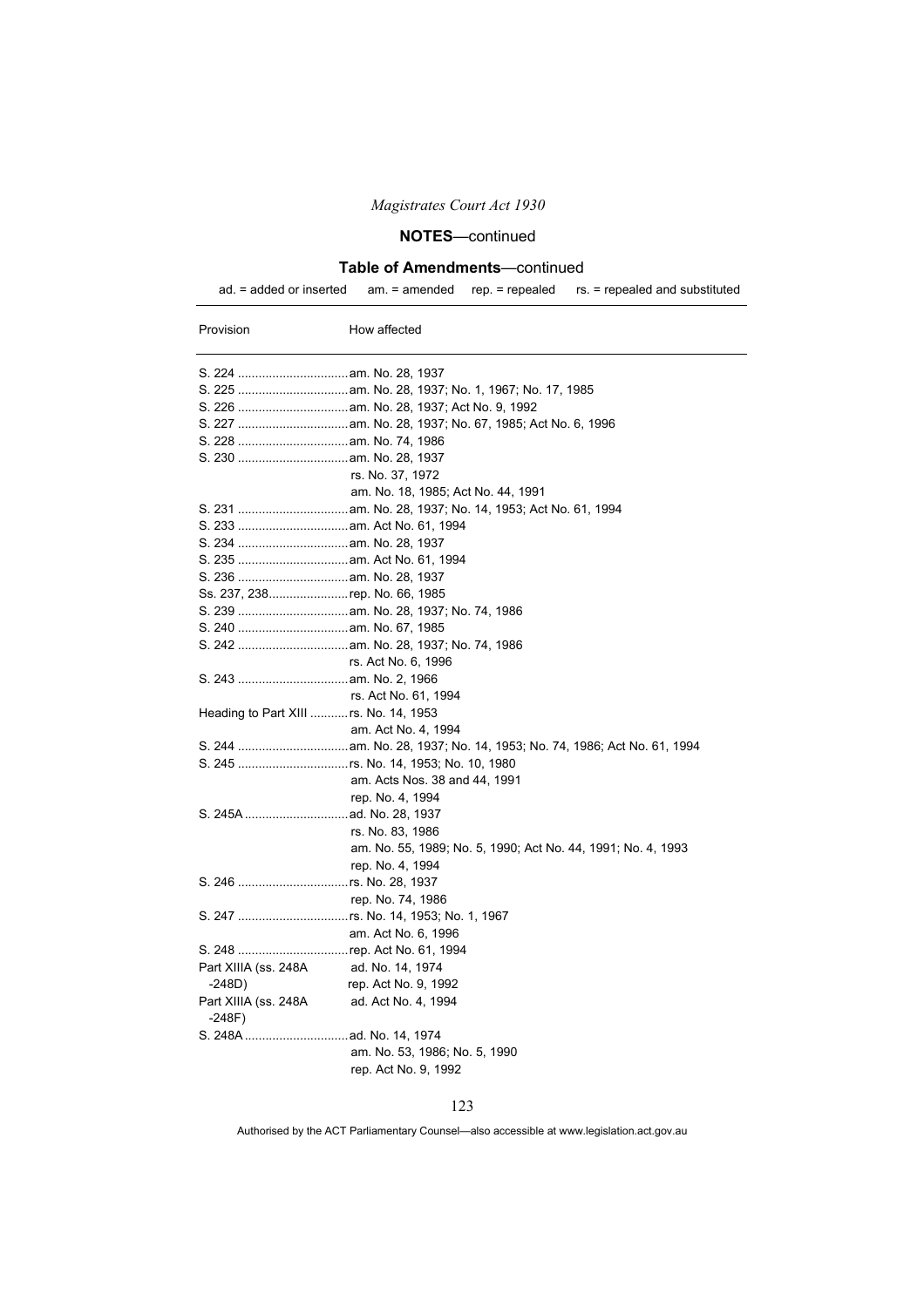## NOTES—continued

## Table of Amendments—continued

ad. = added or inserted am. = amended rep. = repealed rs. = repealed and substituted

| Provision | How affected |
|---|---|
| S. 224 | am. No. 28, 1937 |
| S. 225 | am. No. 28, 1937; No. 1, 1967; No. 17, 1985 |
| S. 226 | am. No. 28, 1937; Act No. 9, 1992 |
| S. 227 | am. No. 28, 1937; No. 67, 1985; Act No. 6, 1996 |
| S. 228 | am. No. 74, 1986 |
| S. 230 | am. No. 28, 1937 |
| | rs. No. 37, 1972 |
| | am. No. 18, 1985; Act No. 44, 1991 |
| S. 231 | am. No. 28, 1937; No. 14, 1953; Act No. 61, 1994 |
| S. 233 | am. Act No. 61, 1994 |
| S. 234 | am. No. 28, 1937 |
| S. 235 | am. Act No. 61, 1994 |
| S. 236 | am. No. 28, 1937 |
| Ss. 237, 238 | rep. No. 66, 1985 |
| S. 239 | am. No. 28, 1937; No. 74, 1986 |
| S. 240 | am. No. 67, 1985 |
| S. 242 | am. No. 28, 1937; No. 74, 1986 |
| | rs. Act No. 6, 1996 |
| S. 243 | am. No. 2, 1966 |
| | rs. Act No. 61, 1994 |
| Heading to Part XIII | rs. No. 14, 1953 |
| | am. Act No. 4, 1994 |
| S. 244 | am. No. 28, 1937; No. 14, 1953; No. 74, 1986; Act No. 61, 1994 |
| S. 245 | rs. No. 14, 1953; No. 10, 1980 |
| | am. Acts Nos. 38 and 44, 1991 |
| | rep. No. 4, 1994 |
| S. 245A | ad. No. 28, 1937 |
| | rs. No. 83, 1986 |
| | am. No. 55, 1989; No. 5, 1990; Act No. 44, 1991; No. 4, 1993 |
| | rep. No. 4, 1994 |
| S. 246 | rs. No. 28, 1937 |
| | rep. No. 74, 1986 |
| S. 247 | rs. No. 14, 1953; No. 1, 1967 |
| | am. Act No. 6, 1996 |
| S. 248 | rep. Act No. 61, 1994 |
| Part XIIIA (ss. 248A -248D) | ad. No. 14, 1974 |
| | rep. Act No. 9, 1992 |
| Part XIIIA (ss. 248A -248F) | ad. Act No. 4, 1994 |
| S. 248A | ad. No. 14, 1974 |
| | am. No. 53, 1986; No. 5, 1990 |
| | rep. Act No. 9, 1992 |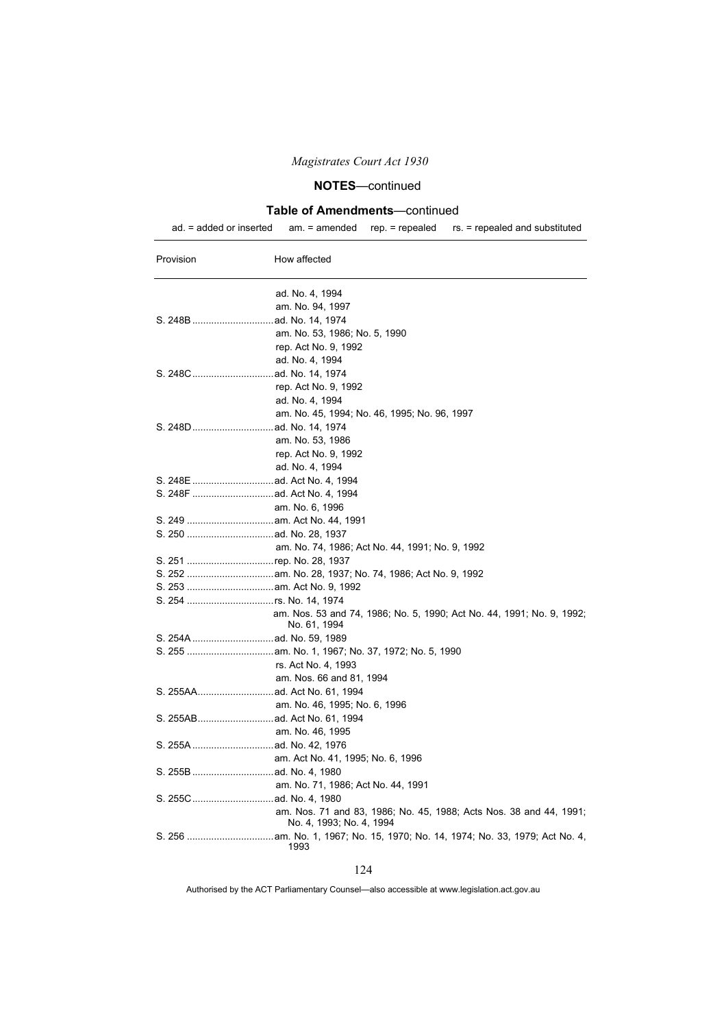## NOTES—continued

### Table of Amendments—continued

ad. = added or inserted am. = amended rep. = repealed rs. = repealed and substituted

| Provision | How affected |
|---|---|
| | ad. No. 4, 1994 |
| | am. No. 94, 1997 |
| S. 248B | ad. No. 14, 1974 |
| | am. No. 53, 1986; No. 5, 1990 |
| | rep. Act No. 9, 1992 |
| | ad. No. 4, 1994 |
| S. 248C | ad. No. 14, 1974 |
| | rep. Act No. 9, 1992 |
| | ad. No. 4, 1994 |
| | am. No. 45, 1994; No. 46, 1995; No. 96, 1997 |
| S. 248D | ad. No. 14, 1974 |
| | am. No. 53, 1986 |
| | rep. Act No. 9, 1992 |
| | ad. No. 4, 1994 |
| S. 248E | ad. Act No. 4, 1994 |
| S. 248F | ad. Act No. 4, 1994 |
| | am. No. 6, 1996 |
| S. 249 | am. Act No. 44, 1991 |
| S. 250 | ad. No. 28, 1937 |
| | am. No. 74, 1986; Act No. 44, 1991; No. 9, 1992 |
| S. 251 | rep. No. 28, 1937 |
| S. 252 | am. No. 28, 1937; No. 74, 1986; Act No. 9, 1992 |
| S. 253 | am. Act No. 9, 1992 |
| S. 254 | rs. No. 14, 1974 |
| | am. Nos. 53 and 74, 1986; No. 5, 1990; Act No. 44, 1991; No. 9, 1992; No. 61, 1994 |
| S. 254A | ad. No. 59, 1989 |
| S. 255 | am. No. 1, 1967; No. 37, 1972; No. 5, 1990 |
| | rs. Act No. 4, 1993 |
| | am. Nos. 66 and 81, 1994 |
| S. 255AA | ad. Act No. 61, 1994 |
| | am. No. 46, 1995; No. 6, 1996 |
| S. 255AB | ad. Act No. 61, 1994 |
| | am. No. 46, 1995 |
| S. 255A | ad. No. 42, 1976 |
| | am. Act No. 41, 1995; No. 6, 1996 |
| S. 255B | ad. No. 4, 1980 |
| | am. No. 71, 1986; Act No. 44, 1991 |
| S. 255C | ad. No. 4, 1980 |
| | am. Nos. 71 and 83, 1986; No. 45, 1988; Acts Nos. 38 and 44, 1991; No. 4, 1993; No. 4, 1994 |
| S. 256 | am. No. 1, 1967; No. 15, 1970; No. 14, 1974; No. 33, 1979; Act No. 4, 1993 |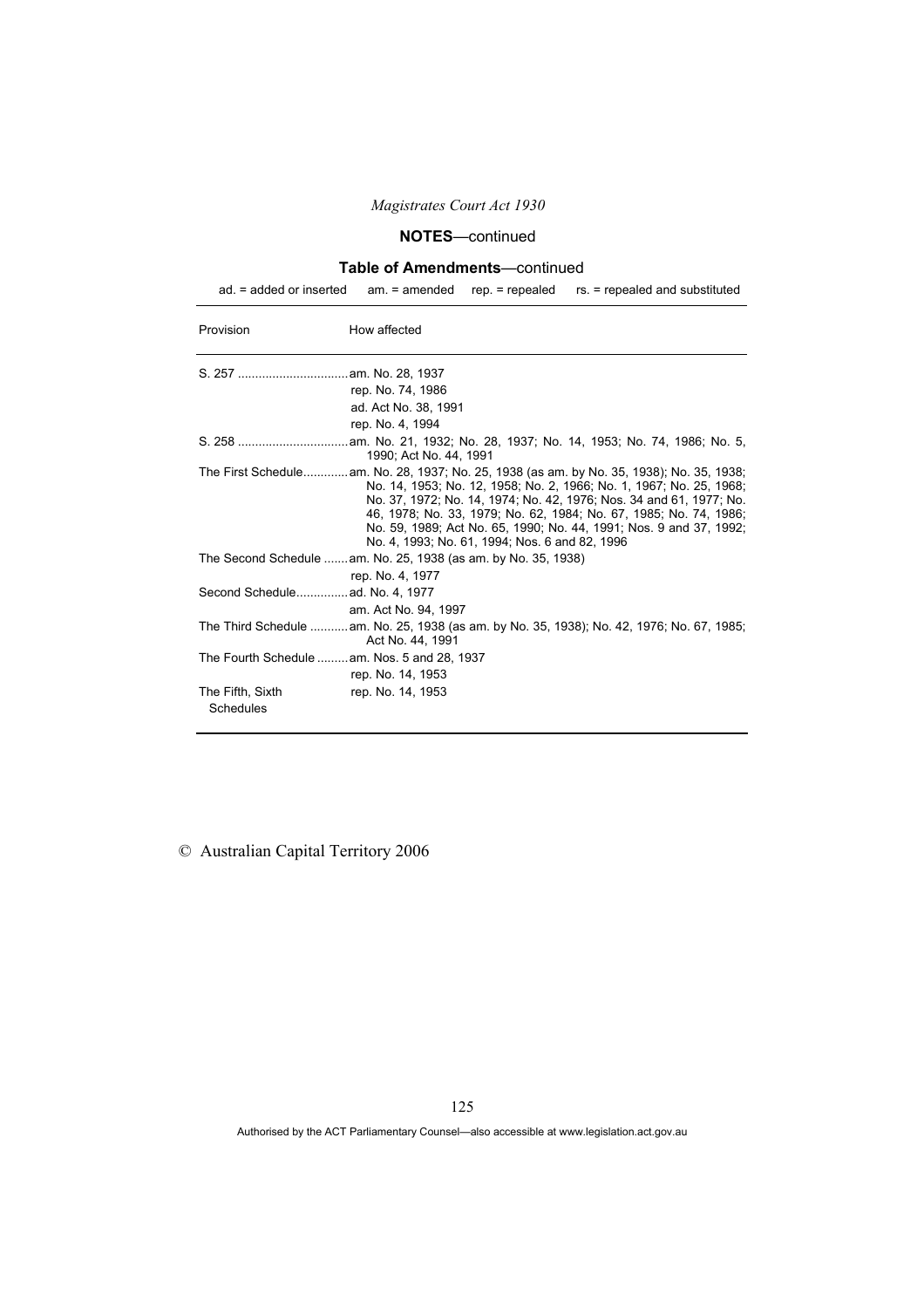*Magistrates Court Act 1930*

**NOTES**—continued

**Table of Amendments**—continued

ad. = added or inserted am. = amended rep. = repealed rs. = repealed and substituted

| Provision | How affected |
|---|---|
| S. 257 | am. No. 28, 1937 |
| | rep. No. 74, 1986 |
| | ad. Act No. 38, 1991 |
| | rep. No. 4, 1994 |
| S. 258 | am. No. 21, 1932; No. 28, 1937; No. 14, 1953; No. 74, 1986; No. 5, 1990; Act No. 44, 1991 |
| The First Schedule | am. No. 28, 1937; No. 25, 1938 (as am. by No. 35, 1938); No. 35, 1938; No. 14, 1953; No. 12, 1958; No. 2, 1966; No. 1, 1967; No. 25, 1968; No. 37, 1972; No. 14, 1974; No. 42, 1976; Nos. 34 and 61, 1977; No. 46, 1978; No. 33, 1979; No. 62, 1984; No. 67, 1985; No. 74, 1986; No. 59, 1989; Act No. 65, 1990; No. 44, 1991; Nos. 9 and 37, 1992; No. 4, 1993; No. 61, 1994; Nos. 6 and 82, 1996 |
| The Second Schedule | am. No. 25, 1938 (as am. by No. 35, 1938) |
| | rep. No. 4, 1977 |
| Second Schedule | ad. No. 4, 1977 |
| | am. Act No. 94, 1997 |
| The Third Schedule | am. No. 25, 1938 (as am. by No. 35, 1938); No. 42, 1976; No. 67, 1985; Act No. 44, 1991 |
| The Fourth Schedule | am. Nos. 5 and 28, 1937 |
| | rep. No. 14, 1953 |
| The Fifth, Sixth Schedules | rep. No. 14, 1953 |

© Australian Capital Territory 2006

Authorised by the ACT Parliamentary Counsel—also accessible at www.legislation.act.gov.au